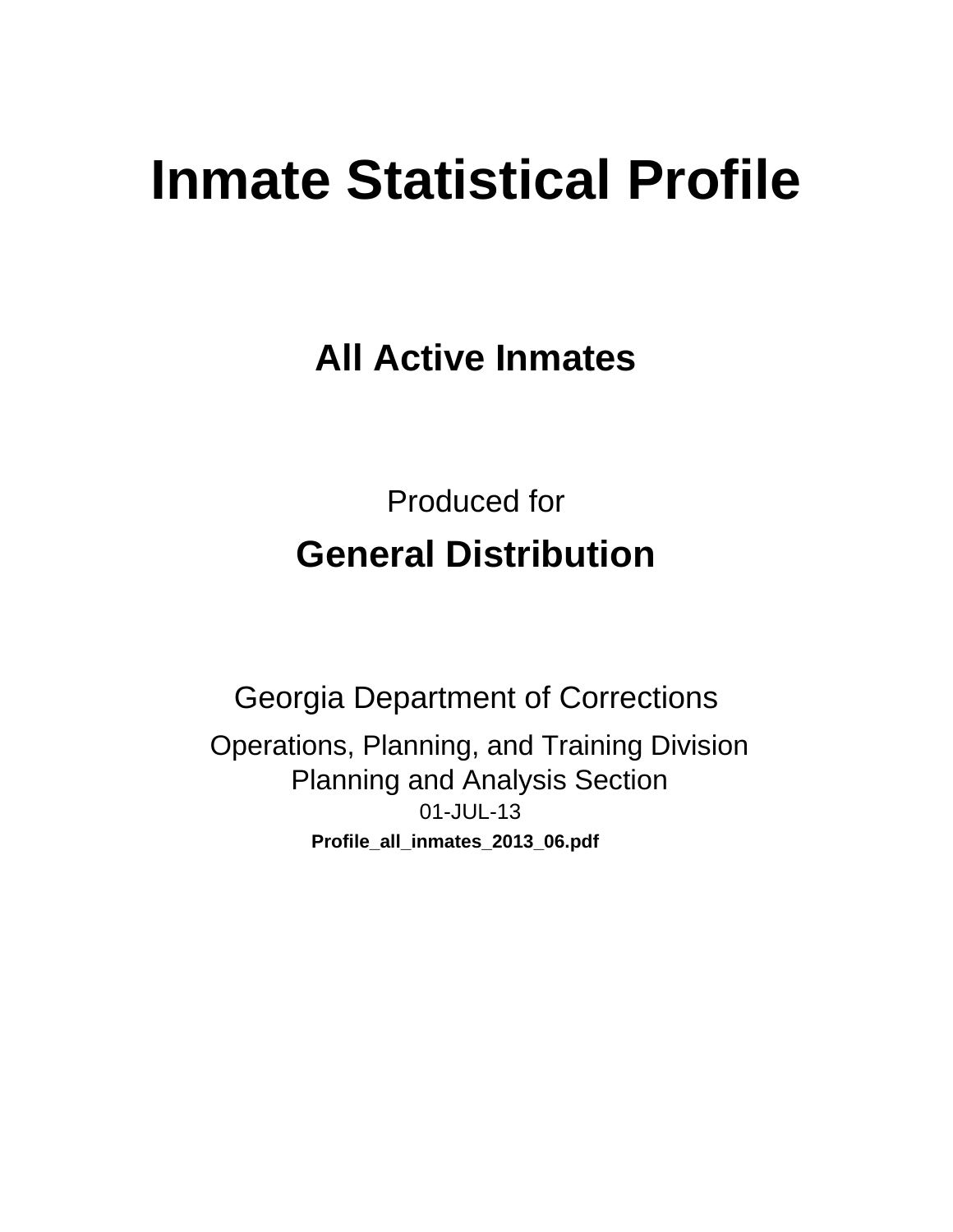# Inmate Statistical Profile

## All Active Inmates

Produced for

## General Distribution

Georgia Department of Corrections

Operations, Planning, and Training Division
Planning and Analysis Section
01-JUL-13
**Profile_all_inmates_2013_06.pdf**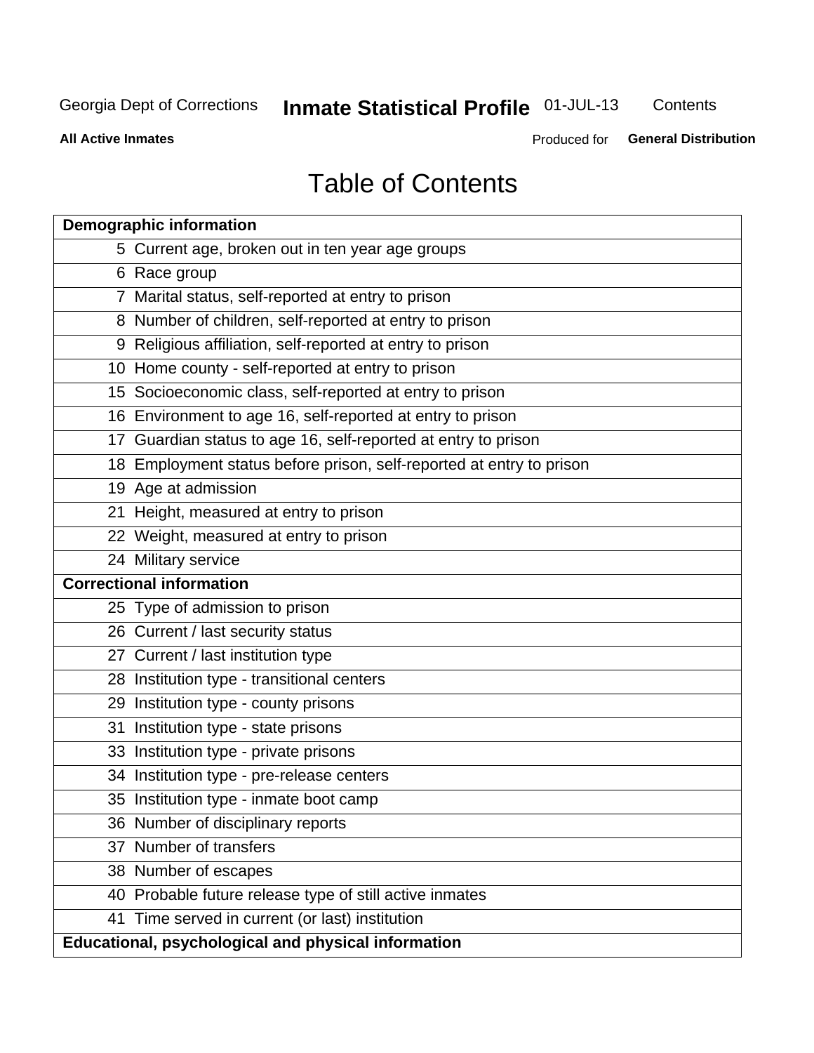# Table of Contents

| Demographic information | |
|---|---|
| 5 | Current age, broken out in ten year age groups |
| 6 | Race group |
| 7 | Marital status, self-reported at entry to prison |
| 8 | Number of children, self-reported at entry to prison |
| 9 | Religious affiliation, self-reported at entry to prison |
| 10 | Home county - self-reported at entry to prison |
| 15 | Socioeconomic class, self-reported at entry to prison |
| 16 | Environment to age 16, self-reported at entry to prison |
| 17 | Guardian status to age 16, self-reported at entry to prison |
| 18 | Employment status before prison, self-reported at entry to prison |
| 19 | Age at admission |
| 21 | Height, measured at entry to prison |
| 22 | Weight, measured at entry to prison |
| 24 | Military service |
| **Correctional information** | |
| 25 | Type of admission to prison |
| 26 | Current / last security status |
| 27 | Current / last institution type |
| 28 | Institution type - transitional centers |
| 29 | Institution type - county prisons |
| 31 | Institution type - state prisons |
| 33 | Institution type - private prisons |
| 34 | Institution type - pre-release centers |
| 35 | Institution type - inmate boot camp |
| 36 | Number of disciplinary reports |
| 37 | Number of transfers |
| 38 | Number of escapes |
| 40 | Probable future release type of still active inmates |
| 41 | Time served in current (or last) institution |
| **Educational, psychological and physical information** | |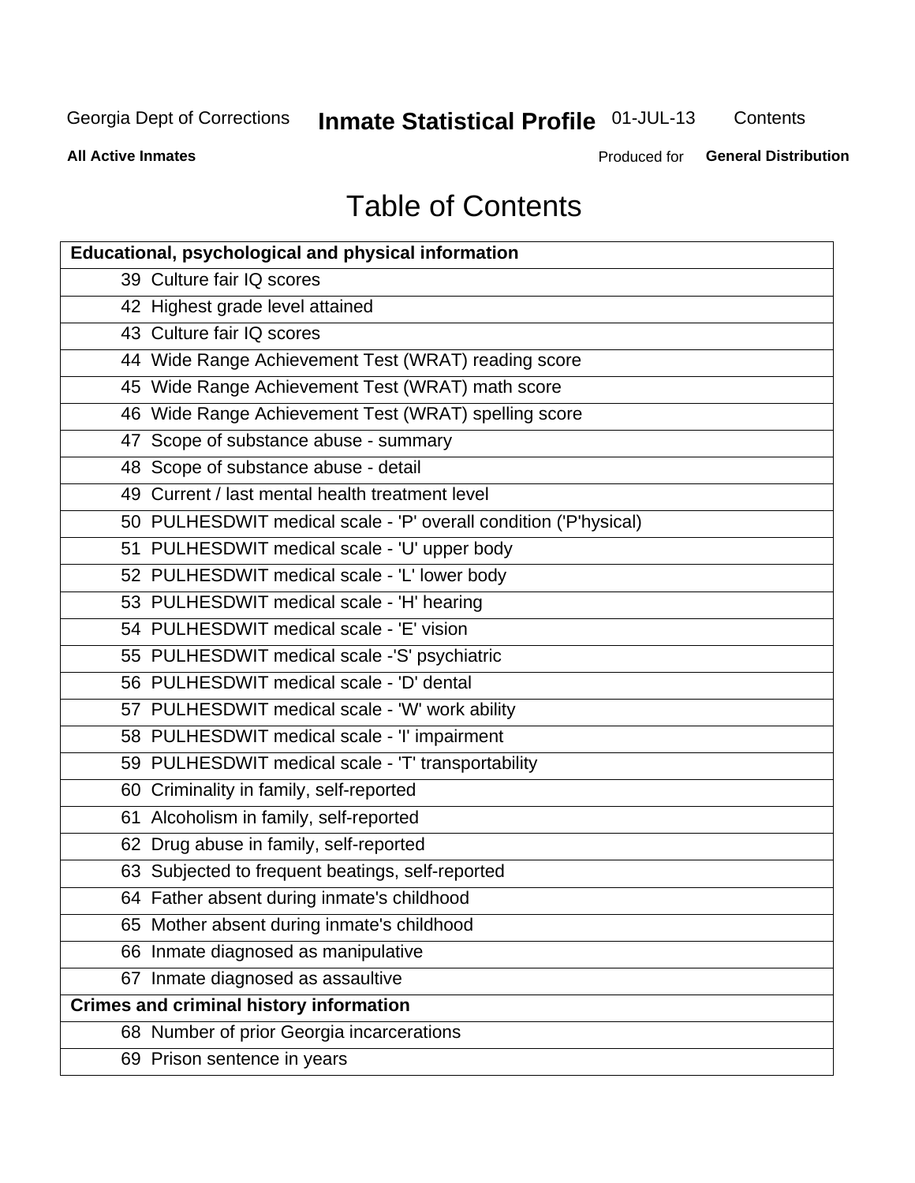# Table of Contents

| Educational, psychological and physical information |
|---|
| 39 Culture fair IQ scores |
| 42 Highest grade level attained |
| 43 Culture fair IQ scores |
| 44 Wide Range Achievement Test (WRAT) reading score |
| 45 Wide Range Achievement Test (WRAT) math score |
| 46 Wide Range Achievement Test (WRAT) spelling score |
| 47 Scope of substance abuse - summary |
| 48 Scope of substance abuse - detail |
| 49 Current / last mental health treatment level |
| 50 PULHESDWIT medical scale - 'P' overall condition ('P'hysical) |
| 51 PULHESDWIT medical scale - 'U' upper body |
| 52 PULHESDWIT medical scale - 'L' lower body |
| 53 PULHESDWIT medical scale - 'H' hearing |
| 54 PULHESDWIT medical scale - 'E' vision |
| 55 PULHESDWIT medical scale -'S' psychiatric |
| 56 PULHESDWIT medical scale - 'D' dental |
| 57 PULHESDWIT medical scale - 'W' work ability |
| 58 PULHESDWIT medical scale - 'I' impairment |
| 59 PULHESDWIT medical scale - 'T' transportability |
| 60 Criminality in family, self-reported |
| 61 Alcoholism in family, self-reported |
| 62 Drug abuse in family, self-reported |
| 63 Subjected to frequent beatings, self-reported |
| 64 Father absent during inmate's childhood |
| 65 Mother absent during inmate's childhood |
| 66 Inmate diagnosed as manipulative |
| 67 Inmate diagnosed as assaultive |
| **Crimes and criminal history information** |
| 68 Number of prior Georgia incarcerations |
| 69 Prison sentence in years |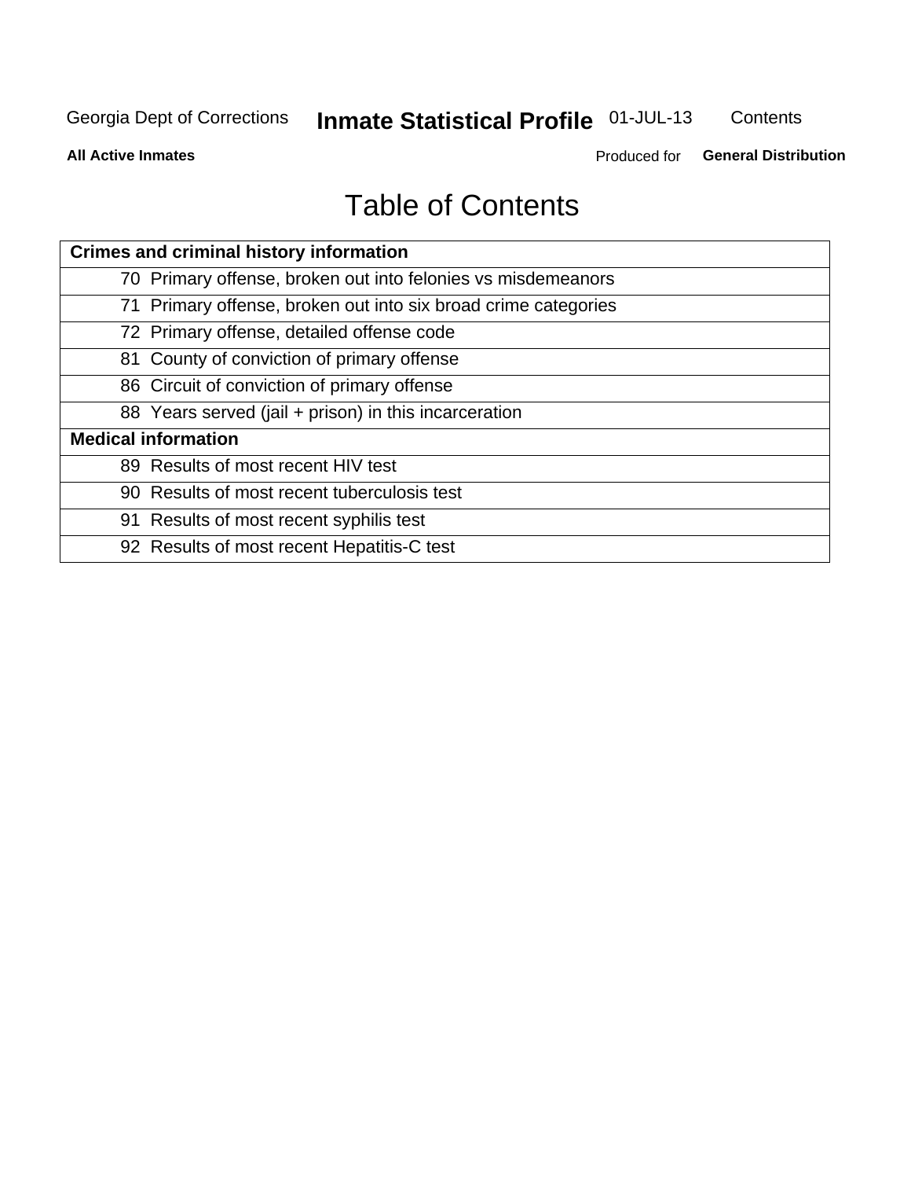# Table of Contents

| Crimes and criminal history information | |
|---|---|
| 70 | Primary offense, broken out into felonies vs misdemeanors |
| 71 | Primary offense, broken out into six broad crime categories |
| 72 | Primary offense, detailed offense code |
| 81 | County of conviction of primary offense |
| 86 | Circuit of conviction of primary offense |
| 88 | Years served (jail + prison) in this incarceration |
| **Medical information** | |
| 89 | Results of most recent HIV test |
| 90 | Results of most recent tuberculosis test |
| 91 | Results of most recent syphilis test |
| 92 | Results of most recent Hepatitis-C test |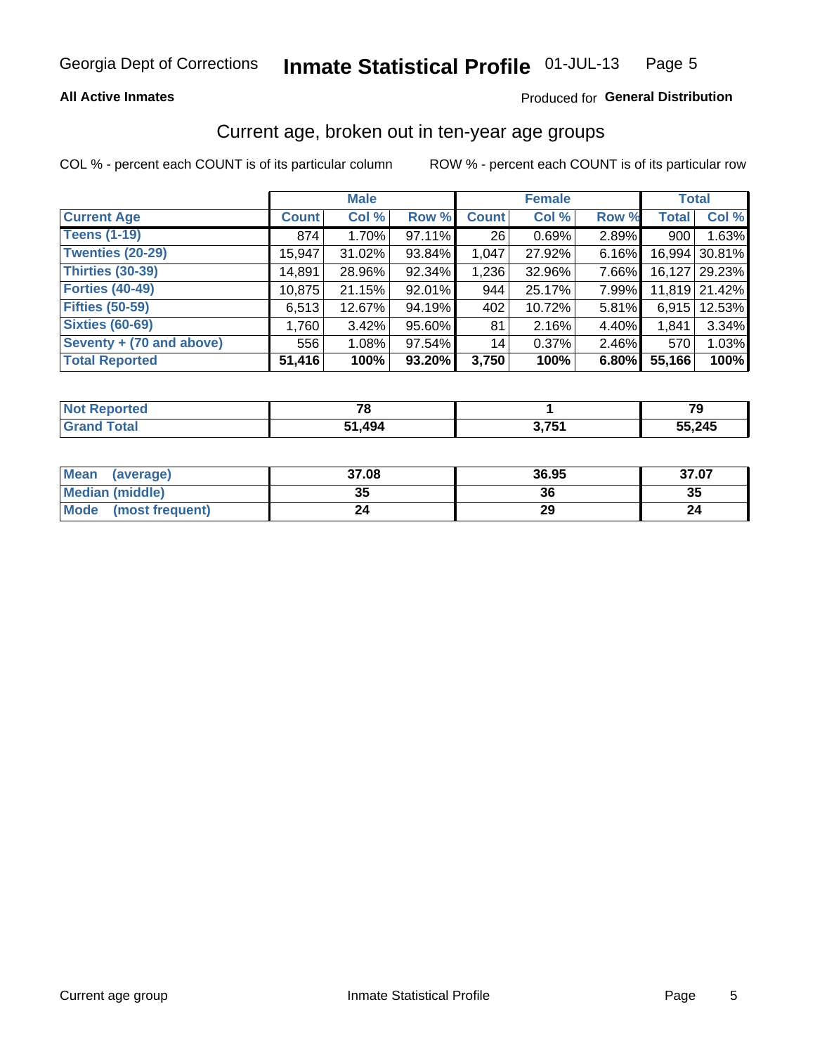Georgia Dept of Corrections **Inmate Statistical Profile** 01-JUL-13

**All Active Inmates**

Produced for **General Distribution**

## Current age, broken out in ten-year age groups

COL % - percent each COUNT is of its particular column

ROW % - percent each COUNT is of its particular row

| | Male | | | Female | | | Total | |
|---|---|---|---|---|---|---|---|---|
| **Current Age** | **Count** | **Col %** | **Row %** | **Count** | **Col %** | **Row %** | **Total** | **Col %** |
| **Teens (1-19)** | 874 | 1.70% | 97.11% | 26 | 0.69% | 2.89% | 900 | 1.63% |
| **Twenties (20-29)** | 15,947 | 31.02% | 93.84% | 1,047 | 27.92% | 6.16% | 16,994 | 30.81% |
| **Thirties (30-39)** | 14,891 | 28.96% | 92.34% | 1,236 | 32.96% | 7.66% | 16,127 | 29.23% |
| **Forties (40-49)** | 10,875 | 21.15% | 92.01% | 944 | 25.17% | 7.99% | 11,819 | 21.42% |
| **Fifties (50-59)** | 6,513 | 12.67% | 94.19% | 402 | 10.72% | 5.81% | 6,915 | 12.53% |
| **Sixties (60-69)** | 1,760 | 3.42% | 95.60% | 81 | 2.16% | 4.40% | 1,841 | 3.34% |
| **Seventy + (70 and above)** | 556 | 1.08% | 97.54% | 14 | 0.37% | 2.46% | 570 | 1.03% |
| **Total Reported** | **51,416** | **100%** | **93.20%** | **3,750** | **100%** | **6.80%** | **55,166** | **100%** |

| | Male | Female | Total |
|---|---|---|---|
| **Not Reported** | **78** | **1** | **79** |
| **Grand Total** | **51,494** | **3,751** | **55,245** |

| | Male | Female | Total |
|---|---|---|---|
| **Mean (average)** | **37.08** | **36.95** | **37.07** |
| **Median (middle)** | **35** | **36** | **35** |
| **Mode (most frequent)** | **24** | **29** | **24** |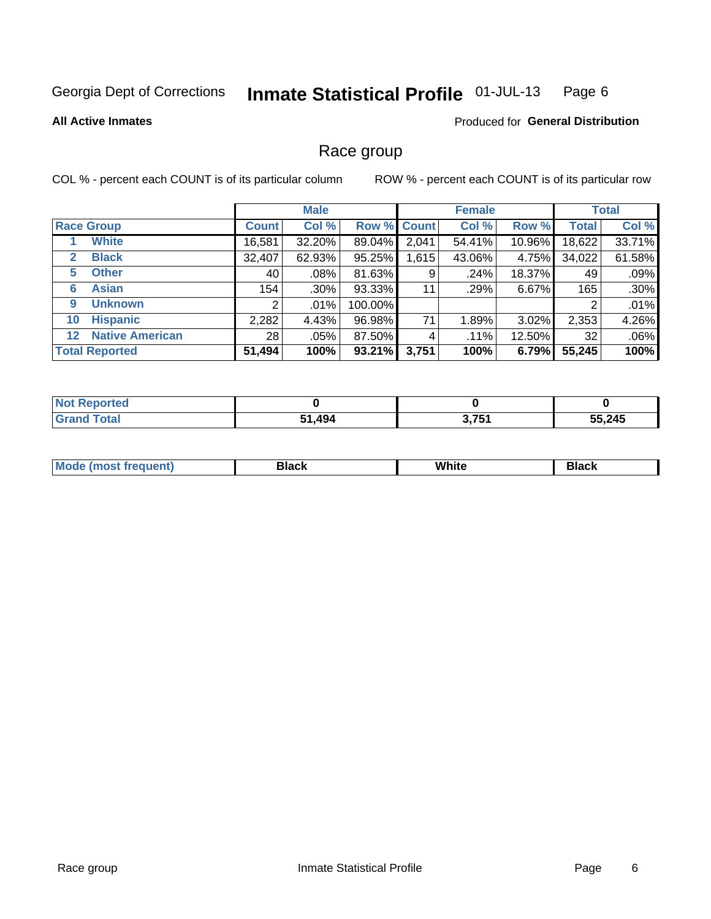Georgia Dept of Corrections **Inmate Statistical Profile** 01-JUL-13

**All Active Inmates**

Produced for **General Distribution**

## Race group

COL % - percent each COUNT is of its particular column ROW % - percent each COUNT is of its particular row

| | | Male | | | Female | | | Total | |
|---|---|---|---|---|---|---|---|---|---|
| **Race Group** | | **Count** | **Col %** | **Row %** | **Count** | **Col %** | **Row %** | **Total** | **Col %** |
| 1 | White | 16,581 | 32.20% | 89.04% | 2,041 | 54.41% | 10.96% | 18,622 | 33.71% |
| 2 | Black | 32,407 | 62.93% | 95.25% | 1,615 | 43.06% | 4.75% | 34,022 | 61.58% |
| 5 | Other | 40 | .08% | 81.63% | 9 | .24% | 18.37% | 49 | .09% |
| 6 | Asian | 154 | .30% | 93.33% | 11 | .29% | 6.67% | 165 | .30% |
| 9 | Unknown | 2 | .01% | 100.00% | | | | 2 | .01% |
| 10 | Hispanic | 2,282 | 4.43% | 96.98% | 71 | 1.89% | 3.02% | 2,353 | 4.26% |
| 12 | Native American | 28 | .05% | 87.50% | 4 | .11% | 12.50% | 32 | .06% |
| **Total Reported** | | **51,494** | **100%** | **93.21%** | **3,751** | **100%** | **6.79%** | **55,245** | **100%** |

| | Male | Female | Total |
|---|---|---|---|
| Not Reported | **0** | **0** | **0** |
| Grand Total | **51,494** | **3,751** | **55,245** |

| | Male | Female | Total |
|---|---|---|---|
| Mode (most frequent) | **Black** | **White** | **Black** |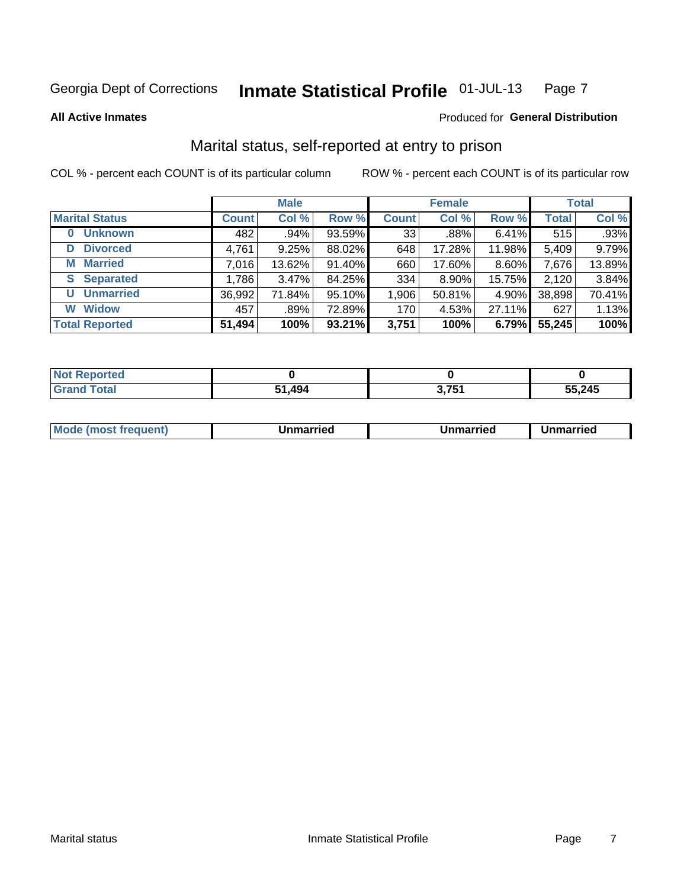Georgia Dept of Corrections **Inmate Statistical Profile** 01-JUL-13

**All Active Inmates**

Produced for **General Distribution**

## Marital status, self-reported at entry to prison

COL % - percent each COUNT is of its particular column ROW % - percent each COUNT is of its particular row

| | Male | | | Female | | | Total | |
|---|---|---|---|---|---|---|---|---|
| **Marital Status** | **Count** | **Col %** | **Row %** | **Count** | **Col %** | **Row %** | **Total** | **Col %** |
| **0 Unknown** | 482 | .94% | 93.59% | 33 | .88% | 6.41% | 515 | .93% |
| **D Divorced** | 4,761 | 9.25% | 88.02% | 648 | 17.28% | 11.98% | 5,409 | 9.79% |
| **M Married** | 7,016 | 13.62% | 91.40% | 660 | 17.60% | 8.60% | 7,676 | 13.89% |
| **S Separated** | 1,786 | 3.47% | 84.25% | 334 | 8.90% | 15.75% | 2,120 | 3.84% |
| **U Unmarried** | 36,992 | 71.84% | 95.10% | 1,906 | 50.81% | 4.90% | 38,898 | 70.41% |
| **W Widow** | 457 | .89% | 72.89% | 170 | 4.53% | 27.11% | 627 | 1.13% |
| **Total Reported** | **51,494** | **100%** | **93.21%** | **3,751** | **100%** | **6.79%** | **55,245** | **100%** |

| | Male | Female | Total |
|---|---|---|---|
| **Not Reported** | **0** | **0** | **0** |
| **Grand Total** | **51,494** | **3,751** | **55,245** |

| | Male | Female | Total |
|---|---|---|---|
| **Mode (most frequent)** | **Unmarried** | **Unmarried** | **Unmarried** |

Marital status Inmate Statistical Profile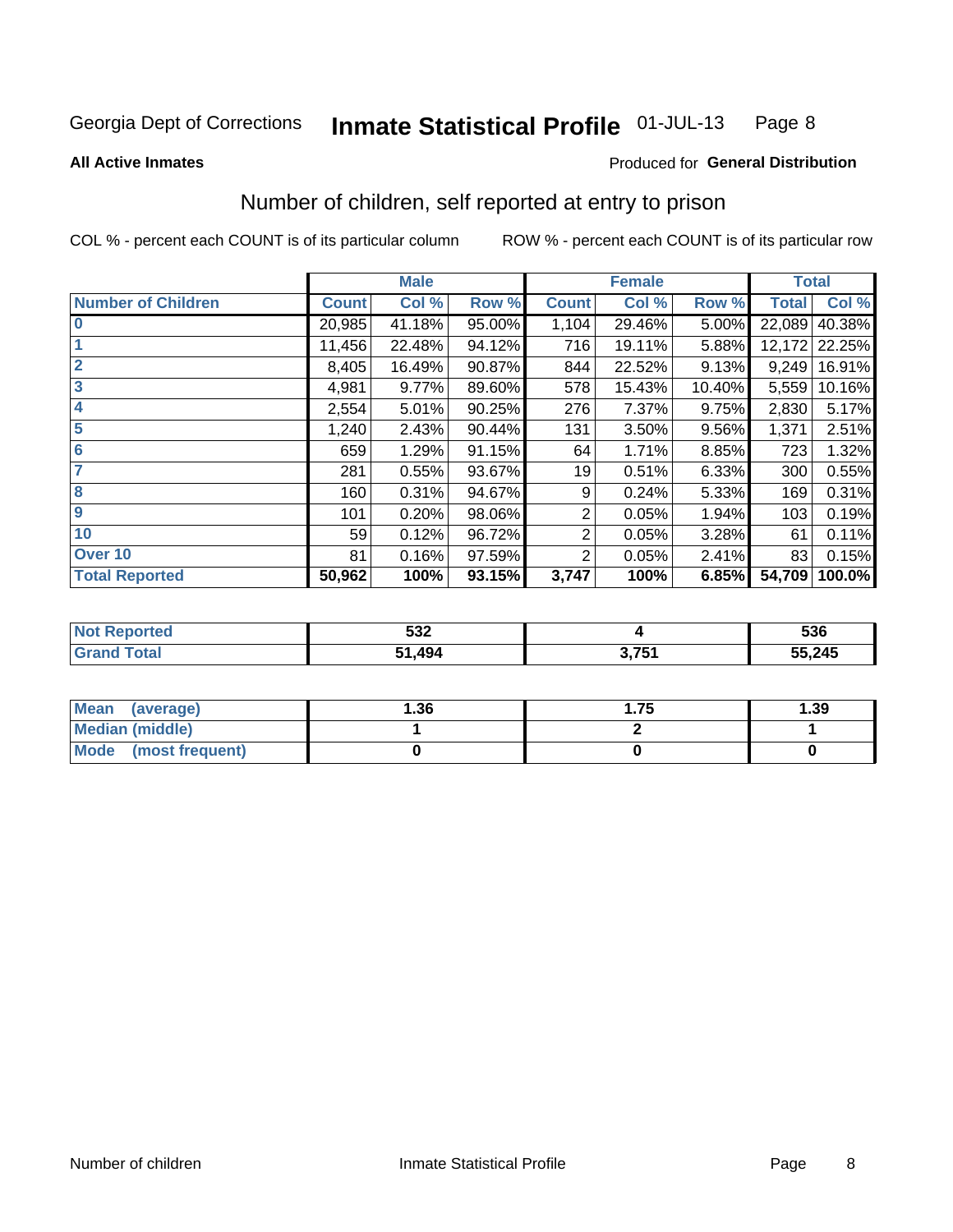Georgia Dept of Corrections **Inmate Statistical Profile** 01-JUL-13

**All Active Inmates**

Produced for **General Distribution**

## Number of children, self reported at entry to prison

COL % - percent each COUNT is of its particular column     ROW % - percent each COUNT is of its particular row

| | Male | | | Female | | | Total | |
|---|---|---|---|---|---|---|---|---|
| **Number of Children** | **Count** | **Col %** | **Row %** | **Count** | **Col %** | **Row %** | **Total** | **Col %** |
| **0** | 20,985 | 41.18% | 95.00% | 1,104 | 29.46% | 5.00% | 22,089 | 40.38% |
| **1** | 11,456 | 22.48% | 94.12% | 716 | 19.11% | 5.88% | 12,172 | 22.25% |
| **2** | 8,405 | 16.49% | 90.87% | 844 | 22.52% | 9.13% | 9,249 | 16.91% |
| **3** | 4,981 | 9.77% | 89.60% | 578 | 15.43% | 10.40% | 5,559 | 10.16% |
| **4** | 2,554 | 5.01% | 90.25% | 276 | 7.37% | 9.75% | 2,830 | 5.17% |
| **5** | 1,240 | 2.43% | 90.44% | 131 | 3.50% | 9.56% | 1,371 | 2.51% |
| **6** | 659 | 1.29% | 91.15% | 64 | 1.71% | 8.85% | 723 | 1.32% |
| **7** | 281 | 0.55% | 93.67% | 19 | 0.51% | 6.33% | 300 | 0.55% |
| **8** | 160 | 0.31% | 94.67% | 9 | 0.24% | 5.33% | 169 | 0.31% |
| **9** | 101 | 0.20% | 98.06% | 2 | 0.05% | 1.94% | 103 | 0.19% |
| **10** | 59 | 0.12% | 96.72% | 2 | 0.05% | 3.28% | 61 | 0.11% |
| **Over 10** | 81 | 0.16% | 97.59% | 2 | 0.05% | 2.41% | 83 | 0.15% |
| **Total Reported** | **50,962** | **100%** | **93.15%** | **3,747** | **100%** | **6.85%** | **54,709** | **100.0%** |

| | Male | Female | Total |
|---|---|---|---|
| **Not Reported** | **532** | **4** | **536** |
| **Grand Total** | **51,494** | **3,751** | **55,245** |

| | Male | Female | Total |
|---|---|---|---|
| **Mean (average)** | **1.36** | **1.75** | **1.39** |
| **Median (middle)** | **1** | **2** | **1** |
| **Mode (most frequent)** | **0** | **0** | **0** |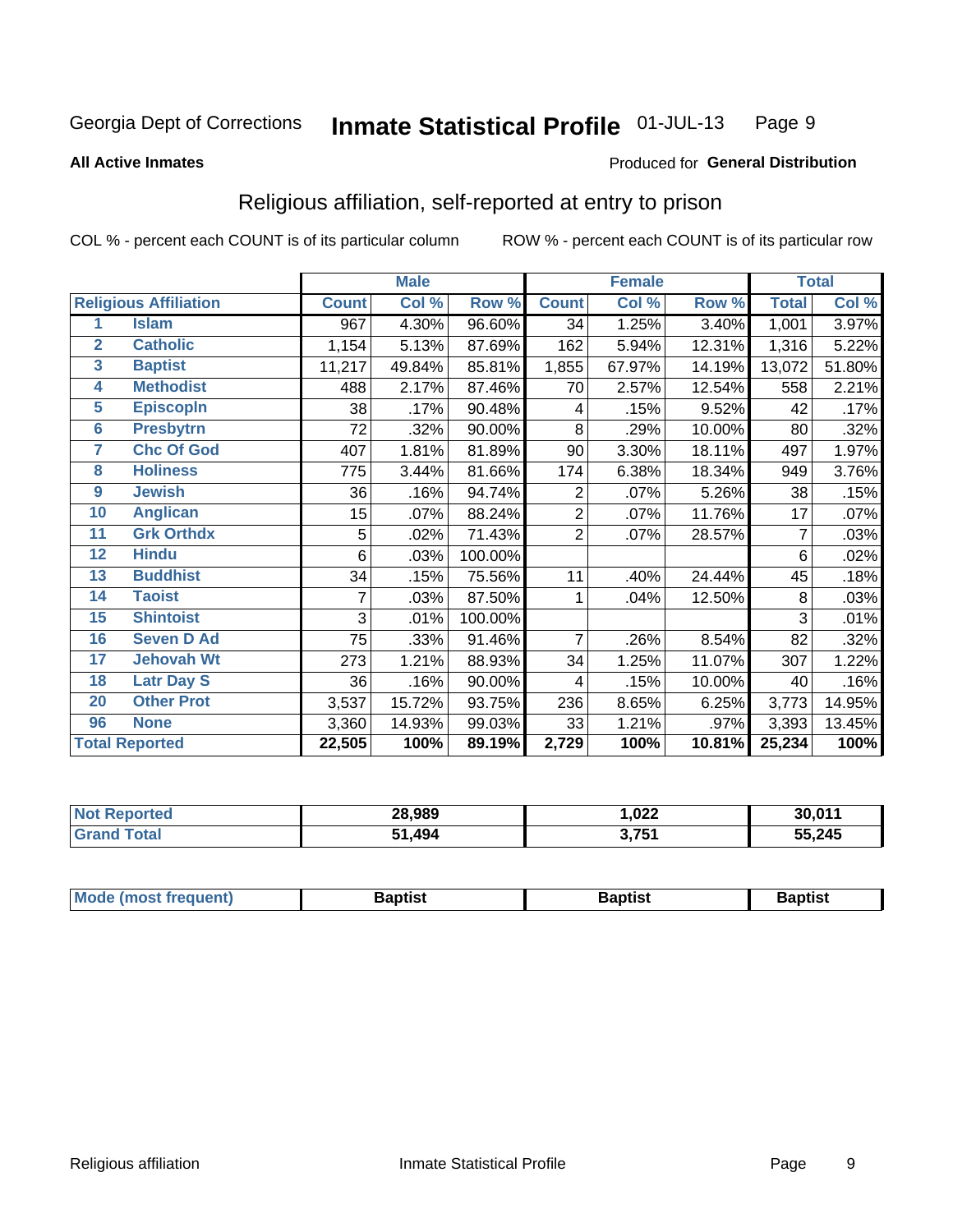Georgia Dept of Corrections **Inmate Statistical Profile** 01-JUL-13

**All Active Inmates**

Produced for **General Distribution**

## Religious affiliation, self-reported at entry to prison

COL % - percent each COUNT is of its particular column ROW % - percent each COUNT is of its particular row

| | | Male | | | Female | | | Total | |
|---|---|---|---|---|---|---|---|---|---|
| **Religious Affiliation** | | **Count** | **Col %** | **Row %** | **Count** | **Col %** | **Row %** | **Total** | **Col %** |
| 1 | Islam | 967 | 4.30% | 96.60% | 34 | 1.25% | 3.40% | 1,001 | 3.97% |
| 2 | Catholic | 1,154 | 5.13% | 87.69% | 162 | 5.94% | 12.31% | 1,316 | 5.22% |
| 3 | Baptist | 11,217 | 49.84% | 85.81% | 1,855 | 67.97% | 14.19% | 13,072 | 51.80% |
| 4 | Methodist | 488 | 2.17% | 87.46% | 70 | 2.57% | 12.54% | 558 | 2.21% |
| 5 | Episcopln | 38 | .17% | 90.48% | 4 | .15% | 9.52% | 42 | .17% |
| 6 | Presbytrn | 72 | .32% | 90.00% | 8 | .29% | 10.00% | 80 | .32% |
| 7 | Chc Of God | 407 | 1.81% | 81.89% | 90 | 3.30% | 18.11% | 497 | 1.97% |
| 8 | Holiness | 775 | 3.44% | 81.66% | 174 | 6.38% | 18.34% | 949 | 3.76% |
| 9 | Jewish | 36 | .16% | 94.74% | 2 | .07% | 5.26% | 38 | .15% |
| 10 | Anglican | 15 | .07% | 88.24% | 2 | .07% | 11.76% | 17 | .07% |
| 11 | Grk Orthdx | 5 | .02% | 71.43% | 2 | .07% | 28.57% | 7 | .03% |
| 12 | Hindu | 6 | .03% | 100.00% | | | | 6 | .02% |
| 13 | Buddhist | 34 | .15% | 75.56% | 11 | .40% | 24.44% | 45 | .18% |
| 14 | Taoist | 7 | .03% | 87.50% | 1 | .04% | 12.50% | 8 | .03% |
| 15 | Shintoist | 3 | .01% | 100.00% | | | | 3 | .01% |
| 16 | Seven D Ad | 75 | .33% | 91.46% | 7 | .26% | 8.54% | 82 | .32% |
| 17 | Jehovah Wt | 273 | 1.21% | 88.93% | 34 | 1.25% | 11.07% | 307 | 1.22% |
| 18 | Latr Day S | 36 | .16% | 90.00% | 4 | .15% | 10.00% | 40 | .16% |
| 20 | Other Prot | 3,537 | 15.72% | 93.75% | 236 | 8.65% | 6.25% | 3,773 | 14.95% |
| 96 | None | 3,360 | 14.93% | 99.03% | 33 | 1.21% | .97% | 3,393 | 13.45% |
| **Total Reported** | | **22,505** | **100%** | **89.19%** | **2,729** | **100%** | **10.81%** | **25,234** | **100%** |

| | Male | Female | Total |
|---|---|---|---|
| Not Reported | 28,989 | 1,022 | 30,011 |
| Grand Total | 51,494 | 3,751 | 55,245 |

| | Male | Female | Total |
|---|---|---|---|
| Mode (most frequent) | Baptist | Baptist | Baptist |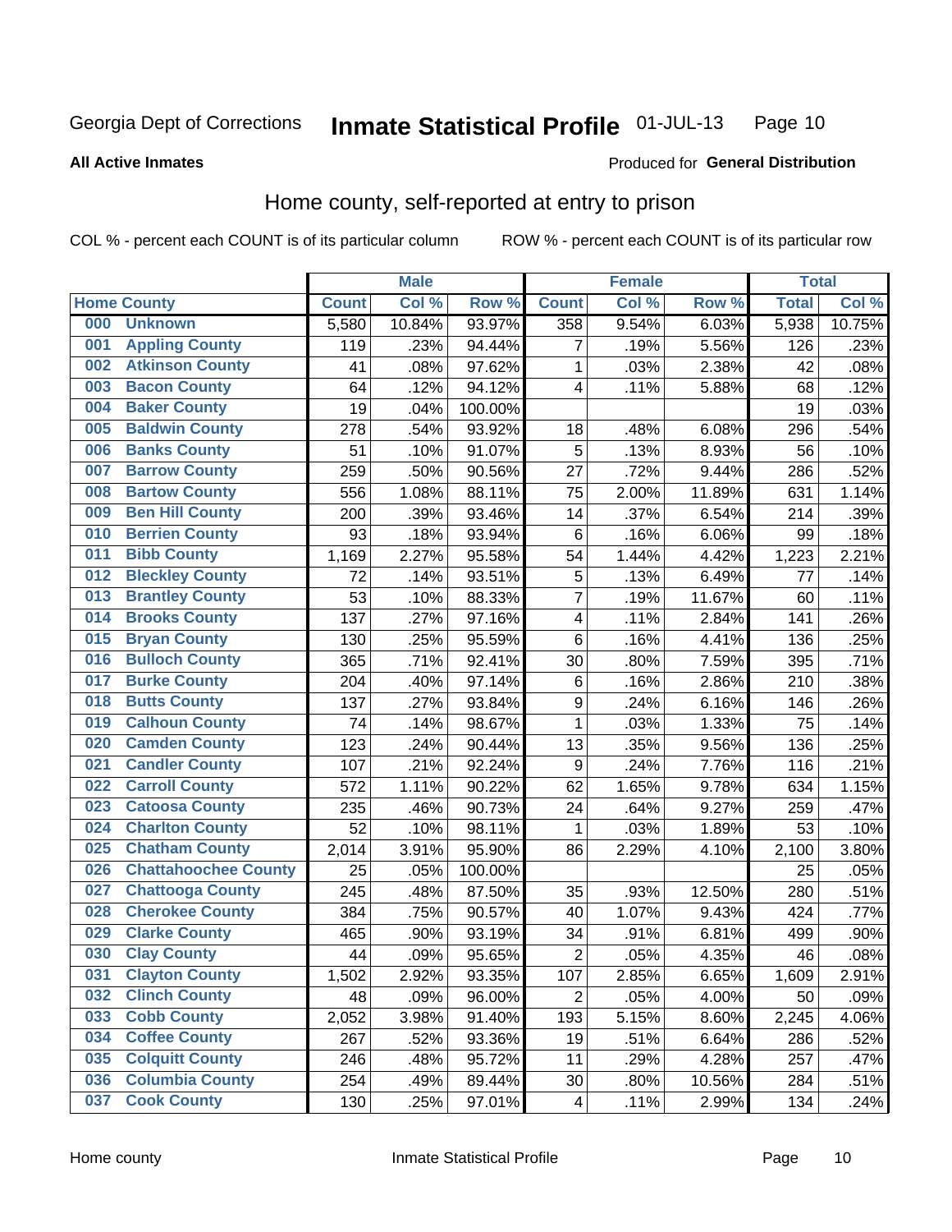Georgia Dept of Corrections **Inmate Statistical Profile** 01-JUL-13

**All Active Inmates**

Produced for **General Distribution**

## Home county, self-reported at entry to prison

COL % - percent each COUNT is of its particular column ROW % - percent each COUNT is of its particular row

| Home County | | Male | | | Female | | | Total | |
|---|---|---|---|---|---|---|---|---|---|
| | | Count | Col % | Row % | Count | Col % | Row % | Total | Col % |
| 000 | Unknown | 5,580 | 10.84% | 93.97% | 358 | 9.54% | 6.03% | 5,938 | 10.75% |
| 001 | Appling County | 119 | .23% | 94.44% | 7 | .19% | 5.56% | 126 | .23% |
| 002 | Atkinson County | 41 | .08% | 97.62% | 1 | .03% | 2.38% | 42 | .08% |
| 003 | Bacon County | 64 | .12% | 94.12% | 4 | .11% | 5.88% | 68 | .12% |
| 004 | Baker County | 19 | .04% | 100.00% | | | | 19 | .03% |
| 005 | Baldwin County | 278 | .54% | 93.92% | 18 | .48% | 6.08% | 296 | .54% |
| 006 | Banks County | 51 | .10% | 91.07% | 5 | .13% | 8.93% | 56 | .10% |
| 007 | Barrow County | 259 | .50% | 90.56% | 27 | .72% | 9.44% | 286 | .52% |
| 008 | Bartow County | 556 | 1.08% | 88.11% | 75 | 2.00% | 11.89% | 631 | 1.14% |
| 009 | Ben Hill County | 200 | .39% | 93.46% | 14 | .37% | 6.54% | 214 | .39% |
| 010 | Berrien County | 93 | .18% | 93.94% | 6 | .16% | 6.06% | 99 | .18% |
| 011 | Bibb County | 1,169 | 2.27% | 95.58% | 54 | 1.44% | 4.42% | 1,223 | 2.21% |
| 012 | Bleckley County | 72 | .14% | 93.51% | 5 | .13% | 6.49% | 77 | .14% |
| 013 | Brantley County | 53 | .10% | 88.33% | 7 | .19% | 11.67% | 60 | .11% |
| 014 | Brooks County | 137 | .27% | 97.16% | 4 | .11% | 2.84% | 141 | .26% |
| 015 | Bryan County | 130 | .25% | 95.59% | 6 | .16% | 4.41% | 136 | .25% |
| 016 | Bulloch County | 365 | .71% | 92.41% | 30 | .80% | 7.59% | 395 | .71% |
| 017 | Burke County | 204 | .40% | 97.14% | 6 | .16% | 2.86% | 210 | .38% |
| 018 | Butts County | 137 | .27% | 93.84% | 9 | .24% | 6.16% | 146 | .26% |
| 019 | Calhoun County | 74 | .14% | 98.67% | 1 | .03% | 1.33% | 75 | .14% |
| 020 | Camden County | 123 | .24% | 90.44% | 13 | .35% | 9.56% | 136 | .25% |
| 021 | Candler County | 107 | .21% | 92.24% | 9 | .24% | 7.76% | 116 | .21% |
| 022 | Carroll County | 572 | 1.11% | 90.22% | 62 | 1.65% | 9.78% | 634 | 1.15% |
| 023 | Catoosa County | 235 | .46% | 90.73% | 24 | .64% | 9.27% | 259 | .47% |
| 024 | Charlton County | 52 | .10% | 98.11% | 1 | .03% | 1.89% | 53 | .10% |
| 025 | Chatham County | 2,014 | 3.91% | 95.90% | 86 | 2.29% | 4.10% | 2,100 | 3.80% |
| 026 | Chattahoochee County | 25 | .05% | 100.00% | | | | 25 | .05% |
| 027 | Chattooga County | 245 | .48% | 87.50% | 35 | .93% | 12.50% | 280 | .51% |
| 028 | Cherokee County | 384 | .75% | 90.57% | 40 | 1.07% | 9.43% | 424 | .77% |
| 029 | Clarke County | 465 | .90% | 93.19% | 34 | .91% | 6.81% | 499 | .90% |
| 030 | Clay County | 44 | .09% | 95.65% | 2 | .05% | 4.35% | 46 | .08% |
| 031 | Clayton County | 1,502 | 2.92% | 93.35% | 107 | 2.85% | 6.65% | 1,609 | 2.91% |
| 032 | Clinch County | 48 | .09% | 96.00% | 2 | .05% | 4.00% | 50 | .09% |
| 033 | Cobb County | 2,052 | 3.98% | 91.40% | 193 | 5.15% | 8.60% | 2,245 | 4.06% |
| 034 | Coffee County | 267 | .52% | 93.36% | 19 | .51% | 6.64% | 286 | .52% |
| 035 | Colquitt County | 246 | .48% | 95.72% | 11 | .29% | 4.28% | 257 | .47% |
| 036 | Columbia County | 254 | .49% | 89.44% | 30 | .80% | 10.56% | 284 | .51% |
| 037 | Cook County | 130 | .25% | 97.01% | 4 | .11% | 2.99% | 134 | .24% |

Home county Inmate Statistical Profile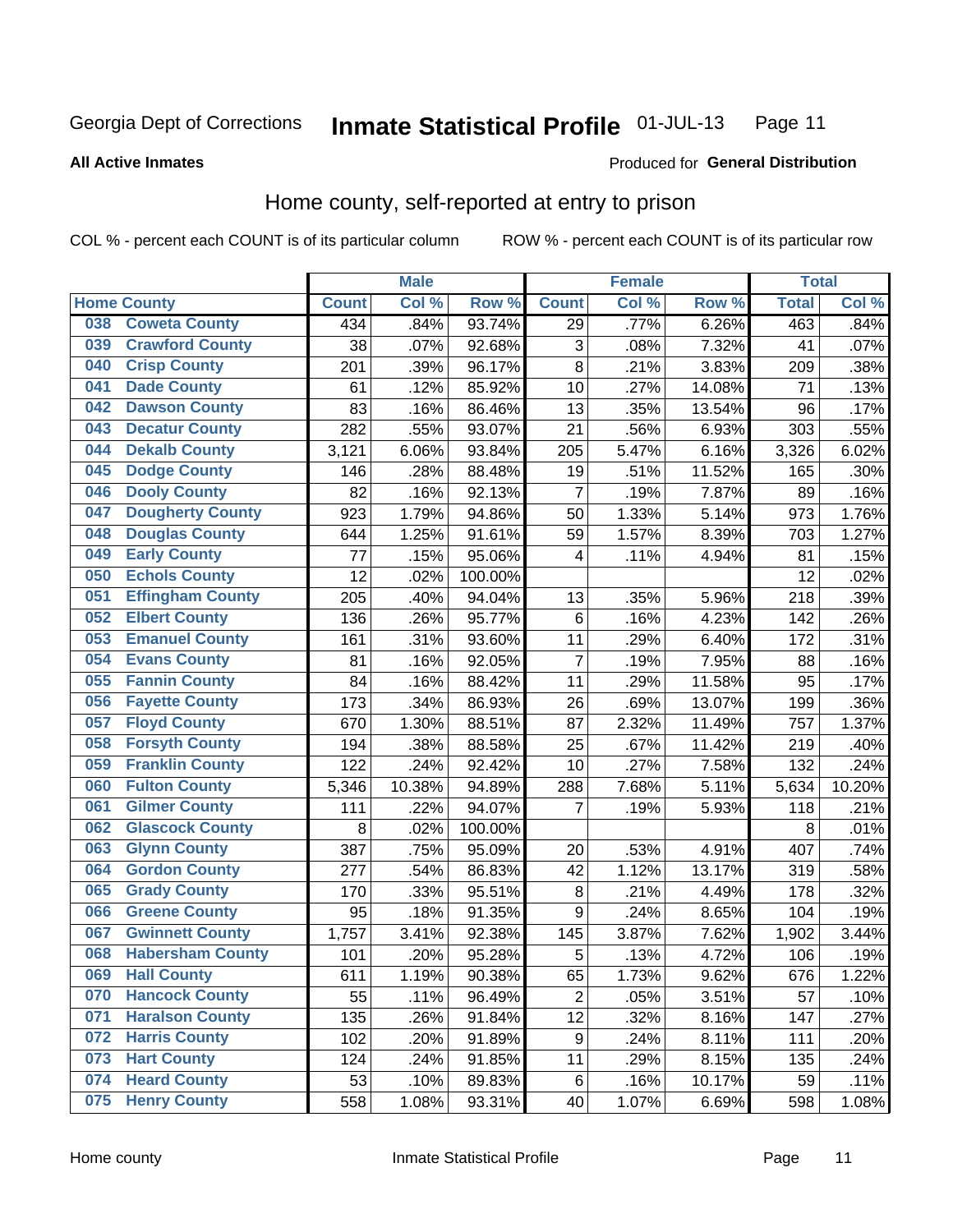Georgia Dept of Corrections **Inmate Statistical Profile** 01-JUL-13

**All Active Inmates**

Produced for **General Distribution**

## Home county, self-reported at entry to prison

COL % - percent each COUNT is of its particular column ROW % - percent each COUNT is of its particular row

| Home County | | Male | | | Female | | | Total | |
|---|---|---|---|---|---|---|---|---|---|
| | | Count | Col % | Row % | Count | Col % | Row % | Total | Col % |
| 038 | Coweta County | 434 | .84% | 93.74% | 29 | .77% | 6.26% | 463 | .84% |
| 039 | Crawford County | 38 | .07% | 92.68% | 3 | .08% | 7.32% | 41 | .07% |
| 040 | Crisp County | 201 | .39% | 96.17% | 8 | .21% | 3.83% | 209 | .38% |
| 041 | Dade County | 61 | .12% | 85.92% | 10 | .27% | 14.08% | 71 | .13% |
| 042 | Dawson County | 83 | .16% | 86.46% | 13 | .35% | 13.54% | 96 | .17% |
| 043 | Decatur County | 282 | .55% | 93.07% | 21 | .56% | 6.93% | 303 | .55% |
| 044 | Dekalb County | 3,121 | 6.06% | 93.84% | 205 | 5.47% | 6.16% | 3,326 | 6.02% |
| 045 | Dodge County | 146 | .28% | 88.48% | 19 | .51% | 11.52% | 165 | .30% |
| 046 | Dooly County | 82 | .16% | 92.13% | 7 | .19% | 7.87% | 89 | .16% |
| 047 | Dougherty County | 923 | 1.79% | 94.86% | 50 | 1.33% | 5.14% | 973 | 1.76% |
| 048 | Douglas County | 644 | 1.25% | 91.61% | 59 | 1.57% | 8.39% | 703 | 1.27% |
| 049 | Early County | 77 | .15% | 95.06% | 4 | .11% | 4.94% | 81 | .15% |
| 050 | Echols County | 12 | .02% | 100.00% | | | | 12 | .02% |
| 051 | Effingham County | 205 | .40% | 94.04% | 13 | .35% | 5.96% | 218 | .39% |
| 052 | Elbert County | 136 | .26% | 95.77% | 6 | .16% | 4.23% | 142 | .26% |
| 053 | Emanuel County | 161 | .31% | 93.60% | 11 | .29% | 6.40% | 172 | .31% |
| 054 | Evans County | 81 | .16% | 92.05% | 7 | .19% | 7.95% | 88 | .16% |
| 055 | Fannin County | 84 | .16% | 88.42% | 11 | .29% | 11.58% | 95 | .17% |
| 056 | Fayette County | 173 | .34% | 86.93% | 26 | .69% | 13.07% | 199 | .36% |
| 057 | Floyd County | 670 | 1.30% | 88.51% | 87 | 2.32% | 11.49% | 757 | 1.37% |
| 058 | Forsyth County | 194 | .38% | 88.58% | 25 | .67% | 11.42% | 219 | .40% |
| 059 | Franklin County | 122 | .24% | 92.42% | 10 | .27% | 7.58% | 132 | .24% |
| 060 | Fulton County | 5,346 | 10.38% | 94.89% | 288 | 7.68% | 5.11% | 5,634 | 10.20% |
| 061 | Gilmer County | 111 | .22% | 94.07% | 7 | .19% | 5.93% | 118 | .21% |
| 062 | Glascock County | 8 | .02% | 100.00% | | | | 8 | .01% |
| 063 | Glynn County | 387 | .75% | 95.09% | 20 | .53% | 4.91% | 407 | .74% |
| 064 | Gordon County | 277 | .54% | 86.83% | 42 | 1.12% | 13.17% | 319 | .58% |
| 065 | Grady County | 170 | .33% | 95.51% | 8 | .21% | 4.49% | 178 | .32% |
| 066 | Greene County | 95 | .18% | 91.35% | 9 | .24% | 8.65% | 104 | .19% |
| 067 | Gwinnett County | 1,757 | 3.41% | 92.38% | 145 | 3.87% | 7.62% | 1,902 | 3.44% |
| 068 | Habersham County | 101 | .20% | 95.28% | 5 | .13% | 4.72% | 106 | .19% |
| 069 | Hall County | 611 | 1.19% | 90.38% | 65 | 1.73% | 9.62% | 676 | 1.22% |
| 070 | Hancock County | 55 | .11% | 96.49% | 2 | .05% | 3.51% | 57 | .10% |
| 071 | Haralson County | 135 | .26% | 91.84% | 12 | .32% | 8.16% | 147 | .27% |
| 072 | Harris County | 102 | .20% | 91.89% | 9 | .24% | 8.11% | 111 | .20% |
| 073 | Hart County | 124 | .24% | 91.85% | 11 | .29% | 8.15% | 135 | .24% |
| 074 | Heard County | 53 | .10% | 89.83% | 6 | .16% | 10.17% | 59 | .11% |
| 075 | Henry County | 558 | 1.08% | 93.31% | 40 | 1.07% | 6.69% | 598 | 1.08% |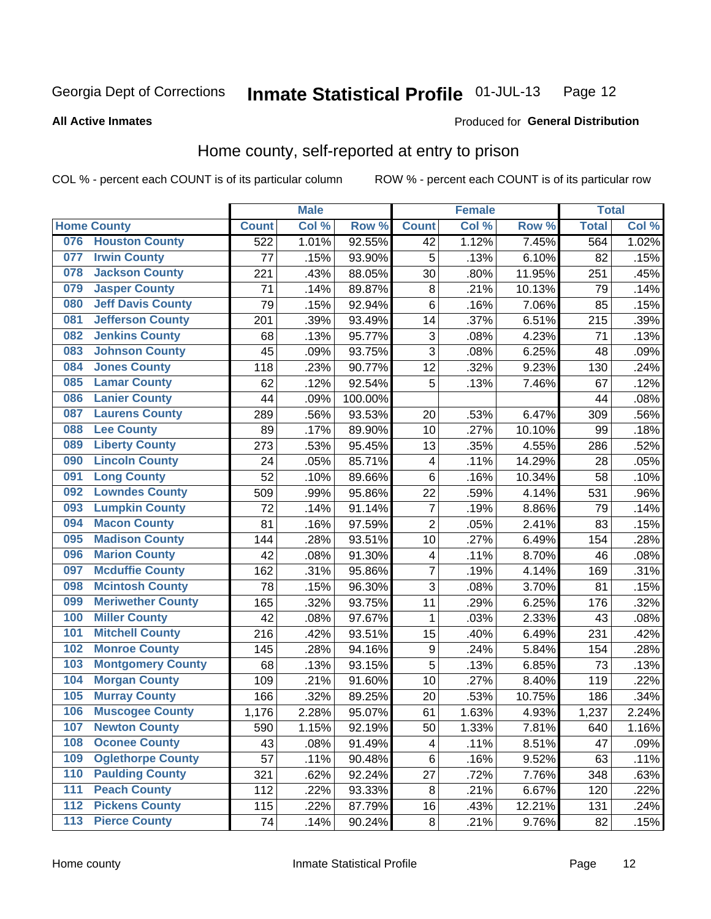Georgia Dept of Corrections **Inmate Statistical Profile** 01-JUL-13

**All Active Inmates**

Produced for **General Distribution**

## Home county, self-reported at entry to prison

COL % - percent each COUNT is of its particular column ROW % - percent each COUNT is of its particular row

| Home County | | Male | | | Female | | | Total | |
|---|---|---|---|---|---|---|---|---|---|
| | | Count | Col % | Row % | Count | Col % | Row % | Total | Col % |
| 076 | Houston County | 522 | 1.01% | 92.55% | 42 | 1.12% | 7.45% | 564 | 1.02% |
| 077 | Irwin County | 77 | .15% | 93.90% | 5 | .13% | 6.10% | 82 | .15% |
| 078 | Jackson County | 221 | .43% | 88.05% | 30 | .80% | 11.95% | 251 | .45% |
| 079 | Jasper County | 71 | .14% | 89.87% | 8 | .21% | 10.13% | 79 | .14% |
| 080 | Jeff Davis County | 79 | .15% | 92.94% | 6 | .16% | 7.06% | 85 | .15% |
| 081 | Jefferson County | 201 | .39% | 93.49% | 14 | .37% | 6.51% | 215 | .39% |
| 082 | Jenkins County | 68 | .13% | 95.77% | 3 | .08% | 4.23% | 71 | .13% |
| 083 | Johnson County | 45 | .09% | 93.75% | 3 | .08% | 6.25% | 48 | .09% |
| 084 | Jones County | 118 | .23% | 90.77% | 12 | .32% | 9.23% | 130 | .24% |
| 085 | Lamar County | 62 | .12% | 92.54% | 5 | .13% | 7.46% | 67 | .12% |
| 086 | Lanier County | 44 | .09% | 100.00% | | | | 44 | .08% |
| 087 | Laurens County | 289 | .56% | 93.53% | 20 | .53% | 6.47% | 309 | .56% |
| 088 | Lee County | 89 | .17% | 89.90% | 10 | .27% | 10.10% | 99 | .18% |
| 089 | Liberty County | 273 | .53% | 95.45% | 13 | .35% | 4.55% | 286 | .52% |
| 090 | Lincoln County | 24 | .05% | 85.71% | 4 | .11% | 14.29% | 28 | .05% |
| 091 | Long County | 52 | .10% | 89.66% | 6 | .16% | 10.34% | 58 | .10% |
| 092 | Lowndes County | 509 | .99% | 95.86% | 22 | .59% | 4.14% | 531 | .96% |
| 093 | Lumpkin County | 72 | .14% | 91.14% | 7 | .19% | 8.86% | 79 | .14% |
| 094 | Macon County | 81 | .16% | 97.59% | 2 | .05% | 2.41% | 83 | .15% |
| 095 | Madison County | 144 | .28% | 93.51% | 10 | .27% | 6.49% | 154 | .28% |
| 096 | Marion County | 42 | .08% | 91.30% | 4 | .11% | 8.70% | 46 | .08% |
| 097 | Mcduffie County | 162 | .31% | 95.86% | 7 | .19% | 4.14% | 169 | .31% |
| 098 | Mcintosh County | 78 | .15% | 96.30% | 3 | .08% | 3.70% | 81 | .15% |
| 099 | Meriwether County | 165 | .32% | 93.75% | 11 | .29% | 6.25% | 176 | .32% |
| 100 | Miller County | 42 | .08% | 97.67% | 1 | .03% | 2.33% | 43 | .08% |
| 101 | Mitchell County | 216 | .42% | 93.51% | 15 | .40% | 6.49% | 231 | .42% |
| 102 | Monroe County | 145 | .28% | 94.16% | 9 | .24% | 5.84% | 154 | .28% |
| 103 | Montgomery County | 68 | .13% | 93.15% | 5 | .13% | 6.85% | 73 | .13% |
| 104 | Morgan County | 109 | .21% | 91.60% | 10 | .27% | 8.40% | 119 | .22% |
| 105 | Murray County | 166 | .32% | 89.25% | 20 | .53% | 10.75% | 186 | .34% |
| 106 | Muscogee County | 1,176 | 2.28% | 95.07% | 61 | 1.63% | 4.93% | 1,237 | 2.24% |
| 107 | Newton County | 590 | 1.15% | 92.19% | 50 | 1.33% | 7.81% | 640 | 1.16% |
| 108 | Oconee County | 43 | .08% | 91.49% | 4 | .11% | 8.51% | 47 | .09% |
| 109 | Oglethorpe County | 57 | .11% | 90.48% | 6 | .16% | 9.52% | 63 | .11% |
| 110 | Paulding County | 321 | .62% | 92.24% | 27 | .72% | 7.76% | 348 | .63% |
| 111 | Peach County | 112 | .22% | 93.33% | 8 | .21% | 6.67% | 120 | .22% |
| 112 | Pickens County | 115 | .22% | 87.79% | 16 | .43% | 12.21% | 131 | .24% |
| 113 | Pierce County | 74 | .14% | 90.24% | 8 | .21% | 9.76% | 82 | .15% |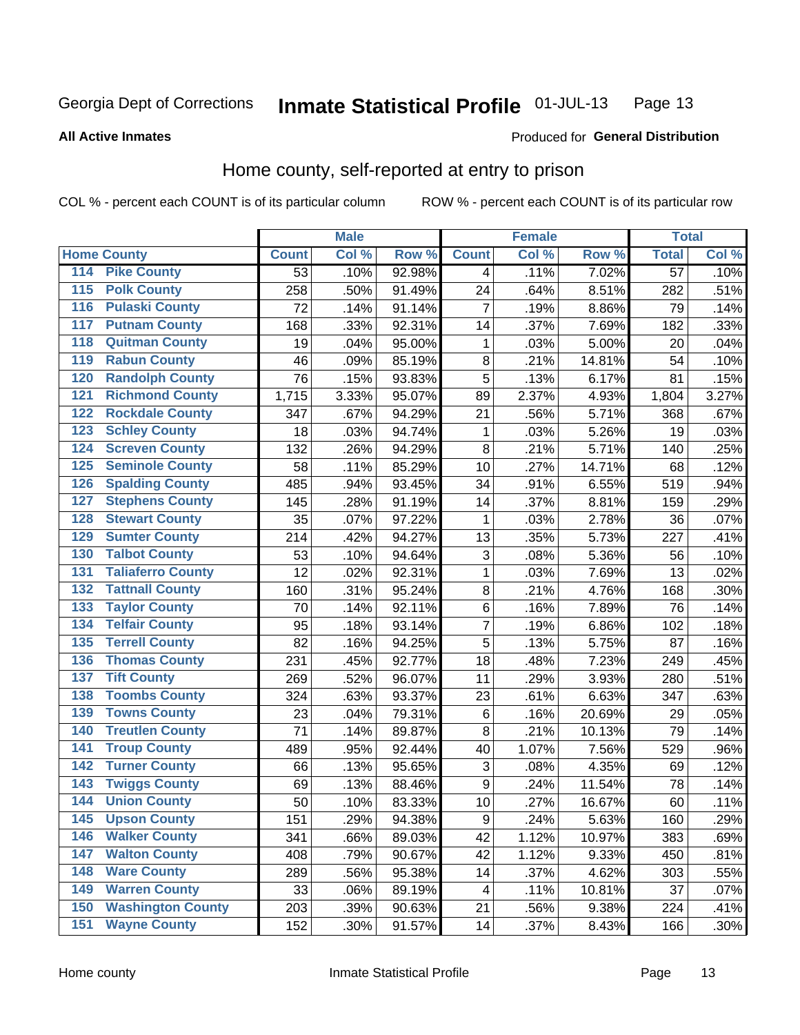Georgia Dept of Corrections **Inmate Statistical Profile** 01-JUL-13

**All Active Inmates**

Produced for **General Distribution**

## Home county, self-reported at entry to prison

COL % - percent each COUNT is of its particular column ROW % - percent each COUNT is of its particular row

| Home County | | Male | | | Female | | | Total | |
|---|---|---|---|---|---|---|---|---|---|
| | | Count | Col % | Row % | Count | Col % | Row % | Total | Col % |
| 114 | Pike County | 53 | .10% | 92.98% | 4 | .11% | 7.02% | 57 | .10% |
| 115 | Polk County | 258 | .50% | 91.49% | 24 | .64% | 8.51% | 282 | .51% |
| 116 | Pulaski County | 72 | .14% | 91.14% | 7 | .19% | 8.86% | 79 | .14% |
| 117 | Putnam County | 168 | .33% | 92.31% | 14 | .37% | 7.69% | 182 | .33% |
| 118 | Quitman County | 19 | .04% | 95.00% | 1 | .03% | 5.00% | 20 | .04% |
| 119 | Rabun County | 46 | .09% | 85.19% | 8 | .21% | 14.81% | 54 | .10% |
| 120 | Randolph County | 76 | .15% | 93.83% | 5 | .13% | 6.17% | 81 | .15% |
| 121 | Richmond County | 1,715 | 3.33% | 95.07% | 89 | 2.37% | 4.93% | 1,804 | 3.27% |
| 122 | Rockdale County | 347 | .67% | 94.29% | 21 | .56% | 5.71% | 368 | .67% |
| 123 | Schley County | 18 | .03% | 94.74% | 1 | .03% | 5.26% | 19 | .03% |
| 124 | Screven County | 132 | .26% | 94.29% | 8 | .21% | 5.71% | 140 | .25% |
| 125 | Seminole County | 58 | .11% | 85.29% | 10 | .27% | 14.71% | 68 | .12% |
| 126 | Spalding County | 485 | .94% | 93.45% | 34 | .91% | 6.55% | 519 | .94% |
| 127 | Stephens County | 145 | .28% | 91.19% | 14 | .37% | 8.81% | 159 | .29% |
| 128 | Stewart County | 35 | .07% | 97.22% | 1 | .03% | 2.78% | 36 | .07% |
| 129 | Sumter County | 214 | .42% | 94.27% | 13 | .35% | 5.73% | 227 | .41% |
| 130 | Talbot County | 53 | .10% | 94.64% | 3 | .08% | 5.36% | 56 | .10% |
| 131 | Taliaferro County | 12 | .02% | 92.31% | 1 | .03% | 7.69% | 13 | .02% |
| 132 | Tattnall County | 160 | .31% | 95.24% | 8 | .21% | 4.76% | 168 | .30% |
| 133 | Taylor County | 70 | .14% | 92.11% | 6 | .16% | 7.89% | 76 | .14% |
| 134 | Telfair County | 95 | .18% | 93.14% | 7 | .19% | 6.86% | 102 | .18% |
| 135 | Terrell County | 82 | .16% | 94.25% | 5 | .13% | 5.75% | 87 | .16% |
| 136 | Thomas County | 231 | .45% | 92.77% | 18 | .48% | 7.23% | 249 | .45% |
| 137 | Tift County | 269 | .52% | 96.07% | 11 | .29% | 3.93% | 280 | .51% |
| 138 | Toombs County | 324 | .63% | 93.37% | 23 | .61% | 6.63% | 347 | .63% |
| 139 | Towns County | 23 | .04% | 79.31% | 6 | .16% | 20.69% | 29 | .05% |
| 140 | Treutlen County | 71 | .14% | 89.87% | 8 | .21% | 10.13% | 79 | .14% |
| 141 | Troup County | 489 | .95% | 92.44% | 40 | 1.07% | 7.56% | 529 | .96% |
| 142 | Turner County | 66 | .13% | 95.65% | 3 | .08% | 4.35% | 69 | .12% |
| 143 | Twiggs County | 69 | .13% | 88.46% | 9 | .24% | 11.54% | 78 | .14% |
| 144 | Union County | 50 | .10% | 83.33% | 10 | .27% | 16.67% | 60 | .11% |
| 145 | Upson County | 151 | .29% | 94.38% | 9 | .24% | 5.63% | 160 | .29% |
| 146 | Walker County | 341 | .66% | 89.03% | 42 | 1.12% | 10.97% | 383 | .69% |
| 147 | Walton County | 408 | .79% | 90.67% | 42 | 1.12% | 9.33% | 450 | .81% |
| 148 | Ware County | 289 | .56% | 95.38% | 14 | .37% | 4.62% | 303 | .55% |
| 149 | Warren County | 33 | .06% | 89.19% | 4 | .11% | 10.81% | 37 | .07% |
| 150 | Washington County | 203 | .39% | 90.63% | 21 | .56% | 9.38% | 224 | .41% |
| 151 | Wayne County | 152 | .30% | 91.57% | 14 | .37% | 8.43% | 166 | .30% |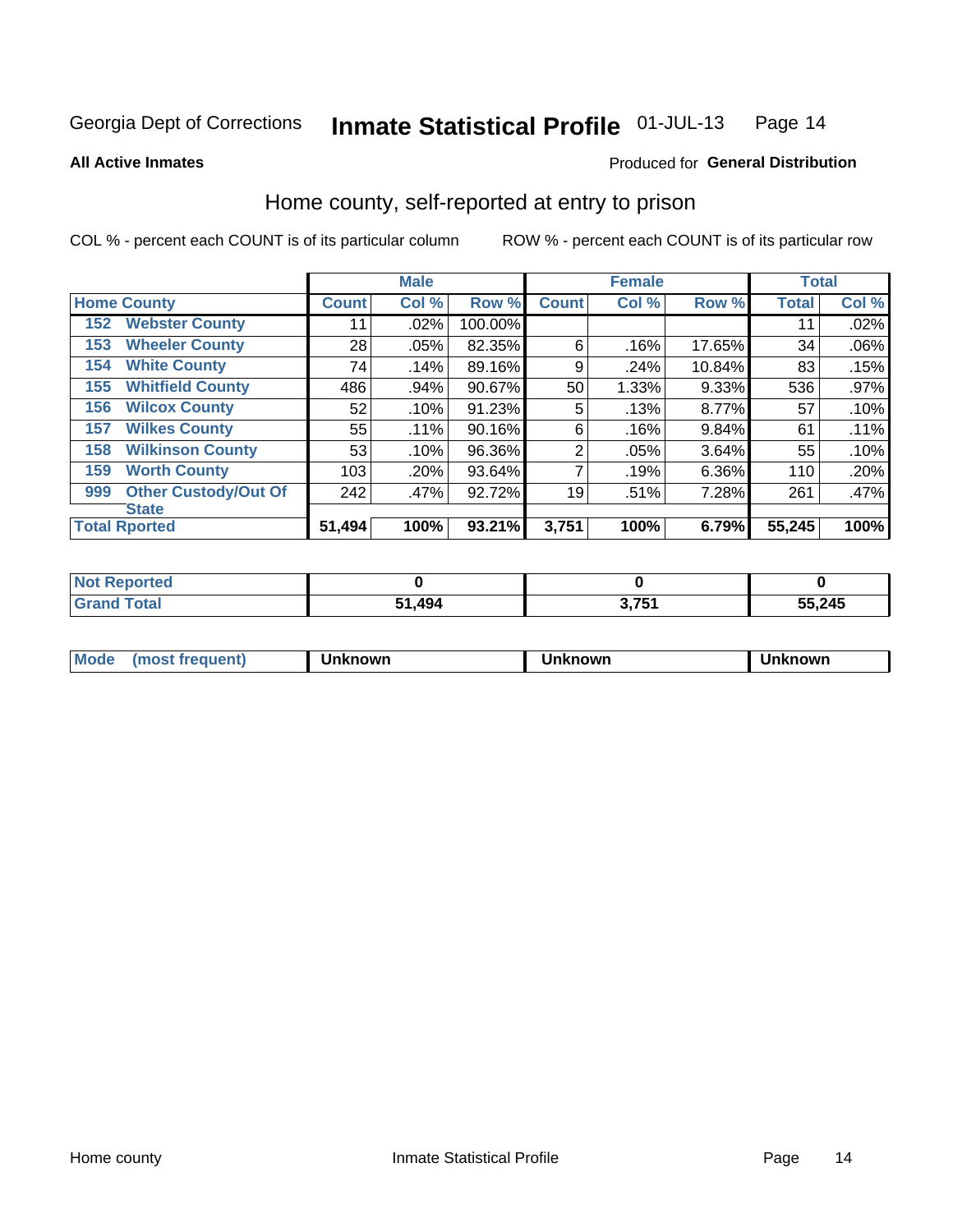Georgia Dept of Corrections **Inmate Statistical Profile** 01-JUL-13

**All Active Inmates**

Produced for **General Distribution**

## Home county, self-reported at entry to prison

COL % - percent each COUNT is of its particular column

ROW % - percent each COUNT is of its particular row

| Home County | Male | | | Female | | | Total | |
|---|---|---|---|---|---|---|---|---|
| | Count | Col % | Row % | Count | Col % | Row % | Total | Col % |
| 152 Webster County | 11 | .02% | 100.00% | | | | 11 | .02% |
| 153 Wheeler County | 28 | .05% | 82.35% | 6 | .16% | 17.65% | 34 | .06% |
| 154 White County | 74 | .14% | 89.16% | 9 | .24% | 10.84% | 83 | .15% |
| 155 Whitfield County | 486 | .94% | 90.67% | 50 | 1.33% | 9.33% | 536 | .97% |
| 156 Wilcox County | 52 | .10% | 91.23% | 5 | .13% | 8.77% | 57 | .10% |
| 157 Wilkes County | 55 | .11% | 90.16% | 6 | .16% | 9.84% | 61 | .11% |
| 158 Wilkinson County | 53 | .10% | 96.36% | 2 | .05% | 3.64% | 55 | .10% |
| 159 Worth County | 103 | .20% | 93.64% | 7 | .19% | 6.36% | 110 | .20% |
| 999 Other Custody/Out Of State | 242 | .47% | 92.72% | 19 | .51% | 7.28% | 261 | .47% |
| **Total Rported** | **51,494** | **100%** | **93.21%** | **3,751** | **100%** | **6.79%** | **55,245** | **100%** |

| | Male | Female | Total |
|---|---|---|---|
| Not Reported | 0 | 0 | 0 |
| Grand Total | 51,494 | 3,751 | 55,245 |

| | Male | Female | Total |
|---|---|---|---|
| Mode (most frequent) | Unknown | Unknown | Unknown |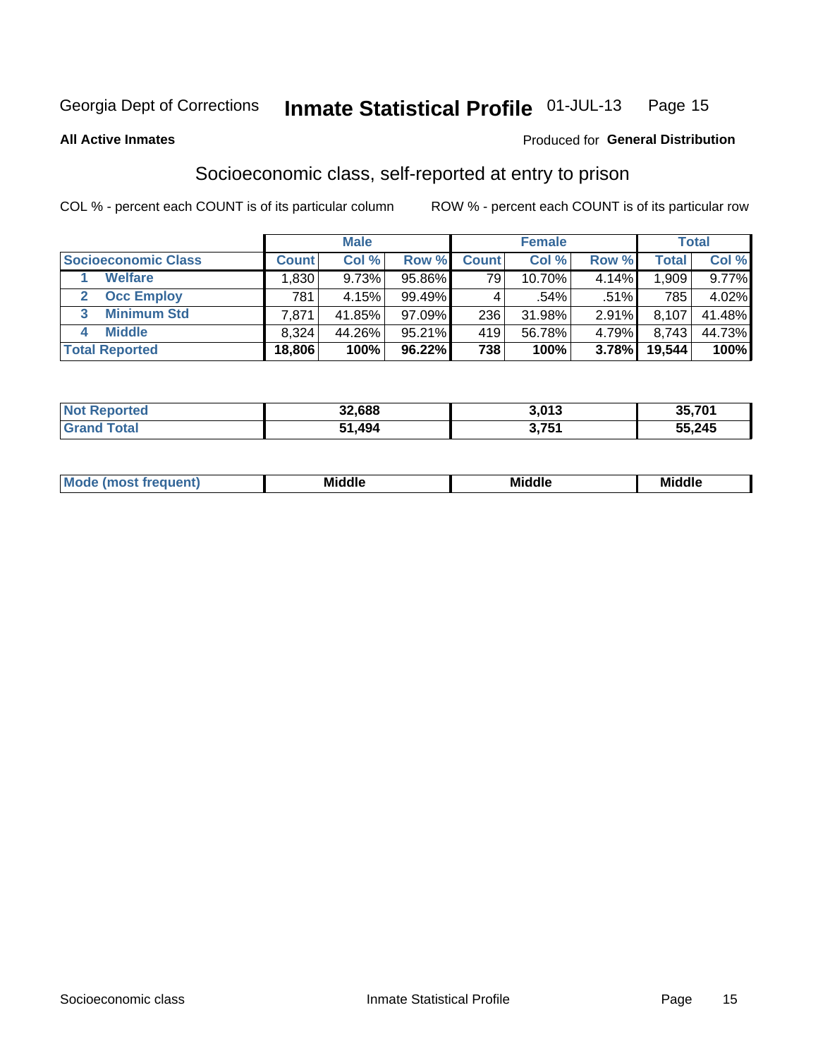Georgia Dept of Corrections **Inmate Statistical Profile** 01-JUL-13

**All Active Inmates**

Produced for **General Distribution**

## Socioeconomic class, self-reported at entry to prison

COL % - percent each COUNT is of its particular column ROW % - percent each COUNT is of its particular row

| | Male | | | Female | | | Total | |
|---|---|---|---|---|---|---|---|---|
| **Socioeconomic Class** | **Count** | **Col %** | **Row %** | **Count** | **Col %** | **Row %** | **Total** | **Col %** |
| 1 **Welfare** | 1,830 | 9.73% | 95.86% | 79 | 10.70% | 4.14% | 1,909 | 9.77% |
| 2 **Occ Employ** | 781 | 4.15% | 99.49% | 4 | .54% | .51% | 785 | 4.02% |
| 3 **Minimum Std** | 7,871 | 41.85% | 97.09% | 236 | 31.98% | 2.91% | 8,107 | 41.48% |
| 4 **Middle** | 8,324 | 44.26% | 95.21% | 419 | 56.78% | 4.79% | 8,743 | 44.73% |
| **Total Reported** | **18,806** | **100%** | **96.22%** | **738** | **100%** | **3.78%** | **19,544** | **100%** |

| | Male | Female | Total |
|---|---|---|---|
| **Not Reported** | **32,688** | **3,013** | **35,701** |
| **Grand Total** | **51,494** | **3,751** | **55,245** |

| | Male | Female | Total |
|---|---|---|---|
| **Mode (most frequent)** | **Middle** | **Middle** | **Middle** |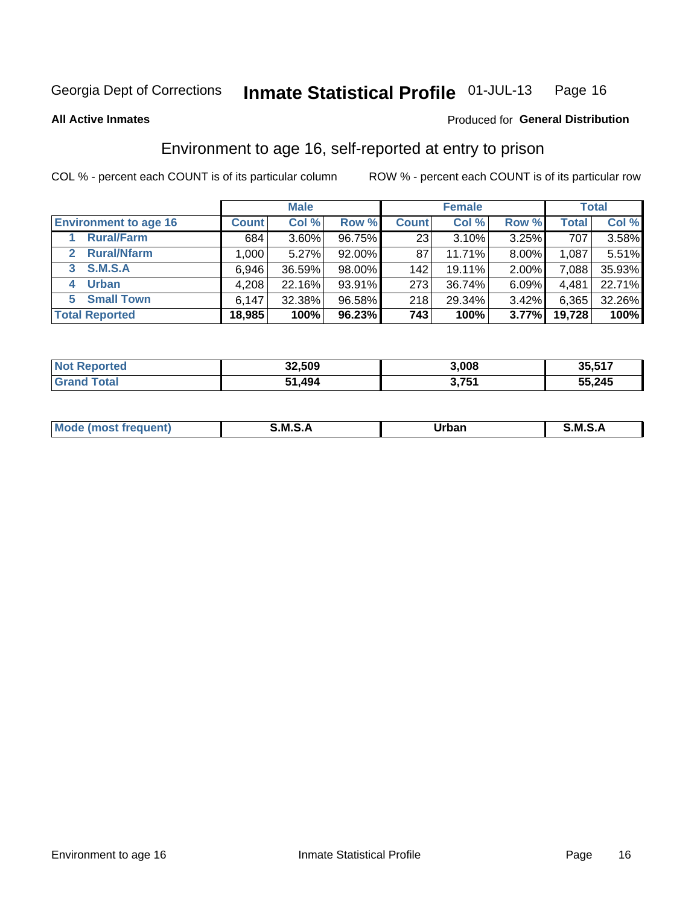Georgia Dept of Corrections **Inmate Statistical Profile** 01-JUL-13 Page 16

**All Active Inmates**

Produced for **General Distribution**

## Environment to age 16, self-reported at entry to prison

COL % - percent each COUNT is of its particular column

ROW % - percent each COUNT is of its particular row

| | Male | | | Female | | | Total | |
|---|---|---|---|---|---|---|---|---|
| **Environment to age 16** | **Count** | **Col %** | **Row %** | **Count** | **Col %** | **Row %** | **Total** | **Col %** |
| **1 Rural/Farm** | 684 | 3.60% | 96.75% | 23 | 3.10% | 3.25% | 707 | 3.58% |
| **2 Rural/Nfarm** | 1,000 | 5.27% | 92.00% | 87 | 11.71% | 8.00% | 1,087 | 5.51% |
| **3 S.M.S.A** | 6,946 | 36.59% | 98.00% | 142 | 19.11% | 2.00% | 7,088 | 35.93% |
| **4 Urban** | 4,208 | 22.16% | 93.91% | 273 | 36.74% | 6.09% | 4,481 | 22.71% |
| **5 Small Town** | 6,147 | 32.38% | 96.58% | 218 | 29.34% | 3.42% | 6,365 | 32.26% |
| **Total Reported** | **18,985** | **100%** | **96.23%** | **743** | **100%** | **3.77%** | **19,728** | **100%** |

| | Male | Female | Total |
|---|---|---|---|
| **Not Reported** | **32,509** | **3,008** | **35,517** |
| **Grand Total** | **51,494** | **3,751** | **55,245** |

| | Male | Female | Total |
|---|---|---|---|
| **Mode (most frequent)** | **S.M.S.A** | **Urban** | **S.M.S.A** |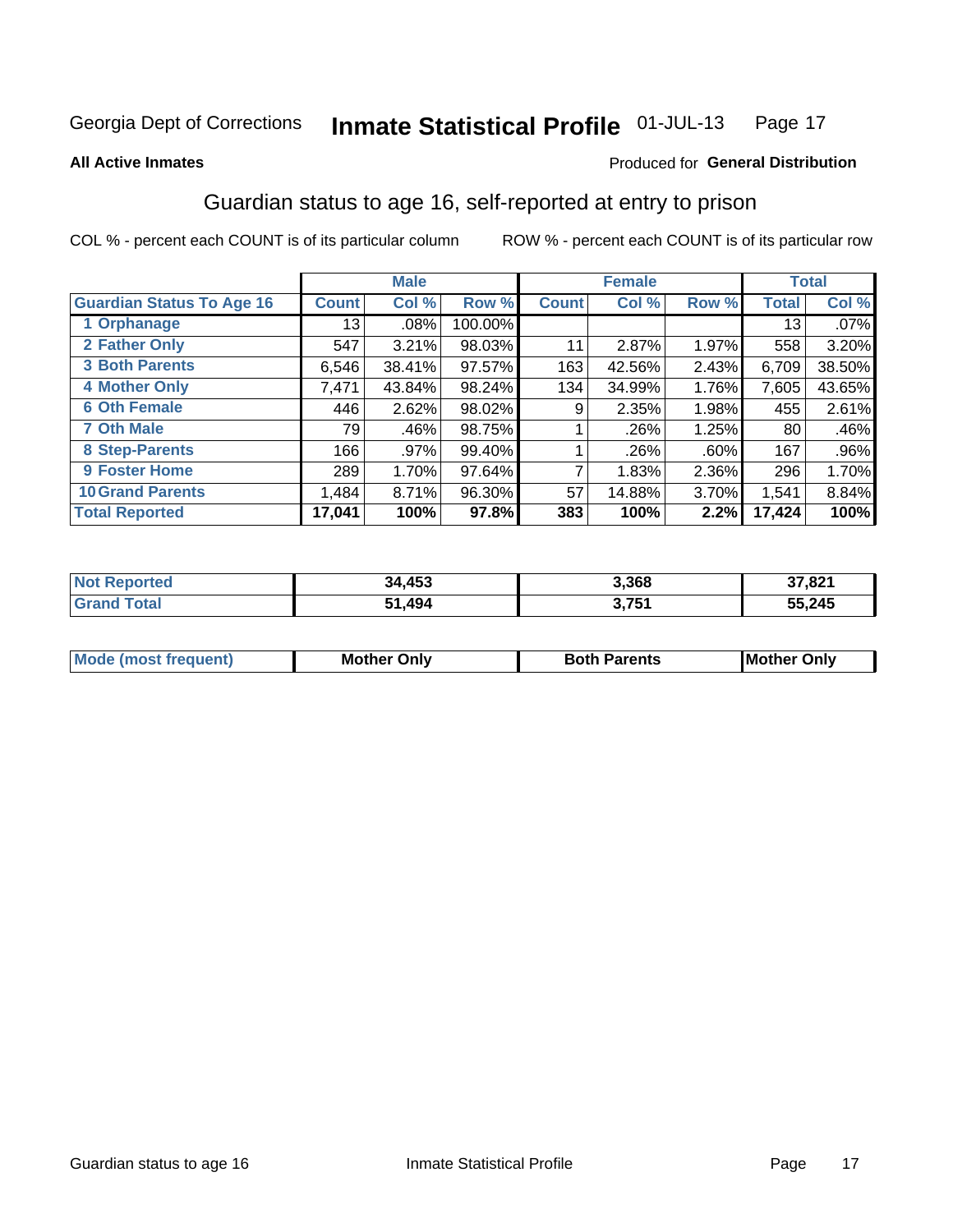Georgia Dept of Corrections **Inmate Statistical Profile** 01-JUL-13

**All Active Inmates**

Produced for **General Distribution**

## Guardian status to age 16, self-reported at entry to prison

COL % - percent each COUNT is of its particular column     ROW % - percent each COUNT is of its particular row

| | Male | | | Female | | | Total | |
|---|---|---|---|---|---|---|---|---|
| **Guardian Status To Age 16** | **Count** | **Col %** | **Row %** | **Count** | **Col %** | **Row %** | **Total** | **Col %** |
| 1 Orphanage | 13 | .08% | 100.00% | | | | 13 | .07% |
| 2 Father Only | 547 | 3.21% | 98.03% | 11 | 2.87% | 1.97% | 558 | 3.20% |
| 3 Both Parents | 6,546 | 38.41% | 97.57% | 163 | 42.56% | 2.43% | 6,709 | 38.50% |
| 4 Mother Only | 7,471 | 43.84% | 98.24% | 134 | 34.99% | 1.76% | 7,605 | 43.65% |
| 6 Oth Female | 446 | 2.62% | 98.02% | 9 | 2.35% | 1.98% | 455 | 2.61% |
| 7 Oth Male | 79 | .46% | 98.75% | 1 | .26% | 1.25% | 80 | .46% |
| 8 Step-Parents | 166 | .97% | 99.40% | 1 | .26% | .60% | 167 | .96% |
| 9 Foster Home | 289 | 1.70% | 97.64% | 7 | 1.83% | 2.36% | 296 | 1.70% |
| 10 Grand Parents | 1,484 | 8.71% | 96.30% | 57 | 14.88% | 3.70% | 1,541 | 8.84% |
| **Total Reported** | **17,041** | **100%** | **97.8%** | **383** | **100%** | **2.2%** | **17,424** | **100%** |

| | Male | Female | Total |
|---|---|---|---|
| **Not Reported** | **34,453** | **3,368** | **37,821** |
| **Grand Total** | **51,494** | **3,751** | **55,245** |

| | Male | Female | Total |
|---|---|---|---|
| **Mode (most frequent)** | **Mother Only** | **Both Parents** | **Mother Only** |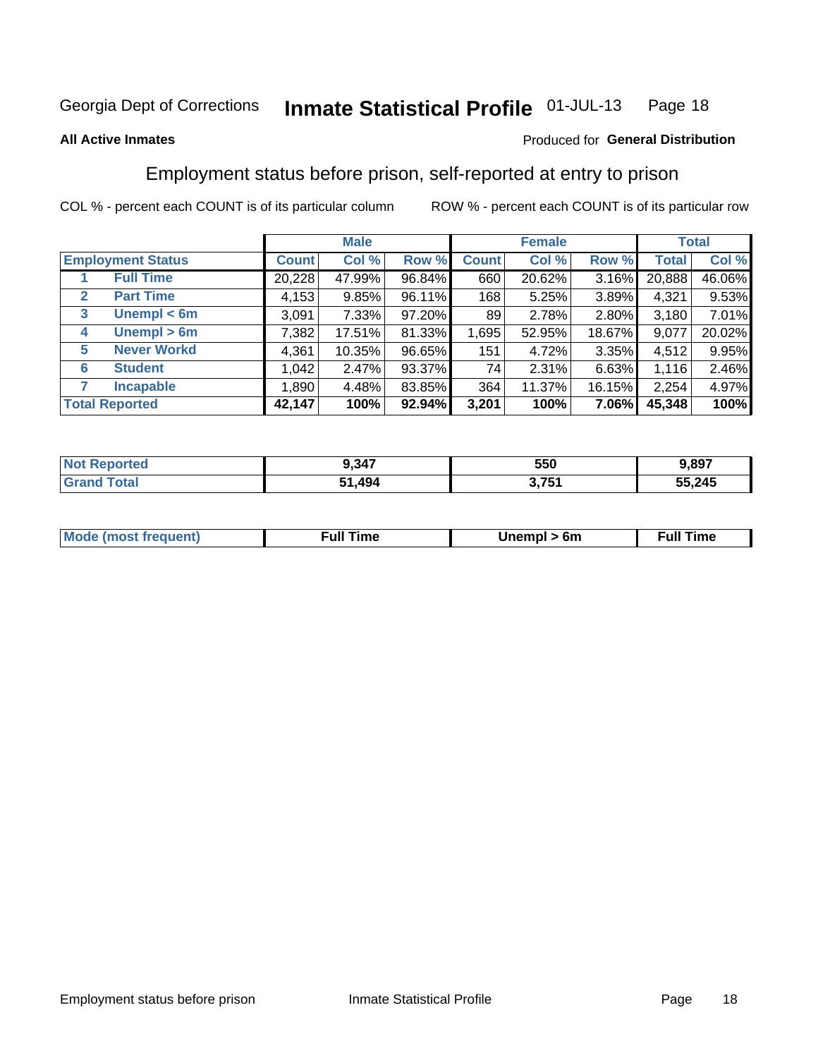Georgia Dept of Corrections **Inmate Statistical Profile** 01-JUL-13

**All Active Inmates**

Produced for **General Distribution**

## Employment status before prison, self-reported at entry to prison

COL % - percent each COUNT is of its particular column ROW % - percent each COUNT is of its particular row

| | | Male | | | Female | | | Total | |
|---|---|---|---|---|---|---|---|---|---|
| **Employment Status** | | **Count** | **Col %** | **Row %** | **Count** | **Col %** | **Row %** | **Total** | **Col %** |
| 1 | **Full Time** | 20,228 | 47.99% | 96.84% | 660 | 20.62% | 3.16% | 20,888 | 46.06% |
| 2 | **Part Time** | 4,153 | 9.85% | 96.11% | 168 | 5.25% | 3.89% | 4,321 | 9.53% |
| 3 | **Unempl < 6m** | 3,091 | 7.33% | 97.20% | 89 | 2.78% | 2.80% | 3,180 | 7.01% |
| 4 | **Unempl > 6m** | 7,382 | 17.51% | 81.33% | 1,695 | 52.95% | 18.67% | 9,077 | 20.02% |
| 5 | **Never Workd** | 4,361 | 10.35% | 96.65% | 151 | 4.72% | 3.35% | 4,512 | 9.95% |
| 6 | **Student** | 1,042 | 2.47% | 93.37% | 74 | 2.31% | 6.63% | 1,116 | 2.46% |
| 7 | **Incapable** | 1,890 | 4.48% | 83.85% | 364 | 11.37% | 16.15% | 2,254 | 4.97% |
| **Total Reported** | | **42,147** | **100%** | **92.94%** | **3,201** | **100%** | **7.06%** | **45,348** | **100%** |

| | Male | Female | Total |
|---|---|---|---|
| **Not Reported** | **9,347** | **550** | **9,897** |
| **Grand Total** | **51,494** | **3,751** | **55,245** |

| | Male | Female | Total |
|---|---|---|---|
| **Mode (most frequent)** | **Full Time** | **Unempl > 6m** | **Full Time** |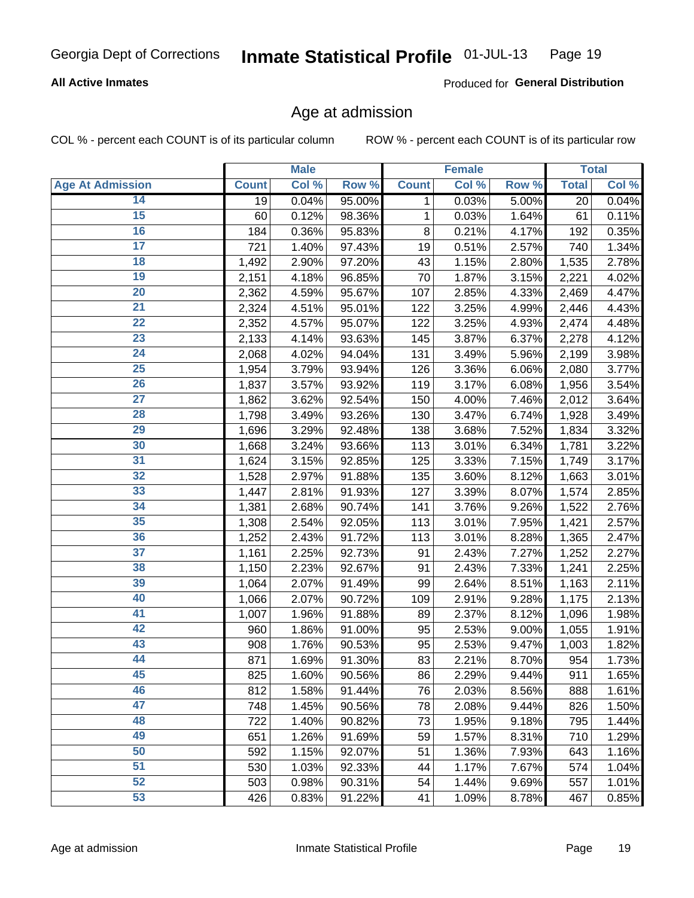Georgia Dept of Corrections **Inmate Statistical Profile** 01-JUL-13

**All Active Inmates**

Produced for **General Distribution**

## Age at admission

COL % - percent each COUNT is of its particular column ROW % - percent each COUNT is of its particular row

| | Male | | | Female | | | Total | |
|---|---|---|---|---|---|---|---|---|
| **Age At Admission** | **Count** | **Col %** | **Row %** | **Count** | **Col %** | **Row %** | **Total** | **Col %** |
| 14 | 19 | 0.04% | 95.00% | 1 | 0.03% | 5.00% | 20 | 0.04% |
| 15 | 60 | 0.12% | 98.36% | 1 | 0.03% | 1.64% | 61 | 0.11% |
| 16 | 184 | 0.36% | 95.83% | 8 | 0.21% | 4.17% | 192 | 0.35% |
| 17 | 721 | 1.40% | 97.43% | 19 | 0.51% | 2.57% | 740 | 1.34% |
| 18 | 1,492 | 2.90% | 97.20% | 43 | 1.15% | 2.80% | 1,535 | 2.78% |
| 19 | 2,151 | 4.18% | 96.85% | 70 | 1.87% | 3.15% | 2,221 | 4.02% |
| 20 | 2,362 | 4.59% | 95.67% | 107 | 2.85% | 4.33% | 2,469 | 4.47% |
| 21 | 2,324 | 4.51% | 95.01% | 122 | 3.25% | 4.99% | 2,446 | 4.43% |
| 22 | 2,352 | 4.57% | 95.07% | 122 | 3.25% | 4.93% | 2,474 | 4.48% |
| 23 | 2,133 | 4.14% | 93.63% | 145 | 3.87% | 6.37% | 2,278 | 4.12% |
| 24 | 2,068 | 4.02% | 94.04% | 131 | 3.49% | 5.96% | 2,199 | 3.98% |
| 25 | 1,954 | 3.79% | 93.94% | 126 | 3.36% | 6.06% | 2,080 | 3.77% |
| 26 | 1,837 | 3.57% | 93.92% | 119 | 3.17% | 6.08% | 1,956 | 3.54% |
| 27 | 1,862 | 3.62% | 92.54% | 150 | 4.00% | 7.46% | 2,012 | 3.64% |
| 28 | 1,798 | 3.49% | 93.26% | 130 | 3.47% | 6.74% | 1,928 | 3.49% |
| 29 | 1,696 | 3.29% | 92.48% | 138 | 3.68% | 7.52% | 1,834 | 3.32% |
| 30 | 1,668 | 3.24% | 93.66% | 113 | 3.01% | 6.34% | 1,781 | 3.22% |
| 31 | 1,624 | 3.15% | 92.85% | 125 | 3.33% | 7.15% | 1,749 | 3.17% |
| 32 | 1,528 | 2.97% | 91.88% | 135 | 3.60% | 8.12% | 1,663 | 3.01% |
| 33 | 1,447 | 2.81% | 91.93% | 127 | 3.39% | 8.07% | 1,574 | 2.85% |
| 34 | 1,381 | 2.68% | 90.74% | 141 | 3.76% | 9.26% | 1,522 | 2.76% |
| 35 | 1,308 | 2.54% | 92.05% | 113 | 3.01% | 7.95% | 1,421 | 2.57% |
| 36 | 1,252 | 2.43% | 91.72% | 113 | 3.01% | 8.28% | 1,365 | 2.47% |
| 37 | 1,161 | 2.25% | 92.73% | 91 | 2.43% | 7.27% | 1,252 | 2.27% |
| 38 | 1,150 | 2.23% | 92.67% | 91 | 2.43% | 7.33% | 1,241 | 2.25% |
| 39 | 1,064 | 2.07% | 91.49% | 99 | 2.64% | 8.51% | 1,163 | 2.11% |
| 40 | 1,066 | 2.07% | 90.72% | 109 | 2.91% | 9.28% | 1,175 | 2.13% |
| 41 | 1,007 | 1.96% | 91.88% | 89 | 2.37% | 8.12% | 1,096 | 1.98% |
| 42 | 960 | 1.86% | 91.00% | 95 | 2.53% | 9.00% | 1,055 | 1.91% |
| 43 | 908 | 1.76% | 90.53% | 95 | 2.53% | 9.47% | 1,003 | 1.82% |
| 44 | 871 | 1.69% | 91.30% | 83 | 2.21% | 8.70% | 954 | 1.73% |
| 45 | 825 | 1.60% | 90.56% | 86 | 2.29% | 9.44% | 911 | 1.65% |
| 46 | 812 | 1.58% | 91.44% | 76 | 2.03% | 8.56% | 888 | 1.61% |
| 47 | 748 | 1.45% | 90.56% | 78 | 2.08% | 9.44% | 826 | 1.50% |
| 48 | 722 | 1.40% | 90.82% | 73 | 1.95% | 9.18% | 795 | 1.44% |
| 49 | 651 | 1.26% | 91.69% | 59 | 1.57% | 8.31% | 710 | 1.29% |
| 50 | 592 | 1.15% | 92.07% | 51 | 1.36% | 7.93% | 643 | 1.16% |
| 51 | 530 | 1.03% | 92.33% | 44 | 1.17% | 7.67% | 574 | 1.04% |
| 52 | 503 | 0.98% | 90.31% | 54 | 1.44% | 9.69% | 557 | 1.01% |
| 53 | 426 | 0.83% | 91.22% | 41 | 1.09% | 8.78% | 467 | 0.85% |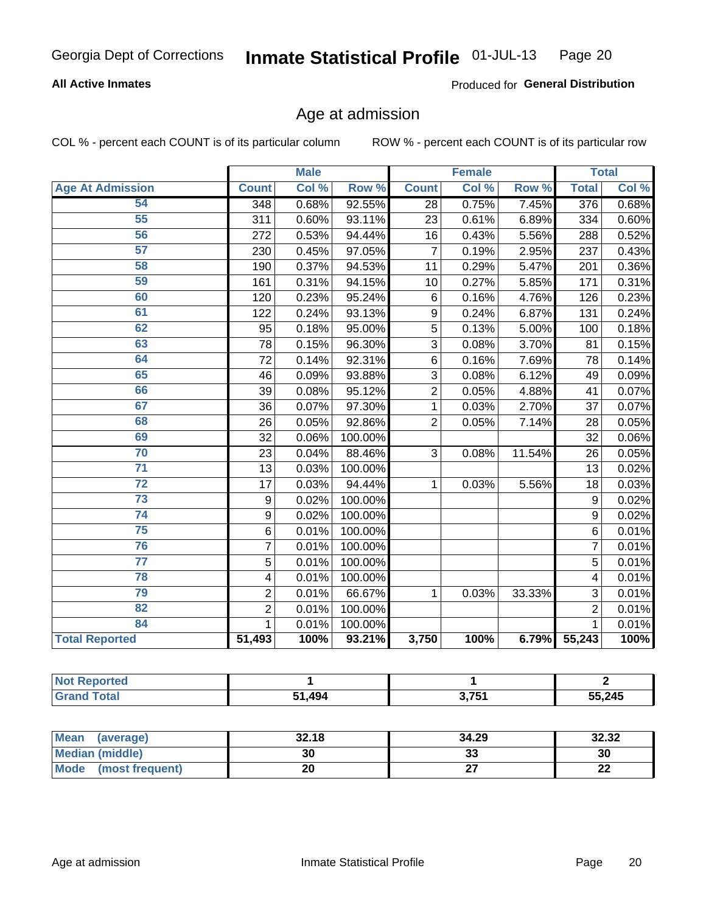Georgia Dept of Corrections **Inmate Statistical Profile** 01-JUL-13

**All Active Inmates**

Produced for **General Distribution**

## Age at admission

COL % - percent each COUNT is of its particular column ROW % - percent each COUNT is of its particular row

| | Male | | | Female | | | Total | |
|---|---|---|---|---|---|---|---|---|
| **Age At Admission** | **Count** | **Col %** | **Row %** | **Count** | **Col %** | **Row %** | **Total** | **Col %** |
| 54 | 348 | 0.68% | 92.55% | 28 | 0.75% | 7.45% | 376 | 0.68% |
| 55 | 311 | 0.60% | 93.11% | 23 | 0.61% | 6.89% | 334 | 0.60% |
| 56 | 272 | 0.53% | 94.44% | 16 | 0.43% | 5.56% | 288 | 0.52% |
| 57 | 230 | 0.45% | 97.05% | 7 | 0.19% | 2.95% | 237 | 0.43% |
| 58 | 190 | 0.37% | 94.53% | 11 | 0.29% | 5.47% | 201 | 0.36% |
| 59 | 161 | 0.31% | 94.15% | 10 | 0.27% | 5.85% | 171 | 0.31% |
| 60 | 120 | 0.23% | 95.24% | 6 | 0.16% | 4.76% | 126 | 0.23% |
| 61 | 122 | 0.24% | 93.13% | 9 | 0.24% | 6.87% | 131 | 0.24% |
| 62 | 95 | 0.18% | 95.00% | 5 | 0.13% | 5.00% | 100 | 0.18% |
| 63 | 78 | 0.15% | 96.30% | 3 | 0.08% | 3.70% | 81 | 0.15% |
| 64 | 72 | 0.14% | 92.31% | 6 | 0.16% | 7.69% | 78 | 0.14% |
| 65 | 46 | 0.09% | 93.88% | 3 | 0.08% | 6.12% | 49 | 0.09% |
| 66 | 39 | 0.08% | 95.12% | 2 | 0.05% | 4.88% | 41 | 0.07% |
| 67 | 36 | 0.07% | 97.30% | 1 | 0.03% | 2.70% | 37 | 0.07% |
| 68 | 26 | 0.05% | 92.86% | 2 | 0.05% | 7.14% | 28 | 0.05% |
| 69 | 32 | 0.06% | 100.00% | | | | 32 | 0.06% |
| 70 | 23 | 0.04% | 88.46% | 3 | 0.08% | 11.54% | 26 | 0.05% |
| 71 | 13 | 0.03% | 100.00% | | | | 13 | 0.02% |
| 72 | 17 | 0.03% | 94.44% | 1 | 0.03% | 5.56% | 18 | 0.03% |
| 73 | 9 | 0.02% | 100.00% | | | | 9 | 0.02% |
| 74 | 9 | 0.02% | 100.00% | | | | 9 | 0.02% |
| 75 | 6 | 0.01% | 100.00% | | | | 6 | 0.01% |
| 76 | 7 | 0.01% | 100.00% | | | | 7 | 0.01% |
| 77 | 5 | 0.01% | 100.00% | | | | 5 | 0.01% |
| 78 | 4 | 0.01% | 100.00% | | | | 4 | 0.01% |
| 79 | 2 | 0.01% | 66.67% | 1 | 0.03% | 33.33% | 3 | 0.01% |
| 82 | 2 | 0.01% | 100.00% | | | | 2 | 0.01% |
| 84 | 1 | 0.01% | 100.00% | | | | 1 | 0.01% |
| **Total Reported** | **51,493** | **100%** | **93.21%** | **3,750** | **100%** | **6.79%** | **55,243** | **100%** |

| | Male | Female | Total |
|---|---|---|---|
| **Not Reported** | **1** | **1** | **2** |
| **Grand Total** | **51,494** | **3,751** | **55,245** |

| | Male | Female | Total |
|---|---|---|---|
| **Mean (average)** | **32.18** | **34.29** | **32.32** |
| **Median (middle)** | **30** | **33** | **30** |
| **Mode (most frequent)** | **20** | **27** | **22** |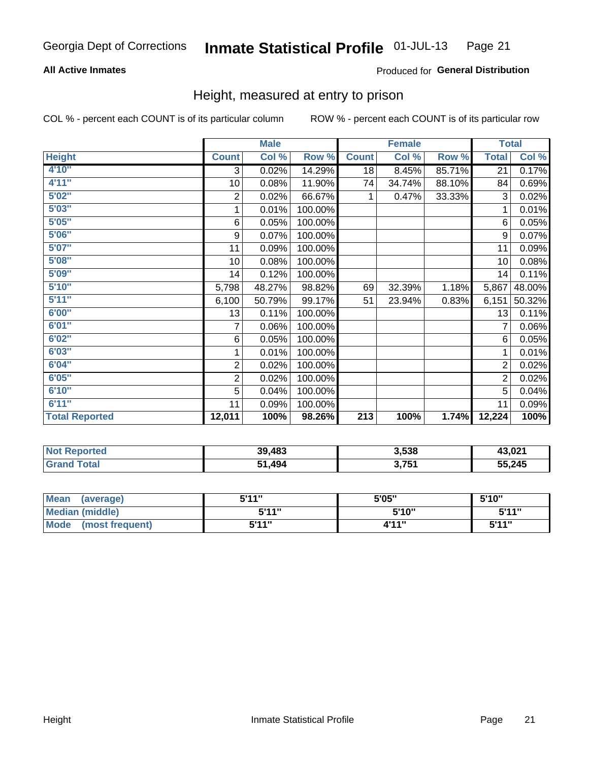Georgia Dept of Corrections **Inmate Statistical Profile** 01-JUL-13

**All Active Inmates**

Produced for **General Distribution**

## Height, measured at entry to prison

COL % - percent each COUNT is of its particular column

ROW % - percent each COUNT is of its particular row

| | Male | | | Female | | | Total | |
|---|---|---|---|---|---|---|---|---|
| **Height** | **Count** | **Col %** | **Row %** | **Count** | **Col %** | **Row %** | **Total** | **Col %** |
| **4'10"** | 3 | 0.02% | 14.29% | 18 | 8.45% | 85.71% | 21 | 0.17% |
| **4'11"** | 10 | 0.08% | 11.90% | 74 | 34.74% | 88.10% | 84 | 0.69% |
| **5'02"** | 2 | 0.02% | 66.67% | 1 | 0.47% | 33.33% | 3 | 0.02% |
| **5'03"** | 1 | 0.01% | 100.00% | | | | 1 | 0.01% |
| **5'05"** | 6 | 0.05% | 100.00% | | | | 6 | 0.05% |
| **5'06"** | 9 | 0.07% | 100.00% | | | | 9 | 0.07% |
| **5'07"** | 11 | 0.09% | 100.00% | | | | 11 | 0.09% |
| **5'08"** | 10 | 0.08% | 100.00% | | | | 10 | 0.08% |
| **5'09"** | 14 | 0.12% | 100.00% | | | | 14 | 0.11% |
| **5'10"** | 5,798 | 48.27% | 98.82% | 69 | 32.39% | 1.18% | 5,867 | 48.00% |
| **5'11"** | 6,100 | 50.79% | 99.17% | 51 | 23.94% | 0.83% | 6,151 | 50.32% |
| **6'00"** | 13 | 0.11% | 100.00% | | | | 13 | 0.11% |
| **6'01"** | 7 | 0.06% | 100.00% | | | | 7 | 0.06% |
| **6'02"** | 6 | 0.05% | 100.00% | | | | 6 | 0.05% |
| **6'03"** | 1 | 0.01% | 100.00% | | | | 1 | 0.01% |
| **6'04"** | 2 | 0.02% | 100.00% | | | | 2 | 0.02% |
| **6'05"** | 2 | 0.02% | 100.00% | | | | 2 | 0.02% |
| **6'10"** | 5 | 0.04% | 100.00% | | | | 5 | 0.04% |
| **6'11"** | 11 | 0.09% | 100.00% | | | | 11 | 0.09% |
| **Total Reported** | **12,011** | **100%** | **98.26%** | **213** | **100%** | **1.74%** | **12,224** | **100%** |

| | Male | Female | Total |
|---|---|---|---|
| **Not Reported** | **39,483** | **3,538** | **43,021** |
| **Grand Total** | **51,494** | **3,751** | **55,245** |

| | Male | Female | Total |
|---|---|---|---|
| **Mean (average)** | **5'11"** | **5'05"** | **5'10"** |
| **Median (middle)** | **5'11"** | **5'10"** | **5'11"** |
| **Mode (most frequent)** | **5'11"** | **4'11"** | **5'11"** |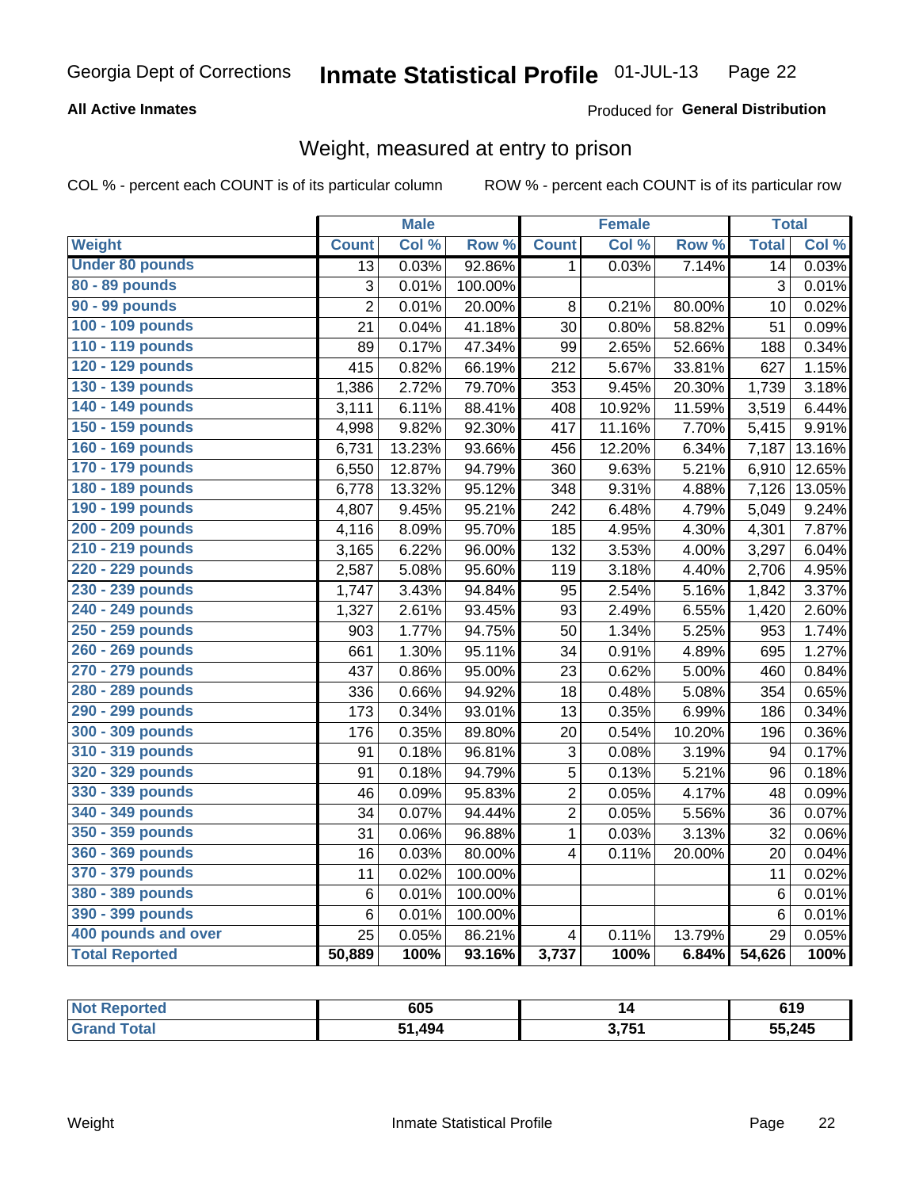Georgia Dept of Corrections **Inmate Statistical Profile** 01-JUL-13

**All Active Inmates** Produced for **General Distribution**

## Weight, measured at entry to prison

COL % - percent each COUNT is of its particular column ROW % - percent each COUNT is of its particular row

| | Male | | | Female | | | Total | |
|---|---|---|---|---|---|---|---|---|
| Weight | Count | Col % | Row % | Count | Col % | Row % | Total | Col % |
| Under 80 pounds | 13 | 0.03% | 92.86% | 1 | 0.03% | 7.14% | 14 | 0.03% |
| 80 - 89 pounds | 3 | 0.01% | 100.00% | | | | 3 | 0.01% |
| 90 - 99 pounds | 2 | 0.01% | 20.00% | 8 | 0.21% | 80.00% | 10 | 0.02% |
| 100 - 109 pounds | 21 | 0.04% | 41.18% | 30 | 0.80% | 58.82% | 51 | 0.09% |
| 110 - 119 pounds | 89 | 0.17% | 47.34% | 99 | 2.65% | 52.66% | 188 | 0.34% |
| 120 - 129 pounds | 415 | 0.82% | 66.19% | 212 | 5.67% | 33.81% | 627 | 1.15% |
| 130 - 139 pounds | 1,386 | 2.72% | 79.70% | 353 | 9.45% | 20.30% | 1,739 | 3.18% |
| 140 - 149 pounds | 3,111 | 6.11% | 88.41% | 408 | 10.92% | 11.59% | 3,519 | 6.44% |
| 150 - 159 pounds | 4,998 | 9.82% | 92.30% | 417 | 11.16% | 7.70% | 5,415 | 9.91% |
| 160 - 169 pounds | 6,731 | 13.23% | 93.66% | 456 | 12.20% | 6.34% | 7,187 | 13.16% |
| 170 - 179 pounds | 6,550 | 12.87% | 94.79% | 360 | 9.63% | 5.21% | 6,910 | 12.65% |
| 180 - 189 pounds | 6,778 | 13.32% | 95.12% | 348 | 9.31% | 4.88% | 7,126 | 13.05% |
| 190 - 199 pounds | 4,807 | 9.45% | 95.21% | 242 | 6.48% | 4.79% | 5,049 | 9.24% |
| 200 - 209 pounds | 4,116 | 8.09% | 95.70% | 185 | 4.95% | 4.30% | 4,301 | 7.87% |
| 210 - 219 pounds | 3,165 | 6.22% | 96.00% | 132 | 3.53% | 4.00% | 3,297 | 6.04% |
| 220 - 229 pounds | 2,587 | 5.08% | 95.60% | 119 | 3.18% | 4.40% | 2,706 | 4.95% |
| 230 - 239 pounds | 1,747 | 3.43% | 94.84% | 95 | 2.54% | 5.16% | 1,842 | 3.37% |
| 240 - 249 pounds | 1,327 | 2.61% | 93.45% | 93 | 2.49% | 6.55% | 1,420 | 2.60% |
| 250 - 259 pounds | 903 | 1.77% | 94.75% | 50 | 1.34% | 5.25% | 953 | 1.74% |
| 260 - 269 pounds | 661 | 1.30% | 95.11% | 34 | 0.91% | 4.89% | 695 | 1.27% |
| 270 - 279 pounds | 437 | 0.86% | 95.00% | 23 | 0.62% | 5.00% | 460 | 0.84% |
| 280 - 289 pounds | 336 | 0.66% | 94.92% | 18 | 0.48% | 5.08% | 354 | 0.65% |
| 290 - 299 pounds | 173 | 0.34% | 93.01% | 13 | 0.35% | 6.99% | 186 | 0.34% |
| 300 - 309 pounds | 176 | 0.35% | 89.80% | 20 | 0.54% | 10.20% | 196 | 0.36% |
| 310 - 319 pounds | 91 | 0.18% | 96.81% | 3 | 0.08% | 3.19% | 94 | 0.17% |
| 320 - 329 pounds | 91 | 0.18% | 94.79% | 5 | 0.13% | 5.21% | 96 | 0.18% |
| 330 - 339 pounds | 46 | 0.09% | 95.83% | 2 | 0.05% | 4.17% | 48 | 0.09% |
| 340 - 349 pounds | 34 | 0.07% | 94.44% | 2 | 0.05% | 5.56% | 36 | 0.07% |
| 350 - 359 pounds | 31 | 0.06% | 96.88% | 1 | 0.03% | 3.13% | 32 | 0.06% |
| 360 - 369 pounds | 16 | 0.03% | 80.00% | 4 | 0.11% | 20.00% | 20 | 0.04% |
| 370 - 379 pounds | 11 | 0.02% | 100.00% | | | | 11 | 0.02% |
| 380 - 389 pounds | 6 | 0.01% | 100.00% | | | | 6 | 0.01% |
| 390 - 399 pounds | 6 | 0.01% | 100.00% | | | | 6 | 0.01% |
| 400 pounds and over | 25 | 0.05% | 86.21% | 4 | 0.11% | 13.79% | 29 | 0.05% |
| **Total Reported** | **50,889** | **100%** | **93.16%** | **3,737** | **100%** | **6.84%** | **54,626** | **100%** |

| | Male | Female | Total |
|---|---|---|---|
| Not Reported | 605 | 14 | 619 |
| Grand Total | 51,494 | 3,751 | 55,245 |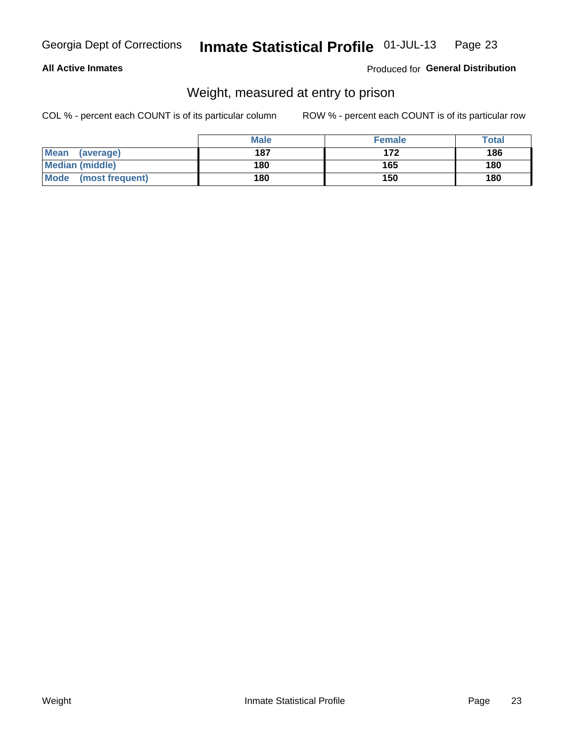Georgia Dept of Corrections **Inmate Statistical Profile** 01-JUL-13

**All Active Inmates**

Produced for **General Distribution**

## Weight, measured at entry to prison

COL % - percent each COUNT is of its particular column

ROW % - percent each COUNT is of its particular row

| | Male | Female | Total |
|---|---|---|---|
| **Mean (average)** | 187 | 172 | 186 |
| **Median (middle)** | 180 | 165 | 180 |
| **Mode (most frequent)** | 180 | 150 | 180 |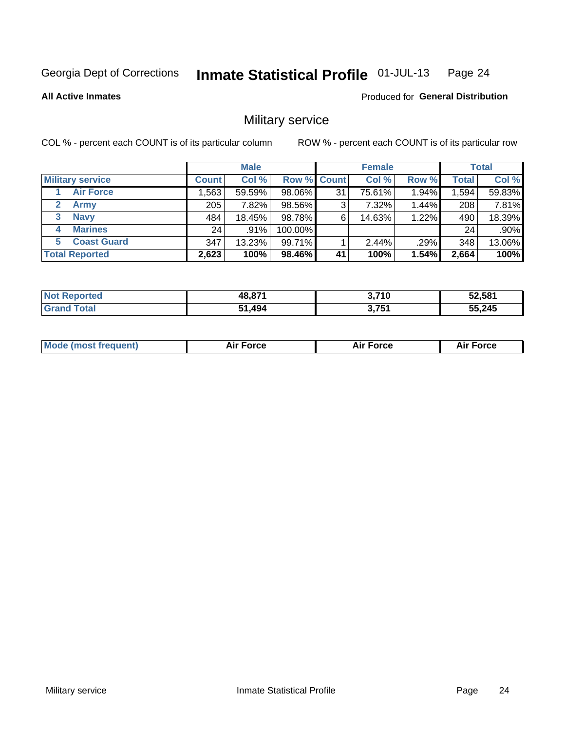Georgia Dept of Corrections **Inmate Statistical Profile** 01-JUL-13

**All Active Inmates**

Produced for **General Distribution**

## Military service

COL % - percent each COUNT is of its particular column    ROW % - percent each COUNT is of its particular row

| | Male | | | Female | | | Total | |
|---|---|---|---|---|---|---|---|---|
| **Military service** | **Count** | **Col %** | **Row %** | **Count** | **Col %** | **Row %** | **Total** | **Col %** |
| 1 Air Force | 1,563 | 59.59% | 98.06% | 31 | 75.61% | 1.94% | 1,594 | 59.83% |
| 2 Army | 205 | 7.82% | 98.56% | 3 | 7.32% | 1.44% | 208 | 7.81% |
| 3 Navy | 484 | 18.45% | 98.78% | 6 | 14.63% | 1.22% | 490 | 18.39% |
| 4 Marines | 24 | .91% | 100.00% | | | | 24 | .90% |
| 5 Coast Guard | 347 | 13.23% | 99.71% | 1 | 2.44% | .29% | 348 | 13.06% |
| **Total Reported** | **2,623** | **100%** | **98.46%** | **41** | **100%** | **1.54%** | **2,664** | **100%** |

| | Male | Female | Total |
|---|---|---|---|
| Not Reported | 48,871 | 3,710 | 52,581 |
| Grand Total | 51,494 | 3,751 | 55,245 |

| | Male | Female | Total |
|---|---|---|---|
| Mode (most frequent) | Air Force | Air Force | Air Force |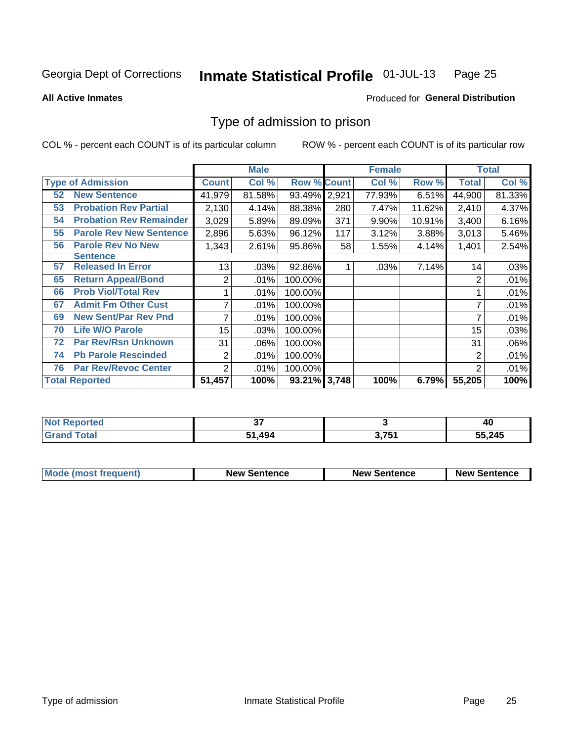Georgia Dept of Corrections **Inmate Statistical Profile** 01-JUL-13

**All Active Inmates**

Produced for **General Distribution**

## Type of admission to prison

COL % - percent each COUNT is of its particular column

ROW % - percent each COUNT is of its particular row

| Type of Admission | Male | | | Female | | | Total | |
|---|---|---|---|---|---|---|---|---|
| | Count | Col % | Row % | Count | Col % | Row % | Total | Col % |
| 52 New Sentence | 41,979 | 81.58% | 93.49% | 2,921 | 77.93% | 6.51% | 44,900 | 81.33% |
| 53 Probation Rev Partial | 2,130 | 4.14% | 88.38% | 280 | 7.47% | 11.62% | 2,410 | 4.37% |
| 54 Probation Rev Remainder | 3,029 | 5.89% | 89.09% | 371 | 9.90% | 10.91% | 3,400 | 6.16% |
| 55 Parole Rev New Sentence | 2,896 | 5.63% | 96.12% | 117 | 3.12% | 3.88% | 3,013 | 5.46% |
| 56 Parole Rev No New Sentence | 1,343 | 2.61% | 95.86% | 58 | 1.55% | 4.14% | 1,401 | 2.54% |
| 57 Released In Error | 13 | .03% | 92.86% | 1 | .03% | 7.14% | 14 | .03% |
| 65 Return Appeal/Bond | 2 | .01% | 100.00% | | | | 2 | .01% |
| 66 Prob Viol/Total Rev | 1 | .01% | 100.00% | | | | 1 | .01% |
| 67 Admit Fm Other Cust | 7 | .01% | 100.00% | | | | 7 | .01% |
| 69 New Sent/Par Rev Pnd | 7 | .01% | 100.00% | | | | 7 | .01% |
| 70 Life W/O Parole | 15 | .03% | 100.00% | | | | 15 | .03% |
| 72 Par Rev/Rsn Unknown | 31 | .06% | 100.00% | | | | 31 | .06% |
| 74 Pb Parole Rescinded | 2 | .01% | 100.00% | | | | 2 | .01% |
| 76 Par Rev/Revoc Center | 2 | .01% | 100.00% | | | | 2 | .01% |
| **Total Reported** | **51,457** | **100%** | **93.21%** | **3,748** | **100%** | **6.79%** | **55,205** | **100%** |

| | Male | Female | Total |
|---|---|---|---|
| Not Reported | 37 | 3 | 40 |
| Grand Total | 51,494 | 3,751 | 55,245 |

| | Male | Female | Total |
|---|---|---|---|
| Mode (most frequent) | New Sentence | New Sentence | New Sentence |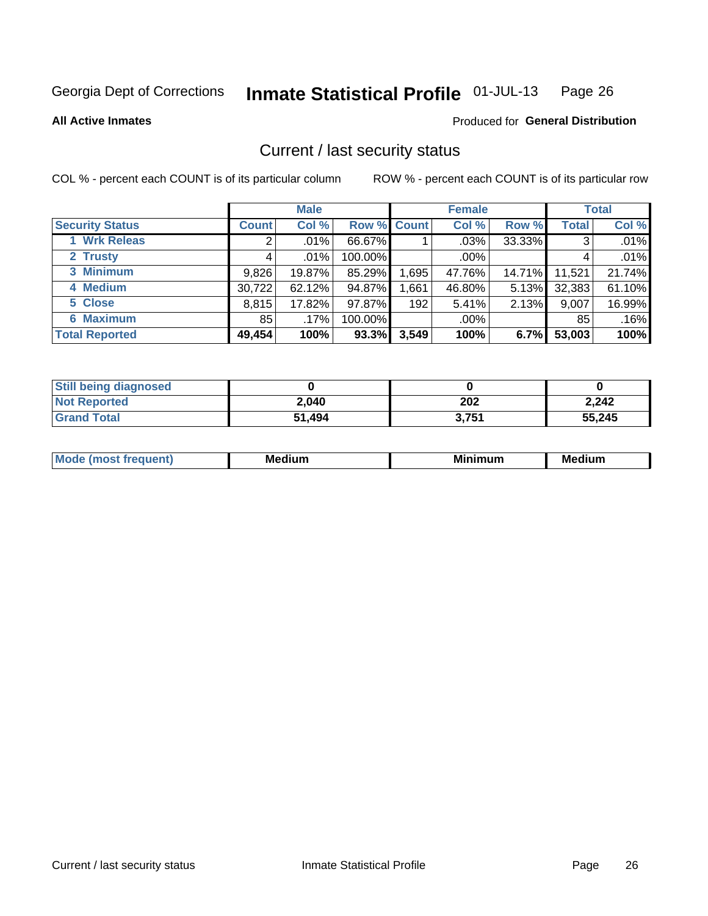Georgia Dept of Corrections **Inmate Statistical Profile** 01-JUL-13

**All Active Inmates**

Produced for **General Distribution**

## Current / last security status

COL % - percent each COUNT is of its particular column    ROW % - percent each COUNT is of its particular row

| | Male | | | Female | | | Total | |
|---|---|---|---|---|---|---|---|---|
| **Security Status** | **Count** | **Col %** | **Row %** | **Count** | **Col %** | **Row %** | **Total** | **Col %** |
| 1 Wrk Releas | 2 | .01% | 66.67% | 1 | .03% | 33.33% | 3 | .01% |
| 2 Trusty | 4 | .01% | 100.00% | | .00% | | 4 | .01% |
| 3 Minimum | 9,826 | 19.87% | 85.29% | 1,695 | 47.76% | 14.71% | 11,521 | 21.74% |
| 4 Medium | 30,722 | 62.12% | 94.87% | 1,661 | 46.80% | 5.13% | 32,383 | 61.10% |
| 5 Close | 8,815 | 17.82% | 97.87% | 192 | 5.41% | 2.13% | 9,007 | 16.99% |
| 6 Maximum | 85 | .17% | 100.00% | | .00% | | 85 | .16% |
| **Total Reported** | **49,454** | **100%** | **93.3%** | **3,549** | **100%** | **6.7%** | **53,003** | **100%** |

| | Male | Female | Total |
|---|---|---|---|
| **Still being diagnosed** | **0** | **0** | **0** |
| **Not Reported** | **2,040** | **202** | **2,242** |
| **Grand Total** | **51,494** | **3,751** | **55,245** |

| | Male | Female | Total |
|---|---|---|---|
| **Mode (most frequent)** | **Medium** | **Minimum** | **Medium** |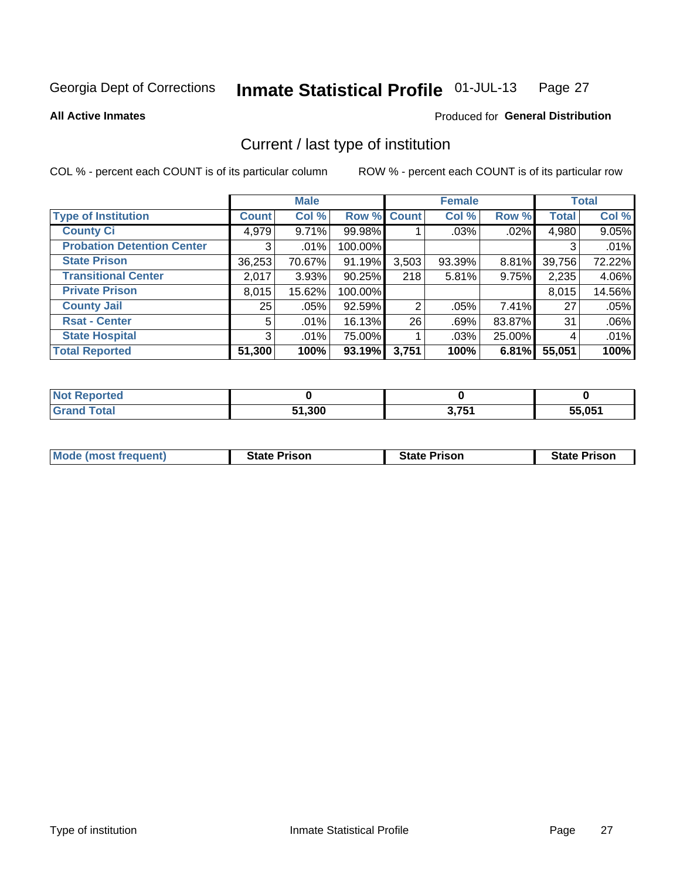Georgia Dept of Corrections **Inmate Statistical Profile** 01-JUL-13

**All Active Inmates**

Produced for **General Distribution**

## Current / last type of institution

COL % - percent each COUNT is of its particular column

ROW % - percent each COUNT is of its particular row

| | Male | | | Female | | | Total | |
|---|---|---|---|---|---|---|---|---|
| **Type of Institution** | **Count** | **Col %** | **Row %** | **Count** | **Col %** | **Row %** | **Total** | **Col %** |
| **County Ci** | 4,979 | 9.71% | 99.98% | 1 | .03% | .02% | 4,980 | 9.05% |
| **Probation Detention Center** | 3 | .01% | 100.00% | | | | 3 | .01% |
| **State Prison** | 36,253 | 70.67% | 91.19% | 3,503 | 93.39% | 8.81% | 39,756 | 72.22% |
| **Transitional Center** | 2,017 | 3.93% | 90.25% | 218 | 5.81% | 9.75% | 2,235 | 4.06% |
| **Private Prison** | 8,015 | 15.62% | 100.00% | | | | 8,015 | 14.56% |
| **County Jail** | 25 | .05% | 92.59% | 2 | .05% | 7.41% | 27 | .05% |
| **Rsat - Center** | 5 | .01% | 16.13% | 26 | .69% | 83.87% | 31 | .06% |
| **State Hospital** | 3 | .01% | 75.00% | 1 | .03% | 25.00% | 4 | .01% |
| **Total Reported** | **51,300** | **100%** | **93.19%** | **3,751** | **100%** | **6.81%** | **55,051** | **100%** |

| | Male | Female | Total |
|---|---|---|---|
| **Not Reported** | **0** | **0** | **0** |
| **Grand Total** | **51,300** | **3,751** | **55,051** |

| | Male | Female | Total |
|---|---|---|---|
| **Mode (most frequent)** | **State Prison** | **State Prison** | **State Prison** |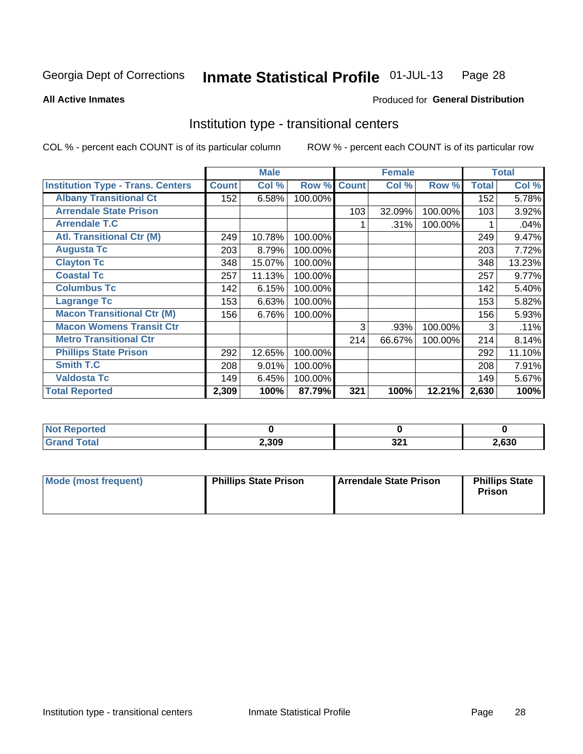Georgia Dept of Corrections **Inmate Statistical Profile** 01-JUL-13

**All Active Inmates**

Produced for **General Distribution**

## Institution type - transitional centers

COL % - percent each COUNT is of its particular column

ROW % - percent each COUNT is of its particular row

| | Male | | | Female | | | Total | |
|---|---|---|---|---|---|---|---|---|
| **Institution Type - Trans. Centers** | **Count** | **Col %** | **Row %** | **Count** | **Col %** | **Row %** | **Total** | **Col %** |
| **Albany Transitional Ct** | 152 | 6.58% | 100.00% | | | | 152 | 5.78% |
| **Arrendale State Prison** | | | | 103 | 32.09% | 100.00% | 103 | 3.92% |
| **Arrendale T.C** | | | | 1 | .31% | 100.00% | 1 | .04% |
| **Atl. Transitional Ctr (M)** | 249 | 10.78% | 100.00% | | | | 249 | 9.47% |
| **Augusta Tc** | 203 | 8.79% | 100.00% | | | | 203 | 7.72% |
| **Clayton Tc** | 348 | 15.07% | 100.00% | | | | 348 | 13.23% |
| **Coastal Tc** | 257 | 11.13% | 100.00% | | | | 257 | 9.77% |
| **Columbus Tc** | 142 | 6.15% | 100.00% | | | | 142 | 5.40% |
| **Lagrange Tc** | 153 | 6.63% | 100.00% | | | | 153 | 5.82% |
| **Macon Transitional Ctr (M)** | 156 | 6.76% | 100.00% | | | | 156 | 5.93% |
| **Macon Womens Transit Ctr** | | | | 3 | .93% | 100.00% | 3 | .11% |
| **Metro Transitional Ctr** | | | | 214 | 66.67% | 100.00% | 214 | 8.14% |
| **Phillips State Prison** | 292 | 12.65% | 100.00% | | | | 292 | 11.10% |
| **Smith T.C** | 208 | 9.01% | 100.00% | | | | 208 | 7.91% |
| **Valdosta Tc** | 149 | 6.45% | 100.00% | | | | 149 | 5.67% |
| **Total Reported** | **2,309** | **100%** | **87.79%** | **321** | **100%** | **12.21%** | **2,630** | **100%** |

| | Male | Female | Total |
|---|---|---|---|
| **Not Reported** | **0** | **0** | **0** |
| **Grand Total** | **2,309** | **321** | **2,630** |

| | Male | Female | Total |
|---|---|---|---|
| **Mode (most frequent)** | **Phillips State Prison** | **Arrendale State Prison** | **Phillips State Prison** |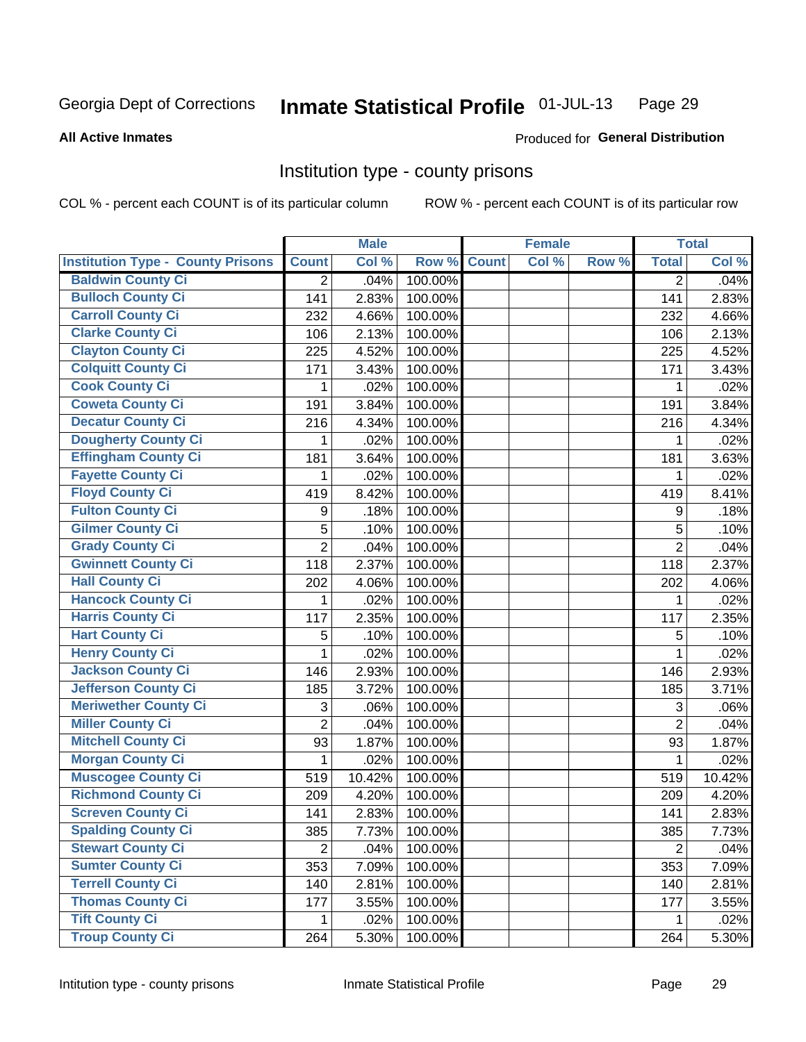Georgia Dept of Corrections **Inmate Statistical Profile** 01-JUL-13

**All Active Inmates**

Produced for **General Distribution**

## Institution type - county prisons

COL % - percent each COUNT is of its particular column

ROW % - percent each COUNT is of its particular row

| | Male | | | Female | | | Total | |
|---|---|---|---|---|---|---|---|---|
| Institution Type - County Prisons | Count | Col % | Row % | Count | Col % | Row % | Total | Col % |
| Baldwin County Ci | 2 | .04% | 100.00% | | | | 2 | .04% |
| Bulloch County Ci | 141 | 2.83% | 100.00% | | | | 141 | 2.83% |
| Carroll County Ci | 232 | 4.66% | 100.00% | | | | 232 | 4.66% |
| Clarke County Ci | 106 | 2.13% | 100.00% | | | | 106 | 2.13% |
| Clayton County Ci | 225 | 4.52% | 100.00% | | | | 225 | 4.52% |
| Colquitt County Ci | 171 | 3.43% | 100.00% | | | | 171 | 3.43% |
| Cook County Ci | 1 | .02% | 100.00% | | | | 1 | .02% |
| Coweta County Ci | 191 | 3.84% | 100.00% | | | | 191 | 3.84% |
| Decatur County Ci | 216 | 4.34% | 100.00% | | | | 216 | 4.34% |
| Dougherty County Ci | 1 | .02% | 100.00% | | | | 1 | .02% |
| Effingham County Ci | 181 | 3.64% | 100.00% | | | | 181 | 3.63% |
| Fayette County Ci | 1 | .02% | 100.00% | | | | 1 | .02% |
| Floyd County Ci | 419 | 8.42% | 100.00% | | | | 419 | 8.41% |
| Fulton County Ci | 9 | .18% | 100.00% | | | | 9 | .18% |
| Gilmer County Ci | 5 | .10% | 100.00% | | | | 5 | .10% |
| Grady County Ci | 2 | .04% | 100.00% | | | | 2 | .04% |
| Gwinnett County Ci | 118 | 2.37% | 100.00% | | | | 118 | 2.37% |
| Hall County Ci | 202 | 4.06% | 100.00% | | | | 202 | 4.06% |
| Hancock County Ci | 1 | .02% | 100.00% | | | | 1 | .02% |
| Harris County Ci | 117 | 2.35% | 100.00% | | | | 117 | 2.35% |
| Hart County Ci | 5 | .10% | 100.00% | | | | 5 | .10% |
| Henry County Ci | 1 | .02% | 100.00% | | | | 1 | .02% |
| Jackson County Ci | 146 | 2.93% | 100.00% | | | | 146 | 2.93% |
| Jefferson County Ci | 185 | 3.72% | 100.00% | | | | 185 | 3.71% |
| Meriwether County Ci | 3 | .06% | 100.00% | | | | 3 | .06% |
| Miller County Ci | 2 | .04% | 100.00% | | | | 2 | .04% |
| Mitchell County Ci | 93 | 1.87% | 100.00% | | | | 93 | 1.87% |
| Morgan County Ci | 1 | .02% | 100.00% | | | | 1 | .02% |
| Muscogee County Ci | 519 | 10.42% | 100.00% | | | | 519 | 10.42% |
| Richmond County Ci | 209 | 4.20% | 100.00% | | | | 209 | 4.20% |
| Screven County Ci | 141 | 2.83% | 100.00% | | | | 141 | 2.83% |
| Spalding County Ci | 385 | 7.73% | 100.00% | | | | 385 | 7.73% |
| Stewart County Ci | 2 | .04% | 100.00% | | | | 2 | .04% |
| Sumter County Ci | 353 | 7.09% | 100.00% | | | | 353 | 7.09% |
| Terrell County Ci | 140 | 2.81% | 100.00% | | | | 140 | 2.81% |
| Thomas County Ci | 177 | 3.55% | 100.00% | | | | 177 | 3.55% |
| Tift County Ci | 1 | .02% | 100.00% | | | | 1 | .02% |
| Troup County Ci | 264 | 5.30% | 100.00% | | | | 264 | 5.30% |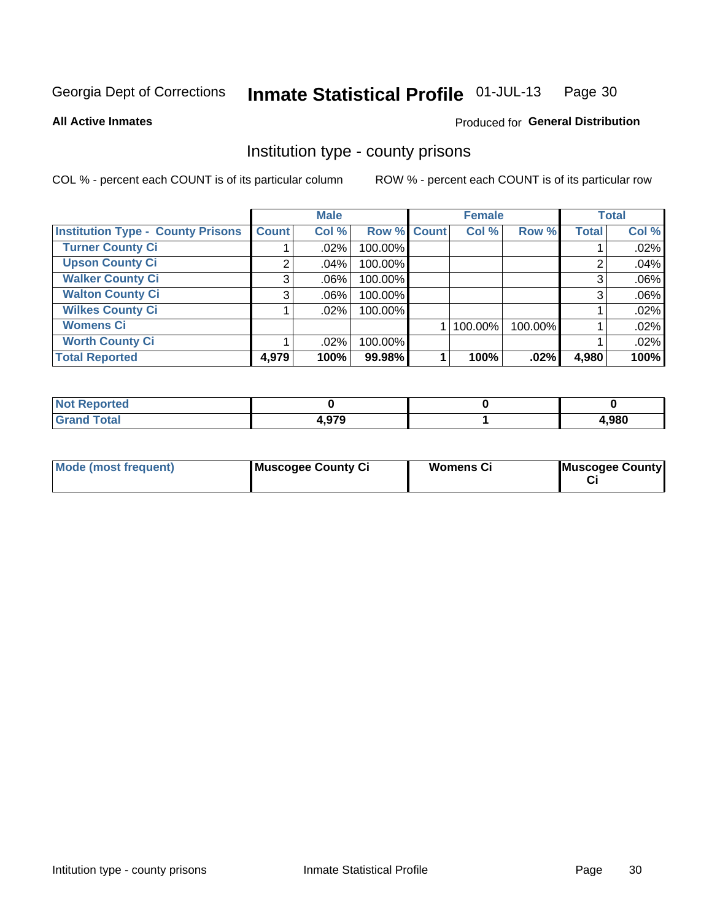Georgia Dept of Corrections **Inmate Statistical Profile** 01-JUL-13

**All Active Inmates**

Produced for **General Distribution**

## Institution type - county prisons

COL % - percent each COUNT is of its particular column

ROW % - percent each COUNT is of its particular row

| | Male | | | Female | | | Total | |
|---|---|---|---|---|---|---|---|---|
| **Institution Type - County Prisons** | **Count** | **Col %** | **Row %** | **Count** | **Col %** | **Row %** | **Total** | **Col %** |
| **Turner County Ci** | 1 | .02% | 100.00% | | | | 1 | .02% |
| **Upson County Ci** | 2 | .04% | 100.00% | | | | 2 | .04% |
| **Walker County Ci** | 3 | .06% | 100.00% | | | | 3 | .06% |
| **Walton County Ci** | 3 | .06% | 100.00% | | | | 3 | .06% |
| **Wilkes County Ci** | 1 | .02% | 100.00% | | | | 1 | .02% |
| **Womens Ci** | | | | 1 | 100.00% | 100.00% | 1 | .02% |
| **Worth County Ci** | 1 | .02% | 100.00% | | | | 1 | .02% |
| **Total Reported** | **4,979** | **100%** | **99.98%** | **1** | **100%** | **.02%** | **4,980** | **100%** |

| | Male | Female | Total |
|---|---|---|---|
| **Not Reported** | **0** | **0** | **0** |
| **Grand Total** | **4,979** | **1** | **4,980** |

| | Male | Female | Total |
|---|---|---|---|
| **Mode (most frequent)** | **Muscogee County Ci** | **Womens Ci** | **Muscogee County Ci** |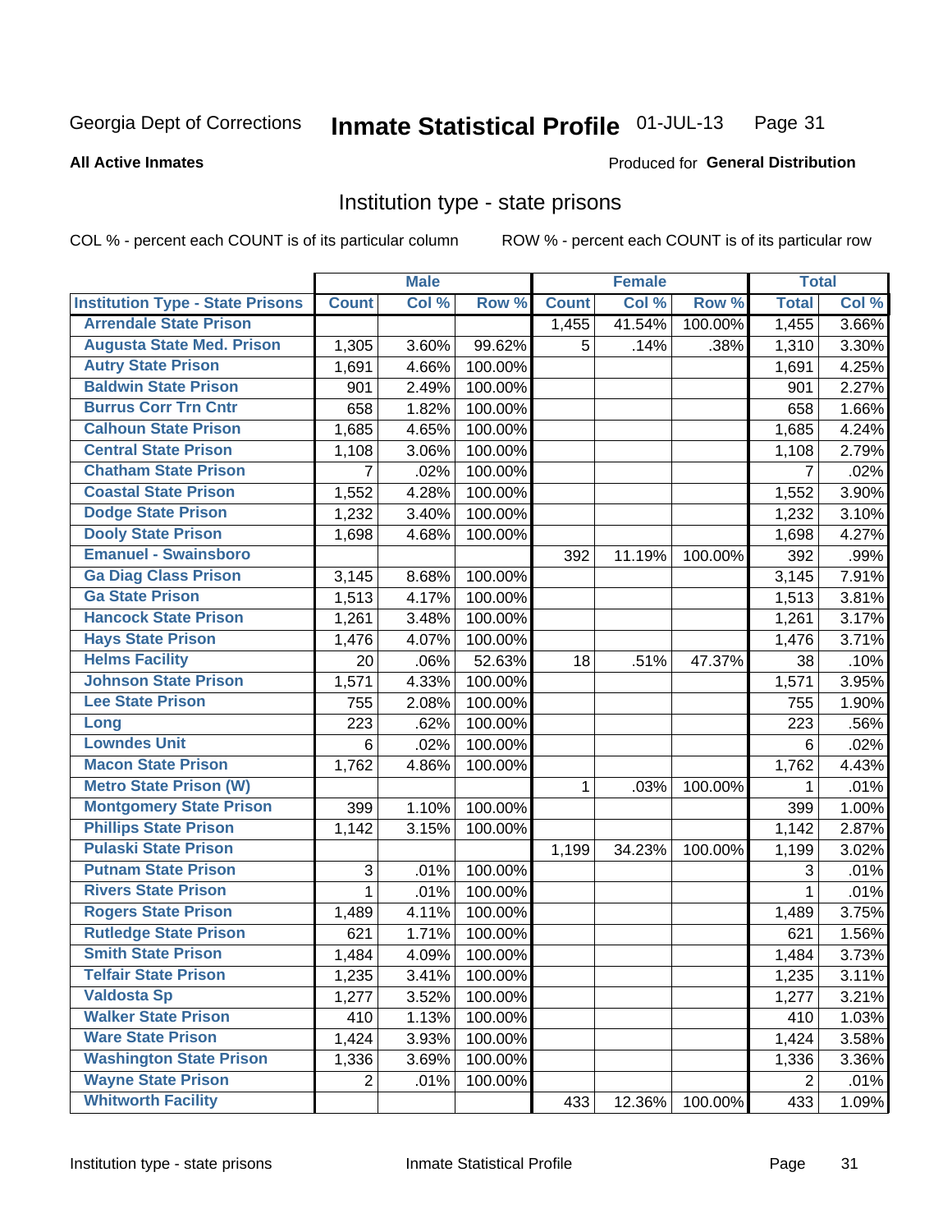Georgia Dept of Corrections **Inmate Statistical Profile** 01-JUL-13

**All Active Inmates**

Produced for **General Distribution**

## Institution type - state prisons

COL % - percent each COUNT is of its particular column ROW % - percent each COUNT is of its particular row

| | Male | | | Female | | | Total | |
|---|---|---|---|---|---|---|---|---|
| **Institution Type - State Prisons** | **Count** | **Col %** | **Row %** | **Count** | **Col %** | **Row %** | **Total** | **Col %** |
| Arrendale State Prison | | | | 1,455 | 41.54% | 100.00% | 1,455 | 3.66% |
| Augusta State Med. Prison | 1,305 | 3.60% | 99.62% | 5 | .14% | .38% | 1,310 | 3.30% |
| Autry State Prison | 1,691 | 4.66% | 100.00% | | | | 1,691 | 4.25% |
| Baldwin State Prison | 901 | 2.49% | 100.00% | | | | 901 | 2.27% |
| Burrus Corr Trn Cntr | 658 | 1.82% | 100.00% | | | | 658 | 1.66% |
| Calhoun State Prison | 1,685 | 4.65% | 100.00% | | | | 1,685 | 4.24% |
| Central State Prison | 1,108 | 3.06% | 100.00% | | | | 1,108 | 2.79% |
| Chatham State Prison | 7 | .02% | 100.00% | | | | 7 | .02% |
| Coastal State Prison | 1,552 | 4.28% | 100.00% | | | | 1,552 | 3.90% |
| Dodge State Prison | 1,232 | 3.40% | 100.00% | | | | 1,232 | 3.10% |
| Dooly State Prison | 1,698 | 4.68% | 100.00% | | | | 1,698 | 4.27% |
| Emanuel - Swainsboro | | | | 392 | 11.19% | 100.00% | 392 | .99% |
| Ga Diag Class Prison | 3,145 | 8.68% | 100.00% | | | | 3,145 | 7.91% |
| Ga State Prison | 1,513 | 4.17% | 100.00% | | | | 1,513 | 3.81% |
| Hancock State Prison | 1,261 | 3.48% | 100.00% | | | | 1,261 | 3.17% |
| Hays State Prison | 1,476 | 4.07% | 100.00% | | | | 1,476 | 3.71% |
| Helms Facility | 20 | .06% | 52.63% | 18 | .51% | 47.37% | 38 | .10% |
| Johnson State Prison | 1,571 | 4.33% | 100.00% | | | | 1,571 | 3.95% |
| Lee State Prison | 755 | 2.08% | 100.00% | | | | 755 | 1.90% |
| Long | 223 | .62% | 100.00% | | | | 223 | .56% |
| Lowndes Unit | 6 | .02% | 100.00% | | | | 6 | .02% |
| Macon State Prison | 1,762 | 4.86% | 100.00% | | | | 1,762 | 4.43% |
| Metro State Prison (W) | | | | 1 | .03% | 100.00% | 1 | .01% |
| Montgomery State Prison | 399 | 1.10% | 100.00% | | | | 399 | 1.00% |
| Phillips State Prison | 1,142 | 3.15% | 100.00% | | | | 1,142 | 2.87% |
| Pulaski State Prison | | | | 1,199 | 34.23% | 100.00% | 1,199 | 3.02% |
| Putnam State Prison | 3 | .01% | 100.00% | | | | 3 | .01% |
| Rivers State Prison | 1 | .01% | 100.00% | | | | 1 | .01% |
| Rogers State Prison | 1,489 | 4.11% | 100.00% | | | | 1,489 | 3.75% |
| Rutledge State Prison | 621 | 1.71% | 100.00% | | | | 621 | 1.56% |
| Smith State Prison | 1,484 | 4.09% | 100.00% | | | | 1,484 | 3.73% |
| Telfair State Prison | 1,235 | 3.41% | 100.00% | | | | 1,235 | 3.11% |
| Valdosta Sp | 1,277 | 3.52% | 100.00% | | | | 1,277 | 3.21% |
| Walker State Prison | 410 | 1.13% | 100.00% | | | | 410 | 1.03% |
| Ware State Prison | 1,424 | 3.93% | 100.00% | | | | 1,424 | 3.58% |
| Washington State Prison | 1,336 | 3.69% | 100.00% | | | | 1,336 | 3.36% |
| Wayne State Prison | 2 | .01% | 100.00% | | | | 2 | .01% |
| Whitworth Facility | | | | 433 | 12.36% | 100.00% | 433 | 1.09% |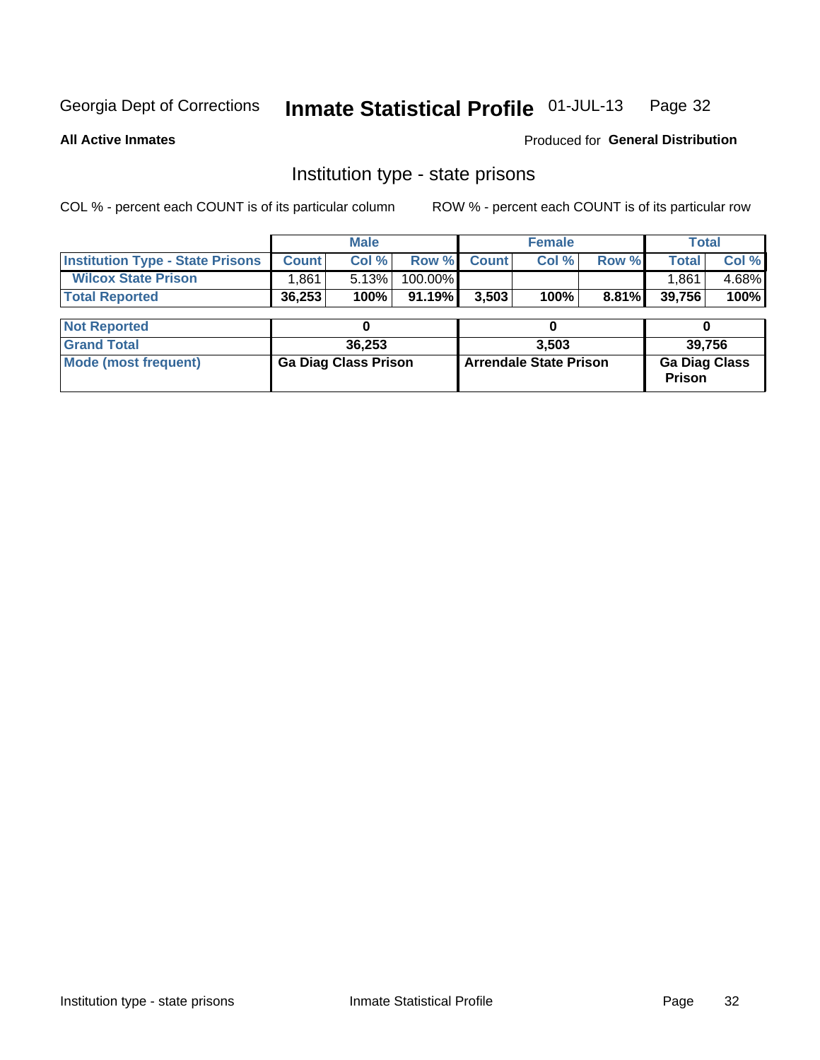Georgia Dept of Corrections **Inmate Statistical Profile** 01-JUL-13 Page 32

**All Active Inmates**

Produced for **General Distribution**

## Institution type - state prisons

COL % - percent each COUNT is of its particular column ROW % - percent each COUNT is of its particular row

| | Male | | | Female | | | Total | |
|---|---|---|---|---|---|---|---|---|
| **Institution Type - State Prisons** | **Count** | **Col %** | **Row %** | **Count** | **Col %** | **Row %** | **Total** | **Col %** |
| **Wilcox State Prison** | 1,861 | 5.13% | 100.00% | | | | 1,861 | 4.68% |
| **Total Reported** | **36,253** | **100%** | **91.19%** | **3,503** | **100%** | **8.81%** | **39,756** | **100%** |

| | Male | Female | Total |
|---|---|---|---|
| **Not Reported** | **0** | **0** | **0** |
| **Grand Total** | **36,253** | **3,503** | **39,756** |
| **Mode (most frequent)** | **Ga Diag Class Prison** | **Arrendale State Prison** | **Ga Diag Class Prison** |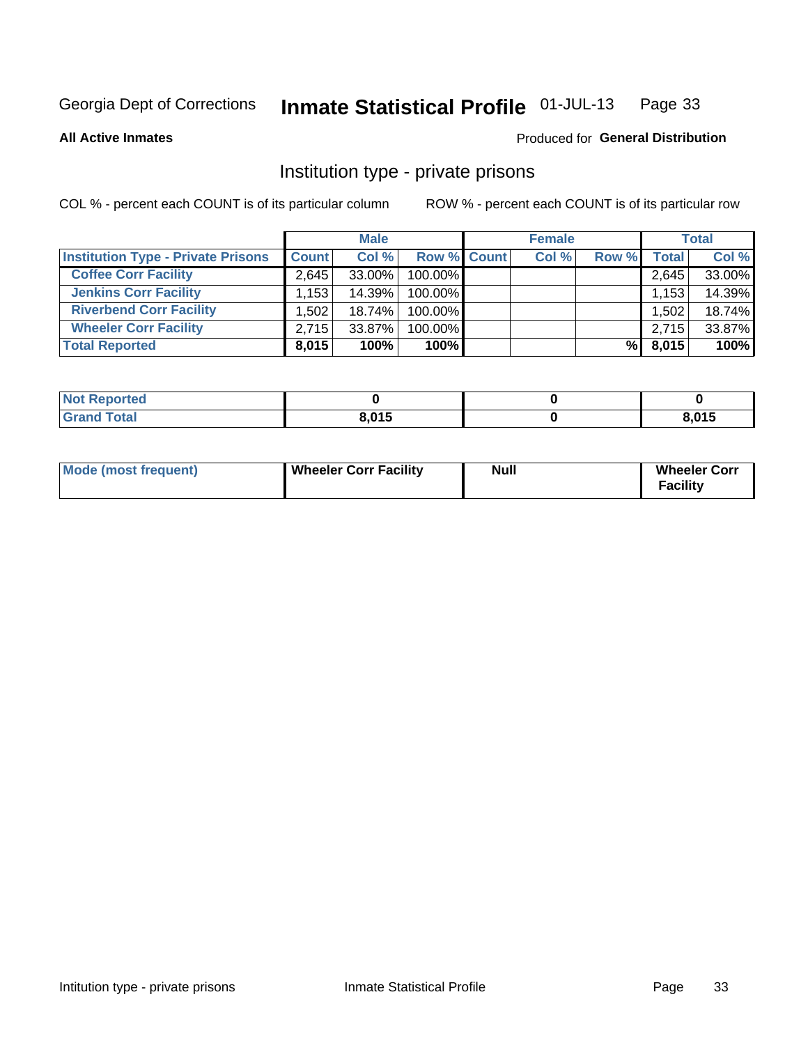Georgia Dept of Corrections **Inmate Statistical Profile** 01-JUL-13

**All Active Inmates**

Produced for **General Distribution**

## Institution type - private prisons

COL % - percent each COUNT is of its particular column

ROW % - percent each COUNT is of its particular row

| | Male | | | Female | | | Total | |
|---|---|---|---|---|---|---|---|---|
| **Institution Type - Private Prisons** | **Count** | **Col %** | **Row %** | **Count** | **Col %** | **Row %** | **Total** | **Col %** |
| **Coffee Corr Facility** | 2,645 | 33.00% | 100.00% | | | | 2,645 | 33.00% |
| **Jenkins Corr Facility** | 1,153 | 14.39% | 100.00% | | | | 1,153 | 14.39% |
| **Riverbend Corr Facility** | 1,502 | 18.74% | 100.00% | | | | 1,502 | 18.74% |
| **Wheeler Corr Facility** | 2,715 | 33.87% | 100.00% | | | | 2,715 | 33.87% |
| **Total Reported** | **8,015** | **100%** | **100%** | | | **%** | **8,015** | **100%** |

| | Male | Female | Total |
|---|---|---|---|
| **Not Reported** | **0** | **0** | **0** |
| **Grand Total** | **8,015** | **0** | **8,015** |

| | Male | Female | Total |
|---|---|---|---|
| **Mode (most frequent)** | **Wheeler Corr Facility** | **Null** | **Wheeler Corr Facility** |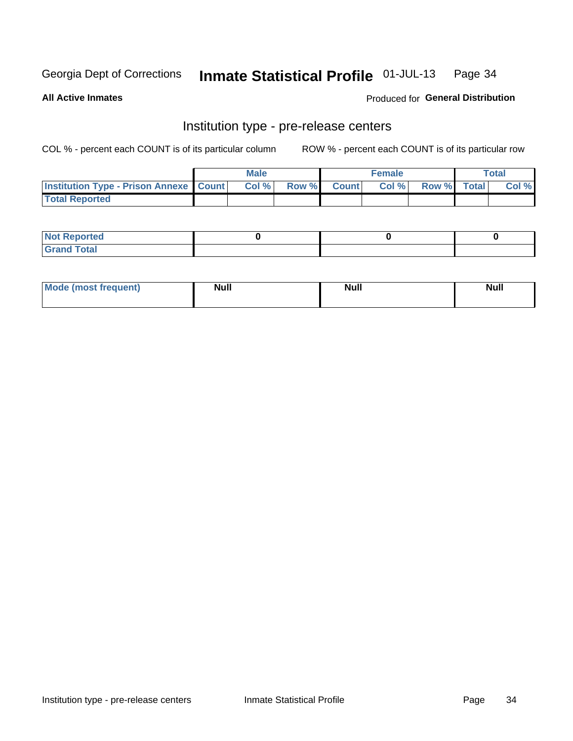Georgia Dept of Corrections **Inmate Statistical Profile** 01-JUL-13

**All Active Inmates**

Produced for **General Distribution**

## Institution type - pre-release centers

COL % - percent each COUNT is of its particular column ROW % - percent each COUNT is of its particular row

| | Male | | | Female | | | Total | |
|---|---|---|---|---|---|---|---|---|
| **Institution Type - Prison Annexe** | **Count** | **Col %** | **Row %** | **Count** | **Col %** | **Row %** | **Total** | **Col %** |
| **Total Reported** | | | | | | | | |

| | Male | Female | Total |
|---|---|---|---|
| **Not Reported** | 0 | 0 | 0 |
| **Grand Total** | | | |

| | Male | Female | Total |
|---|---|---|---|
| **Mode (most frequent)** | Null | Null | Null |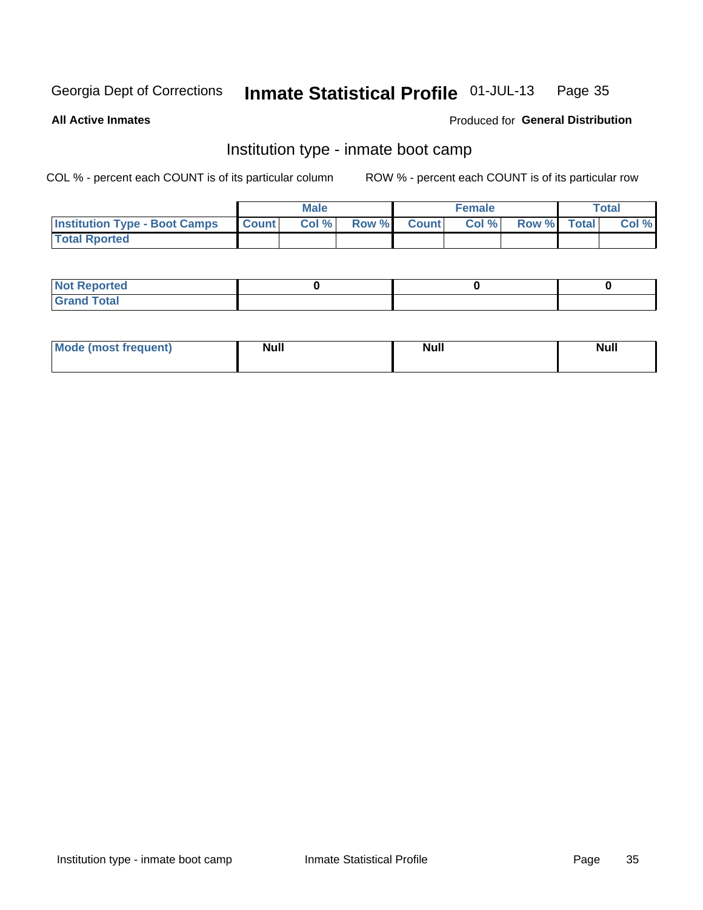Georgia Dept of Corrections **Inmate Statistical Profile** 01-JUL-13

**All Active Inmates**

Produced for **General Distribution**

## Institution type - inmate boot camp

COL % - percent each COUNT is of its particular column

ROW % - percent each COUNT is of its particular row

| | Male | | | Female | | | Total | |
|---|---|---|---|---|---|---|---|---|
| **Institution Type - Boot Camps** | **Count** | **Col %** | **Row %** | **Count** | **Col %** | **Row %** | **Total** | **Col %** |
| **Total Rported** | | | | | | | | |

| | Male | Female | Total |
|---|---|---|---|
| **Not Reported** | 0 | 0 | 0 |
| **Grand Total** | | | |

| | Male | Female | Total |
|---|---|---|---|
| **Mode (most frequent)** | Null | Null | Null |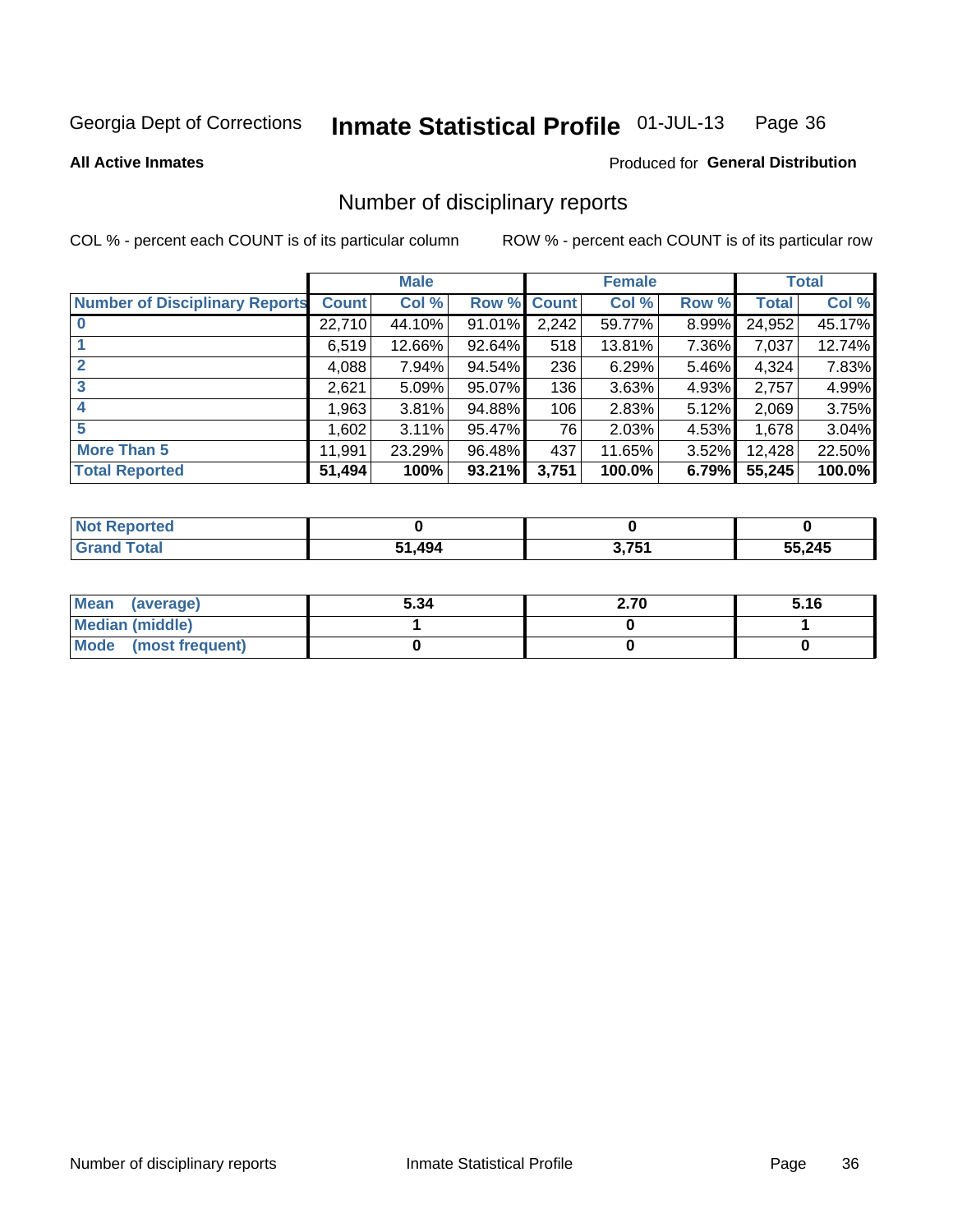Georgia Dept of Corrections **Inmate Statistical Profile** 01-JUL-13

**All Active Inmates** Produced for **General Distribution**

## Number of disciplinary reports

COL % - percent each COUNT is of its particular column ROW % - percent each COUNT is of its particular row

| | Male | | | Female | | | Total | |
|---|---|---|---|---|---|---|---|---|
| Number of Disciplinary Reports | Count | Col % | Row % | Count | Col % | Row % | Total | Col % |
| 0 | 22,710 | 44.10% | 91.01% | 2,242 | 59.77% | 8.99% | 24,952 | 45.17% |
| 1 | 6,519 | 12.66% | 92.64% | 518 | 13.81% | 7.36% | 7,037 | 12.74% |
| 2 | 4,088 | 7.94% | 94.54% | 236 | 6.29% | 5.46% | 4,324 | 7.83% |
| 3 | 2,621 | 5.09% | 95.07% | 136 | 3.63% | 4.93% | 2,757 | 4.99% |
| 4 | 1,963 | 3.81% | 94.88% | 106 | 2.83% | 5.12% | 2,069 | 3.75% |
| 5 | 1,602 | 3.11% | 95.47% | 76 | 2.03% | 4.53% | 1,678 | 3.04% |
| More Than 5 | 11,991 | 23.29% | 96.48% | 437 | 11.65% | 3.52% | 12,428 | 22.50% |
| **Total Reported** | **51,494** | **100%** | **93.21%** | **3,751** | **100.0%** | **6.79%** | **55,245** | **100.0%** |

| | Male | Female | Total |
|---|---|---|---|
| Not Reported | 0 | 0 | 0 |
| Grand Total | 51,494 | 3,751 | 55,245 |

| | Male | Female | Total |
|---|---|---|---|
| Mean (average) | 5.34 | 2.70 | 5.16 |
| Median (middle) | 1 | 0 | 1 |
| Mode (most frequent) | 0 | 0 | 0 |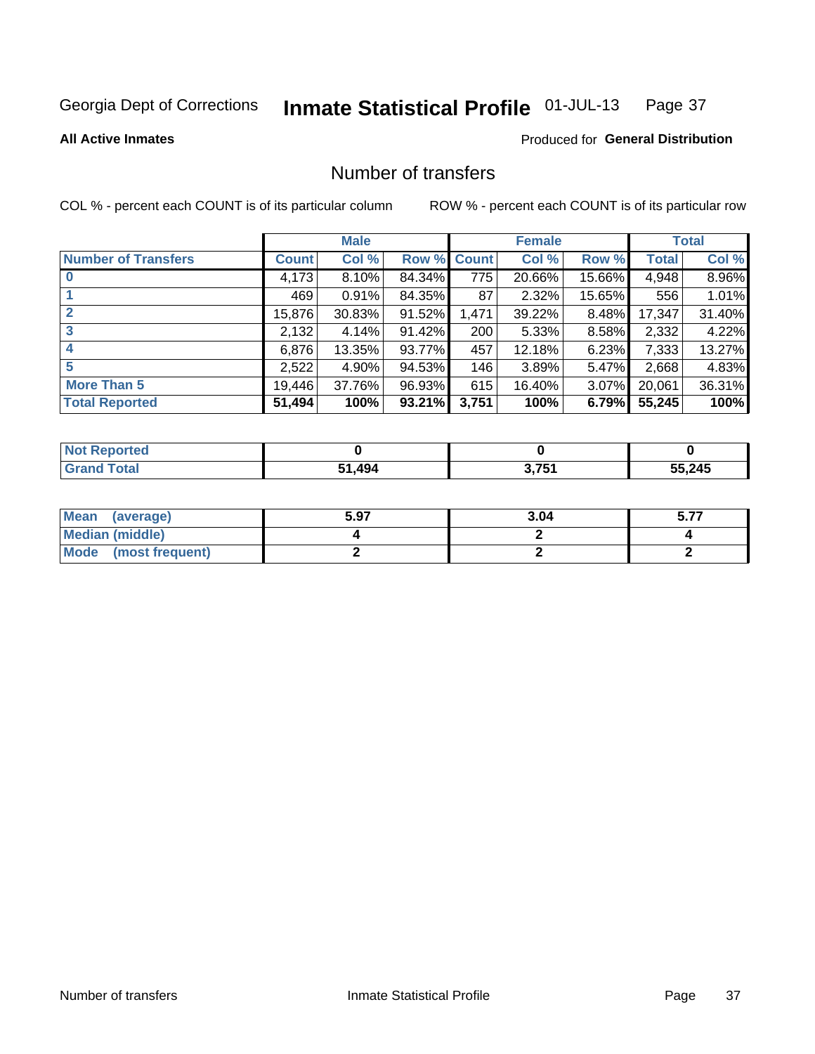Georgia Dept of Corrections **Inmate Statistical Profile** 01-JUL-13

**All Active Inmates**

Produced for **General Distribution**

## Number of transfers

COL % - percent each COUNT is of its particular column     ROW % - percent each COUNT is of its particular row

| | Male | | | Female | | | Total | |
|---|---|---|---|---|---|---|---|---|
| **Number of Transfers** | **Count** | **Col %** | **Row %** | **Count** | **Col %** | **Row %** | **Total** | **Col %** |
| **0** | 4,173 | 8.10% | 84.34% | 775 | 20.66% | 15.66% | 4,948 | 8.96% |
| **1** | 469 | 0.91% | 84.35% | 87 | 2.32% | 15.65% | 556 | 1.01% |
| **2** | 15,876 | 30.83% | 91.52% | 1,471 | 39.22% | 8.48% | 17,347 | 31.40% |
| **3** | 2,132 | 4.14% | 91.42% | 200 | 5.33% | 8.58% | 2,332 | 4.22% |
| **4** | 6,876 | 13.35% | 93.77% | 457 | 12.18% | 6.23% | 7,333 | 13.27% |
| **5** | 2,522 | 4.90% | 94.53% | 146 | 3.89% | 5.47% | 2,668 | 4.83% |
| **More Than 5** | 19,446 | 37.76% | 96.93% | 615 | 16.40% | 3.07% | 20,061 | 36.31% |
| **Total Reported** | **51,494** | **100%** | **93.21%** | **3,751** | **100%** | **6.79%** | **55,245** | **100%** |

| | Male | Female | Total |
|---|---|---|---|
| **Not Reported** | **0** | **0** | **0** |
| **Grand Total** | **51,494** | **3,751** | **55,245** |

| | Male | Female | Total |
|---|---|---|---|
| **Mean (average)** | **5.97** | **3.04** | **5.77** |
| **Median (middle)** | **4** | **2** | **4** |
| **Mode (most frequent)** | **2** | **2** | **2** |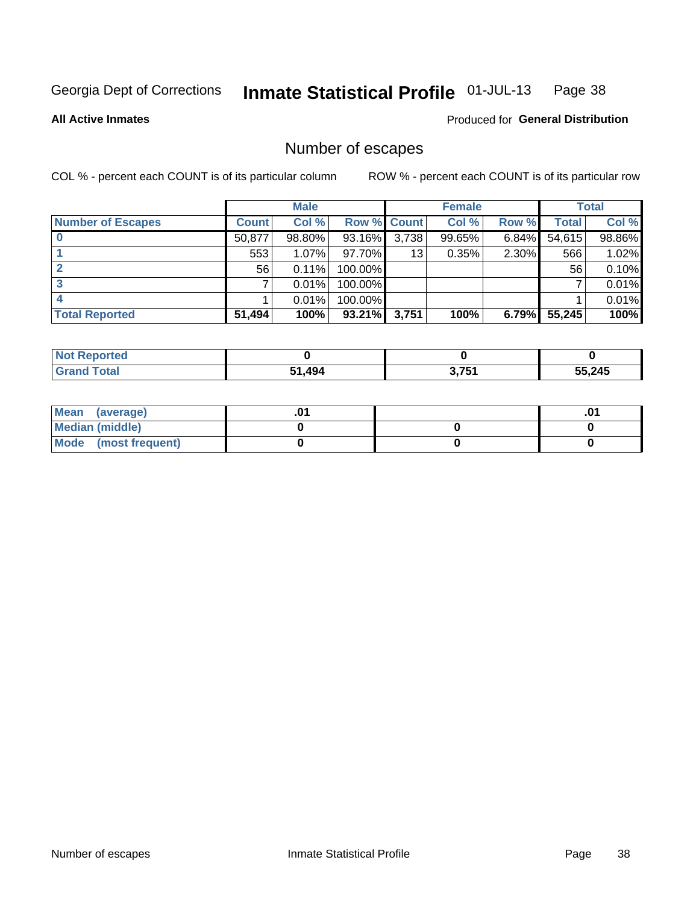Georgia Dept of Corrections **Inmate Statistical Profile** 01-JUL-13

**All Active Inmates**

Produced for **General Distribution**

## Number of escapes

COL % - percent each COUNT is of its particular column ROW % - percent each COUNT is of its particular row

| | Male | | | Female | | | Total | |
|---|---|---|---|---|---|---|---|---|
| **Number of Escapes** | **Count** | **Col %** | **Row %** | **Count** | **Col %** | **Row %** | **Total** | **Col %** |
| **0** | 50,877 | 98.80% | 93.16% | 3,738 | 99.65% | 6.84% | 54,615 | 98.86% |
| **1** | 553 | 1.07% | 97.70% | 13 | 0.35% | 2.30% | 566 | 1.02% |
| **2** | 56 | 0.11% | 100.00% | | | | 56 | 0.10% |
| **3** | 7 | 0.01% | 100.00% | | | | 7 | 0.01% |
| **4** | 1 | 0.01% | 100.00% | | | | 1 | 0.01% |
| **Total Reported** | **51,494** | **100%** | **93.21%** | **3,751** | **100%** | **6.79%** | **55,245** | **100%** |

| | Male | Female | Total |
|---|---|---|---|
| **Not Reported** | **0** | **0** | **0** |
| **Grand Total** | **51,494** | **3,751** | **55,245** |

| | Male | Female | Total |
|---|---|---|---|
| **Mean (average)** | **.01** | | **.01** |
| **Median (middle)** | **0** | **0** | **0** |
| **Mode (most frequent)** | **0** | **0** | **0** |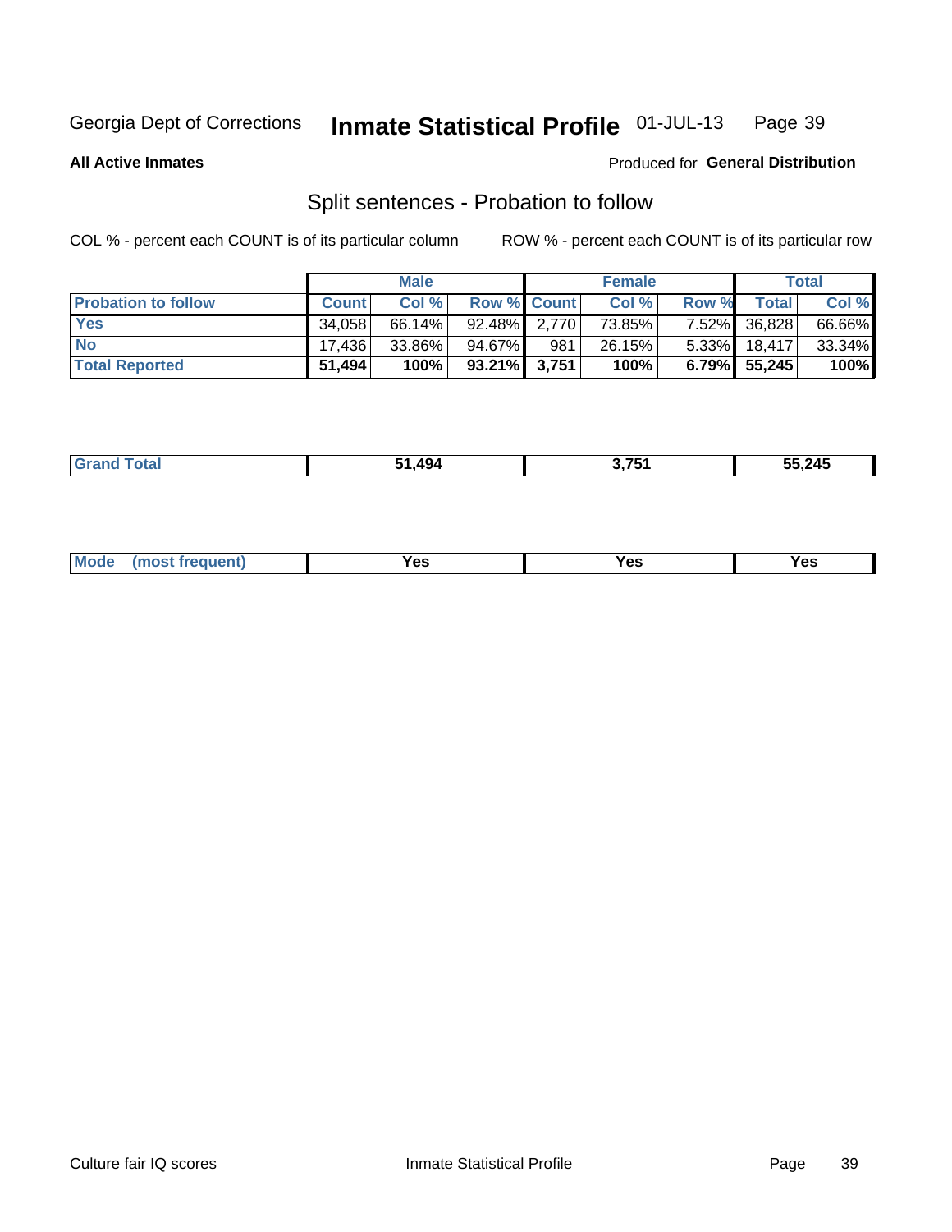Georgia Dept of Corrections **Inmate Statistical Profile** 01-JUL-13

**All Active Inmates**

Produced for **General Distribution**

## Split sentences - Probation to follow

COL % - percent each COUNT is of its particular column

ROW % - percent each COUNT is of its particular row

| | Male | | | Female | | | Total | |
|---|---|---|---|---|---|---|---|---|
| **Probation to follow** | **Count** | **Col %** | **Row %** | **Count** | **Col %** | **Row %** | **Total** | **Col %** |
| **Yes** | 34,058 | 66.14% | 92.48% | 2,770 | 73.85% | 7.52% | 36,828 | 66.66% |
| **No** | 17,436 | 33.86% | 94.67% | 981 | 26.15% | 5.33% | 18,417 | 33.34% |
| **Total Reported** | **51,494** | **100%** | **93.21%** | **3,751** | **100%** | **6.79%** | **55,245** | **100%** |

| | | | |
|---|---|---|---|
| **Grand Total** | **51,494** | **3,751** | **55,245** |

| | | | |
|---|---|---|---|
| **Mode (most frequent)** | **Yes** | **Yes** | **Yes** |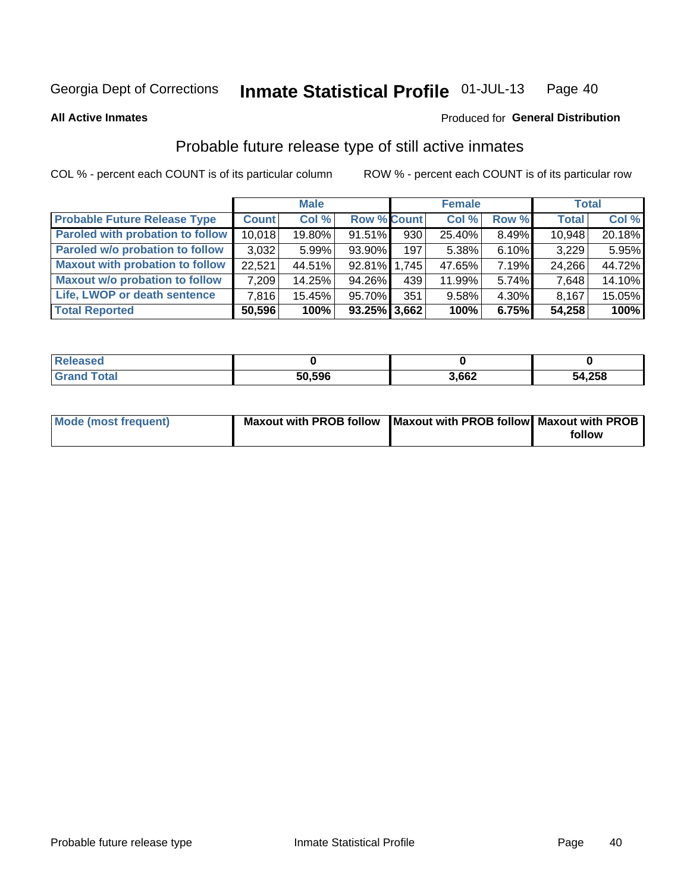Georgia Dept of Corrections **Inmate Statistical Profile** 01-JUL-13

**All Active Inmates**

Produced for **General Distribution**

## Probable future release type of still active inmates

COL % - percent each COUNT is of its particular column

ROW % - percent each COUNT is of its particular row

| | Male | | | Female | | | Total | |
|---|---|---|---|---|---|---|---|---|
| **Probable Future Release Type** | **Count** | **Col %** | **Row %** | **Count** | **Col %** | **Row %** | **Total** | **Col %** |
| Paroled with probation to follow | 10,018 | 19.80% | 91.51% | 930 | 25.40% | 8.49% | 10,948 | 20.18% |
| Paroled w/o probation to follow | 3,032 | 5.99% | 93.90% | 197 | 5.38% | 6.10% | 3,229 | 5.95% |
| Maxout with probation to follow | 22,521 | 44.51% | 92.81% | 1,745 | 47.65% | 7.19% | 24,266 | 44.72% |
| Maxout w/o probation to follow | 7,209 | 14.25% | 94.26% | 439 | 11.99% | 5.74% | 7,648 | 14.10% |
| Life, LWOP or death sentence | 7,816 | 15.45% | 95.70% | 351 | 9.58% | 4.30% | 8,167 | 15.05% |
| **Total Reported** | **50,596** | **100%** | **93.25%** | **3,662** | **100%** | **6.75%** | **54,258** | **100%** |

| | Male | Female | Total |
|---|---|---|---|
| Released | 0 | 0 | 0 |
| Grand Total | 50,596 | 3,662 | 54,258 |

| | Male | Female | Total |
|---|---|---|---|
| Mode (most frequent) | Maxout with PROB follow | Maxout with PROB follow | Maxout with PROB follow |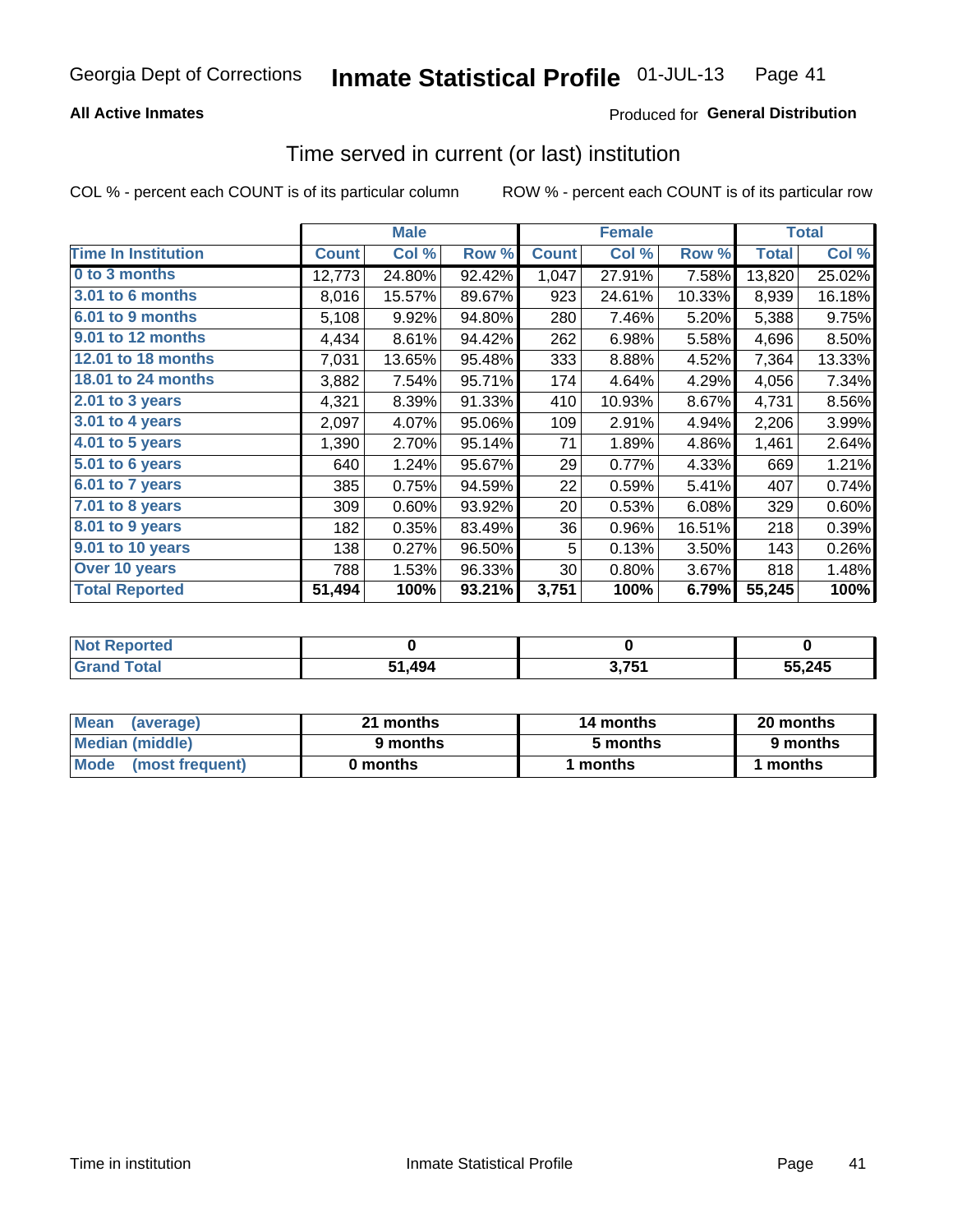Georgia Dept of Corrections **Inmate Statistical Profile** 01-JUL-13

**All Active Inmates**

Produced for **General Distribution**

## Time served in current (or last) institution

COL % - percent each COUNT is of its particular column    ROW % - percent each COUNT is of its particular row

| | Male | | | Female | | | Total | |
|---|---|---|---|---|---|---|---|---|
| **Time In Institution** | **Count** | **Col %** | **Row %** | **Count** | **Col %** | **Row %** | **Total** | **Col %** |
| **0 to 3 months** | 12,773 | 24.80% | 92.42% | 1,047 | 27.91% | 7.58% | 13,820 | 25.02% |
| **3.01 to 6 months** | 8,016 | 15.57% | 89.67% | 923 | 24.61% | 10.33% | 8,939 | 16.18% |
| **6.01 to 9 months** | 5,108 | 9.92% | 94.80% | 280 | 7.46% | 5.20% | 5,388 | 9.75% |
| **9.01 to 12 months** | 4,434 | 8.61% | 94.42% | 262 | 6.98% | 5.58% | 4,696 | 8.50% |
| **12.01 to 18 months** | 7,031 | 13.65% | 95.48% | 333 | 8.88% | 4.52% | 7,364 | 13.33% |
| **18.01 to 24 months** | 3,882 | 7.54% | 95.71% | 174 | 4.64% | 4.29% | 4,056 | 7.34% |
| **2.01 to 3 years** | 4,321 | 8.39% | 91.33% | 410 | 10.93% | 8.67% | 4,731 | 8.56% |
| **3.01 to 4 years** | 2,097 | 4.07% | 95.06% | 109 | 2.91% | 4.94% | 2,206 | 3.99% |
| **4.01 to 5 years** | 1,390 | 2.70% | 95.14% | 71 | 1.89% | 4.86% | 1,461 | 2.64% |
| **5.01 to 6 years** | 640 | 1.24% | 95.67% | 29 | 0.77% | 4.33% | 669 | 1.21% |
| **6.01 to 7 years** | 385 | 0.75% | 94.59% | 22 | 0.59% | 5.41% | 407 | 0.74% |
| **7.01 to 8 years** | 309 | 0.60% | 93.92% | 20 | 0.53% | 6.08% | 329 | 0.60% |
| **8.01 to 9 years** | 182 | 0.35% | 83.49% | 36 | 0.96% | 16.51% | 218 | 0.39% |
| **9.01 to 10 years** | 138 | 0.27% | 96.50% | 5 | 0.13% | 3.50% | 143 | 0.26% |
| **Over 10 years** | 788 | 1.53% | 96.33% | 30 | 0.80% | 3.67% | 818 | 1.48% |
| **Total Reported** | **51,494** | **100%** | **93.21%** | **3,751** | **100%** | **6.79%** | **55,245** | **100%** |

| | Male | Female | Total |
|---|---|---|---|
| **Not Reported** | **0** | **0** | **0** |
| **Grand Total** | **51,494** | **3,751** | **55,245** |

| | Male | Female | Total |
|---|---|---|---|
| **Mean (average)** | **21 months** | **14 months** | **20 months** |
| **Median (middle)** | **9 months** | **5 months** | **9 months** |
| **Mode (most frequent)** | **0 months** | **1 months** | **1 months** |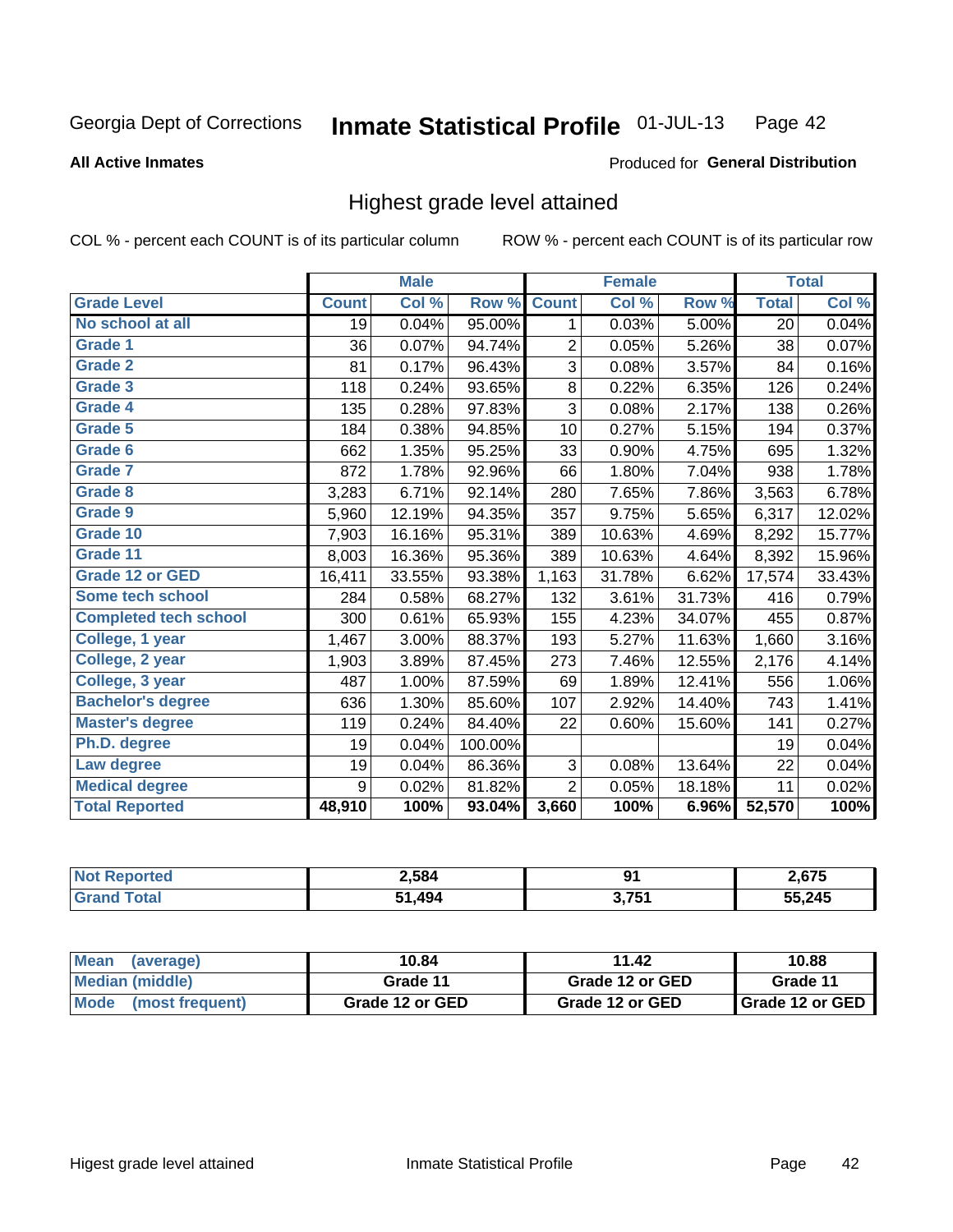Georgia Dept of Corrections **Inscript Statistical Profile** 01-JUL-13

**All Active Inmates**

Produced for **General Distribution**

## Highest grade level attained

COL % - percent each COUNT is of its particular column ROW % - percent each COUNT is of its particular row

| | Male | | | Female | | | Total | |
|---|---|---|---|---|---|---|---|---|
| **Grade Level** | **Count** | **Col %** | **Row %** | **Count** | **Col %** | **Row %** | **Total** | **Col %** |
| No school at all | 19 | 0.04% | 95.00% | 1 | 0.03% | 5.00% | 20 | 0.04% |
| Grade 1 | 36 | 0.07% | 94.74% | 2 | 0.05% | 5.26% | 38 | 0.07% |
| Grade 2 | 81 | 0.17% | 96.43% | 3 | 0.08% | 3.57% | 84 | 0.16% |
| Grade 3 | 118 | 0.24% | 93.65% | 8 | 0.22% | 6.35% | 126 | 0.24% |
| Grade 4 | 135 | 0.28% | 97.83% | 3 | 0.08% | 2.17% | 138 | 0.26% |
| Grade 5 | 184 | 0.38% | 94.85% | 10 | 0.27% | 5.15% | 194 | 0.37% |
| Grade 6 | 662 | 1.35% | 95.25% | 33 | 0.90% | 4.75% | 695 | 1.32% |
| Grade 7 | 872 | 1.78% | 92.96% | 66 | 1.80% | 7.04% | 938 | 1.78% |
| Grade 8 | 3,283 | 6.71% | 92.14% | 280 | 7.65% | 7.86% | 3,563 | 6.78% |
| Grade 9 | 5,960 | 12.19% | 94.35% | 357 | 9.75% | 5.65% | 6,317 | 12.02% |
| Grade 10 | 7,903 | 16.16% | 95.31% | 389 | 10.63% | 4.69% | 8,292 | 15.77% |
| Grade 11 | 8,003 | 16.36% | 95.36% | 389 | 10.63% | 4.64% | 8,392 | 15.96% |
| Grade 12 or GED | 16,411 | 33.55% | 93.38% | 1,163 | 31.78% | 6.62% | 17,574 | 33.43% |
| Some tech school | 284 | 0.58% | 68.27% | 132 | 3.61% | 31.73% | 416 | 0.79% |
| Completed tech school | 300 | 0.61% | 65.93% | 155 | 4.23% | 34.07% | 455 | 0.87% |
| College, 1 year | 1,467 | 3.00% | 88.37% | 193 | 5.27% | 11.63% | 1,660 | 3.16% |
| College, 2 year | 1,903 | 3.89% | 87.45% | 273 | 7.46% | 12.55% | 2,176 | 4.14% |
| College, 3 year | 487 | 1.00% | 87.59% | 69 | 1.89% | 12.41% | 556 | 1.06% |
| Bachelor's degree | 636 | 1.30% | 85.60% | 107 | 2.92% | 14.40% | 743 | 1.41% |
| Master's degree | 119 | 0.24% | 84.40% | 22 | 0.60% | 15.60% | 141 | 0.27% |
| Ph.D. degree | 19 | 0.04% | 100.00% | | | | 19 | 0.04% |
| Law degree | 19 | 0.04% | 86.36% | 3 | 0.08% | 13.64% | 22 | 0.04% |
| Medical degree | 9 | 0.02% | 81.82% | 2 | 0.05% | 18.18% | 11 | 0.02% |
| **Total Reported** | **48,910** | **100%** | **93.04%** | **3,660** | **100%** | **6.96%** | **52,570** | **100%** |

| | Male | Female | Total |
|---|---|---|---|
| Not Reported | 2,584 | 91 | 2,675 |
| Grand Total | 51,494 | 3,751 | 55,245 |

| | Male | Female | Total |
|---|---|---|---|
| Mean (average) | 10.84 | 11.42 | 10.88 |
| Median (middle) | Grade 11 | Grade 12 or GED | Grade 11 |
| Mode (most frequent) | Grade 12 or GED | Grade 12 or GED | Grade 12 or GED |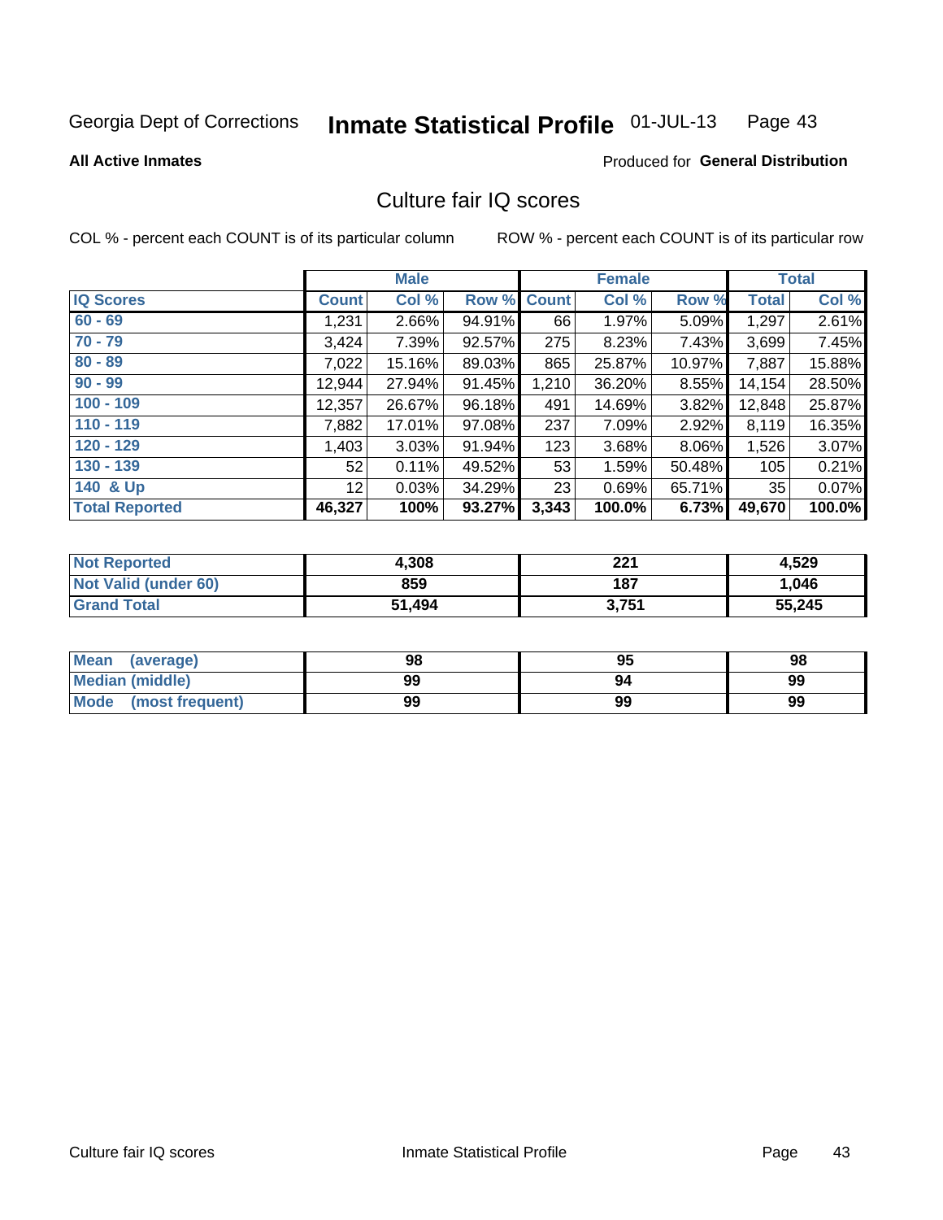Georgia Dept of Corrections **Inmate Statistical Profile** 01-JUL-13 Page 43

**All Active Inmates**

Produced for **General Distribution**

## Culture fair IQ scores

COL % - percent each COUNT is of its particular column

ROW % - percent each COUNT is of its particular row

| | Male | | | Female | | | Total | |
|---|---|---|---|---|---|---|---|---|
| **IQ Scores** | **Count** | **Col %** | **Row %** | **Count** | **Col %** | **Row %** | **Total** | **Col %** |
| 60 - 69 | 1,231 | 2.66% | 94.91% | 66 | 1.97% | 5.09% | 1,297 | 2.61% |
| 70 - 79 | 3,424 | 7.39% | 92.57% | 275 | 8.23% | 7.43% | 3,699 | 7.45% |
| 80 - 89 | 7,022 | 15.16% | 89.03% | 865 | 25.87% | 10.97% | 7,887 | 15.88% |
| 90 - 99 | 12,944 | 27.94% | 91.45% | 1,210 | 36.20% | 8.55% | 14,154 | 28.50% |
| 100 - 109 | 12,357 | 26.67% | 96.18% | 491 | 14.69% | 3.82% | 12,848 | 25.87% |
| 110 - 119 | 7,882 | 17.01% | 97.08% | 237 | 7.09% | 2.92% | 8,119 | 16.35% |
| 120 - 129 | 1,403 | 3.03% | 91.94% | 123 | 3.68% | 8.06% | 1,526 | 3.07% |
| 130 - 139 | 52 | 0.11% | 49.52% | 53 | 1.59% | 50.48% | 105 | 0.21% |
| 140 & Up | 12 | 0.03% | 34.29% | 23 | 0.69% | 65.71% | 35 | 0.07% |
| **Total Reported** | **46,327** | **100%** | **93.27%** | **3,343** | **100.0%** | **6.73%** | **49,670** | **100.0%** |

| | Male | Female | Total |
|---|---|---|---|
| Not Reported | 4,308 | 221 | 4,529 |
| Not Valid (under 60) | 859 | 187 | 1,046 |
| Grand Total | 51,494 | 3,751 | 55,245 |

| | Male | Female | Total |
|---|---|---|---|
| Mean (average) | 98 | 95 | 98 |
| Median (middle) | 99 | 94 | 99 |
| Mode (most frequent) | 99 | 99 | 99 |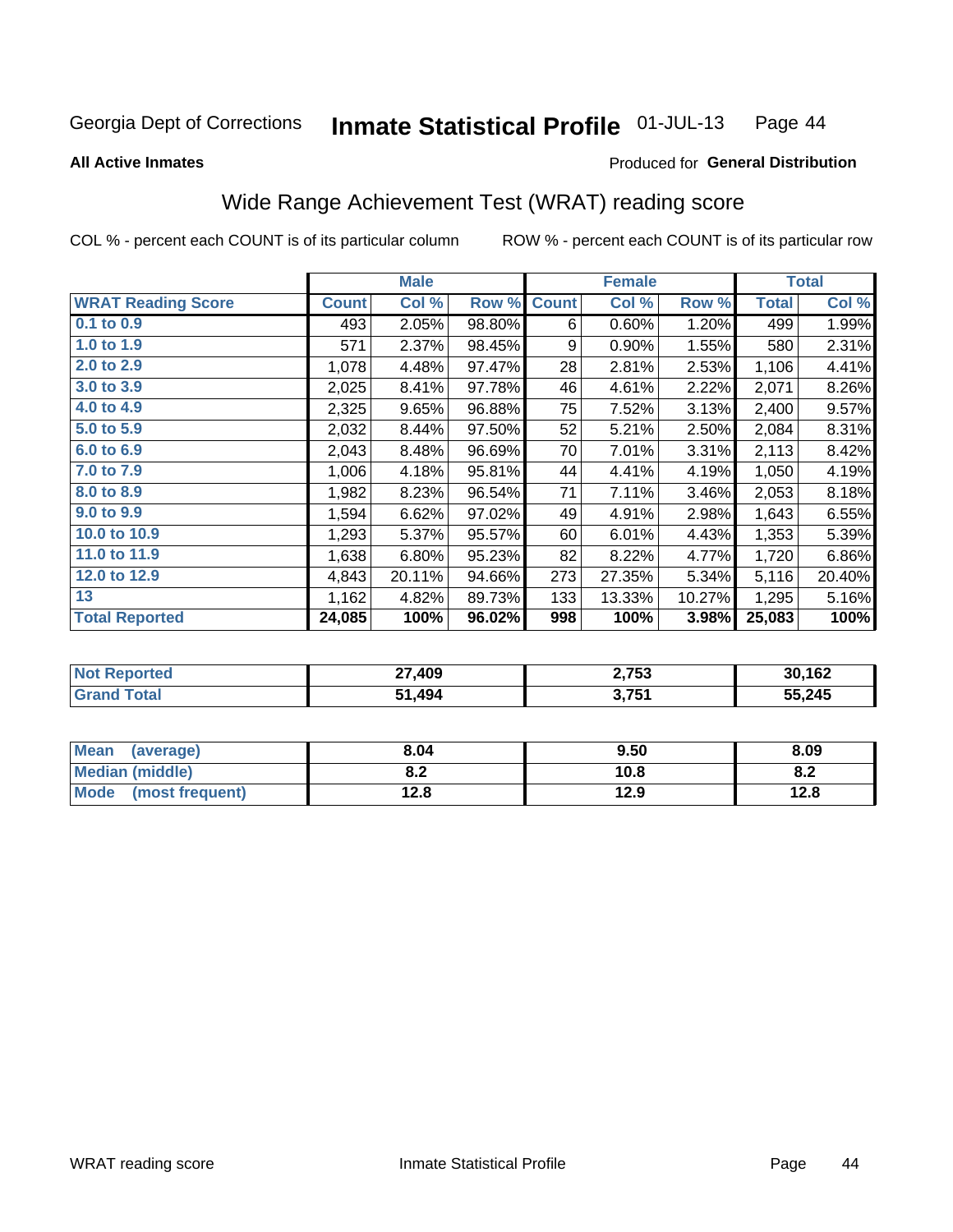Georgia Dept of Corrections **Inmate Statistical Profile** 01-JUL-13

**All Active Inmates**

Produced for **General Distribution**

## Wide Range Achievement Test (WRAT) reading score

COL % - percent each COUNT is of its particular column ROW % - percent each COUNT is of its particular row

| | Male | | | Female | | | Total | |
|---|---|---|---|---|---|---|---|---|
| **WRAT Reading Score** | **Count** | **Col %** | **Row %** | **Count** | **Col %** | **Row %** | **Total** | **Col %** |
| 0.1 to 0.9 | 493 | 2.05% | 98.80% | 6 | 0.60% | 1.20% | 499 | 1.99% |
| 1.0 to 1.9 | 571 | 2.37% | 98.45% | 9 | 0.90% | 1.55% | 580 | 2.31% |
| 2.0 to 2.9 | 1,078 | 4.48% | 97.47% | 28 | 2.81% | 2.53% | 1,106 | 4.41% |
| 3.0 to 3.9 | 2,025 | 8.41% | 97.78% | 46 | 4.61% | 2.22% | 2,071 | 8.26% |
| 4.0 to 4.9 | 2,325 | 9.65% | 96.88% | 75 | 7.52% | 3.13% | 2,400 | 9.57% |
| 5.0 to 5.9 | 2,032 | 8.44% | 97.50% | 52 | 5.21% | 2.50% | 2,084 | 8.31% |
| 6.0 to 6.9 | 2,043 | 8.48% | 96.69% | 70 | 7.01% | 3.31% | 2,113 | 8.42% |
| 7.0 to 7.9 | 1,006 | 4.18% | 95.81% | 44 | 4.41% | 4.19% | 1,050 | 4.19% |
| 8.0 to 8.9 | 1,982 | 8.23% | 96.54% | 71 | 7.11% | 3.46% | 2,053 | 8.18% |
| 9.0 to 9.9 | 1,594 | 6.62% | 97.02% | 49 | 4.91% | 2.98% | 1,643 | 6.55% |
| 10.0 to 10.9 | 1,293 | 5.37% | 95.57% | 60 | 6.01% | 4.43% | 1,353 | 5.39% |
| 11.0 to 11.9 | 1,638 | 6.80% | 95.23% | 82 | 8.22% | 4.77% | 1,720 | 6.86% |
| 12.0 to 12.9 | 4,843 | 20.11% | 94.66% | 273 | 27.35% | 5.34% | 5,116 | 20.40% |
| 13 | 1,162 | 4.82% | 89.73% | 133 | 13.33% | 10.27% | 1,295 | 5.16% |
| **Total Reported** | **24,085** | **100%** | **96.02%** | **998** | **100%** | **3.98%** | **25,083** | **100%** |

| | Male | Female | Total |
|---|---|---|---|
| Not Reported | 27,409 | 2,753 | 30,162 |
| Grand Total | 51,494 | 3,751 | 55,245 |

| | Male | Female | Total |
|---|---|---|---|
| Mean (average) | 8.04 | 9.50 | 8.09 |
| Median (middle) | 8.2 | 10.8 | 8.2 |
| Mode (most frequent) | 12.8 | 12.9 | 12.8 |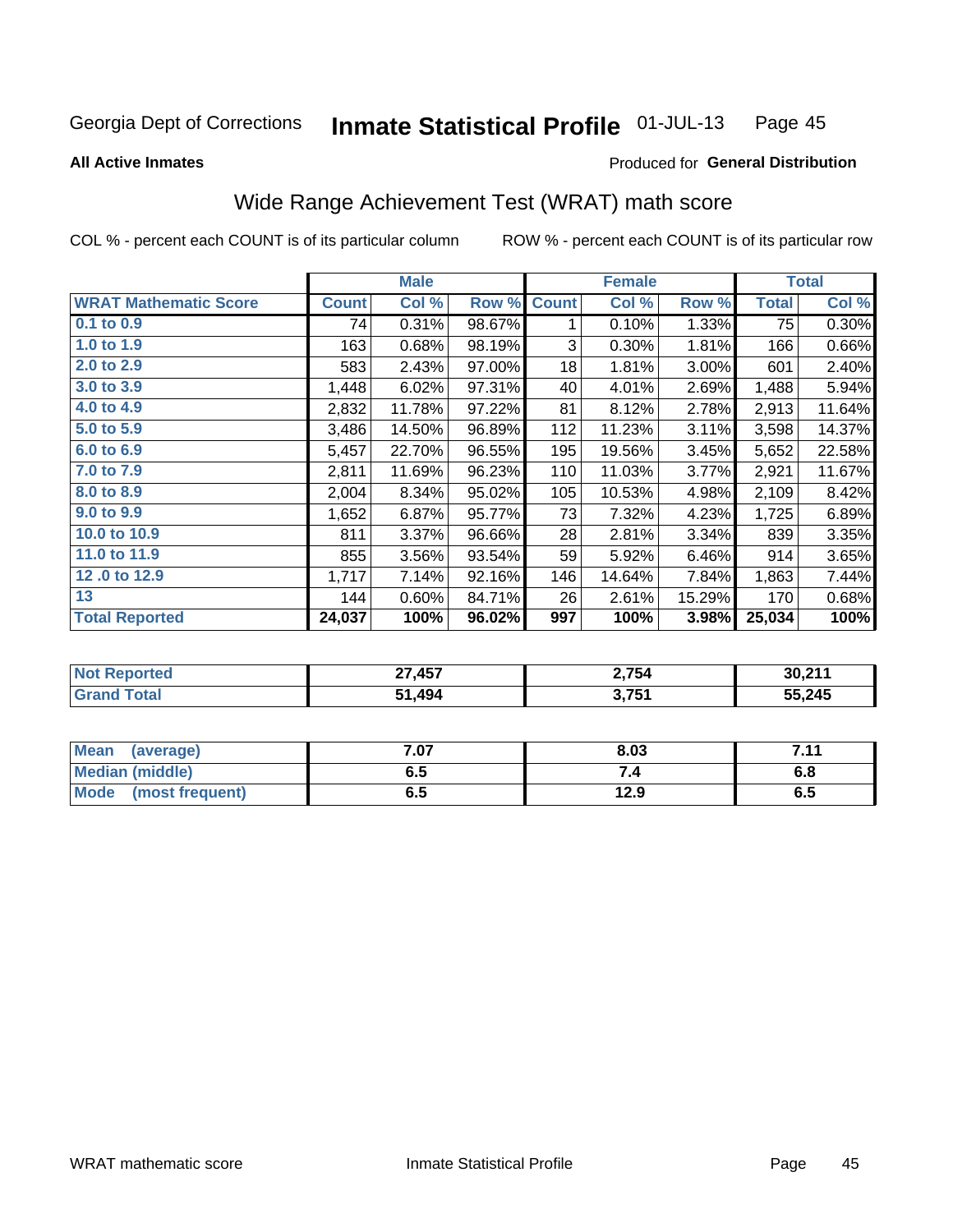Georgia Dept of Corrections **Inmate Statistical Profile** 01-JUL-13

**All Active Inmates**

Produced for **General Distribution**

## Wide Range Achievement Test (WRAT) math score

COL % - percent each COUNT is of its particular column    ROW % - percent each COUNT is of its particular row

| | Male | | | Female | | | Total | |
|---|---|---|---|---|---|---|---|---|
| **WRAT Mathematic Score** | **Count** | **Col %** | **Row %** | **Count** | **Col %** | **Row %** | **Total** | **Col %** |
| 0.1 to 0.9 | 74 | 0.31% | 98.67% | 1 | 0.10% | 1.33% | 75 | 0.30% |
| 1.0 to 1.9 | 163 | 0.68% | 98.19% | 3 | 0.30% | 1.81% | 166 | 0.66% |
| 2.0 to 2.9 | 583 | 2.43% | 97.00% | 18 | 1.81% | 3.00% | 601 | 2.40% |
| 3.0 to 3.9 | 1,448 | 6.02% | 97.31% | 40 | 4.01% | 2.69% | 1,488 | 5.94% |
| 4.0 to 4.9 | 2,832 | 11.78% | 97.22% | 81 | 8.12% | 2.78% | 2,913 | 11.64% |
| 5.0 to 5.9 | 3,486 | 14.50% | 96.89% | 112 | 11.23% | 3.11% | 3,598 | 14.37% |
| 6.0 to 6.9 | 5,457 | 22.70% | 96.55% | 195 | 19.56% | 3.45% | 5,652 | 22.58% |
| 7.0 to 7.9 | 2,811 | 11.69% | 96.23% | 110 | 11.03% | 3.77% | 2,921 | 11.67% |
| 8.0 to 8.9 | 2,004 | 8.34% | 95.02% | 105 | 10.53% | 4.98% | 2,109 | 8.42% |
| 9.0 to 9.9 | 1,652 | 6.87% | 95.77% | 73 | 7.32% | 4.23% | 1,725 | 6.89% |
| 10.0 to 10.9 | 811 | 3.37% | 96.66% | 28 | 2.81% | 3.34% | 839 | 3.35% |
| 11.0 to 11.9 | 855 | 3.56% | 93.54% | 59 | 5.92% | 6.46% | 914 | 3.65% |
| 12 .0 to 12.9 | 1,717 | 7.14% | 92.16% | 146 | 14.64% | 7.84% | 1,863 | 7.44% |
| 13 | 144 | 0.60% | 84.71% | 26 | 2.61% | 15.29% | 170 | 0.68% |
| **Total Reported** | **24,037** | **100%** | **96.02%** | **997** | **100%** | **3.98%** | **25,034** | **100%** |

| | Male | Female | Total |
|---|---|---|---|
| **Not Reported** | **27,457** | **2,754** | **30,211** |
| **Grand Total** | **51,494** | **3,751** | **55,245** |

| | Male | Female | Total |
|---|---|---|---|
| **Mean (average)** | **7.07** | **8.03** | **7.11** |
| **Median (middle)** | **6.5** | **7.4** | **6.8** |
| **Mode (most frequent)** | **6.5** | **12.9** | **6.5** |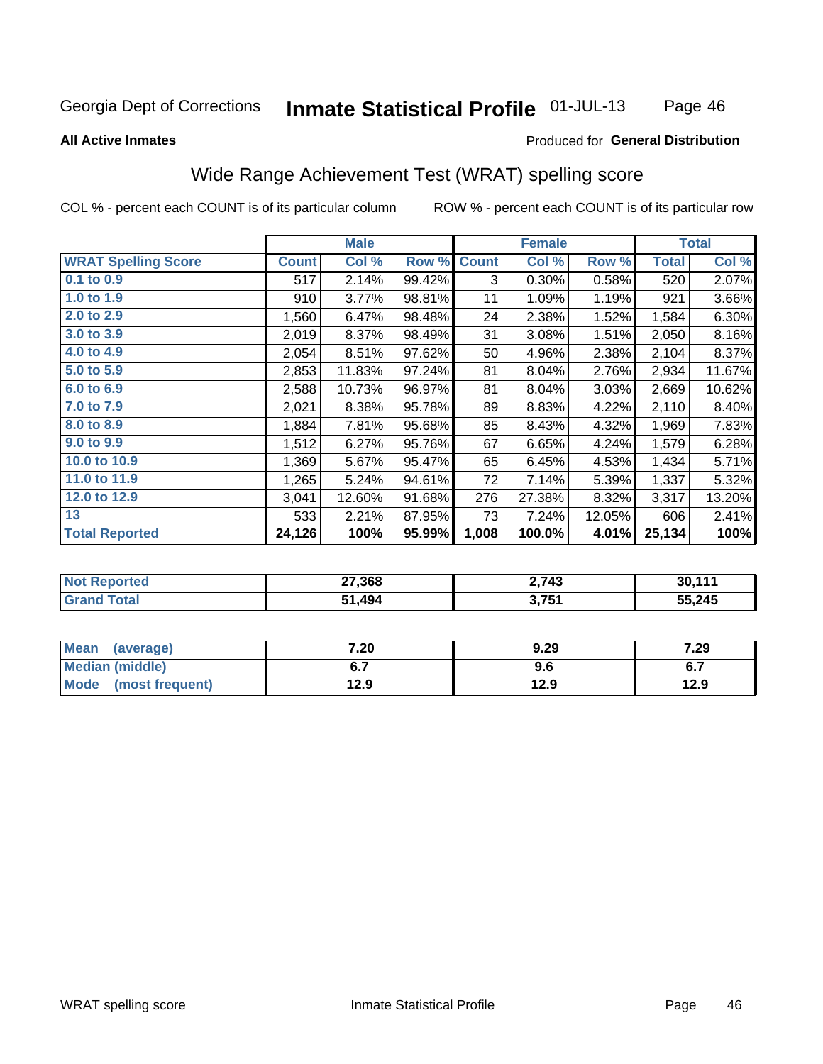Georgia Dept of Corrections **Inmate Statistical Profile** 01-JUL-13

**All Active Inmates**

Produced for **General Distribution**

## Wide Range Achievement Test (WRAT) spelling score

COL % - percent each COUNT is of its particular column ROW % - percent each COUNT is of its particular row

| | Male | | | Female | | | Total | |
|---|---|---|---|---|---|---|---|---|
| **WRAT Spelling Score** | **Count** | **Col %** | **Row %** | **Count** | **Col %** | **Row %** | **Total** | **Col %** |
| 0.1 to 0.9 | 517 | 2.14% | 99.42% | 3 | 0.30% | 0.58% | 520 | 2.07% |
| 1.0 to 1.9 | 910 | 3.77% | 98.81% | 11 | 1.09% | 1.19% | 921 | 3.66% |
| 2.0 to 2.9 | 1,560 | 6.47% | 98.48% | 24 | 2.38% | 1.52% | 1,584 | 6.30% |
| 3.0 to 3.9 | 2,019 | 8.37% | 98.49% | 31 | 3.08% | 1.51% | 2,050 | 8.16% |
| 4.0 to 4.9 | 2,054 | 8.51% | 97.62% | 50 | 4.96% | 2.38% | 2,104 | 8.37% |
| 5.0 to 5.9 | 2,853 | 11.83% | 97.24% | 81 | 8.04% | 2.76% | 2,934 | 11.67% |
| 6.0 to 6.9 | 2,588 | 10.73% | 96.97% | 81 | 8.04% | 3.03% | 2,669 | 10.62% |
| 7.0 to 7.9 | 2,021 | 8.38% | 95.78% | 89 | 8.83% | 4.22% | 2,110 | 8.40% |
| 8.0 to 8.9 | 1,884 | 7.81% | 95.68% | 85 | 8.43% | 4.32% | 1,969 | 7.83% |
| 9.0 to 9.9 | 1,512 | 6.27% | 95.76% | 67 | 6.65% | 4.24% | 1,579 | 6.28% |
| 10.0 to 10.9 | 1,369 | 5.67% | 95.47% | 65 | 6.45% | 4.53% | 1,434 | 5.71% |
| 11.0 to 11.9 | 1,265 | 5.24% | 94.61% | 72 | 7.14% | 5.39% | 1,337 | 5.32% |
| 12.0 to 12.9 | 3,041 | 12.60% | 91.68% | 276 | 27.38% | 8.32% | 3,317 | 13.20% |
| 13 | 533 | 2.21% | 87.95% | 73 | 7.24% | 12.05% | 606 | 2.41% |
| **Total Reported** | **24,126** | **100%** | **95.99%** | **1,008** | **100.0%** | **4.01%** | **25,134** | **100%** |

| | Male | Female | Total |
|---|---|---|---|
| Not Reported | 27,368 | 2,743 | 30,111 |
| Grand Total | 51,494 | 3,751 | 55,245 |

| | Male | Female | Total |
|---|---|---|---|
| Mean (average) | 7.20 | 9.29 | 7.29 |
| Median (middle) | 6.7 | 9.6 | 6.7 |
| Mode (most frequent) | 12.9 | 12.9 | 12.9 |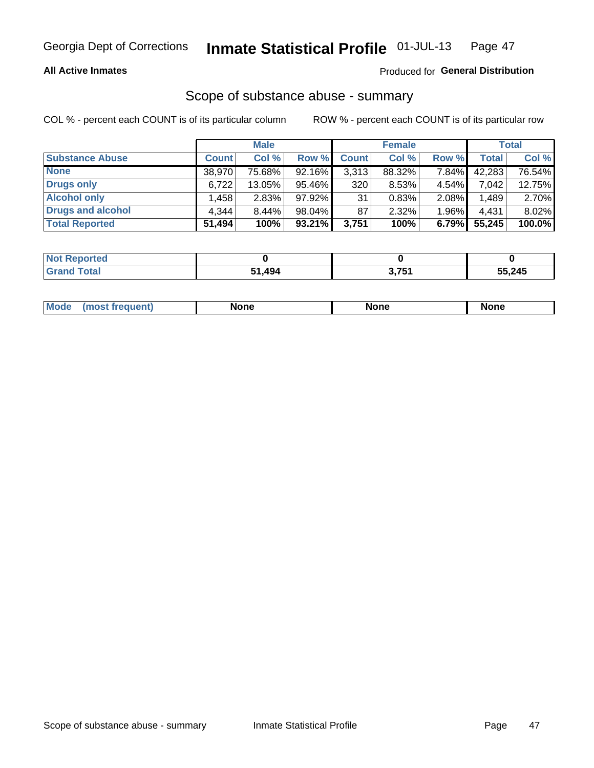Georgia Dept of Corrections **Inmate Statistical Profile** 01-JUL-13

**All Active Inmates** Produced for **General Distribution**

## Scope of substance abuse - summary

COL % - percent each COUNT is of its particular column ROW % - percent each COUNT is of its particular row

| | Male | | | Female | | | Total | |
|---|---|---|---|---|---|---|---|---|
| **Substance Abuse** | **Count** | **Col %** | **Row %** | **Count** | **Col %** | **Row %** | **Total** | **Col %** |
| **None** | 38,970 | 75.68% | 92.16% | 3,313 | 88.32% | 7.84% | 42,283 | 76.54% |
| **Drugs only** | 6,722 | 13.05% | 95.46% | 320 | 8.53% | 4.54% | 7,042 | 12.75% |
| **Alcohol only** | 1,458 | 2.83% | 97.92% | 31 | 0.83% | 2.08% | 1,489 | 2.70% |
| **Drugs and alcohol** | 4,344 | 8.44% | 98.04% | 87 | 2.32% | 1.96% | 4,431 | 8.02% |
| **Total Reported** | **51,494** | **100%** | **93.21%** | **3,751** | **100%** | **6.79%** | **55,245** | **100.0%** |

| | Male | Female | Total |
|---|---|---|---|
| **Not Reported** | **0** | **0** | **0** |
| **Grand Total** | **51,494** | **3,751** | **55,245** |

| | Male | Female | Total |
|---|---|---|---|
| **Mode (most frequent)** | **None** | **None** | **None** |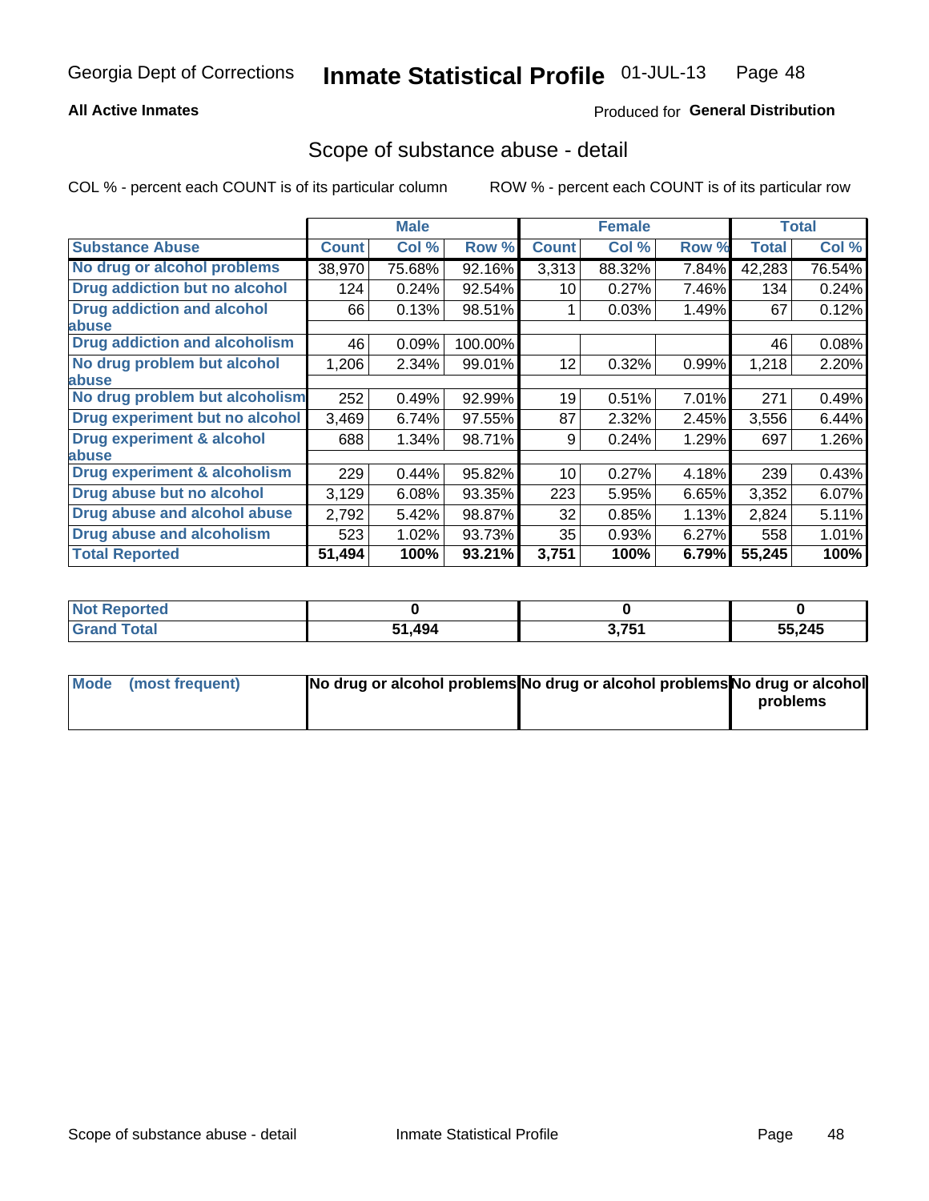Georgia Dept of Corrections **Inmate Statistical Profile** 01-JUL-13

**All Active Inmates**

Produced for **General Distribution**

## Scope of substance abuse - detail

COL % - percent each COUNT is of its particular column    ROW % - percent each COUNT is of its particular row

| | Male | | | Female | | | Total | |
|---|---|---|---|---|---|---|---|---|
| **Substance Abuse** | **Count** | **Col %** | **Row %** | **Count** | **Col %** | **Row %** | **Total** | **Col %** |
| **No drug or alcohol problems** | 38,970 | 75.68% | 92.16% | 3,313 | 88.32% | 7.84% | 42,283 | 76.54% |
| **Drug addiction but no alcohol** | 124 | 0.24% | 92.54% | 10 | 0.27% | 7.46% | 134 | 0.24% |
| **Drug addiction and alcohol abuse** | 66 | 0.13% | 98.51% | 1 | 0.03% | 1.49% | 67 | 0.12% |
| **Drug addiction and alcoholism** | 46 | 0.09% | 100.00% | | | | 46 | 0.08% |
| **No drug problem but alcohol abuse** | 1,206 | 2.34% | 99.01% | 12 | 0.32% | 0.99% | 1,218 | 2.20% |
| **No drug problem but alcoholism** | 252 | 0.49% | 92.99% | 19 | 0.51% | 7.01% | 271 | 0.49% |
| **Drug experiment but no alcohol** | 3,469 | 6.74% | 97.55% | 87 | 2.32% | 2.45% | 3,556 | 6.44% |
| **Drug experiment & alcohol abuse** | 688 | 1.34% | 98.71% | 9 | 0.24% | 1.29% | 697 | 1.26% |
| **Drug experiment & alcoholism** | 229 | 0.44% | 95.82% | 10 | 0.27% | 4.18% | 239 | 0.43% |
| **Drug abuse but no alcohol** | 3,129 | 6.08% | 93.35% | 223 | 5.95% | 6.65% | 3,352 | 6.07% |
| **Drug abuse and alcohol abuse** | 2,792 | 5.42% | 98.87% | 32 | 0.85% | 1.13% | 2,824 | 5.11% |
| **Drug abuse and alcoholism** | 523 | 1.02% | 93.73% | 35 | 0.93% | 6.27% | 558 | 1.01% |
| **Total Reported** | **51,494** | **100%** | **93.21%** | **3,751** | **100%** | **6.79%** | **55,245** | **100%** |

| | Male | Female | Total |
|---|---|---|---|
| **Not Reported** | **0** | **0** | **0** |
| **Grand Total** | **51,494** | **3,751** | **55,245** |

| | Male | Female | Total |
|---|---|---|---|
| **Mode (most frequent)** | **No drug or alcohol problems** | **No drug or alcohol problems** | **No drug or alcohol problems** |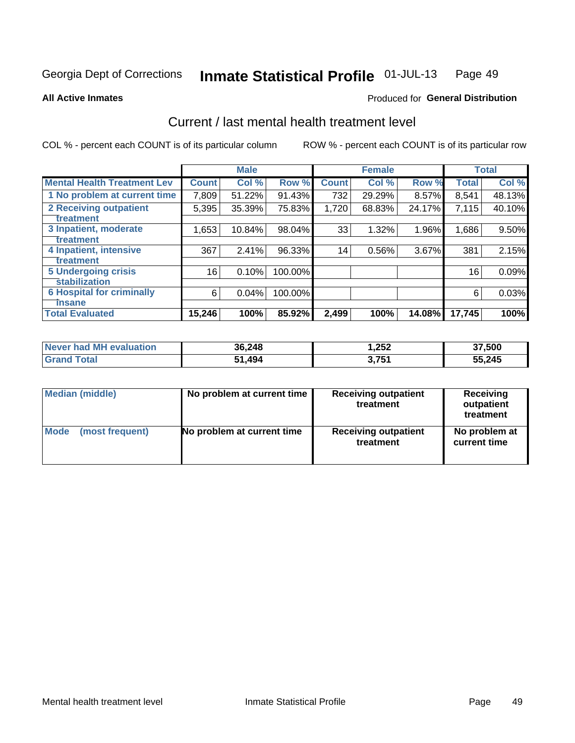Georgia Dept of Corrections **Inmate Statistical Profile** 01-JUL-13

**All Active Inmates**

Produced for **General Distribution**

## Current / last mental health treatment level

COL % - percent each COUNT is of its particular column

ROW % - percent each COUNT is of its particular row

| | Male | | | Female | | | Total | |
|---|---|---|---|---|---|---|---|---|
| **Mental Health Treatment Lev** | **Count** | **Col %** | **Row %** | **Count** | **Col %** | **Row %** | **Total** | **Col %** |
| 1 No problem at current time | 7,809 | 51.22% | 91.43% | 732 | 29.29% | 8.57% | 8,541 | 48.13% |
| 2 Receiving outpatient treatment | 5,395 | 35.39% | 75.83% | 1,720 | 68.83% | 24.17% | 7,115 | 40.10% |
| 3 Inpatient, moderate treatment | 1,653 | 10.84% | 98.04% | 33 | 1.32% | 1.96% | 1,686 | 9.50% |
| 4 Inpatient, intensive treatment | 367 | 2.41% | 96.33% | 14 | 0.56% | 3.67% | 381 | 2.15% |
| 5 Undergoing crisis stabilization | 16 | 0.10% | 100.00% | | | | 16 | 0.09% |
| 6 Hospital for criminally insane | 6 | 0.04% | 100.00% | | | | 6 | 0.03% |
| **Total Evaluated** | **15,246** | **100%** | **85.92%** | **2,499** | **100%** | **14.08%** | **17,745** | **100%** |

| | Male | Female | Total |
|---|---|---|---|
| Never had MH evaluation | 36,248 | 1,252 | 37,500 |
| Grand Total | 51,494 | 3,751 | 55,245 |

| | Male | Female | Total |
|---|---|---|---|
| Median (middle) | No problem at current time | Receiving outpatient treatment | Receiving outpatient treatment |
| Mode (most frequent) | No problem at current time | Receiving outpatient treatment | No problem at current time |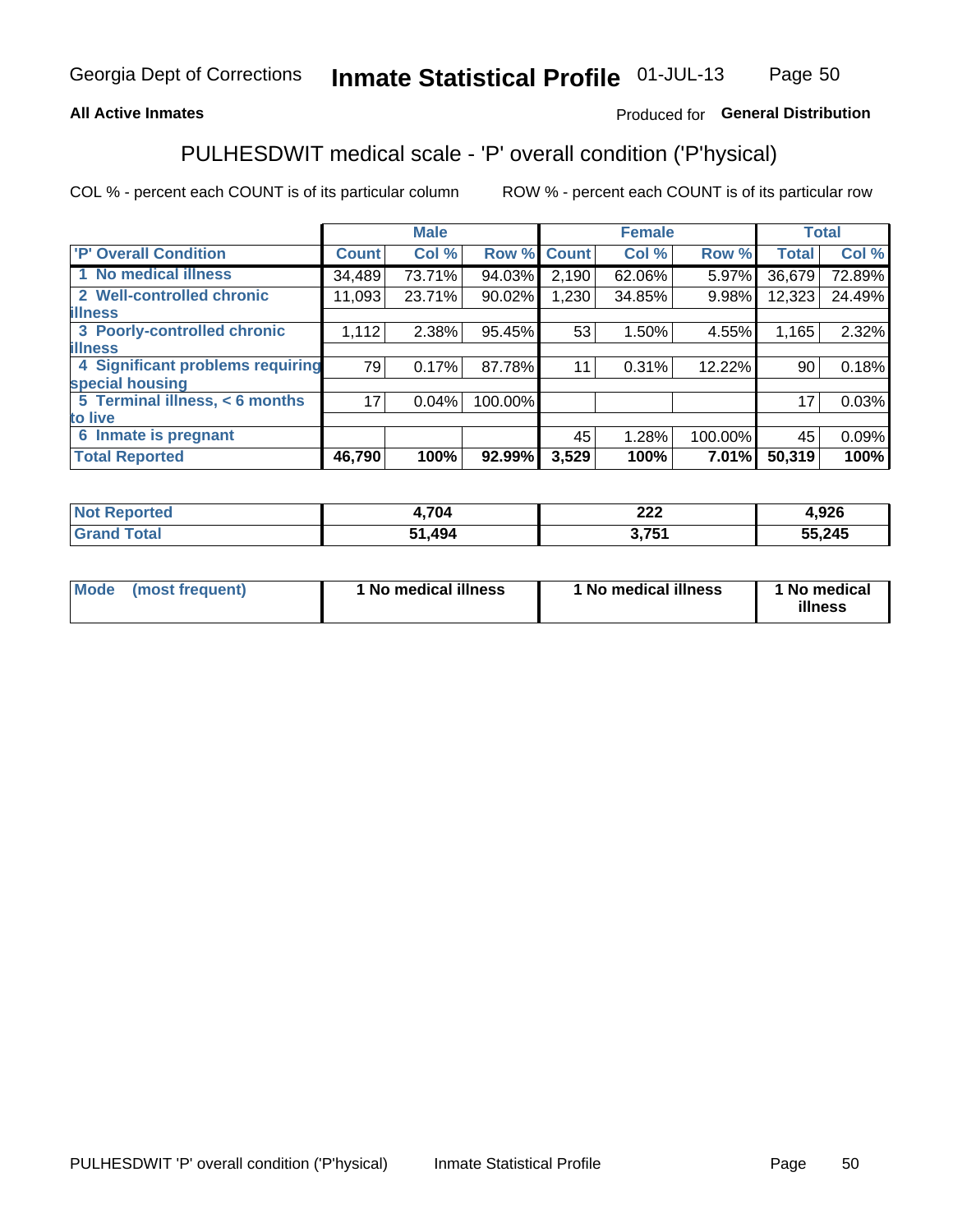**All Active Inmates**

Produced for **General Distribution**

## PULHESDWIT medical scale - 'P' overall condition ('P'hysical)

COL % - percent each COUNT is of its particular column

ROW % - percent each COUNT is of its particular row

| | Male | | | Female | | | Total | |
|---|---|---|---|---|---|---|---|---|
| 'P' Overall Condition | Count | Col % | Row % | Count | Col % | Row % | Total | Col % |
| 1 No medical illness | 34,489 | 73.71% | 94.03% | 2,190 | 62.06% | 5.97% | 36,679 | 72.89% |
| 2 Well-controlled chronic illness | 11,093 | 23.71% | 90.02% | 1,230 | 34.85% | 9.98% | 12,323 | 24.49% |
| 3 Poorly-controlled chronic illness | 1,112 | 2.38% | 95.45% | 53 | 1.50% | 4.55% | 1,165 | 2.32% |
| 4 Significant problems requiring special housing | 79 | 0.17% | 87.78% | 11 | 0.31% | 12.22% | 90 | 0.18% |
| 5 Terminal illness, < 6 months to live | 17 | 0.04% | 100.00% | | | | 17 | 0.03% |
| 6 Inmate is pregnant | | | | 45 | 1.28% | 100.00% | 45 | 0.09% |
| **Total Reported** | **46,790** | **100%** | **92.99%** | **3,529** | **100%** | **7.01%** | **50,319** | **100%** |

| | Male | Female | Total |
|---|---|---|---|
| Not Reported | 4,704 | 222 | 4,926 |
| Grand Total | 51,494 | 3,751 | 55,245 |

| | Male | Female | Total |
|---|---|---|---|
| Mode (most frequent) | 1 No medical illness | 1 No medical illness | 1 No medical illness |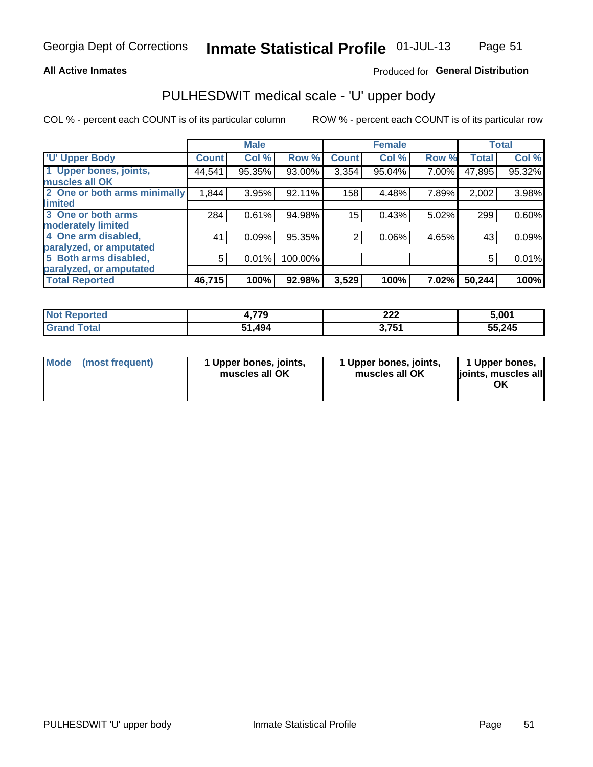**All Active Inmates**

Produced for **General Distribution**

## PULHESDWIT medical scale - 'U' upper body

COL % - percent each COUNT is of its particular column

ROW % - percent each COUNT is of its particular row

| | Male | | | Female | | | Total | |
|---|---|---|---|---|---|---|---|---|
| 'U' Upper Body | Count | Col % | Row % | Count | Col % | Row % | Total | Col % |
| 1 Upper bones, joints, muscles all OK | 44,541 | 95.35% | 93.00% | 3,354 | 95.04% | 7.00% | 47,895 | 95.32% |
| 2 One or both arms minimally limited | 1,844 | 3.95% | 92.11% | 158 | 4.48% | 7.89% | 2,002 | 3.98% |
| 3 One or both arms moderately limited | 284 | 0.61% | 94.98% | 15 | 0.43% | 5.02% | 299 | 0.60% |
| 4 One arm disabled, paralyzed, or amputated | 41 | 0.09% | 95.35% | 2 | 0.06% | 4.65% | 43 | 0.09% |
| 5 Both arms disabled, paralyzed, or amputated | 5 | 0.01% | 100.00% | | | | 5 | 0.01% |
| **Total Reported** | **46,715** | **100%** | **92.98%** | **3,529** | **100%** | **7.02%** | **50,244** | **100%** |

| | Male | Female | Total |
|---|---|---|---|
| Not Reported | 4,779 | 222 | 5,001 |
| Grand Total | 51,494 | 3,751 | 55,245 |

| | Male | Female | Total |
|---|---|---|---|
| Mode (most frequent) | 1 Upper bones, joints, muscles all OK | 1 Upper bones, joints, muscles all OK | 1 Upper bones, joints, muscles all OK |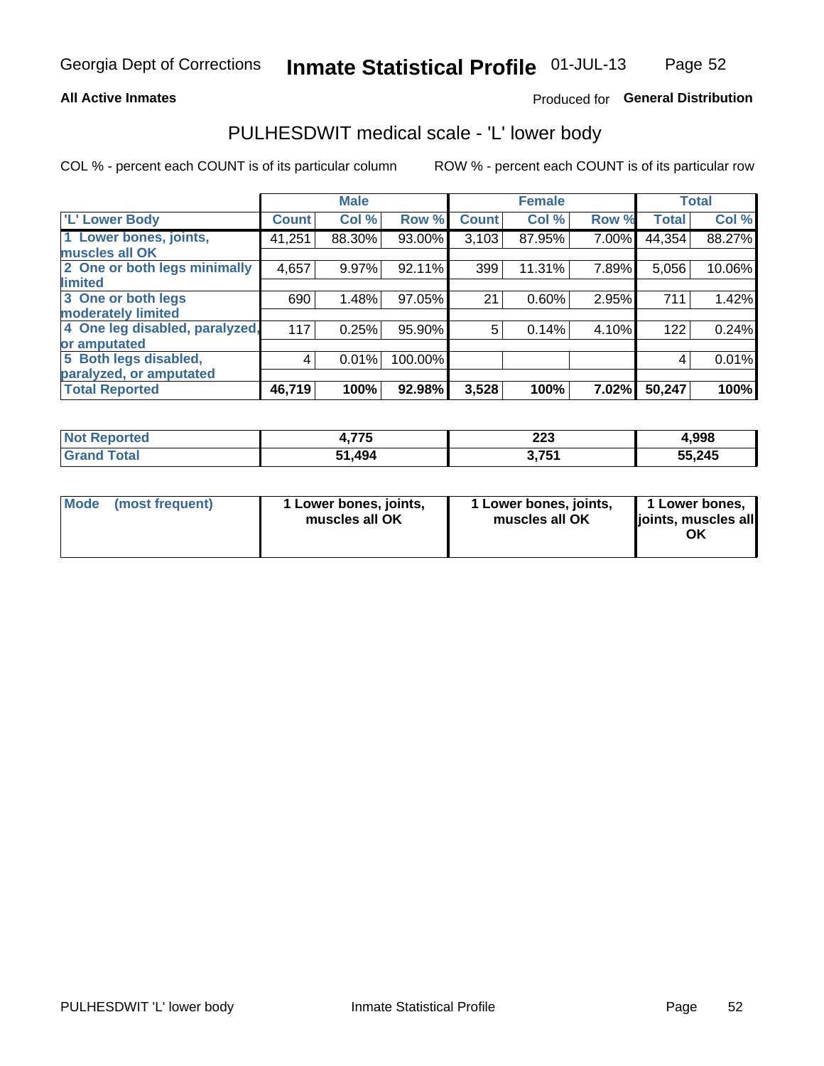Georgia Dept of Corrections **Inmate Statistical Profile** 01-JUL-13

**All Active Inmates**

Produced for **General Distribution**

# PULHESDWIT medical scale - 'L' lower body

COL % - percent each COUNT is of its particular column

ROW % - percent each COUNT is of its particular row

| 'L' Lower Body | Male | | | Female | | | Total | |
|---|---|---|---|---|---|---|---|---|
| | Count | Col % | Row % | Count | Col % | Row % | Total | Col % |
| 1 Lower bones, joints, muscles all OK | 41,251 | 88.30% | 93.00% | 3,103 | 87.95% | 7.00% | 44,354 | 88.27% |
| 2 One or both legs minimally limited | 4,657 | 9.97% | 92.11% | 399 | 11.31% | 7.89% | 5,056 | 10.06% |
| 3 One or both legs moderately limited | 690 | 1.48% | 97.05% | 21 | 0.60% | 2.95% | 711 | 1.42% |
| 4 One leg disabled, paralyzed, or amputated | 117 | 0.25% | 95.90% | 5 | 0.14% | 4.10% | 122 | 0.24% |
| 5 Both legs disabled, paralyzed, or amputated | 4 | 0.01% | 100.00% | | | | 4 | 0.01% |
| **Total Reported** | **46,719** | **100%** | **92.98%** | **3,528** | **100%** | **7.02%** | **50,247** | **100%** |

| | Male | Female | Total |
|---|---|---|---|
| Not Reported | 4,775 | 223 | 4,998 |
| Grand Total | 51,494 | 3,751 | 55,245 |

| | Male | Female | Total |
|---|---|---|---|
| Mode (most frequent) | 1 Lower bones, joints, muscles all OK | 1 Lower bones, joints, muscles all OK | 1 Lower bones, joints, muscles all OK |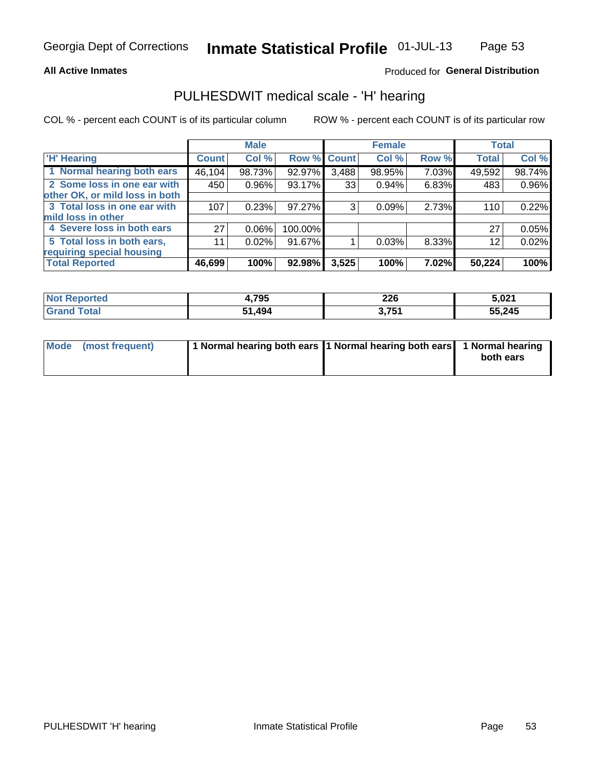Georgia Dept of Corrections **Inmate Statistical Profile** 01-JUL-13

**All Active Inmates**

Produced for **General Distribution**

## PULHESDWIT medical scale - 'H' hearing

COL % - percent each COUNT is of its particular column ROW % - percent each COUNT is of its particular row

| | Male | | | Female | | | Total | |
|---|---|---|---|---|---|---|---|---|
| 'H' Hearing | Count | Col % | Row % | Count | Col % | Row % | Total | Col % |
| 1 Normal hearing both ears | 46,104 | 98.73% | 92.97% | 3,488 | 98.95% | 7.03% | 49,592 | 98.74% |
| 2 Some loss in one ear with other OK, or mild loss in both | 450 | 0.96% | 93.17% | 33 | 0.94% | 6.83% | 483 | 0.96% |
| 3 Total loss in one ear with mild loss in other | 107 | 0.23% | 97.27% | 3 | 0.09% | 2.73% | 110 | 0.22% |
| 4 Severe loss in both ears | 27 | 0.06% | 100.00% | | | | 27 | 0.05% |
| 5 Total loss in both ears, requiring special housing | 11 | 0.02% | 91.67% | 1 | 0.03% | 8.33% | 12 | 0.02% |
| **Total Reported** | **46,699** | **100%** | **92.98%** | **3,525** | **100%** | **7.02%** | **50,224** | **100%** |

| | Male | Female | Total |
|---|---|---|---|
| Not Reported | 4,795 | 226 | 5,021 |
| Grand Total | 51,494 | 3,751 | 55,245 |

| | Male | Female | Total |
|---|---|---|---|
| Mode (most frequent) | 1 Normal hearing both ears | 1 Normal hearing both ears | 1 Normal hearing both ears |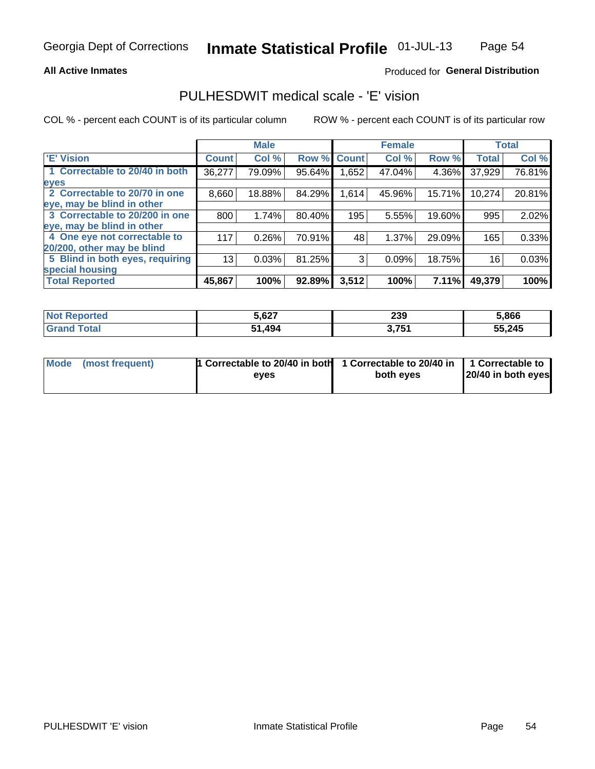**All Active Inmates**

Produced for **General Distribution**

## PULHESDWIT medical scale - 'E' vision

COL % - percent each COUNT is of its particular column

ROW % - percent each COUNT is of its particular row

| | Male | | | Female | | | Total | |
|---|---|---|---|---|---|---|---|---|
| 'E' Vision | Count | Col % | Row % | Count | Col % | Row % | Total | Col % |
| 1 Correctable to 20/40 in both eyes | 36,277 | 79.09% | 95.64% | 1,652 | 47.04% | 4.36% | 37,929 | 76.81% |
| 2 Correctable to 20/70 in one eye, may be blind in other | 8,660 | 18.88% | 84.29% | 1,614 | 45.96% | 15.71% | 10,274 | 20.81% |
| 3 Correctable to 20/200 in one eye, may be blind in other | 800 | 1.74% | 80.40% | 195 | 5.55% | 19.60% | 995 | 2.02% |
| 4 One eye not correctable to 20/200, other may be blind | 117 | 0.26% | 70.91% | 48 | 1.37% | 29.09% | 165 | 0.33% |
| 5 Blind in both eyes, requiring special housing | 13 | 0.03% | 81.25% | 3 | 0.09% | 18.75% | 16 | 0.03% |
| **Total Reported** | **45,867** | **100%** | **92.89%** | **3,512** | **100%** | **7.11%** | **49,379** | **100%** |

| | Male | Female | Total |
|---|---|---|---|
| Not Reported | 5,627 | 239 | 5,866 |
| Grand Total | 51,494 | 3,751 | 55,245 |

| | Male | Female | Total |
|---|---|---|---|
| Mode (most frequent) | 1 Correctable to 20/40 in both eyes | 1 Correctable to 20/40 in both eyes | 1 Correctable to 20/40 in both eyes |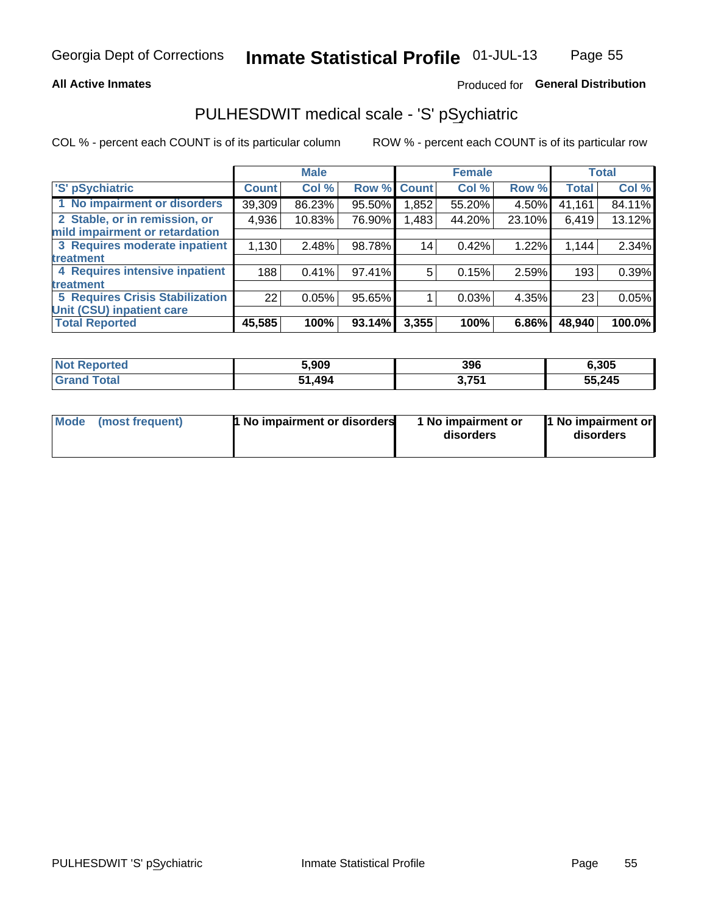**All Active Inmates** Produced for **General Distribution**

## PULHESDWIT medical scale - 'S' pSychiatric

COL % - percent each COUNT is of its particular column ROW % - percent each COUNT is of its particular row

| | Male | | | Female | | | Total | |
|---|---|---|---|---|---|---|---|---|
| 'S' pSychiatric | Count | Col % | Row % | Count | Col % | Row % | Total | Col % |
| 1 No impairment or disorders | 39,309 | 86.23% | 95.50% | 1,852 | 55.20% | 4.50% | 41,161 | 84.11% |
| 2 Stable, or in remission, or mild impairment or retardation | 4,936 | 10.83% | 76.90% | 1,483 | 44.20% | 23.10% | 6,419 | 13.12% |
| 3 Requires moderate inpatient treatment | 1,130 | 2.48% | 98.78% | 14 | 0.42% | 1.22% | 1,144 | 2.34% |
| 4 Requires intensive inpatient treatment | 188 | 0.41% | 97.41% | 5 | 0.15% | 2.59% | 193 | 0.39% |
| 5 Requires Crisis Stabilization Unit (CSU) inpatient care | 22 | 0.05% | 95.65% | 1 | 0.03% | 4.35% | 23 | 0.05% |
| **Total Reported** | **45,585** | **100%** | **93.14%** | **3,355** | **100%** | **6.86%** | **48,940** | **100.0%** |

| | Male | Female | Total |
|---|---|---|---|
| Not Reported | **5,909** | **396** | **6,305** |
| Grand Total | **51,494** | **3,751** | **55,245** |

| | Male | Female | Total |
|---|---|---|---|
| Mode (most frequent) | **1 No impairment or disorders** | **1 No impairment or disorders** | **1 No impairment or disorders** |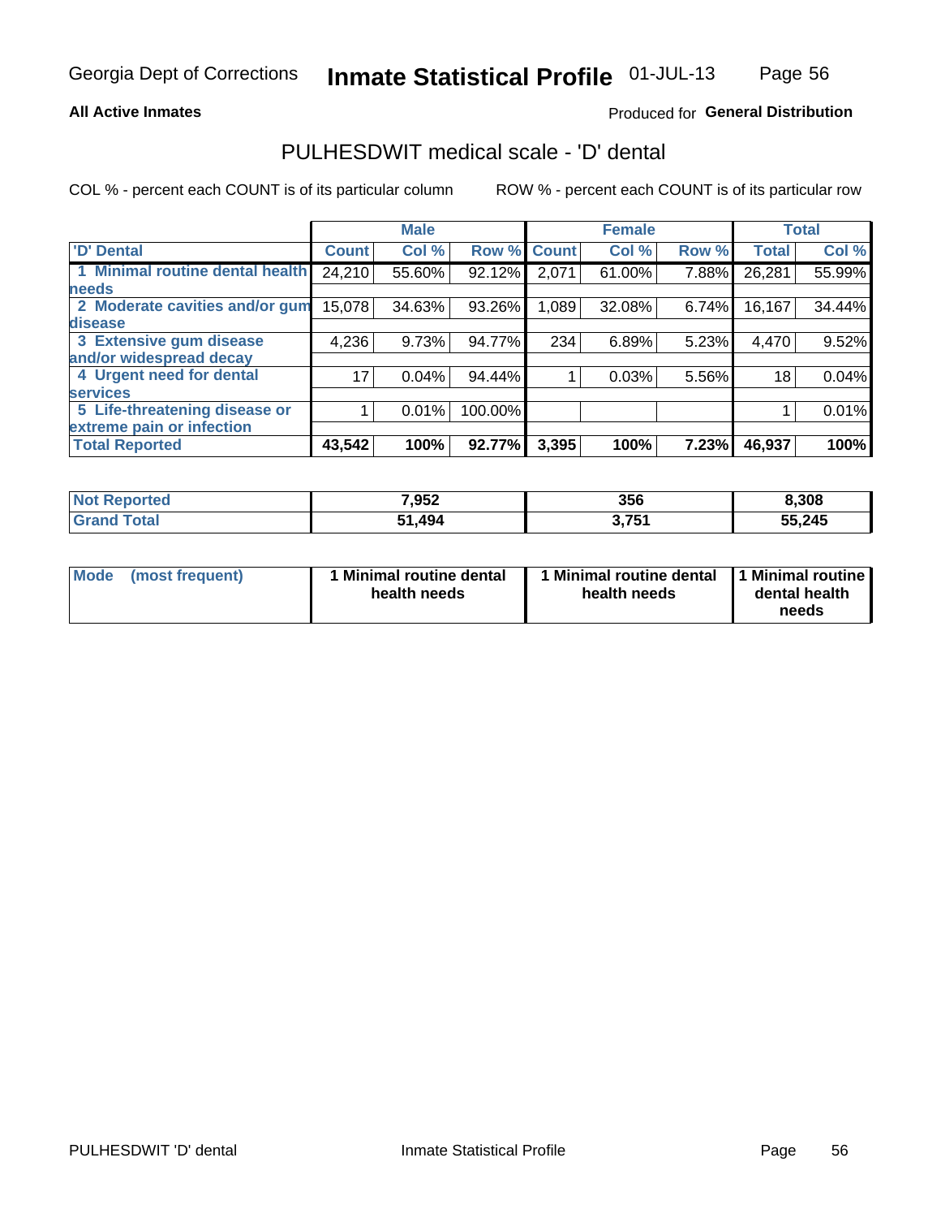Georgia Dept of Corrections **Inmate Statistical Profile** 01-JUL-13

**All Active Inmates**

Produced for **General Distribution**

## PULHESDWIT medical scale - 'D' dental

COL % - percent each COUNT is of its particular column

ROW % - percent each COUNT is of its particular row

| | Male | | | Female | | | Total | |
|---|---|---|---|---|---|---|---|---|
| 'D' Dental | Count | Col % | Row % | Count | Col % | Row % | Total | Col % |
| 1 Minimal routine dental health needs | 24,210 | 55.60% | 92.12% | 2,071 | 61.00% | 7.88% | 26,281 | 55.99% |
| 2 Moderate cavities and/or gum disease | 15,078 | 34.63% | 93.26% | 1,089 | 32.08% | 6.74% | 16,167 | 34.44% |
| 3 Extensive gum disease and/or widespread decay | 4,236 | 9.73% | 94.77% | 234 | 6.89% | 5.23% | 4,470 | 9.52% |
| 4 Urgent need for dental services | 17 | 0.04% | 94.44% | 1 | 0.03% | 5.56% | 18 | 0.04% |
| 5 Life-threatening disease or extreme pain or infection | 1 | 0.01% | 100.00% | | | | 1 | 0.01% |
| **Total Reported** | **43,542** | **100%** | **92.77%** | **3,395** | **100%** | **7.23%** | **46,937** | **100%** |

| | Male | Female | Total |
|---|---|---|---|
| **Not Reported** | **7,952** | **356** | **8,308** |
| **Grand Total** | **51,494** | **3,751** | **55,245** |

| | Male | Female | Total |
|---|---|---|---|
| **Mode (most frequent)** | **1 Minimal routine dental health needs** | **1 Minimal routine dental health needs** | **1 Minimal routine dental health needs** |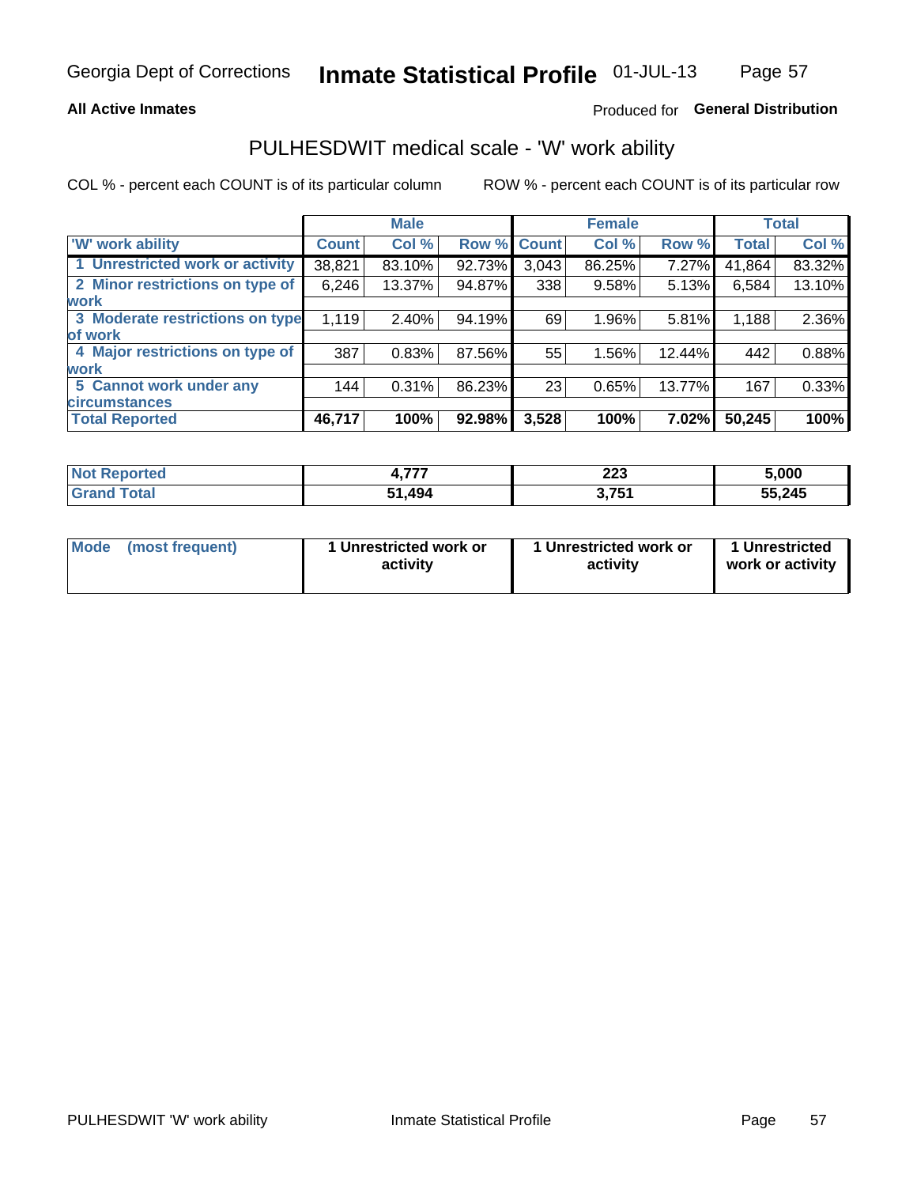Georgia Dept of Corrections **Inmate Statistical Profile** 01-JUL-13

**All Active Inmates**

Produced for **General Distribution**

## PULHESDWIT medical scale - 'W' work ability

COL % - percent each COUNT is of its particular column ROW % - percent each COUNT is of its particular row

| | Male | | | Female | | | Total | |
|---|---|---|---|---|---|---|---|---|
| 'W' work ability | Count | Col % | Row % | Count | Col % | Row % | Total | Col % |
| 1 Unrestricted work or activity | 38,821 | 83.10% | 92.73% | 3,043 | 86.25% | 7.27% | 41,864 | 83.32% |
| 2 Minor restrictions on type of work | 6,246 | 13.37% | 94.87% | 338 | 9.58% | 5.13% | 6,584 | 13.10% |
| 3 Moderate restrictions on type of work | 1,119 | 2.40% | 94.19% | 69 | 1.96% | 5.81% | 1,188 | 2.36% |
| 4 Major restrictions on type of work | 387 | 0.83% | 87.56% | 55 | 1.56% | 12.44% | 442 | 0.88% |
| 5 Cannot work under any circumstances | 144 | 0.31% | 86.23% | 23 | 0.65% | 13.77% | 167 | 0.33% |
| **Total Reported** | **46,717** | **100%** | **92.98%** | **3,528** | **100%** | **7.02%** | **50,245** | **100%** |

| | Male | Female | Total |
|---|---|---|---|
| Not Reported | 4,777 | 223 | 5,000 |
| Grand Total | 51,494 | 3,751 | 55,245 |

| | Male | Female | Total |
|---|---|---|---|
| Mode (most frequent) | 1 Unrestricted work or activity | 1 Unrestricted work or activity | 1 Unrestricted work or activity |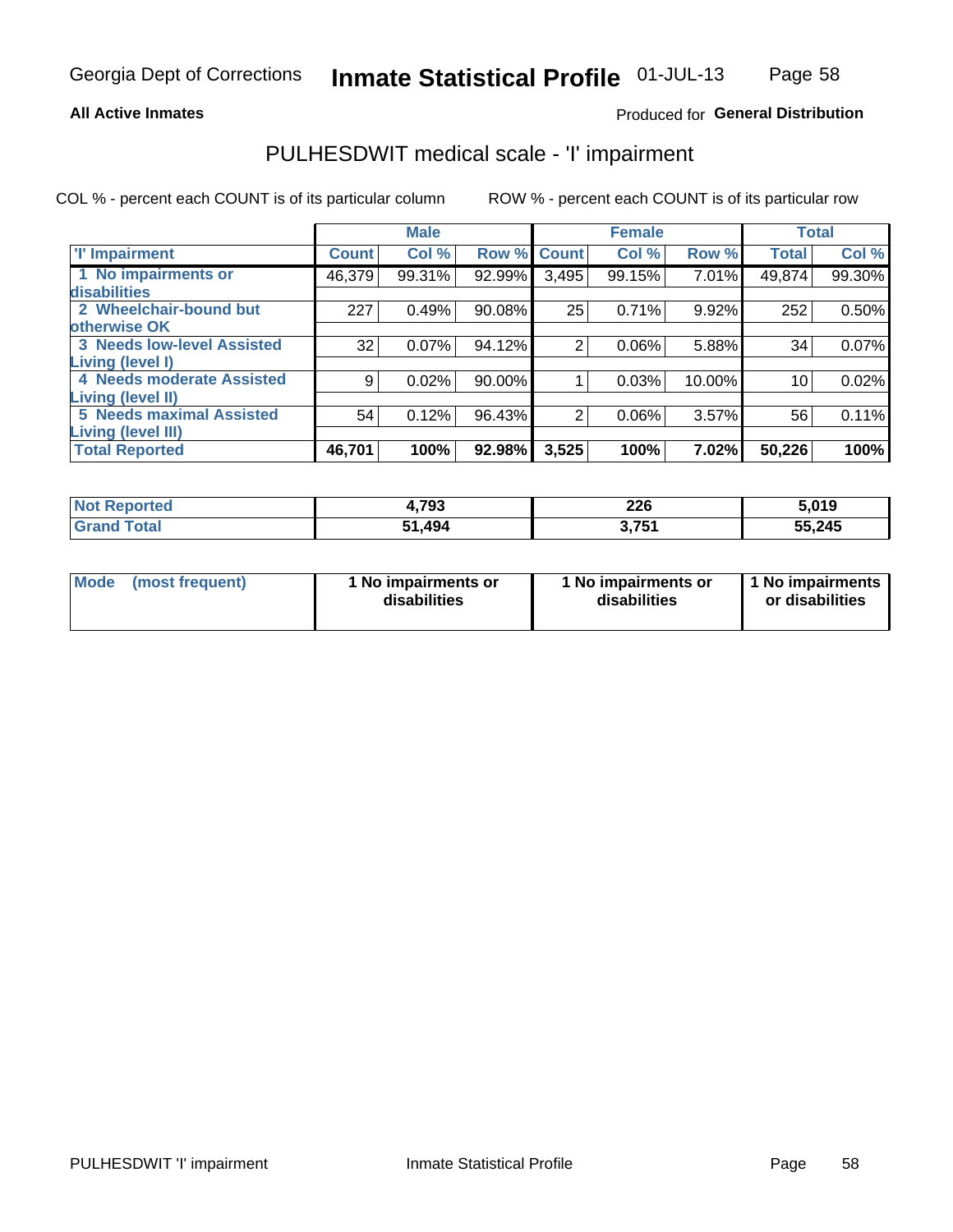Georgia Dept of Corrections **Inmate Statistical Profile** 01-JUL-13

**All Active Inmates**

Produced for **General Distribution**

# PULHESDWIT medical scale - 'I' impairment

COL % - percent each COUNT is of its particular column        ROW % - percent each COUNT is of its particular row

| | Male | | | Female | | | Total | |
|---|---|---|---|---|---|---|---|---|
| 'I' Impairment | Count | Col % | Row % | Count | Col % | Row % | Total | Col % |
| 1 No impairments or disabilities | 46,379 | 99.31% | 92.99% | 3,495 | 99.15% | 7.01% | 49,874 | 99.30% |
| 2 Wheelchair-bound but otherwise OK | 227 | 0.49% | 90.08% | 25 | 0.71% | 9.92% | 252 | 0.50% |
| 3 Needs low-level Assisted Living (level I) | 32 | 0.07% | 94.12% | 2 | 0.06% | 5.88% | 34 | 0.07% |
| 4 Needs moderate Assisted Living (level II) | 9 | 0.02% | 90.00% | 1 | 0.03% | 10.00% | 10 | 0.02% |
| 5 Needs maximal Assisted Living (level III) | 54 | 0.12% | 96.43% | 2 | 0.06% | 3.57% | 56 | 0.11% |
| **Total Reported** | **46,701** | **100%** | **92.98%** | **3,525** | **100%** | **7.02%** | **50,226** | **100%** |

| | Male | Female | Total |
|---|---|---|---|
| Not Reported | 4,793 | 226 | 5,019 |
| Grand Total | 51,494 | 3,751 | 55,245 |

| | Male | Female | Total |
|---|---|---|---|
| Mode (most frequent) | 1 No impairments or disabilities | 1 No impairments or disabilities | 1 No impairments or disabilities |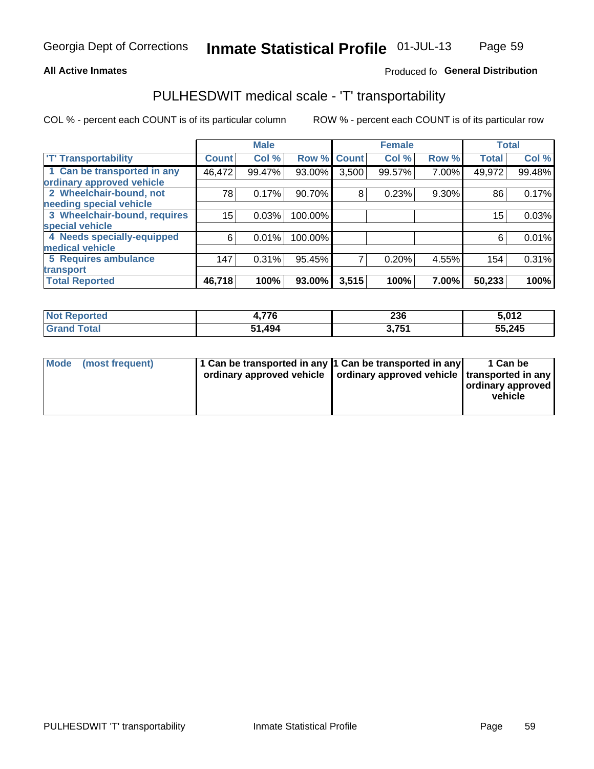Georgia Dept of Corrections **Inmate Statistical Profile** 01-JUL-13

**All Active Inmates**

Produced fo **General Distribution**

## PULHESDWIT medical scale - 'T' transportability

COL % - percent each COUNT is of its particular column ROW % - percent each COUNT is of its particular row

| | Male | | | Female | | | Total | |
|---|---|---|---|---|---|---|---|---|
| 'T' Transportability | Count | Col % | Row % | Count | Col % | Row % | Total | Col % |
| 1 Can be transported in any ordinary approved vehicle | 46,472 | 99.47% | 93.00% | 3,500 | 99.57% | 7.00% | 49,972 | 99.48% |
| 2 Wheelchair-bound, not needing special vehicle | 78 | 0.17% | 90.70% | 8 | 0.23% | 9.30% | 86 | 0.17% |
| 3 Wheelchair-bound, requires special vehicle | 15 | 0.03% | 100.00% | | | | 15 | 0.03% |
| 4 Needs specially-equipped medical vehicle | 6 | 0.01% | 100.00% | | | | 6 | 0.01% |
| 5 Requires ambulance transport | 147 | 0.31% | 95.45% | 7 | 0.20% | 4.55% | 154 | 0.31% |
| **Total Reported** | **46,718** | **100%** | **93.00%** | **3,515** | **100%** | **7.00%** | **50,233** | **100%** |

| | Male | Female | Total |
|---|---|---|---|
| **Not Reported** | **4,776** | **236** | **5,012** |
| **Grand Total** | **51,494** | **3,751** | **55,245** |

| | Male | Female | Total |
|---|---|---|---|
| **Mode (most frequent)** | **1 Can be transported in any ordinary approved vehicle** | **1 Can be transported in any ordinary approved vehicle** | **1 Can be transported in any ordinary approved vehicle** |

PULHESDWIT 'T' transportability Inmate Statistical Profile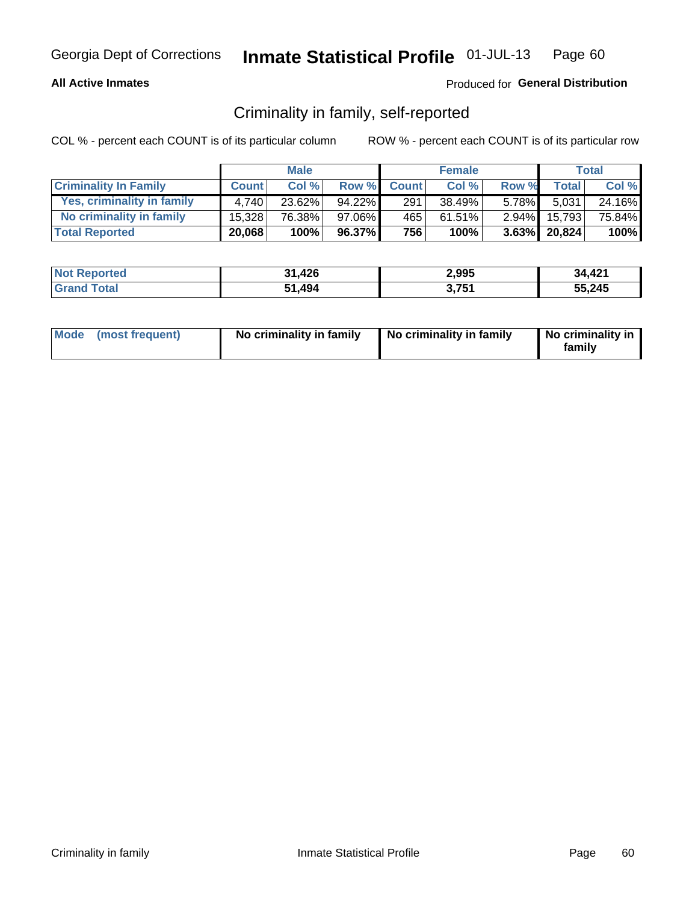**All Active Inmates**

Produced for **General Distribution**

## Criminality in family, self-reported

COL % - percent each COUNT is of its particular column

ROW % - percent each COUNT is of its particular row

| | Male | | | Female | | | Total | |
|---|---|---|---|---|---|---|---|---|
| **Criminality In Family** | **Count** | **Col %** | **Row %** | **Count** | **Col %** | **Row %** | **Total** | **Col %** |
| Yes, criminality in family | 4,740 | 23.62% | 94.22% | 291 | 38.49% | 5.78% | 5,031 | 24.16% |
| No criminality in family | 15,328 | 76.38% | 97.06% | 465 | 61.51% | 2.94% | 15,793 | 75.84% |
| **Total Reported** | **20,068** | **100%** | **96.37%** | **756** | **100%** | **3.63%** | **20,824** | **100%** |

| | Male | Female | Total |
|---|---|---|---|
| **Not Reported** | **31,426** | **2,995** | **34,421** |
| **Grand Total** | **51,494** | **3,751** | **55,245** |

| | Male | Female | Total |
|---|---|---|---|
| **Mode (most frequent)** | **No criminality in family** | **No criminality in family** | **No criminality in family** |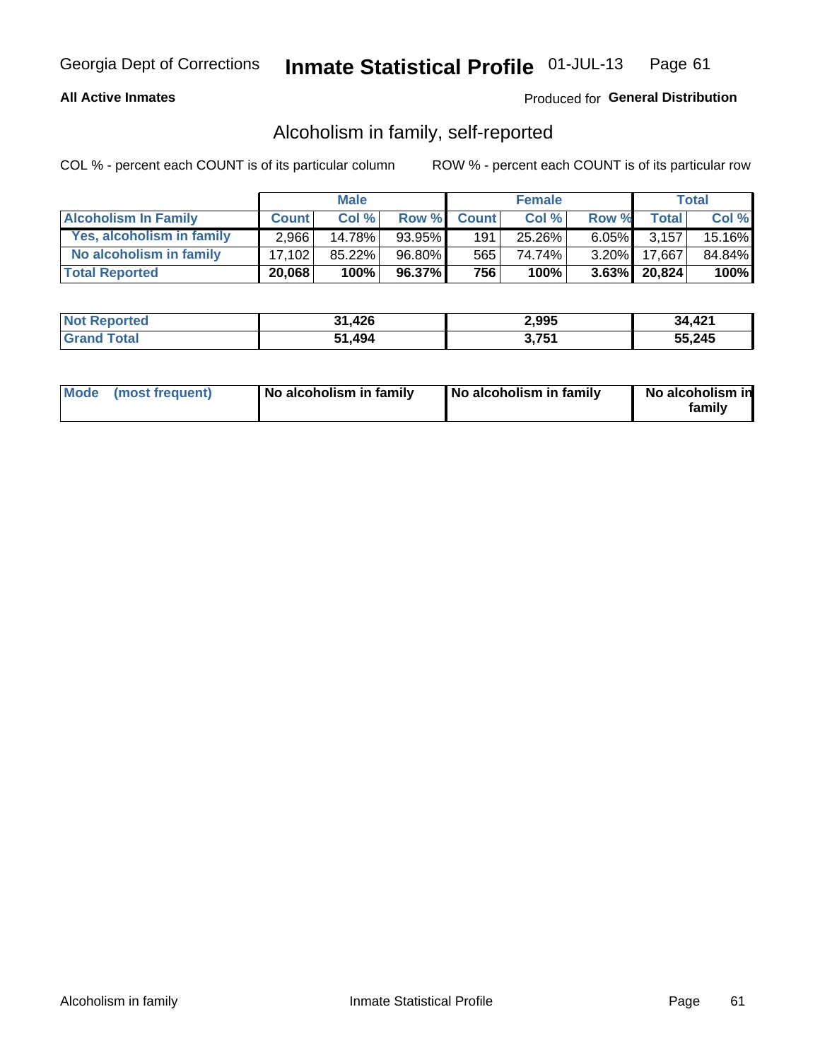Georgia Dept of Corrections **Inmate Statistical Profile** 01-JUL-13

**All Active Inmates**

Produced for **General Distribution**

## Alcoholism in family, self-reported

COL % - percent each COUNT is of its particular column

ROW % - percent each COUNT is of its particular row

| | Male | | | Female | | | Total | |
|---|---|---|---|---|---|---|---|---|
| **Alcoholism In Family** | **Count** | **Col %** | **Row %** | **Count** | **Col %** | **Row %** | **Total** | **Col %** |
| **Yes, alcoholism in family** | 2,966 | 14.78% | 93.95% | 191 | 25.26% | 6.05% | 3,157 | 15.16% |
| **No alcoholism in family** | 17,102 | 85.22% | 96.80% | 565 | 74.74% | 3.20% | 17,667 | 84.84% |
| **Total Reported** | **20,068** | **100%** | **96.37%** | **756** | **100%** | **3.63%** | **20,824** | **100%** |

| | Male | Female | Total |
|---|---|---|---|
| **Not Reported** | **31,426** | **2,995** | **34,421** |
| **Grand Total** | **51,494** | **3,751** | **55,245** |

| | Male | Female | Total |
|---|---|---|---|
| **Mode (most frequent)** | **No alcoholism in family** | **No alcoholism in family** | **No alcoholism in family** |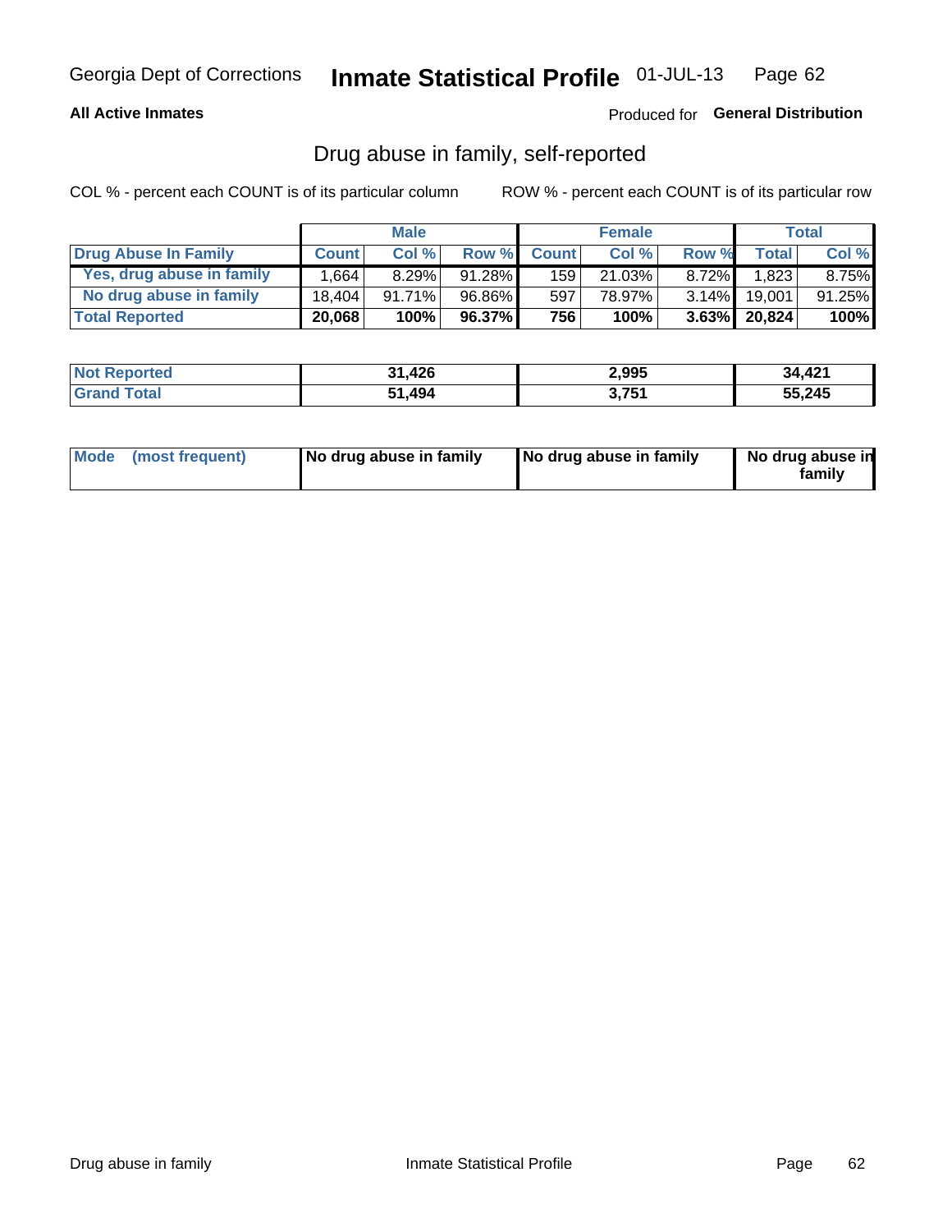Georgia Dept of Corrections **Inmate Statistical Profile** 01-JUL-13

**All Active Inmates**

Produced for **General Distribution**

## Drug abuse in family, self-reported

COL % - percent each COUNT is of its particular column

ROW % - percent each COUNT is of its particular row

| | Male | | | Female | | | Total | |
|---|---|---|---|---|---|---|---|---|
| **Drug Abuse In Family** | **Count** | **Col %** | **Row %** | **Count** | **Col %** | **Row %** | **Total** | **Col %** |
| Yes, drug abuse in family | 1,664 | 8.29% | 91.28% | 159 | 21.03% | 8.72% | 1,823 | 8.75% |
| No drug abuse in family | 18,404 | 91.71% | 96.86% | 597 | 78.97% | 3.14% | 19,001 | 91.25% |
| **Total Reported** | **20,068** | **100%** | **96.37%** | **756** | **100%** | **3.63%** | **20,824** | **100%** |

| | Male | Female | Total |
|---|---|---|---|
| **Not Reported** | **31,426** | **2,995** | **34,421** |
| **Grand Total** | **51,494** | **3,751** | **55,245** |

| | Male | Female | Total |
|---|---|---|---|
| **Mode (most frequent)** | **No drug abuse in family** | **No drug abuse in family** | **No drug abuse in family** |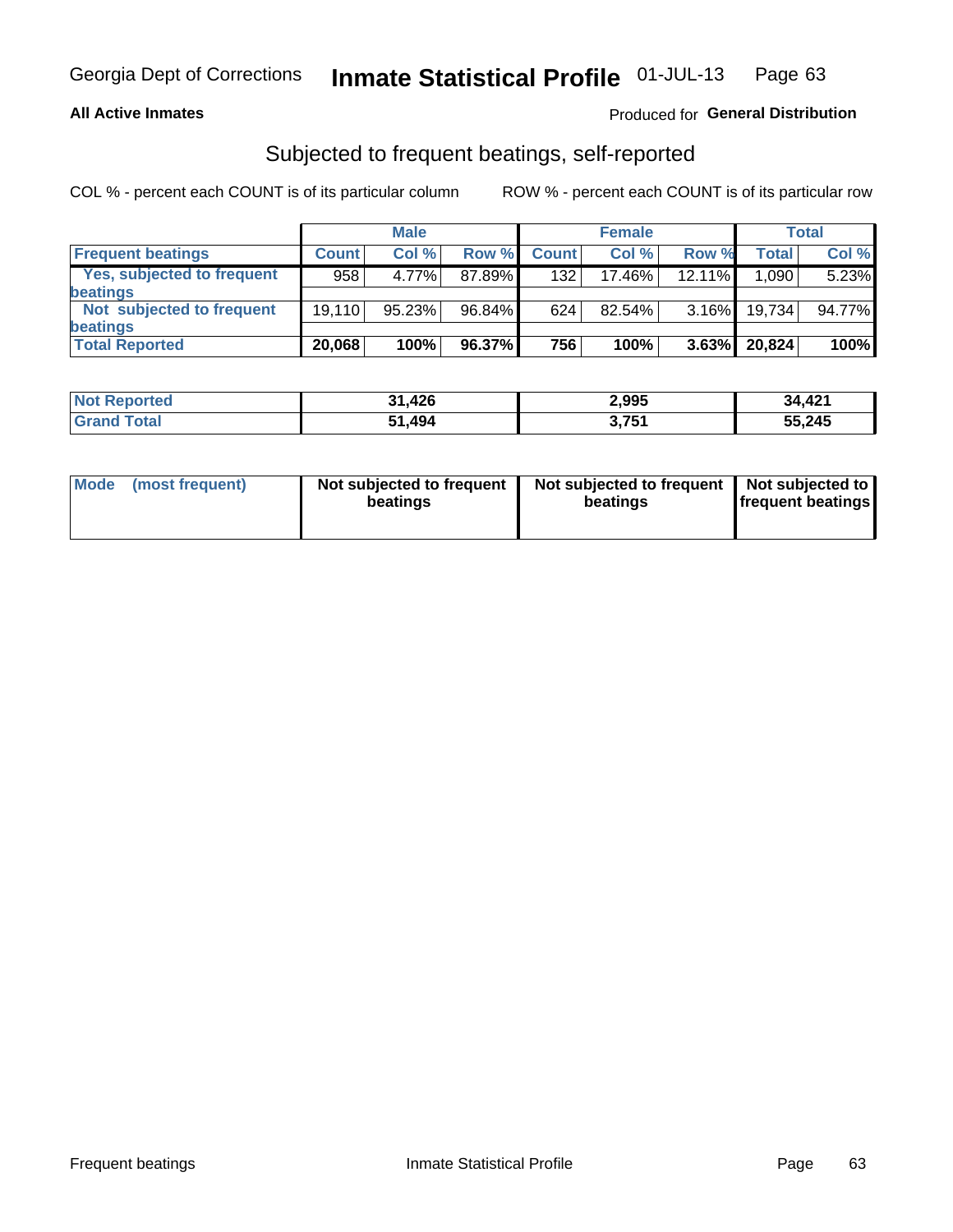Georgia Dept of Corrections **Inmate Statistical Profile** 01-JUL-13

**All Active Inmates**

Produced for **General Distribution**

## Subjected to frequent beatings, self-reported

COL % - percent each COUNT is of its particular column    ROW % - percent each COUNT is of its particular row

| | Male | | | Female | | | Total | |
|---|---|---|---|---|---|---|---|---|
| **Frequent beatings** | **Count** | **Col %** | **Row %** | **Count** | **Col %** | **Row %** | **Total** | **Col %** |
| **Yes, subjected to frequent beatings** | 958 | 4.77% | 87.89% | 132 | 17.46% | 12.11% | 1,090 | 5.23% |
| **Not subjected to frequent beatings** | 19,110 | 95.23% | 96.84% | 624 | 82.54% | 3.16% | 19,734 | 94.77% |
| **Total Reported** | **20,068** | **100%** | **96.37%** | **756** | **100%** | **3.63%** | **20,824** | **100%** |

| | Male | Female | Total |
|---|---|---|---|
| **Not Reported** | **31,426** | **2,995** | **34,421** |
| **Grand Total** | **51,494** | **3,751** | **55,245** |

| | Male | Female | Total |
|---|---|---|---|
| **Mode (most frequent)** | **Not subjected to frequent beatings** | **Not subjected to frequent beatings** | **Not subjected to frequent beatings** |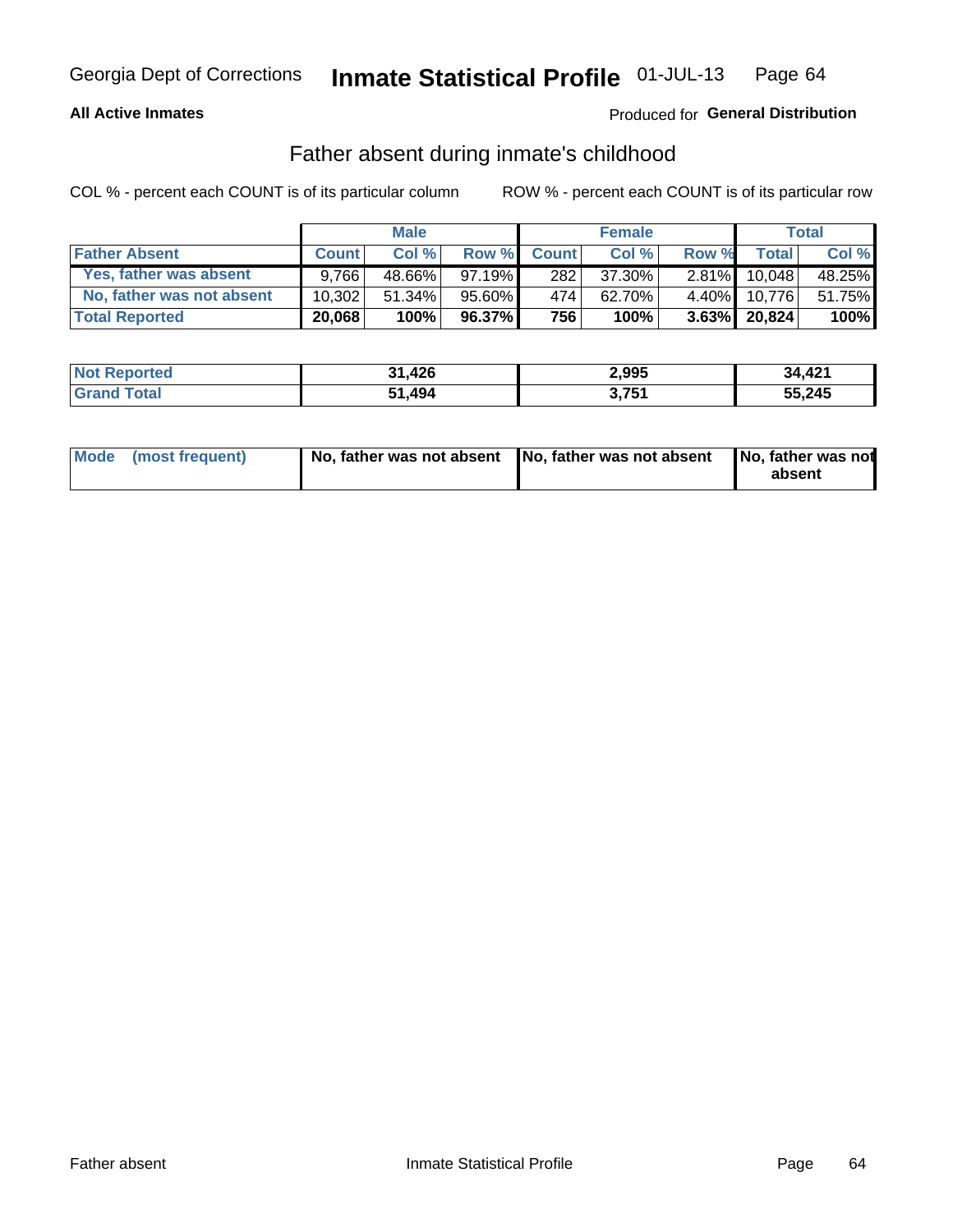Georgia Dept of Corrections **Inmate Statistical Profile** 01-JUL-13

**All Active Inmates**

Produced for **General Distribution**

## Father absent during inmate's childhood

COL % - percent each COUNT is of its particular column

ROW % - percent each COUNT is of its particular row

| | Male | | | Female | | | Total | |
|---|---|---|---|---|---|---|---|---|
| **Father Absent** | **Count** | **Col %** | **Row %** | **Count** | **Col %** | **Row %** | **Total** | **Col %** |
| **Yes, father was absent** | 9,766 | 48.66% | 97.19% | 282 | 37.30% | 2.81% | 10,048 | 48.25% |
| **No, father was not absent** | 10,302 | 51.34% | 95.60% | 474 | 62.70% | 4.40% | 10,776 | 51.75% |
| **Total Reported** | **20,068** | **100%** | **96.37%** | **756** | **100%** | **3.63%** | **20,824** | **100%** |

| | Male | Female | Total |
|---|---|---|---|
| **Not Reported** | **31,426** | **2,995** | **34,421** |
| **Grand Total** | **51,494** | **3,751** | **55,245** |

| | Male | Female | Total |
|---|---|---|---|
| **Mode (most frequent)** | **No, father was not absent** | **No, father was not absent** | **No, father was not absent** |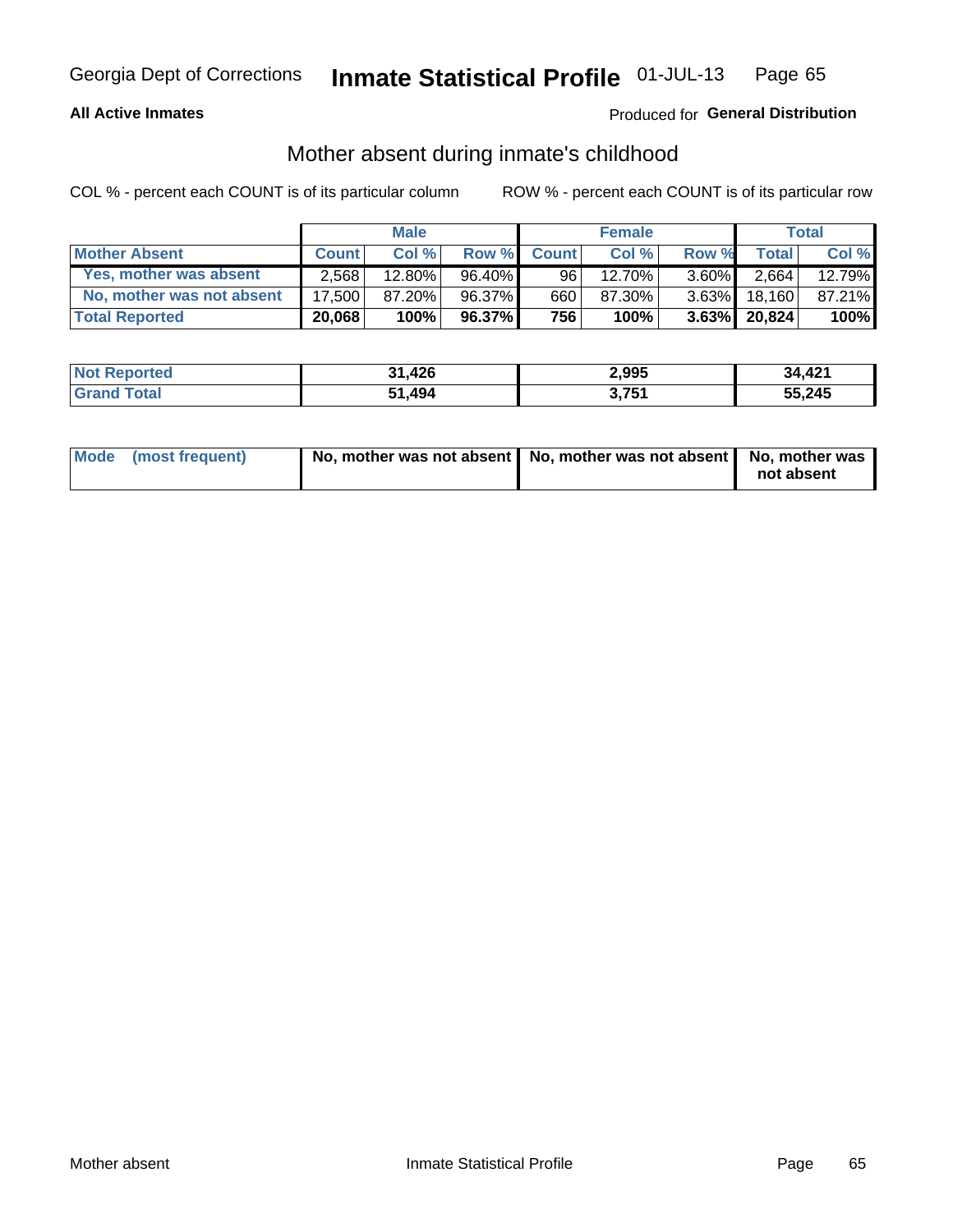# Mother absent during inmate's childhood

**All Active Inmates**

Produced for **General Distribution**

COL % - percent each COUNT is of its particular column

ROW % - percent each COUNT is of its particular row

| | Male | | | Female | | | Total | |
|---|---|---|---|---|---|---|---|---|
| **Mother Absent** | **Count** | **Col %** | **Row %** | **Count** | **Col %** | **Row %** | **Total** | **Col %** |
| Yes, mother was absent | 2,568 | 12.80% | 96.40% | 96 | 12.70% | 3.60% | 2,664 | 12.79% |
| No, mother was not absent | 17,500 | 87.20% | 96.37% | 660 | 87.30% | 3.63% | 18,160 | 87.21% |
| **Total Reported** | **20,068** | **100%** | **96.37%** | **756** | **100%** | **3.63%** | **20,824** | **100%** |

| | Male | Female | Total |
|---|---|---|---|
| **Not Reported** | **31,426** | **2,995** | **34,421** |
| **Grand Total** | **51,494** | **3,751** | **55,245** |

| | Male | Female | Total |
|---|---|---|---|
| **Mode (most frequent)** | **No, mother was not absent** | **No, mother was not absent** | **No, mother was not absent** |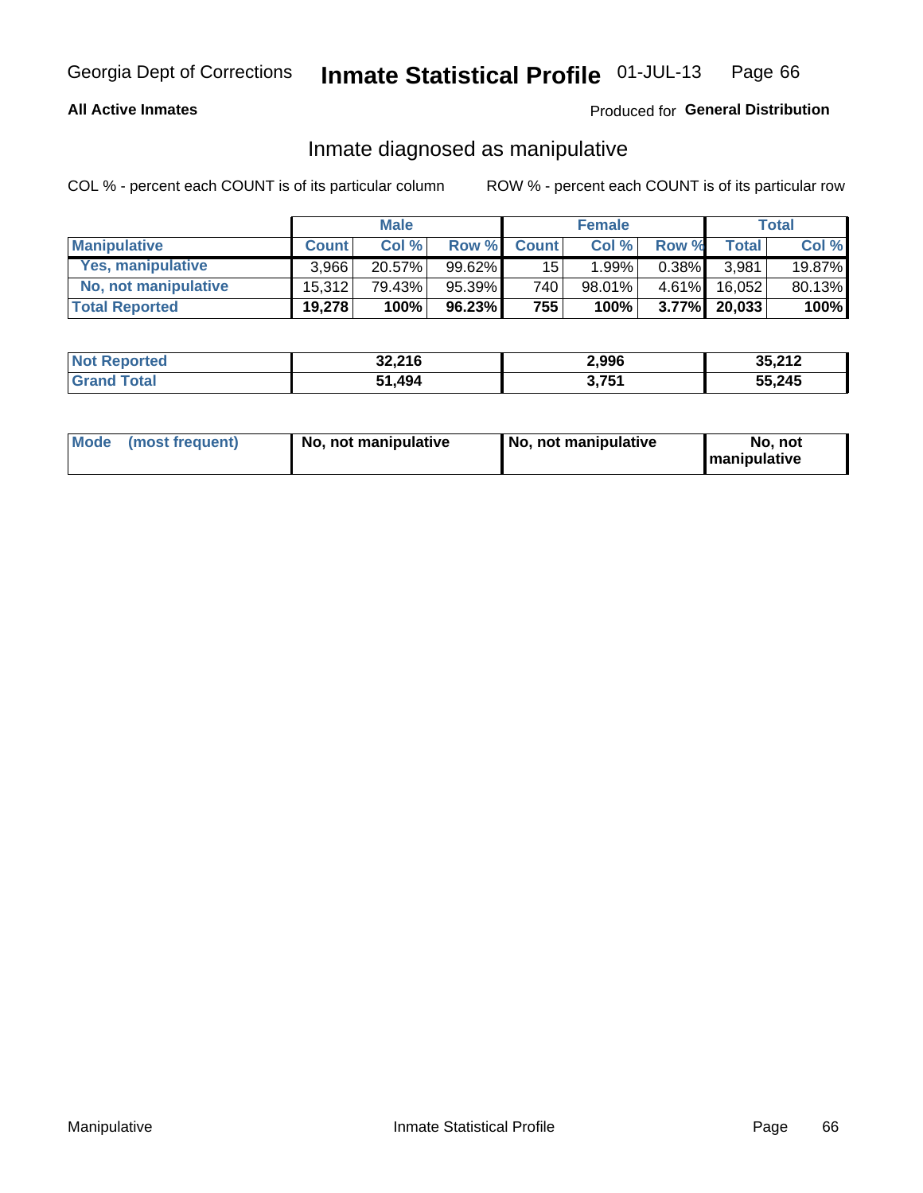Georgia Dept of Corrections **Inmate Statistical Profile** 01-JUL-13

**All Active Inmates**

Produced for **General Distribution**

## Inmate diagnosed as manipulative

COL % - percent each COUNT is of its particular column

ROW % - percent each COUNT is of its particular row

| | Male | | | Female | | | Total | |
|---|---|---|---|---|---|---|---|---|
| **Manipulative** | **Count** | **Col %** | **Row %** | **Count** | **Col %** | **Row %** | **Total** | **Col %** |
| **Yes, manipulative** | 3,966 | 20.57% | 99.62% | 15 | 1.99% | 0.38% | 3,981 | 19.87% |
| **No, not manipulative** | 15,312 | 79.43% | 95.39% | 740 | 98.01% | 4.61% | 16,052 | 80.13% |
| **Total Reported** | **19,278** | **100%** | **96.23%** | **755** | **100%** | **3.77%** | **20,033** | **100%** |

| | Male | Female | Total |
|---|---|---|---|
| **Not Reported** | **32,216** | **2,996** | **35,212** |
| **Grand Total** | **51,494** | **3,751** | **55,245** |

| | Male | Female | Total |
|---|---|---|---|
| **Mode (most frequent)** | **No, not manipulative** | **No, not manipulative** | **No, not manipulative** |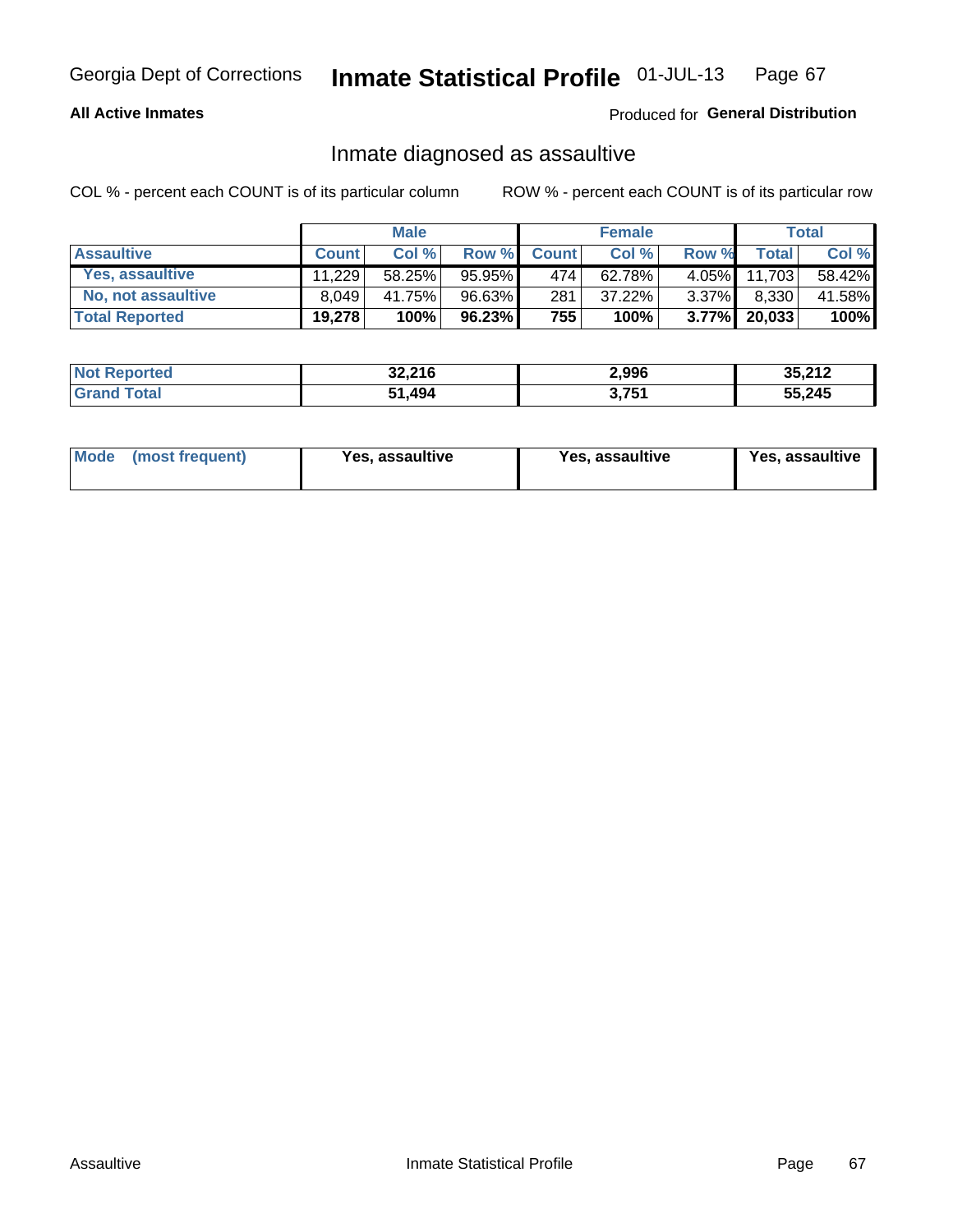Georgia Dept of Corrections **Inmate Statistical Profile** 01-JUL-13

**All Active Inmates**

Produced for **General Distribution**

## Inmate diagnosed as assaultive

COL % - percent each COUNT is of its particular column ROW % - percent each COUNT is of its particular row

| | Male | | | Female | | | Total | |
|---|---|---|---|---|---|---|---|---|
| **Assaultive** | **Count** | **Col %** | **Row %** | **Count** | **Col %** | **Row %** | **Total** | **Col %** |
| **Yes, assaultive** | 11,229 | 58.25% | 95.95% | 474 | 62.78% | 4.05% | 11,703 | 58.42% |
| **No, not assaultive** | 8,049 | 41.75% | 96.63% | 281 | 37.22% | 3.37% | 8,330 | 41.58% |
| **Total Reported** | **19,278** | **100%** | **96.23%** | **755** | **100%** | **3.77%** | **20,033** | **100%** |

| | Male | Female | Total |
|---|---|---|---|
| **Not Reported** | **32,216** | **2,996** | **35,212** |
| **Grand Total** | **51,494** | **3,751** | **55,245** |

| | Male | Female | Total |
|---|---|---|---|
| **Mode (most frequent)** | **Yes, assaultive** | **Yes, assaultive** | **Yes, assaultive** |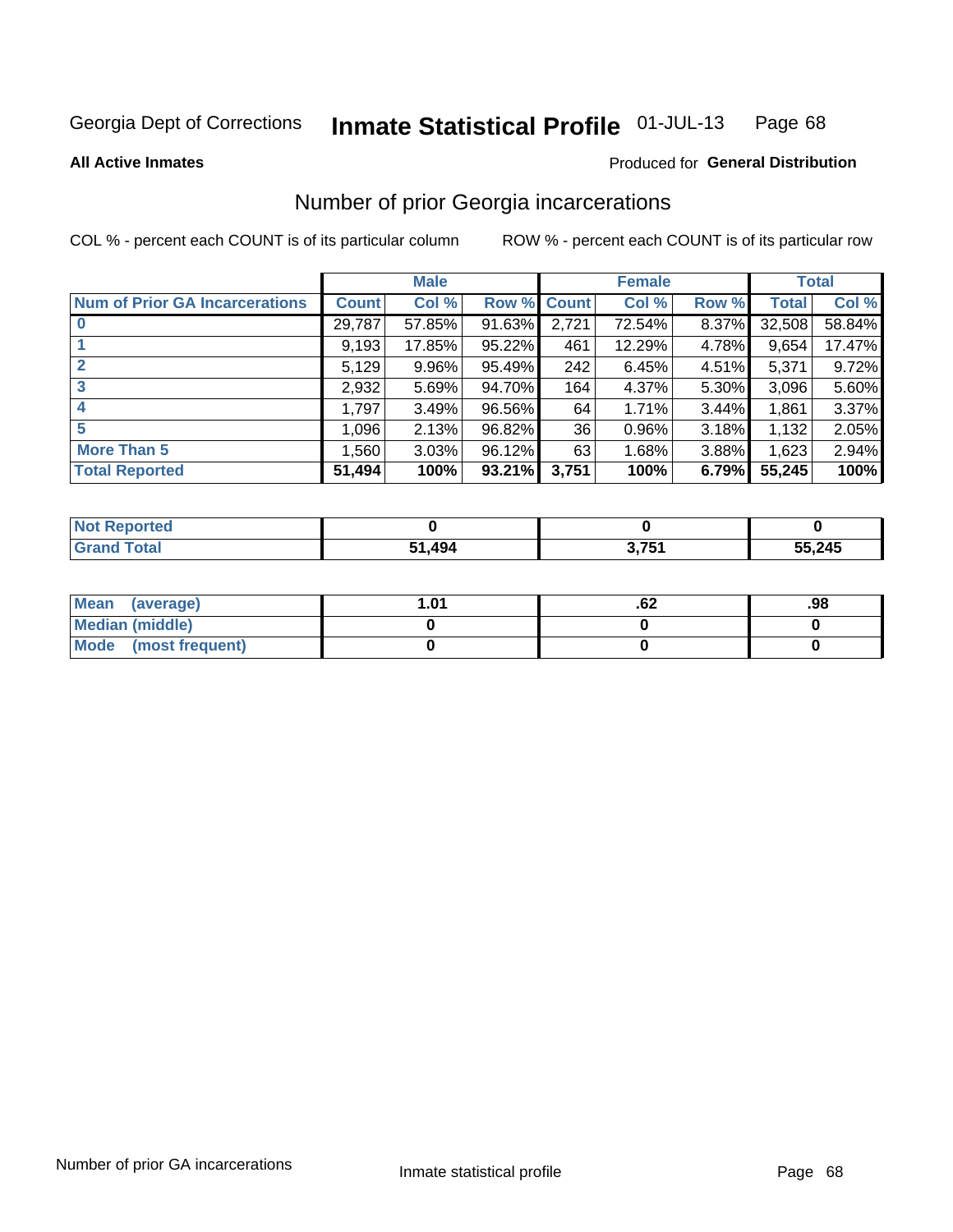Georgia Dept of Corrections **Inmate Statistical Profile** 01-JUL-13

**All Active Inmates**

Produced for **General Distribution**

## Number of prior Georgia incarcerations

COL % - percent each COUNT is of its particular column

ROW % - percent each COUNT is of its particular row

| | Male | | | Female | | | Total | |
|---|---|---|---|---|---|---|---|---|
| **Num of Prior GA Incarcerations** | **Count** | **Col %** | **Row %** | **Count** | **Col %** | **Row %** | **Total** | **Col %** |
| **0** | 29,787 | 57.85% | 91.63% | 2,721 | 72.54% | 8.37% | 32,508 | 58.84% |
| **1** | 9,193 | 17.85% | 95.22% | 461 | 12.29% | 4.78% | 9,654 | 17.47% |
| **2** | 5,129 | 9.96% | 95.49% | 242 | 6.45% | 4.51% | 5,371 | 9.72% |
| **3** | 2,932 | 5.69% | 94.70% | 164 | 4.37% | 5.30% | 3,096 | 5.60% |
| **4** | 1,797 | 3.49% | 96.56% | 64 | 1.71% | 3.44% | 1,861 | 3.37% |
| **5** | 1,096 | 2.13% | 96.82% | 36 | 0.96% | 3.18% | 1,132 | 2.05% |
| **More Than 5** | 1,560 | 3.03% | 96.12% | 63 | 1.68% | 3.88% | 1,623 | 2.94% |
| **Total Reported** | **51,494** | **100%** | **93.21%** | **3,751** | **100%** | **6.79%** | **55,245** | **100%** |

| | Male | Female | Total |
|---|---|---|---|
| **Not Reported** | **0** | **0** | **0** |
| **Grand Total** | **51,494** | **3,751** | **55,245** |

| | Male | Female | Total |
|---|---|---|---|
| **Mean (average)** | **1.01** | **.62** | **.98** |
| **Median (middle)** | **0** | **0** | **0** |
| **Mode (most frequent)** | **0** | **0** | **0** |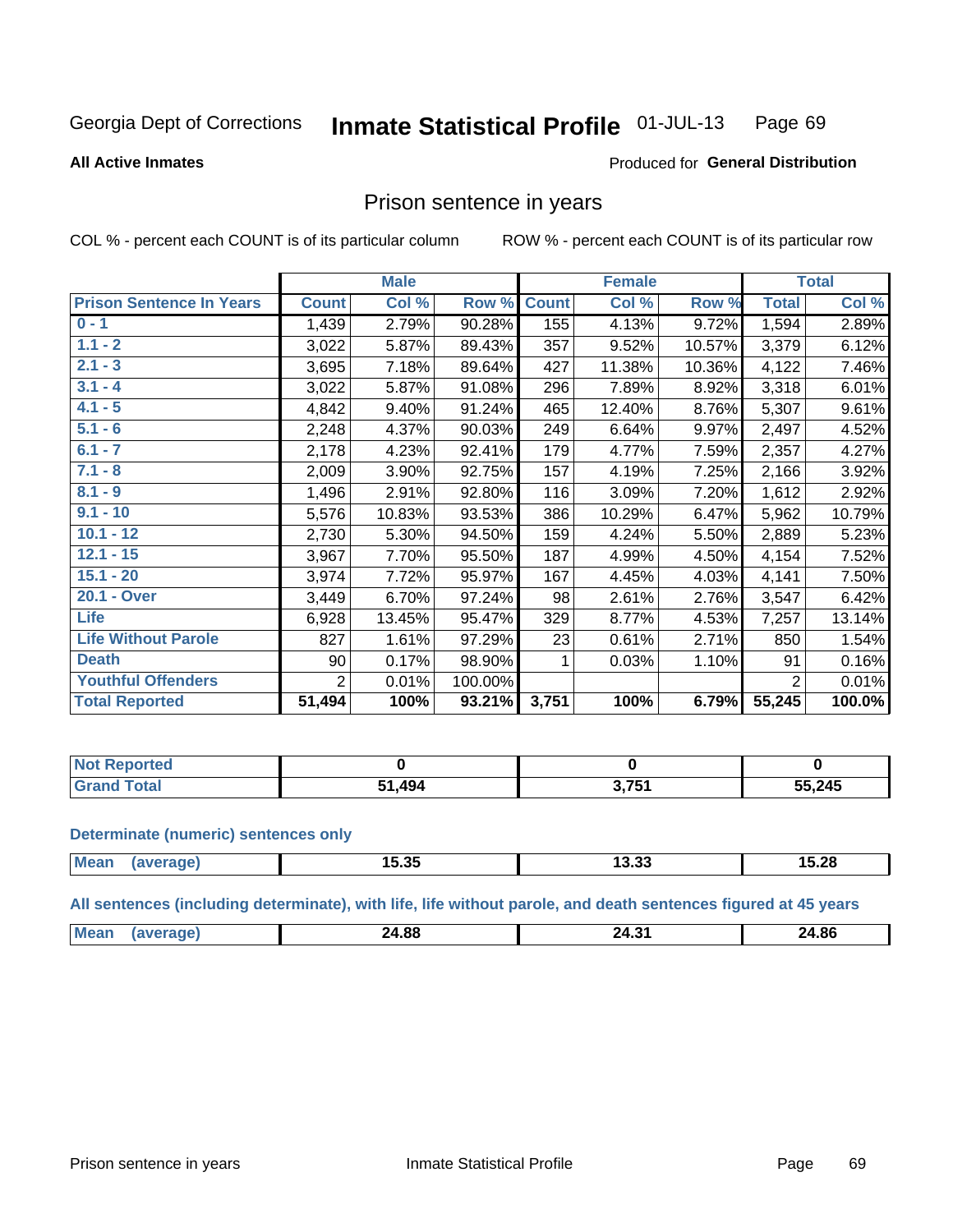Georgia Dept of Corrections **Inmate Statistical Profile** 01-JUL-13

**All Active Inmates**

Produced for **General Distribution**

## Prison sentence in years

COL % - percent each COUNT is of its particular column

ROW % - percent each COUNT is of its particular row

| | Male | | | Female | | | Total | |
|---|---|---|---|---|---|---|---|---|
| **Prison Sentence In Years** | **Count** | **Col %** | **Row %** | **Count** | **Col %** | **Row %** | **Total** | **Col %** |
| 0 - 1 | 1,439 | 2.79% | 90.28% | 155 | 4.13% | 9.72% | 1,594 | 2.89% |
| 1.1 - 2 | 3,022 | 5.87% | 89.43% | 357 | 9.52% | 10.57% | 3,379 | 6.12% |
| 2.1 - 3 | 3,695 | 7.18% | 89.64% | 427 | 11.38% | 10.36% | 4,122 | 7.46% |
| 3.1 - 4 | 3,022 | 5.87% | 91.08% | 296 | 7.89% | 8.92% | 3,318 | 6.01% |
| 4.1 - 5 | 4,842 | 9.40% | 91.24% | 465 | 12.40% | 8.76% | 5,307 | 9.61% |
| 5.1 - 6 | 2,248 | 4.37% | 90.03% | 249 | 6.64% | 9.97% | 2,497 | 4.52% |
| 6.1 - 7 | 2,178 | 4.23% | 92.41% | 179 | 4.77% | 7.59% | 2,357 | 4.27% |
| 7.1 - 8 | 2,009 | 3.90% | 92.75% | 157 | 4.19% | 7.25% | 2,166 | 3.92% |
| 8.1 - 9 | 1,496 | 2.91% | 92.80% | 116 | 3.09% | 7.20% | 1,612 | 2.92% |
| 9.1 - 10 | 5,576 | 10.83% | 93.53% | 386 | 10.29% | 6.47% | 5,962 | 10.79% |
| 10.1 - 12 | 2,730 | 5.30% | 94.50% | 159 | 4.24% | 5.50% | 2,889 | 5.23% |
| 12.1 - 15 | 3,967 | 7.70% | 95.50% | 187 | 4.99% | 4.50% | 4,154 | 7.52% |
| 15.1 - 20 | 3,974 | 7.72% | 95.97% | 167 | 4.45% | 4.03% | 4,141 | 7.50% |
| 20.1 - Over | 3,449 | 6.70% | 97.24% | 98 | 2.61% | 2.76% | 3,547 | 6.42% |
| Life | 6,928 | 13.45% | 95.47% | 329 | 8.77% | 4.53% | 7,257 | 13.14% |
| Life Without Parole | 827 | 1.61% | 97.29% | 23 | 0.61% | 2.71% | 850 | 1.54% |
| Death | 90 | 0.17% | 98.90% | 1 | 0.03% | 1.10% | 91 | 0.16% |
| Youthful Offenders | 2 | 0.01% | 100.00% | | | | 2 | 0.01% |
| **Total Reported** | **51,494** | **100%** | **93.21%** | **3,751** | **100%** | **6.79%** | **55,245** | **100.0%** |

| | Male | Female | Total |
|---|---|---|---|
| Not Reported | 0 | 0 | 0 |
| Grand Total | 51,494 | 3,751 | 55,245 |

**Determinate (numeric) sentences only**

| | Male | Female | Total |
|---|---|---|---|
| Mean (average) | 15.35 | 13.33 | 15.28 |

**All sentences (including determinate), with life, life without parole, and death sentences figured at 45 years**

| | Male | Female | Total |
|---|---|---|---|
| Mean (average) | 24.88 | 24.31 | 24.86 |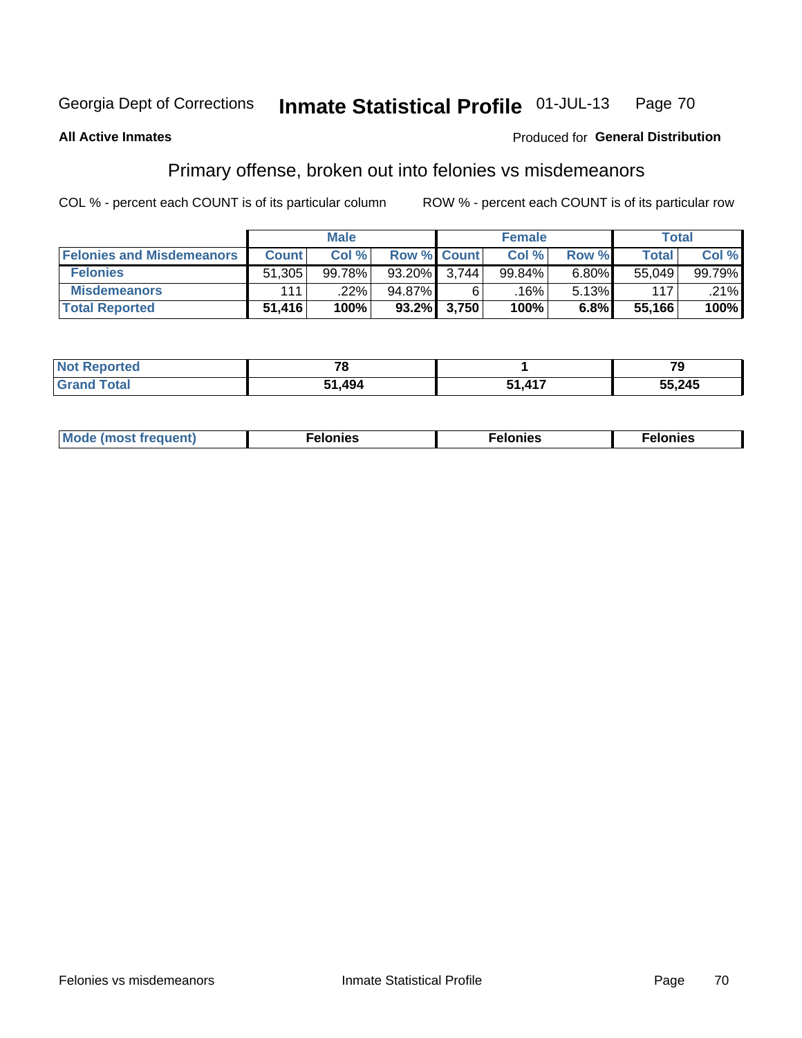Georgia Dept of Corrections **Inmate Statistical Profile** 01-JUL-13

**All Active Inmates**

Produced for **General Distribution**

## Primary offense, broken out into felonies vs misdemeanors

COL % - percent each COUNT is of its particular column     ROW % - percent each COUNT is of its particular row

| | Male | | | Female | | | Total | |
|---|---|---|---|---|---|---|---|---|
| **Felonies and Misdemeanors** | **Count** | **Col %** | **Row %** | **Count** | **Col %** | **Row %** | **Total** | **Col %** |
| **Felonies** | 51,305 | 99.78% | 93.20% | 3,744 | 99.84% | 6.80% | 55,049 | 99.79% |
| **Misdemeanors** | 111 | .22% | 94.87% | 6 | .16% | 5.13% | 117 | .21% |
| **Total Reported** | **51,416** | **100%** | **93.2%** | **3,750** | **100%** | **6.8%** | **55,166** | **100%** |

| | Male | Female | Total |
|---|---|---|---|
| **Not Reported** | **78** | **1** | **79** |
| **Grand Total** | **51,494** | **51,417** | **55,245** |

| | Male | Female | Total |
|---|---|---|---|
| **Mode (most frequent)** | **Felonies** | **Felonies** | **Felonies** |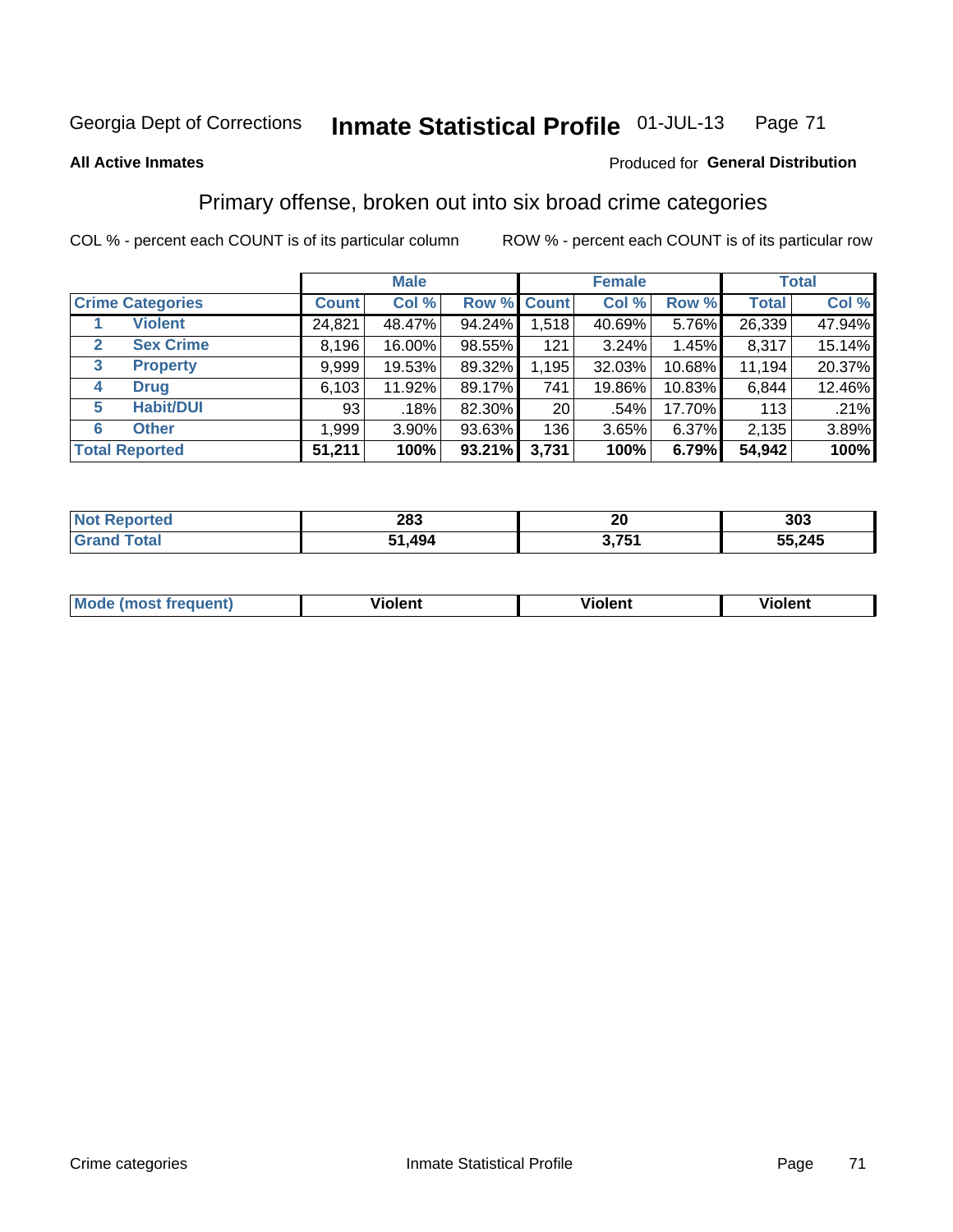Georgia Dept of Corrections **Inmate Statistical Profile** 01-JUL-13

**All Active Inmates**

Produced for **General Distribution**

## Primary offense, broken out into six broad crime categories

COL % - percent each COUNT is of its particular column    ROW % - percent each COUNT is of its particular row

| Crime Categories | | Male | | | Female | | | Total | |
|---|---|---|---|---|---|---|---|---|---|
| | | Count | Col % | Row % | Count | Col % | Row % | Total | Col % |
| 1 | Violent | 24,821 | 48.47% | 94.24% | 1,518 | 40.69% | 5.76% | 26,339 | 47.94% |
| 2 | Sex Crime | 8,196 | 16.00% | 98.55% | 121 | 3.24% | 1.45% | 8,317 | 15.14% |
| 3 | Property | 9,999 | 19.53% | 89.32% | 1,195 | 32.03% | 10.68% | 11,194 | 20.37% |
| 4 | Drug | 6,103 | 11.92% | 89.17% | 741 | 19.86% | 10.83% | 6,844 | 12.46% |
| 5 | Habit/DUI | 93 | .18% | 82.30% | 20 | .54% | 17.70% | 113 | .21% |
| 6 | Other | 1,999 | 3.90% | 93.63% | 136 | 3.65% | 6.37% | 2,135 | 3.89% |
| **Total Reported** | | **51,211** | **100%** | **93.21%** | **3,731** | **100%** | **6.79%** | **54,942** | **100%** |

| | Male | Female | Total |
|---|---|---|---|
| Not Reported | 283 | 20 | 303 |
| Grand Total | 51,494 | 3,751 | 55,245 |

| | Male | Female | Total |
|---|---|---|---|
| Mode (most frequent) | Violent | Violent | Violent |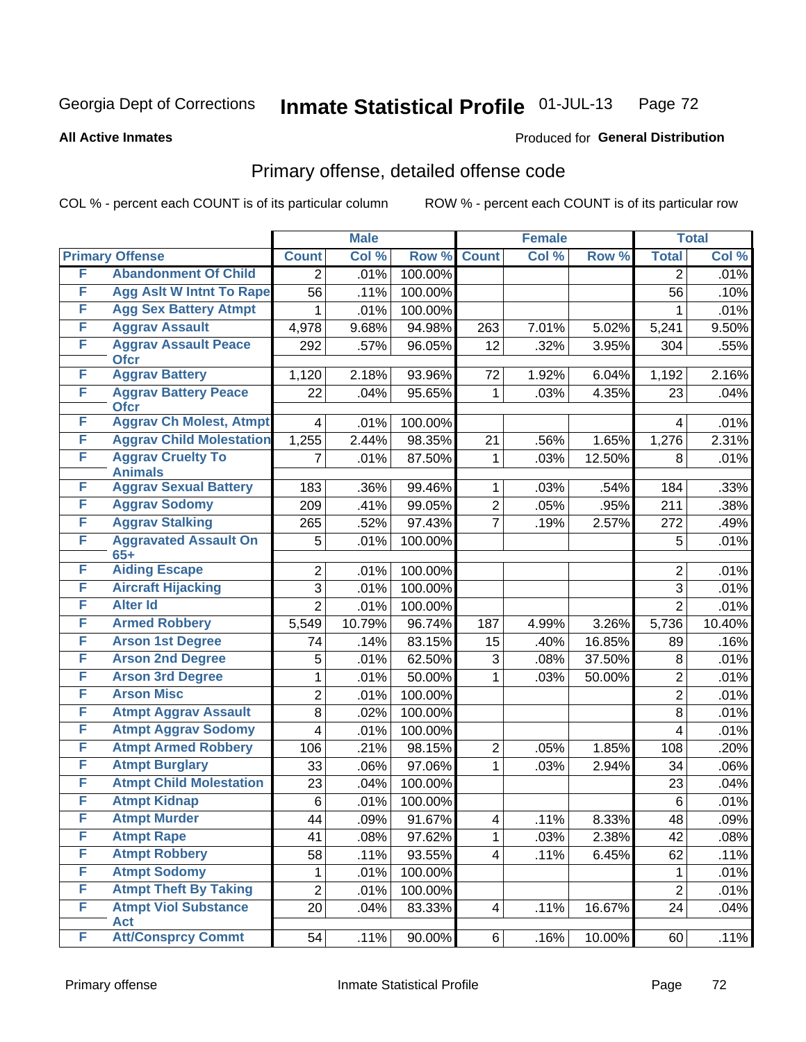Georgia Dept of Corrections **Inmate Statistical Profile** 01-JUL-13

**All Active Inmates**

Produced for **General Distribution**

## Primary offense, detailed offense code

COL % - percent each COUNT is of its particular column ROW % - percent each COUNT is of its particular row

| Primary Offense | | Male | | | Female | | | Total | |
|---|---|---|---|---|---|---|---|---|---|
| | | Count | Col % | Row % | Count | Col % | Row % | Total | Col % |
| F | Abandonment Of Child | 2 | .01% | 100.00% | | | | 2 | .01% |
| F | Agg Aslt W Intnt To Rape | 56 | .11% | 100.00% | | | | 56 | .10% |
| F | Agg Sex Battery Atmpt | 1 | .01% | 100.00% | | | | 1 | .01% |
| F | Aggrav Assault | 4,978 | 9.68% | 94.98% | 263 | 7.01% | 5.02% | 5,241 | 9.50% |
| F | Aggrav Assault Peace Ofcr | 292 | .57% | 96.05% | 12 | .32% | 3.95% | 304 | .55% |
| F | Aggrav Battery | 1,120 | 2.18% | 93.96% | 72 | 1.92% | 6.04% | 1,192 | 2.16% |
| F | Aggrav Battery Peace Ofcr | 22 | .04% | 95.65% | 1 | .03% | 4.35% | 23 | .04% |
| F | Aggrav Ch Molest, Atmpt | 4 | .01% | 100.00% | | | | 4 | .01% |
| F | Aggrav Child Molestation | 1,255 | 2.44% | 98.35% | 21 | .56% | 1.65% | 1,276 | 2.31% |
| F | Aggrav Cruelty To Animals | 7 | .01% | 87.50% | 1 | .03% | 12.50% | 8 | .01% |
| F | Aggrav Sexual Battery | 183 | .36% | 99.46% | 1 | .03% | .54% | 184 | .33% |
| F | Aggrav Sodomy | 209 | .41% | 99.05% | 2 | .05% | .95% | 211 | .38% |
| F | Aggrav Stalking | 265 | .52% | 97.43% | 7 | .19% | 2.57% | 272 | .49% |
| F | Aggravated Assault On 65+ | 5 | .01% | 100.00% | | | | 5 | .01% |
| F | Aiding Escape | 2 | .01% | 100.00% | | | | 2 | .01% |
| F | Aircraft Hijacking | 3 | .01% | 100.00% | | | | 3 | .01% |
| F | Alter Id | 2 | .01% | 100.00% | | | | 2 | .01% |
| F | Armed Robbery | 5,549 | 10.79% | 96.74% | 187 | 4.99% | 3.26% | 5,736 | 10.40% |
| F | Arson 1st Degree | 74 | .14% | 83.15% | 15 | .40% | 16.85% | 89 | .16% |
| F | Arson 2nd Degree | 5 | .01% | 62.50% | 3 | .08% | 37.50% | 8 | .01% |
| F | Arson 3rd Degree | 1 | .01% | 50.00% | 1 | .03% | 50.00% | 2 | .01% |
| F | Arson Misc | 2 | .01% | 100.00% | | | | 2 | .01% |
| F | Atmpt Aggrav Assault | 8 | .02% | 100.00% | | | | 8 | .01% |
| F | Atmpt Aggrav Sodomy | 4 | .01% | 100.00% | | | | 4 | .01% |
| F | Atmpt Armed Robbery | 106 | .21% | 98.15% | 2 | .05% | 1.85% | 108 | .20% |
| F | Atmpt Burglary | 33 | .06% | 97.06% | 1 | .03% | 2.94% | 34 | .06% |
| F | Atmpt Child Molestation | 23 | .04% | 100.00% | | | | 23 | .04% |
| F | Atmpt Kidnap | 6 | .01% | 100.00% | | | | 6 | .01% |
| F | Atmpt Murder | 44 | .09% | 91.67% | 4 | .11% | 8.33% | 48 | .09% |
| F | Atmpt Rape | 41 | .08% | 97.62% | 1 | .03% | 2.38% | 42 | .08% |
| F | Atmpt Robbery | 58 | .11% | 93.55% | 4 | .11% | 6.45% | 62 | .11% |
| F | Atmpt Sodomy | 1 | .01% | 100.00% | | | | 1 | .01% |
| F | Atmpt Theft By Taking | 2 | .01% | 100.00% | | | | 2 | .01% |
| F | Atmpt Viol Substance Act | 20 | .04% | 83.33% | 4 | .11% | 16.67% | 24 | .04% |
| F | Att/Consprcy Commt | 54 | .11% | 90.00% | 6 | .16% | 10.00% | 60 | .11% |

Primary offense Inmate Statistical Profile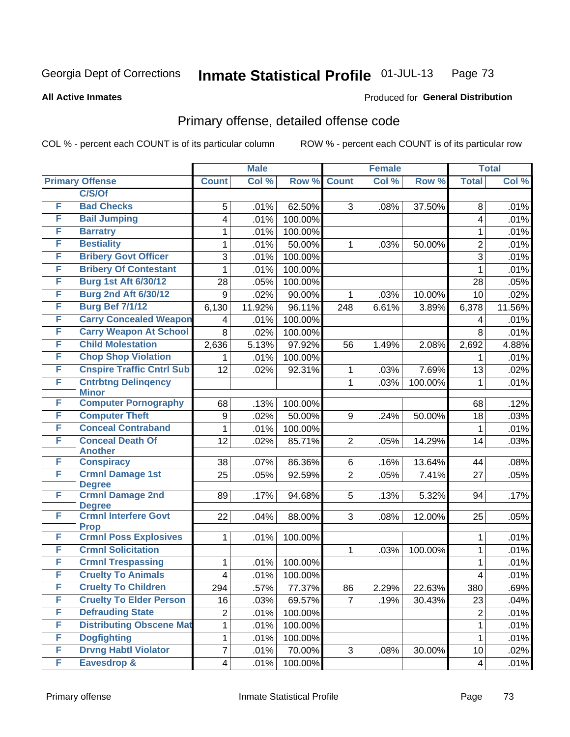Georgia Dept of Corrections **Inmate Statistical Profile** 01-JUL-13

**All Active Inmates**

Produced for **General Distribution**

## Primary offense, detailed offense code

COL % - percent each COUNT is of its particular column

ROW % - percent each COUNT is of its particular row

| Primary Offense | | Male | | | Female | | | Total | |
|---|---|---|---|---|---|---|---|---|---|
| | | Count | Col % | Row % | Count | Col % | Row % | Total | Col % |
| | C/S/Of | | | | | | | | |
| F | Bad Checks | 5 | .01% | 62.50% | 3 | .08% | 37.50% | 8 | .01% |
| F | Bail Jumping | 4 | .01% | 100.00% | | | | 4 | .01% |
| F | Barratry | 1 | .01% | 100.00% | | | | 1 | .01% |
| F | Bestiality | 1 | .01% | 50.00% | 1 | .03% | 50.00% | 2 | .01% |
| F | Bribery Govt Officer | 3 | .01% | 100.00% | | | | 3 | .01% |
| F | Bribery Of Contestant | 1 | .01% | 100.00% | | | | 1 | .01% |
| F | Burg 1st Aft 6/30/12 | 28 | .05% | 100.00% | | | | 28 | .05% |
| F | Burg 2nd Aft 6/30/12 | 9 | .02% | 90.00% | 1 | .03% | 10.00% | 10 | .02% |
| F | Burg Bef 7/1/12 | 6,130 | 11.92% | 96.11% | 248 | 6.61% | 3.89% | 6,378 | 11.56% |
| F | Carry Concealed Weapon | 4 | .01% | 100.00% | | | | 4 | .01% |
| F | Carry Weapon At School | 8 | .02% | 100.00% | | | | 8 | .01% |
| F | Child Molestation | 2,636 | 5.13% | 97.92% | 56 | 1.49% | 2.08% | 2,692 | 4.88% |
| F | Chop Shop Violation | 1 | .01% | 100.00% | | | | 1 | .01% |
| F | Cnspire Traffic Cntrl Sub | 12 | .02% | 92.31% | 1 | .03% | 7.69% | 13 | .02% |
| F | Cntrbtng Delinqency Minor | | | | 1 | .03% | 100.00% | 1 | .01% |
| F | Computer Pornography | 68 | .13% | 100.00% | | | | 68 | .12% |
| F | Computer Theft | 9 | .02% | 50.00% | 9 | .24% | 50.00% | 18 | .03% |
| F | Conceal Contraband | 1 | .01% | 100.00% | | | | 1 | .01% |
| F | Conceal Death Of Another | 12 | .02% | 85.71% | 2 | .05% | 14.29% | 14 | .03% |
| F | Conspiracy | 38 | .07% | 86.36% | 6 | .16% | 13.64% | 44 | .08% |
| F | Crmnl Damage 1st Degree | 25 | .05% | 92.59% | 2 | .05% | 7.41% | 27 | .05% |
| F | Crmnl Damage 2nd Degree | 89 | .17% | 94.68% | 5 | .13% | 5.32% | 94 | .17% |
| F | Crmnl Interfere Govt Prop | 22 | .04% | 88.00% | 3 | .08% | 12.00% | 25 | .05% |
| F | Crmnl Poss Explosives | 1 | .01% | 100.00% | | | | 1 | .01% |
| F | Crmnl Solicitation | | | | 1 | .03% | 100.00% | 1 | .01% |
| F | Crmnl Trespassing | 1 | .01% | 100.00% | | | | 1 | .01% |
| F | Cruelty To Animals | 4 | .01% | 100.00% | | | | 4 | .01% |
| F | Cruelty To Children | 294 | .57% | 77.37% | 86 | 2.29% | 22.63% | 380 | .69% |
| F | Cruelty To Elder Person | 16 | .03% | 69.57% | 7 | .19% | 30.43% | 23 | .04% |
| F | Defrauding State | 2 | .01% | 100.00% | | | | 2 | .01% |
| F | Distributing Obscene Mat | 1 | .01% | 100.00% | | | | 1 | .01% |
| F | Dogfighting | 1 | .01% | 100.00% | | | | 1 | .01% |
| F | Drvng Habtl Violator | 7 | .01% | 70.00% | 3 | .08% | 30.00% | 10 | .02% |
| F | Eavesdrop & | 4 | .01% | 100.00% | | | | 4 | .01% |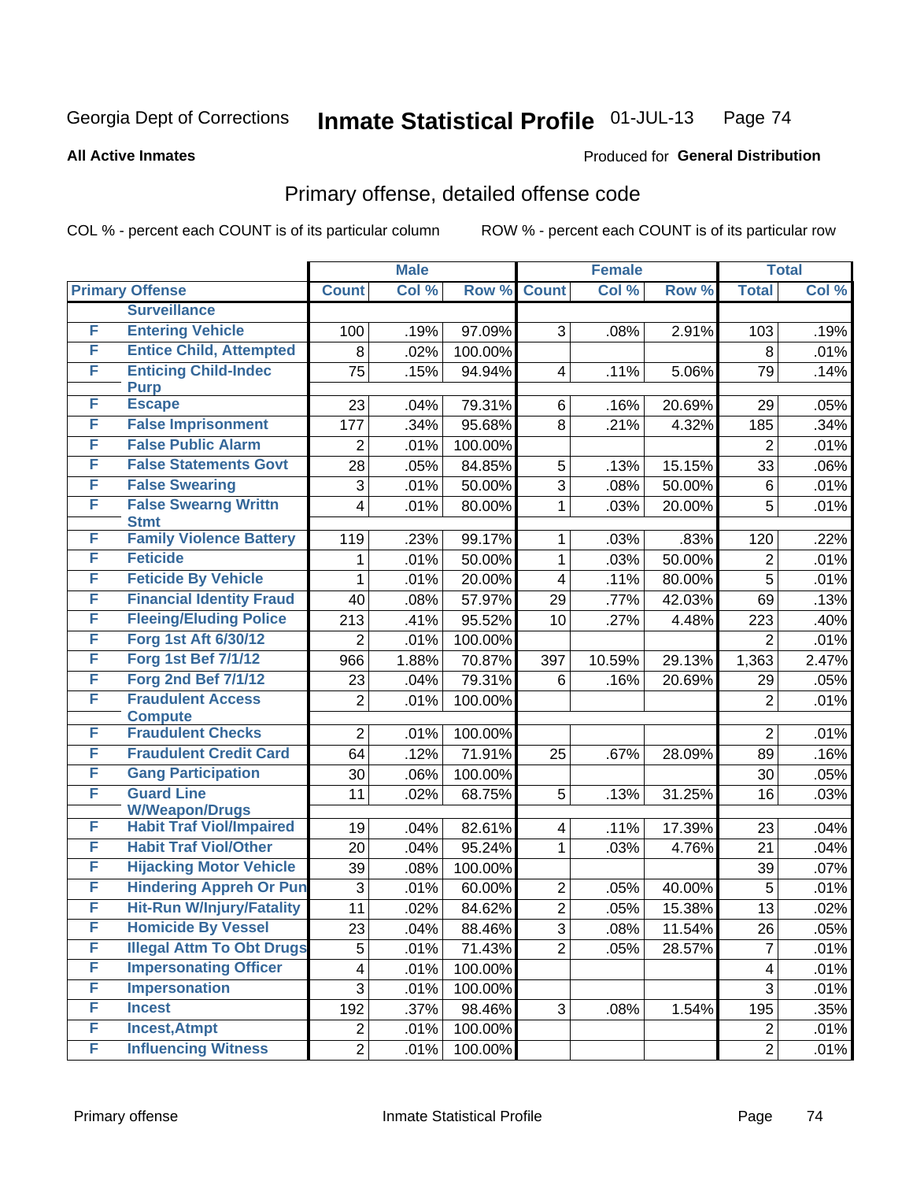Georgia Dept of Corrections **Inmate Statistical Profile** 01-JUL-13

**All Active Inmates**

Produced for **General Distribution**

## Primary offense, detailed offense code

COL % - percent each COUNT is of its particular column

ROW % - percent each COUNT is of its particular row

| | | Male | | | Female | | | Total | |
|---|---|---|---|---|---|---|---|---|---|
| Primary Offense | | Count | Col % | Row % | Count | Col % | Row % | Total | Col % |
| | Surveillance | | | | | | | | |
| F | Entering Vehicle | 100 | .19% | 97.09% | 3 | .08% | 2.91% | 103 | .19% |
| F | Entice Child, Attempted | 8 | .02% | 100.00% | | | | 8 | .01% |
| F | Enticing Child-Indec Purp | 75 | .15% | 94.94% | 4 | .11% | 5.06% | 79 | .14% |
| F | Escape | 23 | .04% | 79.31% | 6 | .16% | 20.69% | 29 | .05% |
| F | False Imprisonment | 177 | .34% | 95.68% | 8 | .21% | 4.32% | 185 | .34% |
| F | False Public Alarm | 2 | .01% | 100.00% | | | | 2 | .01% |
| F | False Statements Govt | 28 | .05% | 84.85% | 5 | .13% | 15.15% | 33 | .06% |
| F | False Swearing | 3 | .01% | 50.00% | 3 | .08% | 50.00% | 6 | .01% |
| F | False Swearng Writtn Stmt | 4 | .01% | 80.00% | 1 | .03% | 20.00% | 5 | .01% |
| F | Family Violence Battery | 119 | .23% | 99.17% | 1 | .03% | .83% | 120 | .22% |
| F | Feticide | 1 | .01% | 50.00% | 1 | .03% | 50.00% | 2 | .01% |
| F | Feticide By Vehicle | 1 | .01% | 20.00% | 4 | .11% | 80.00% | 5 | .01% |
| F | Financial Identity Fraud | 40 | .08% | 57.97% | 29 | .77% | 42.03% | 69 | .13% |
| F | Fleeing/Eluding Police | 213 | .41% | 95.52% | 10 | .27% | 4.48% | 223 | .40% |
| F | Forg 1st Aft 6/30/12 | 2 | .01% | 100.00% | | | | 2 | .01% |
| F | Forg 1st Bef 7/1/12 | 966 | 1.88% | 70.87% | 397 | 10.59% | 29.13% | 1,363 | 2.47% |
| F | Forg 2nd Bef 7/1/12 | 23 | .04% | 79.31% | 6 | .16% | 20.69% | 29 | .05% |
| F | Fraudulent Access Compute | 2 | .01% | 100.00% | | | | 2 | .01% |
| F | Fraudulent Checks | 2 | .01% | 100.00% | | | | 2 | .01% |
| F | Fraudulent Credit Card | 64 | .12% | 71.91% | 25 | .67% | 28.09% | 89 | .16% |
| F | Gang Participation | 30 | .06% | 100.00% | | | | 30 | .05% |
| F | Guard Line W/Weapon/Drugs | 11 | .02% | 68.75% | 5 | .13% | 31.25% | 16 | .03% |
| F | Habit Traf Viol/Impaired | 19 | .04% | 82.61% | 4 | .11% | 17.39% | 23 | .04% |
| F | Habit Traf Viol/Other | 20 | .04% | 95.24% | 1 | .03% | 4.76% | 21 | .04% |
| F | Hijacking Motor Vehicle | 39 | .08% | 100.00% | | | | 39 | .07% |
| F | Hindering Appreh Or Pun | 3 | .01% | 60.00% | 2 | .05% | 40.00% | 5 | .01% |
| F | Hit-Run W/Injury/Fatality | 11 | .02% | 84.62% | 2 | .05% | 15.38% | 13 | .02% |
| F | Homicide By Vessel | 23 | .04% | 88.46% | 3 | .08% | 11.54% | 26 | .05% |
| F | Illegal Attm To Obt Drugs | 5 | .01% | 71.43% | 2 | .05% | 28.57% | 7 | .01% |
| F | Impersonating Officer | 4 | .01% | 100.00% | | | | 4 | .01% |
| F | Impersonation | 3 | .01% | 100.00% | | | | 3 | .01% |
| F | Incest | 192 | .37% | 98.46% | 3 | .08% | 1.54% | 195 | .35% |
| F | Incest,Atmpt | 2 | .01% | 100.00% | | | | 2 | .01% |
| F | Influencing Witness | 2 | .01% | 100.00% | | | | 2 | .01% |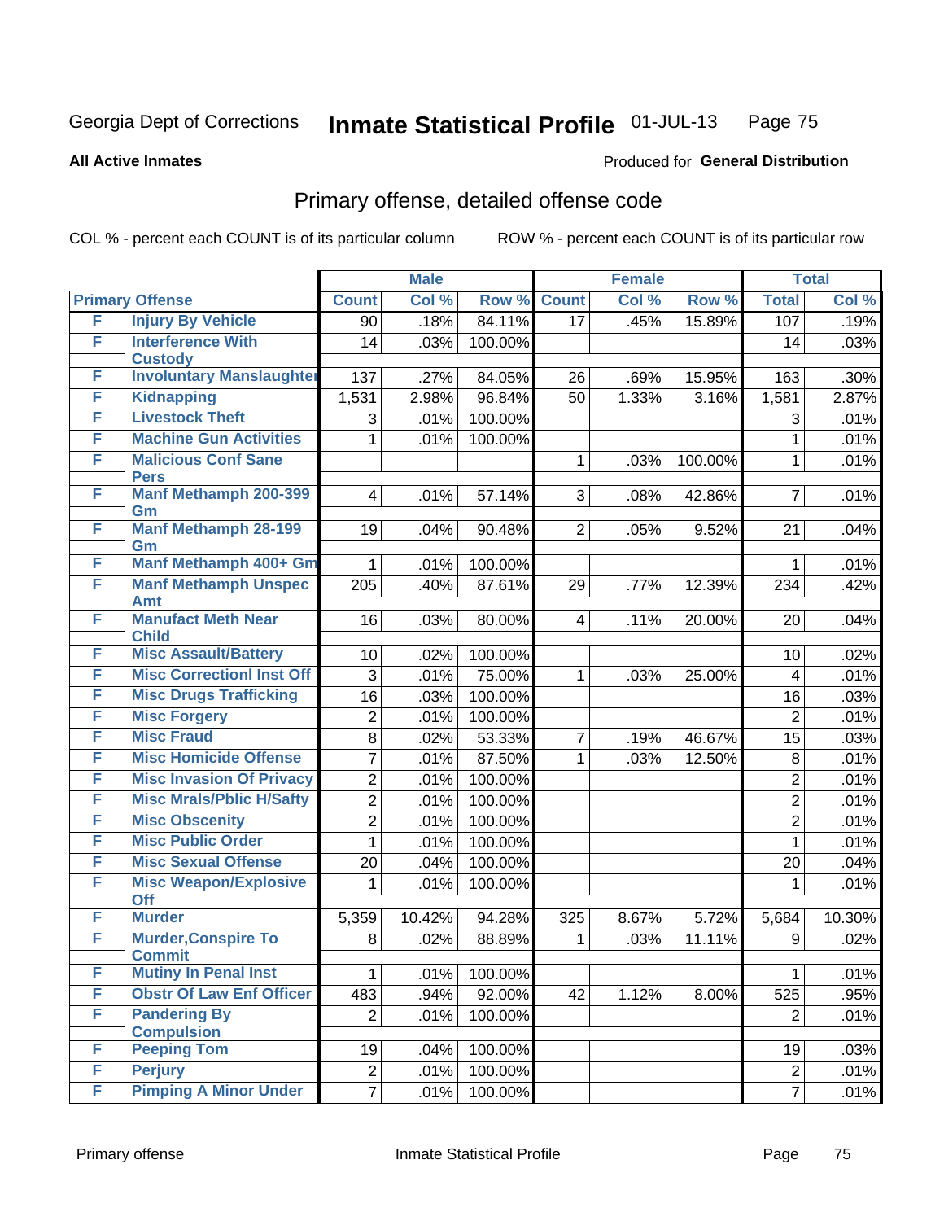Georgia Dept of Corrections **Inmate Statistical Profile** 01-JUL-13

**All Active Inmates**

Produced for **General Distribution**

## Primary offense, detailed offense code

COL % - percent each COUNT is of its particular column ROW % - percent each COUNT is of its particular row

| Primary Offense | | Male | | | Female | | | Total | |
|---|---|---|---|---|---|---|---|---|---|
| | | Count | Col % | Row % | Count | Col % | Row % | Total | Col % |
| F | Injury By Vehicle | 90 | .18% | 84.11% | 17 | .45% | 15.89% | 107 | .19% |
| F | Interference With Custody | 14 | .03% | 100.00% | | | | 14 | .03% |
| F | Involuntary Manslaughter | 137 | .27% | 84.05% | 26 | .69% | 15.95% | 163 | .30% |
| F | Kidnapping | 1,531 | 2.98% | 96.84% | 50 | 1.33% | 3.16% | 1,581 | 2.87% |
| F | Livestock Theft | 3 | .01% | 100.00% | | | | 3 | .01% |
| F | Machine Gun Activities | 1 | .01% | 100.00% | | | | 1 | .01% |
| F | Malicious Conf Sane Pers | | | | 1 | .03% | 100.00% | 1 | .01% |
| F | Manf Methamph 200-399 Gm | 4 | .01% | 57.14% | 3 | .08% | 42.86% | 7 | .01% |
| F | Manf Methamph 28-199 Gm | 19 | .04% | 90.48% | 2 | .05% | 9.52% | 21 | .04% |
| F | Manf Methamph 400+ Gm | 1 | .01% | 100.00% | | | | 1 | .01% |
| F | Manf Methamph Unspec Amt | 205 | .40% | 87.61% | 29 | .77% | 12.39% | 234 | .42% |
| F | Manufact Meth Near Child | 16 | .03% | 80.00% | 4 | .11% | 20.00% | 20 | .04% |
| F | Misc Assault/Battery | 10 | .02% | 100.00% | | | | 10 | .02% |
| F | Misc Correctionl Inst Off | 3 | .01% | 75.00% | 1 | .03% | 25.00% | 4 | .01% |
| F | Misc Drugs Trafficking | 16 | .03% | 100.00% | | | | 16 | .03% |
| F | Misc Forgery | 2 | .01% | 100.00% | | | | 2 | .01% |
| F | Misc Fraud | 8 | .02% | 53.33% | 7 | .19% | 46.67% | 15 | .03% |
| F | Misc Homicide Offense | 7 | .01% | 87.50% | 1 | .03% | 12.50% | 8 | .01% |
| F | Misc Invasion Of Privacy | 2 | .01% | 100.00% | | | | 2 | .01% |
| F | Misc Mrals/Pblic H/Safty | 2 | .01% | 100.00% | | | | 2 | .01% |
| F | Misc Obscenity | 2 | .01% | 100.00% | | | | 2 | .01% |
| F | Misc Public Order | 1 | .01% | 100.00% | | | | 1 | .01% |
| F | Misc Sexual Offense | 20 | .04% | 100.00% | | | | 20 | .04% |
| F | Misc Weapon/Explosive Off | 1 | .01% | 100.00% | | | | 1 | .01% |
| F | Murder | 5,359 | 10.42% | 94.28% | 325 | 8.67% | 5.72% | 5,684 | 10.30% |
| F | Murder,Conspire To Commit | 8 | .02% | 88.89% | 1 | .03% | 11.11% | 9 | .02% |
| F | Mutiny In Penal Inst | 1 | .01% | 100.00% | | | | 1 | .01% |
| F | Obstr Of Law Enf Officer | 483 | .94% | 92.00% | 42 | 1.12% | 8.00% | 525 | .95% |
| F | Pandering By Compulsion | 2 | .01% | 100.00% | | | | 2 | .01% |
| F | Peeping Tom | 19 | .04% | 100.00% | | | | 19 | .03% |
| F | Perjury | 2 | .01% | 100.00% | | | | 2 | .01% |
| F | Pimping A Minor Under | 7 | .01% | 100.00% | | | | 7 | .01% |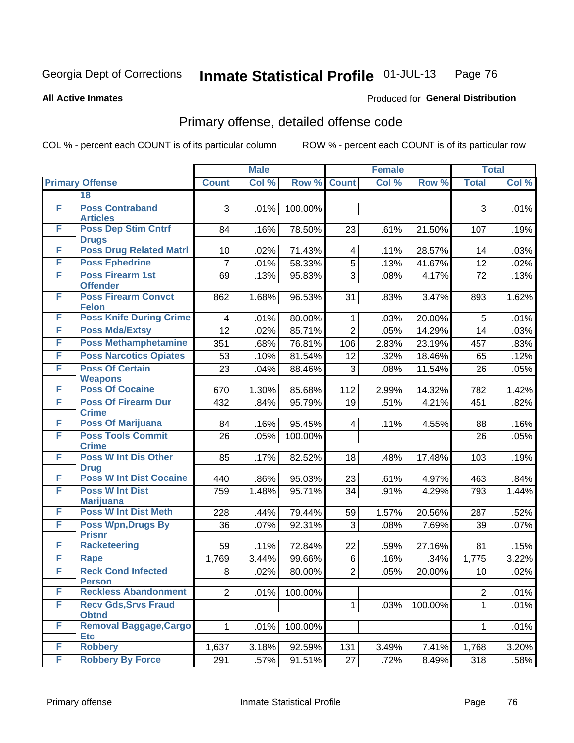Georgia Dept of Corrections **Inmate Statistical Profile** 01-JUL-13

**All Active Inmates** Produced for **General Distribution**

## Primary offense, detailed offense code

COL % - percent each COUNT is of its particular column ROW % - percent each COUNT is of its particular row

| Primary Offense | | Male | | | Female | | | Total | |
|---|---|---|---|---|---|---|---|---|---|
| | | Count | Col % | Row % | Count | Col % | Row % | Total | Col % |
| | 18 | | | | | | | | |
| F | Poss Contraband Articles | 3 | .01% | 100.00% | | | | 3 | .01% |
| F | Poss Dep Stim Cntrf Drugs | 84 | .16% | 78.50% | 23 | .61% | 21.50% | 107 | .19% |
| F | Poss Drug Related Matrl | 10 | .02% | 71.43% | 4 | .11% | 28.57% | 14 | .03% |
| F | Poss Ephedrine | 7 | .01% | 58.33% | 5 | .13% | 41.67% | 12 | .02% |
| F | Poss Firearm 1st Offender | 69 | .13% | 95.83% | 3 | .08% | 4.17% | 72 | .13% |
| F | Poss Firearm Convct Felon | 862 | 1.68% | 96.53% | 31 | .83% | 3.47% | 893 | 1.62% |
| F | Poss Knife During Crime | 4 | .01% | 80.00% | 1 | .03% | 20.00% | 5 | .01% |
| F | Poss Mda/Extsy | 12 | .02% | 85.71% | 2 | .05% | 14.29% | 14 | .03% |
| F | Poss Methamphetamine | 351 | .68% | 76.81% | 106 | 2.83% | 23.19% | 457 | .83% |
| F | Poss Narcotics Opiates | 53 | .10% | 81.54% | 12 | .32% | 18.46% | 65 | .12% |
| F | Poss Of Certain Weapons | 23 | .04% | 88.46% | 3 | .08% | 11.54% | 26 | .05% |
| F | Poss Of Cocaine | 670 | 1.30% | 85.68% | 112 | 2.99% | 14.32% | 782 | 1.42% |
| F | Poss Of Firearm Dur Crime | 432 | .84% | 95.79% | 19 | .51% | 4.21% | 451 | .82% |
| F | Poss Of Marijuana | 84 | .16% | 95.45% | 4 | .11% | 4.55% | 88 | .16% |
| F | Poss Tools Commit Crime | 26 | .05% | 100.00% | | | | 26 | .05% |
| F | Poss W Int Dis Other Drug | 85 | .17% | 82.52% | 18 | .48% | 17.48% | 103 | .19% |
| F | Poss W Int Dist Cocaine | 440 | .86% | 95.03% | 23 | .61% | 4.97% | 463 | .84% |
| F | Poss W Int Dist Marijuana | 759 | 1.48% | 95.71% | 34 | .91% | 4.29% | 793 | 1.44% |
| F | Poss W Int Dist Meth | 228 | .44% | 79.44% | 59 | 1.57% | 20.56% | 287 | .52% |
| F | Poss Wpn,Drugs By Prisnr | 36 | .07% | 92.31% | 3 | .08% | 7.69% | 39 | .07% |
| F | Racketeering | 59 | .11% | 72.84% | 22 | .59% | 27.16% | 81 | .15% |
| F | Rape | 1,769 | 3.44% | 99.66% | 6 | .16% | .34% | 1,775 | 3.22% |
| F | Reck Cond Infected Person | 8 | .02% | 80.00% | 2 | .05% | 20.00% | 10 | .02% |
| F | Reckless Abandonment | 2 | .01% | 100.00% | | | | 2 | .01% |
| F | Recv Gds,Srvs Fraud Obtnd | | | | 1 | .03% | 100.00% | 1 | .01% |
| F | Removal Baggage,Cargo Etc | 1 | .01% | 100.00% | | | | 1 | .01% |
| F | Robbery | 1,637 | 3.18% | 92.59% | 131 | 3.49% | 7.41% | 1,768 | 3.20% |
| F | Robbery By Force | 291 | .57% | 91.51% | 27 | .72% | 8.49% | 318 | .58% |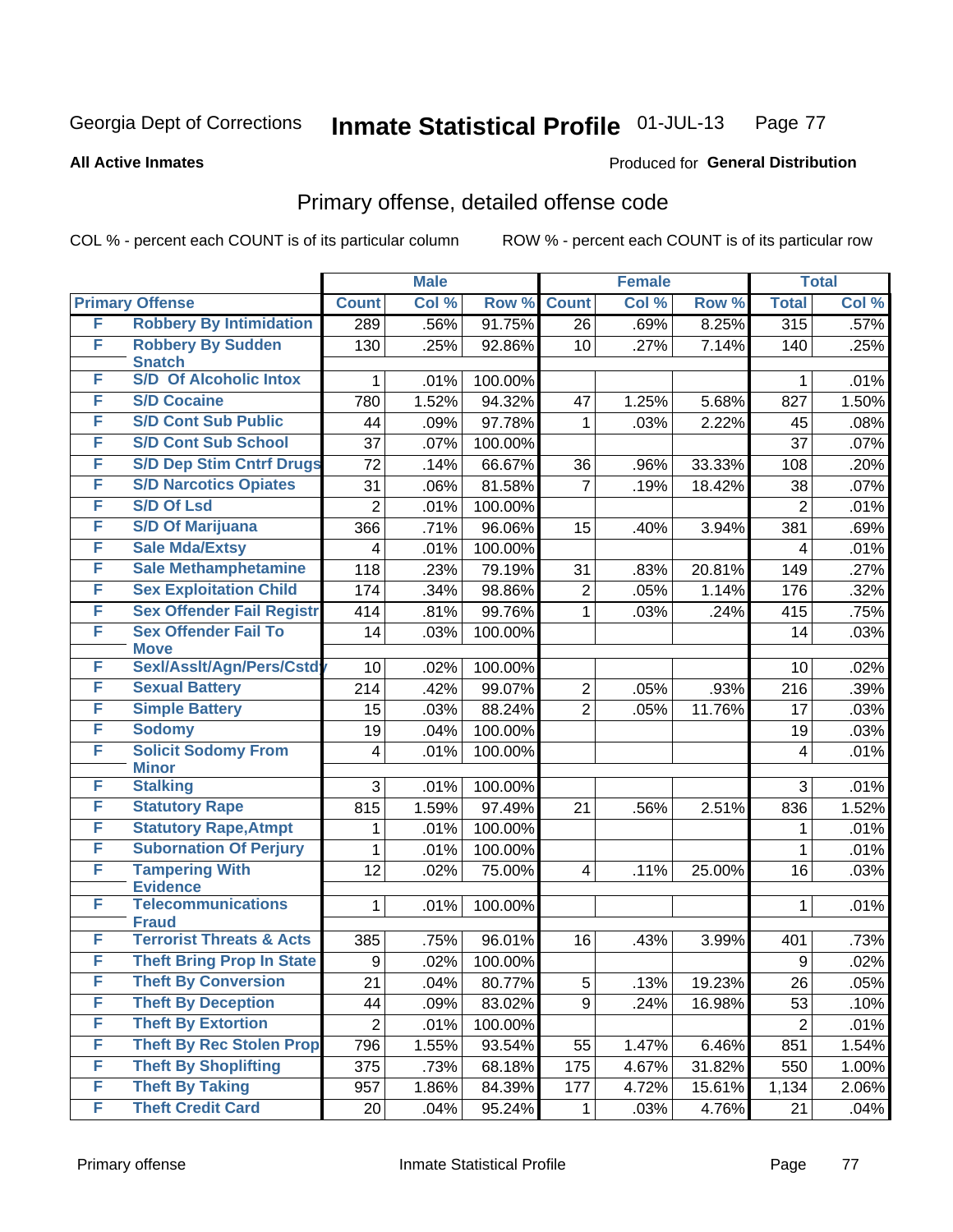Georgia Dept of Corrections **Inmate Statistical Profile** 01-JUL-13

**All Active Inmates**

Produced for **General Distribution**

## Primary offense, detailed offense code

COL % - percent each COUNT is of its particular column ROW % - percent each COUNT is of its particular row

| Primary Offense | | Male | | | Female | | | Total | |
|---|---|---|---|---|---|---|---|---|---|
| | | Count | Col % | Row % | Count | Col % | Row % | Total | Col % |
| F | Robbery By Intimidation | 289 | .56% | 91.75% | 26 | .69% | 8.25% | 315 | .57% |
| F | Robbery By Sudden Snatch | 130 | .25% | 92.86% | 10 | .27% | 7.14% | 140 | .25% |
| F | S/D Of Alcoholic Intox | 1 | .01% | 100.00% | | | | 1 | .01% |
| F | S/D Cocaine | 780 | 1.52% | 94.32% | 47 | 1.25% | 5.68% | 827 | 1.50% |
| F | S/D Cont Sub Public | 44 | .09% | 97.78% | 1 | .03% | 2.22% | 45 | .08% |
| F | S/D Cont Sub School | 37 | .07% | 100.00% | | | | 37 | .07% |
| F | S/D Dep Stim Cntrf Drugs | 72 | .14% | 66.67% | 36 | .96% | 33.33% | 108 | .20% |
| F | S/D Narcotics Opiates | 31 | .06% | 81.58% | 7 | .19% | 18.42% | 38 | .07% |
| F | S/D Of Lsd | 2 | .01% | 100.00% | | | | 2 | .01% |
| F | S/D Of Marijuana | 366 | .71% | 96.06% | 15 | .40% | 3.94% | 381 | .69% |
| F | Sale Mda/Extsy | 4 | .01% | 100.00% | | | | 4 | .01% |
| F | Sale Methamphetamine | 118 | .23% | 79.19% | 31 | .83% | 20.81% | 149 | .27% |
| F | Sex Exploitation Child | 174 | .34% | 98.86% | 2 | .05% | 1.14% | 176 | .32% |
| F | Sex Offender Fail Registr | 414 | .81% | 99.76% | 1 | .03% | .24% | 415 | .75% |
| F | Sex Offender Fail To Move | 14 | .03% | 100.00% | | | | 14 | .03% |
| F | Sexl/Asslt/Agn/Pers/Cstdy | 10 | .02% | 100.00% | | | | 10 | .02% |
| F | Sexual Battery | 214 | .42% | 99.07% | 2 | .05% | .93% | 216 | .39% |
| F | Simple Battery | 15 | .03% | 88.24% | 2 | .05% | 11.76% | 17 | .03% |
| F | Sodomy | 19 | .04% | 100.00% | | | | 19 | .03% |
| F | Solicit Sodomy From Minor | 4 | .01% | 100.00% | | | | 4 | .01% |
| F | Stalking | 3 | .01% | 100.00% | | | | 3 | .01% |
| F | Statutory Rape | 815 | 1.59% | 97.49% | 21 | .56% | 2.51% | 836 | 1.52% |
| F | Statutory Rape,Atmpt | 1 | .01% | 100.00% | | | | 1 | .01% |
| F | Subornation Of Perjury | 1 | .01% | 100.00% | | | | 1 | .01% |
| F | Tampering With Evidence | 12 | .02% | 75.00% | 4 | .11% | 25.00% | 16 | .03% |
| F | Telecommunications Fraud | 1 | .01% | 100.00% | | | | 1 | .01% |
| F | Terrorist Threats & Acts | 385 | .75% | 96.01% | 16 | .43% | 3.99% | 401 | .73% |
| F | Theft Bring Prop In State | 9 | .02% | 100.00% | | | | 9 | .02% |
| F | Theft By Conversion | 21 | .04% | 80.77% | 5 | .13% | 19.23% | 26 | .05% |
| F | Theft By Deception | 44 | .09% | 83.02% | 9 | .24% | 16.98% | 53 | .10% |
| F | Theft By Extortion | 2 | .01% | 100.00% | | | | 2 | .01% |
| F | Theft By Rec Stolen Prop | 796 | 1.55% | 93.54% | 55 | 1.47% | 6.46% | 851 | 1.54% |
| F | Theft By Shoplifting | 375 | .73% | 68.18% | 175 | 4.67% | 31.82% | 550 | 1.00% |
| F | Theft By Taking | 957 | 1.86% | 84.39% | 177 | 4.72% | 15.61% | 1,134 | 2.06% |
| F | Theft Credit Card | 20 | .04% | 95.24% | 1 | .03% | 4.76% | 21 | .04% |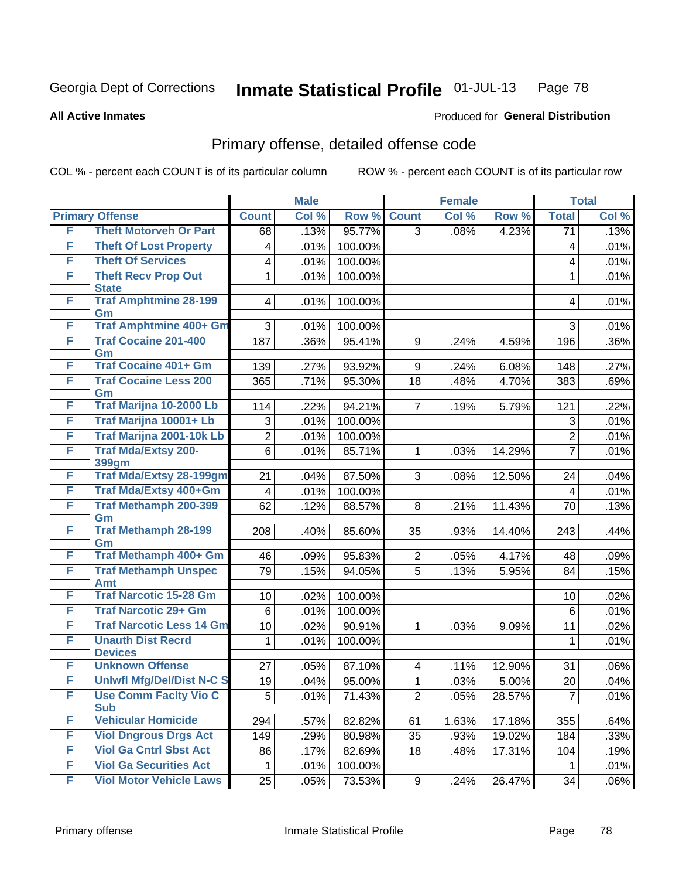Georgia Dept of Corrections **Inmate Statistical Profile** 01-JUL-13

**All Active Inmates**

Produced for **General Distribution**

## Primary offense, detailed offense code

COL % - percent each COUNT is of its particular column     ROW % - percent each COUNT is of its particular row

| Primary Offense | | Male | | | Female | | | Total | |
|---|---|---|---|---|---|---|---|---|---|
| | | Count | Col % | Row % | Count | Col % | Row % | Total | Col % |
| F | Theft Motorveh Or Part | 68 | .13% | 95.77% | 3 | .08% | 4.23% | 71 | .13% |
| F | Theft Of Lost Property | 4 | .01% | 100.00% | | | | 4 | .01% |
| F | Theft Of Services | 4 | .01% | 100.00% | | | | 4 | .01% |
| F | Theft Recv Prop Out State | 1 | .01% | 100.00% | | | | 1 | .01% |
| F | Traf Amphtmine 28-199 Gm | 4 | .01% | 100.00% | | | | 4 | .01% |
| F | Traf Amphtmine 400+ Gm | 3 | .01% | 100.00% | | | | 3 | .01% |
| F | Traf Cocaine 201-400 Gm | 187 | .36% | 95.41% | 9 | .24% | 4.59% | 196 | .36% |
| F | Traf Cocaine 401+ Gm | 139 | .27% | 93.92% | 9 | .24% | 6.08% | 148 | .27% |
| F | Traf Cocaine Less 200 Gm | 365 | .71% | 95.30% | 18 | .48% | 4.70% | 383 | .69% |
| F | Traf Marijna 10-2000 Lb | 114 | .22% | 94.21% | 7 | .19% | 5.79% | 121 | .22% |
| F | Traf Marijna 10001+ Lb | 3 | .01% | 100.00% | | | | 3 | .01% |
| F | Traf Marijna 2001-10k Lb | 2 | .01% | 100.00% | | | | 2 | .01% |
| F | Traf Mda/Extsy 200-399gm | 6 | .01% | 85.71% | 1 | .03% | 14.29% | 7 | .01% |
| F | Traf Mda/Extsy 28-199gm | 21 | .04% | 87.50% | 3 | .08% | 12.50% | 24 | .04% |
| F | Traf Mda/Extsy 400+Gm | 4 | .01% | 100.00% | | | | 4 | .01% |
| F | Traf Methamph 200-399 Gm | 62 | .12% | 88.57% | 8 | .21% | 11.43% | 70 | .13% |
| F | Traf Methamph 28-199 Gm | 208 | .40% | 85.60% | 35 | .93% | 14.40% | 243 | .44% |
| F | Traf Methamph 400+ Gm | 46 | .09% | 95.83% | 2 | .05% | 4.17% | 48 | .09% |
| F | Traf Methamph Unspec Amt | 79 | .15% | 94.05% | 5 | .13% | 5.95% | 84 | .15% |
| F | Traf Narcotic 15-28 Gm | 10 | .02% | 100.00% | | | | 10 | .02% |
| F | Traf Narcotic 29+ Gm | 6 | .01% | 100.00% | | | | 6 | .01% |
| F | Traf Narcotic Less 14 Gm | 10 | .02% | 90.91% | 1 | .03% | 9.09% | 11 | .02% |
| F | Unauth Dist Recrd Devices | 1 | .01% | 100.00% | | | | 1 | .01% |
| F | Unknown Offense | 27 | .05% | 87.10% | 4 | .11% | 12.90% | 31 | .06% |
| F | Unlwfl Mfg/Del/Dist N-C S | 19 | .04% | 95.00% | 1 | .03% | 5.00% | 20 | .04% |
| F | Use Comm Facity Vio C Sub | 5 | .01% | 71.43% | 2 | .05% | 28.57% | 7 | .01% |
| F | Vehicular Homicide | 294 | .57% | 82.82% | 61 | 1.63% | 17.18% | 355 | .64% |
| F | Viol Dngrous Drgs Act | 149 | .29% | 80.98% | 35 | .93% | 19.02% | 184 | .33% |
| F | Viol Ga Cntrl Sbst Act | 86 | .17% | 82.69% | 18 | .48% | 17.31% | 104 | .19% |
| F | Viol Ga Securities Act | 1 | .01% | 100.00% | | | | 1 | .01% |
| F | Viol Motor Vehicle Laws | 25 | .05% | 73.53% | 9 | .24% | 26.47% | 34 | .06% |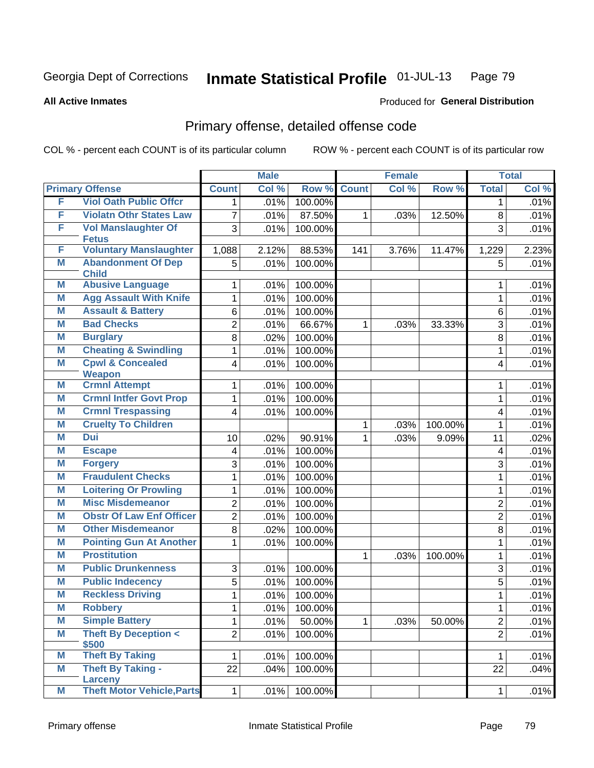Georgia Dept of Corrections **Inmate Statistical Profile** 01-JUL-13

**All Active Inmates**

Produced for **General Distribution**

## Primary offense, detailed offense code

COL % - percent each COUNT is of its particular column ROW % - percent each COUNT is of its particular row

| Primary Offense | | Male | | | Female | | | Total | |
|---|---|---|---|---|---|---|---|---|---|
| | | Count | Col % | Row % | Count | Col % | Row % | Total | Col % |
| F | Viol Oath Public Offcr | 1 | .01% | 100.00% | | | | 1 | .01% |
| F | Violatn Othr States Law | 7 | .01% | 87.50% | 1 | .03% | 12.50% | 8 | .01% |
| F | Vol Manslaughter Of Fetus | 3 | .01% | 100.00% | | | | 3 | .01% |
| F | Voluntary Manslaughter | 1,088 | 2.12% | 88.53% | 141 | 3.76% | 11.47% | 1,229 | 2.23% |
| M | Abandonment Of Dep Child | 5 | .01% | 100.00% | | | | 5 | .01% |
| M | Abusive Language | 1 | .01% | 100.00% | | | | 1 | .01% |
| M | Agg Assault With Knife | 1 | .01% | 100.00% | | | | 1 | .01% |
| M | Assault & Battery | 6 | .01% | 100.00% | | | | 6 | .01% |
| M | Bad Checks | 2 | .01% | 66.67% | 1 | .03% | 33.33% | 3 | .01% |
| M | Burglary | 8 | .02% | 100.00% | | | | 8 | .01% |
| M | Cheating & Swindling | 1 | .01% | 100.00% | | | | 1 | .01% |
| M | Cpwl & Concealed Weapon | 4 | .01% | 100.00% | | | | 4 | .01% |
| M | Crmnl Attempt | 1 | .01% | 100.00% | | | | 1 | .01% |
| M | Crmnl Intfer Govt Prop | 1 | .01% | 100.00% | | | | 1 | .01% |
| M | Crmnl Trespassing | 4 | .01% | 100.00% | | | | 4 | .01% |
| M | Cruelty To Children | | | | 1 | .03% | 100.00% | 1 | .01% |
| M | Dui | 10 | .02% | 90.91% | 1 | .03% | 9.09% | 11 | .02% |
| M | Escape | 4 | .01% | 100.00% | | | | 4 | .01% |
| M | Forgery | 3 | .01% | 100.00% | | | | 3 | .01% |
| M | Fraudulent Checks | 1 | .01% | 100.00% | | | | 1 | .01% |
| M | Loitering Or Prowling | 1 | .01% | 100.00% | | | | 1 | .01% |
| M | Misc Misdemeanor | 2 | .01% | 100.00% | | | | 2 | .01% |
| M | Obstr Of Law Enf Officer | 2 | .01% | 100.00% | | | | 2 | .01% |
| M | Other Misdemeanor | 8 | .02% | 100.00% | | | | 8 | .01% |
| M | Pointing Gun At Another | 1 | .01% | 100.00% | | | | 1 | .01% |
| M | Prostitution | | | | 1 | .03% | 100.00% | 1 | .01% |
| M | Public Drunkenness | 3 | .01% | 100.00% | | | | 3 | .01% |
| M | Public Indecency | 5 | .01% | 100.00% | | | | 5 | .01% |
| M | Reckless Driving | 1 | .01% | 100.00% | | | | 1 | .01% |
| M | Robbery | 1 | .01% | 100.00% | | | | 1 | .01% |
| M | Simple Battery | 1 | .01% | 50.00% | 1 | .03% | 50.00% | 2 | .01% |
| M | Theft By Deception < $500 | 2 | .01% | 100.00% | | | | 2 | .01% |
| M | Theft By Taking | 1 | .01% | 100.00% | | | | 1 | .01% |
| M | Theft By Taking - Larceny | 22 | .04% | 100.00% | | | | 22 | .04% |
| M | Theft Motor Vehicle,Parts | 1 | .01% | 100.00% | | | | 1 | .01% |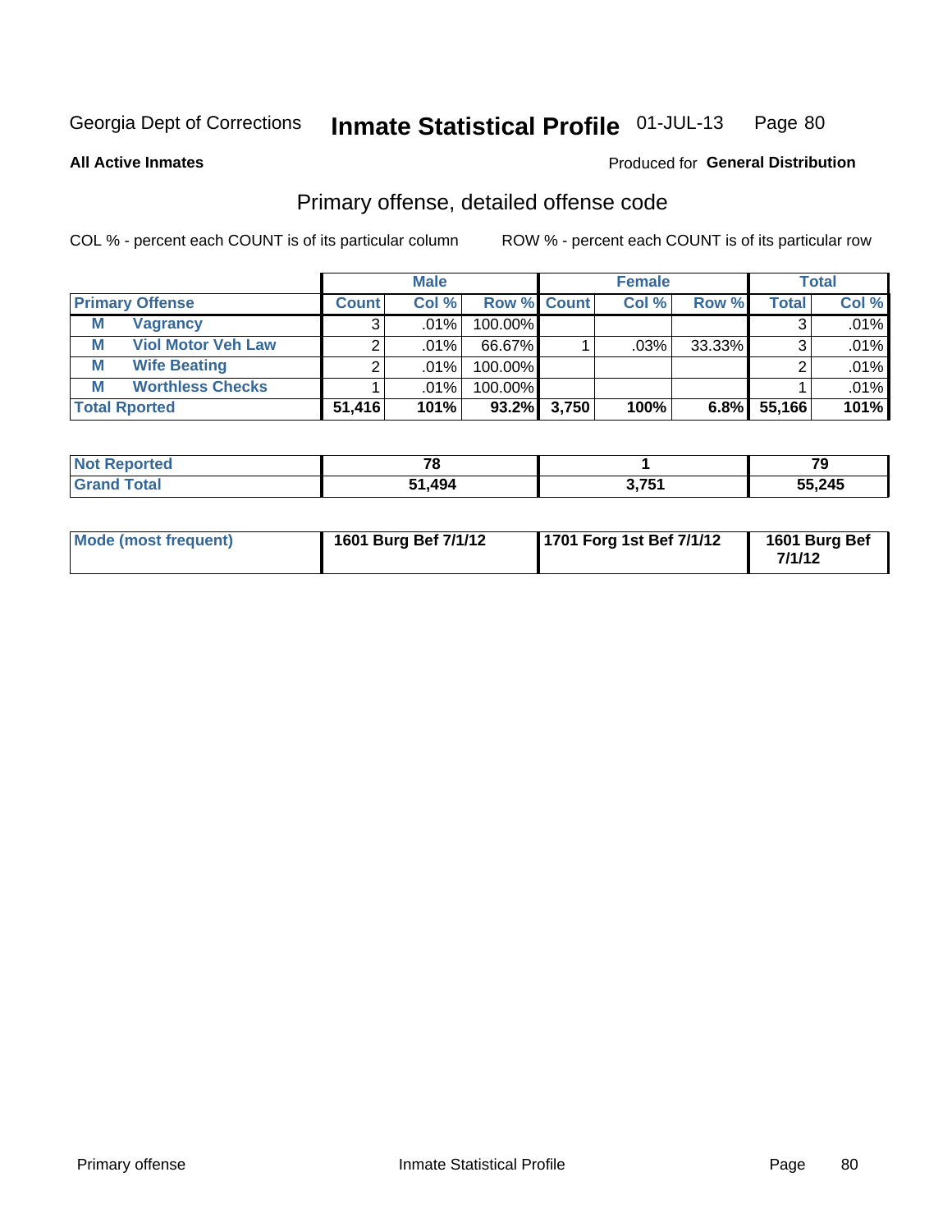Georgia Dept of Corrections **Inmate Statistical Profile** 01-JUL-13

**All Active Inmates**

Produced for **General Distribution**

## Primary offense, detailed offense code

COL % - percent each COUNT is of its particular column

ROW % - percent each COUNT is of its particular row

| | | Male | | | Female | | | Total | |
|---|---|---|---|---|---|---|---|---|---|
| **Primary Offense** | | **Count** | **Col %** | **Row %** | **Count** | **Col %** | **Row %** | **Total** | **Col %** |
| M | Vagrancy | 3 | .01% | 100.00% | | | | 3 | .01% |
| M | Viol Motor Veh Law | 2 | .01% | 66.67% | 1 | .03% | 33.33% | 3 | .01% |
| M | Wife Beating | 2 | .01% | 100.00% | | | | 2 | .01% |
| M | Worthless Checks | 1 | .01% | 100.00% | | | | 1 | .01% |
| **Total Rported** | | **51,416** | **101%** | **93.2%** | **3,750** | **100%** | **6.8%** | **55,166** | **101%** |

| | Male | Female | Total |
|---|---|---|---|
| **Not Reported** | **78** | **1** | **79** |
| **Grand Total** | **51,494** | **3,751** | **55,245** |

| | Male | Female | Total |
|---|---|---|---|
| **Mode (most frequent)** | **1601 Burg Bef 7/1/12** | **1701 Forg 1st Bef 7/1/12** | **1601 Burg Bef 7/1/12** |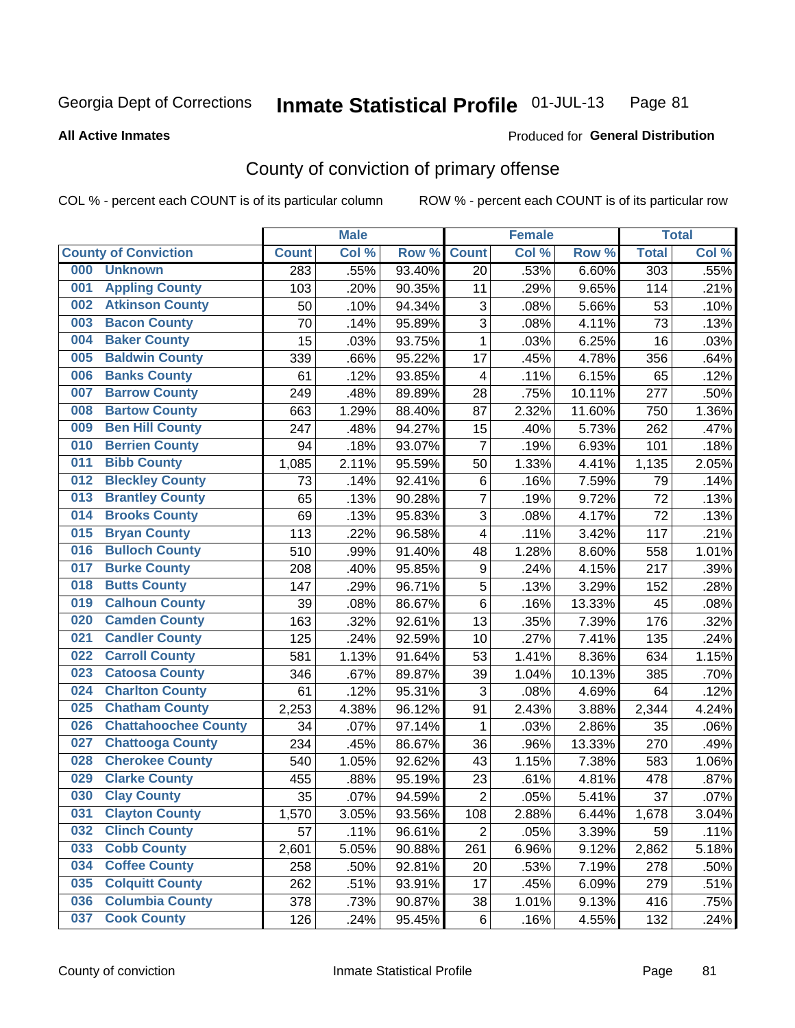Georgia Dept of Corrections **Inmate Statistical Profile** 01-JUL-13

**All Active Inmates**

Produced for **General Distribution**

## County of conviction of primary offense

COL % - percent each COUNT is of its particular column ROW % - percent each COUNT is of its particular row

| County of Conviction | Male | | | Female | | | Total | |
|---|---|---|---|---|---|---|---|---|
| | Count | Col % | Row % | Count | Col % | Row % | Total | Col % |
| 000 Unknown | 283 | .55% | 93.40% | 20 | .53% | 6.60% | 303 | .55% |
| 001 Appling County | 103 | .20% | 90.35% | 11 | .29% | 9.65% | 114 | .21% |
| 002 Atkinson County | 50 | .10% | 94.34% | 3 | .08% | 5.66% | 53 | .10% |
| 003 Bacon County | 70 | .14% | 95.89% | 3 | .08% | 4.11% | 73 | .13% |
| 004 Baker County | 15 | .03% | 93.75% | 1 | .03% | 6.25% | 16 | .03% |
| 005 Baldwin County | 339 | .66% | 95.22% | 17 | .45% | 4.78% | 356 | .64% |
| 006 Banks County | 61 | .12% | 93.85% | 4 | .11% | 6.15% | 65 | .12% |
| 007 Barrow County | 249 | .48% | 89.89% | 28 | .75% | 10.11% | 277 | .50% |
| 008 Bartow County | 663 | 1.29% | 88.40% | 87 | 2.32% | 11.60% | 750 | 1.36% |
| 009 Ben Hill County | 247 | .48% | 94.27% | 15 | .40% | 5.73% | 262 | .47% |
| 010 Berrien County | 94 | .18% | 93.07% | 7 | .19% | 6.93% | 101 | .18% |
| 011 Bibb County | 1,085 | 2.11% | 95.59% | 50 | 1.33% | 4.41% | 1,135 | 2.05% |
| 012 Bleckley County | 73 | .14% | 92.41% | 6 | .16% | 7.59% | 79 | .14% |
| 013 Brantley County | 65 | .13% | 90.28% | 7 | .19% | 9.72% | 72 | .13% |
| 014 Brooks County | 69 | .13% | 95.83% | 3 | .08% | 4.17% | 72 | .13% |
| 015 Bryan County | 113 | .22% | 96.58% | 4 | .11% | 3.42% | 117 | .21% |
| 016 Bulloch County | 510 | .99% | 91.40% | 48 | 1.28% | 8.60% | 558 | 1.01% |
| 017 Burke County | 208 | .40% | 95.85% | 9 | .24% | 4.15% | 217 | .39% |
| 018 Butts County | 147 | .29% | 96.71% | 5 | .13% | 3.29% | 152 | .28% |
| 019 Calhoun County | 39 | .08% | 86.67% | 6 | .16% | 13.33% | 45 | .08% |
| 020 Camden County | 163 | .32% | 92.61% | 13 | .35% | 7.39% | 176 | .32% |
| 021 Candler County | 125 | .24% | 92.59% | 10 | .27% | 7.41% | 135 | .24% |
| 022 Carroll County | 581 | 1.13% | 91.64% | 53 | 1.41% | 8.36% | 634 | 1.15% |
| 023 Catoosa County | 346 | .67% | 89.87% | 39 | 1.04% | 10.13% | 385 | .70% |
| 024 Charlton County | 61 | .12% | 95.31% | 3 | .08% | 4.69% | 64 | .12% |
| 025 Chatham County | 2,253 | 4.38% | 96.12% | 91 | 2.43% | 3.88% | 2,344 | 4.24% |
| 026 Chattahoochee County | 34 | .07% | 97.14% | 1 | .03% | 2.86% | 35 | .06% |
| 027 Chattooga County | 234 | .45% | 86.67% | 36 | .96% | 13.33% | 270 | .49% |
| 028 Cherokee County | 540 | 1.05% | 92.62% | 43 | 1.15% | 7.38% | 583 | 1.06% |
| 029 Clarke County | 455 | .88% | 95.19% | 23 | .61% | 4.81% | 478 | .87% |
| 030 Clay County | 35 | .07% | 94.59% | 2 | .05% | 5.41% | 37 | .07% |
| 031 Clayton County | 1,570 | 3.05% | 93.56% | 108 | 2.88% | 6.44% | 1,678 | 3.04% |
| 032 Clinch County | 57 | .11% | 96.61% | 2 | .05% | 3.39% | 59 | .11% |
| 033 Cobb County | 2,601 | 5.05% | 90.88% | 261 | 6.96% | 9.12% | 2,862 | 5.18% |
| 034 Coffee County | 258 | .50% | 92.81% | 20 | .53% | 7.19% | 278 | .50% |
| 035 Colquitt County | 262 | .51% | 93.91% | 17 | .45% | 6.09% | 279 | .51% |
| 036 Columbia County | 378 | .73% | 90.87% | 38 | 1.01% | 9.13% | 416 | .75% |
| 037 Cook County | 126 | .24% | 95.45% | 6 | .16% | 4.55% | 132 | .24% |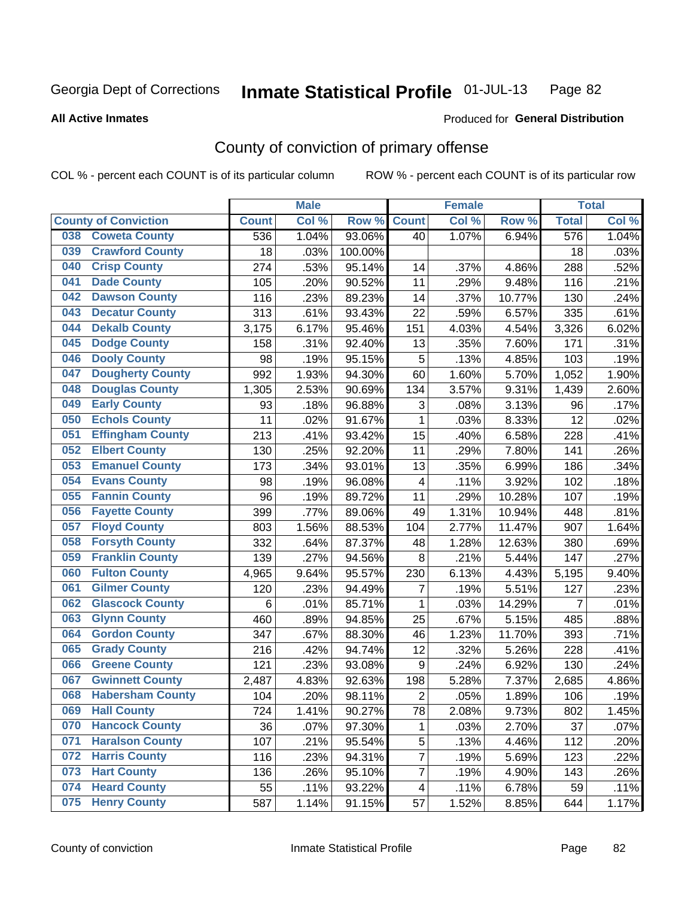Georgia Dept of Corrections **Inmate Statistical Profile** 01-JUL-13

**All Active Inmates**

Produced for **General Distribution**

## County of conviction of primary offense

COL % - percent each COUNT is of its particular column ROW % - percent each COUNT is of its particular row

| County of Conviction | Male | | | Female | | | Total | |
|---|---|---|---|---|---|---|---|---|
| | Count | Col % | Row % | Count | Col % | Row % | Total | Col % |
| 038 Coweta County | 536 | 1.04% | 93.06% | 40 | 1.07% | 6.94% | 576 | 1.04% |
| 039 Crawford County | 18 | .03% | 100.00% | | | | 18 | .03% |
| 040 Crisp County | 274 | .53% | 95.14% | 14 | .37% | 4.86% | 288 | .52% |
| 041 Dade County | 105 | .20% | 90.52% | 11 | .29% | 9.48% | 116 | .21% |
| 042 Dawson County | 116 | .23% | 89.23% | 14 | .37% | 10.77% | 130 | .24% |
| 043 Decatur County | 313 | .61% | 93.43% | 22 | .59% | 6.57% | 335 | .61% |
| 044 Dekalb County | 3,175 | 6.17% | 95.46% | 151 | 4.03% | 4.54% | 3,326 | 6.02% |
| 045 Dodge County | 158 | .31% | 92.40% | 13 | .35% | 7.60% | 171 | .31% |
| 046 Dooly County | 98 | .19% | 95.15% | 5 | .13% | 4.85% | 103 | .19% |
| 047 Dougherty County | 992 | 1.93% | 94.30% | 60 | 1.60% | 5.70% | 1,052 | 1.90% |
| 048 Douglas County | 1,305 | 2.53% | 90.69% | 134 | 3.57% | 9.31% | 1,439 | 2.60% |
| 049 Early County | 93 | .18% | 96.88% | 3 | .08% | 3.13% | 96 | .17% |
| 050 Echols County | 11 | .02% | 91.67% | 1 | .03% | 8.33% | 12 | .02% |
| 051 Effingham County | 213 | .41% | 93.42% | 15 | .40% | 6.58% | 228 | .41% |
| 052 Elbert County | 130 | .25% | 92.20% | 11 | .29% | 7.80% | 141 | .26% |
| 053 Emanuel County | 173 | .34% | 93.01% | 13 | .35% | 6.99% | 186 | .34% |
| 054 Evans County | 98 | .19% | 96.08% | 4 | .11% | 3.92% | 102 | .18% |
| 055 Fannin County | 96 | .19% | 89.72% | 11 | .29% | 10.28% | 107 | .19% |
| 056 Fayette County | 399 | .77% | 89.06% | 49 | 1.31% | 10.94% | 448 | .81% |
| 057 Floyd County | 803 | 1.56% | 88.53% | 104 | 2.77% | 11.47% | 907 | 1.64% |
| 058 Forsyth County | 332 | .64% | 87.37% | 48 | 1.28% | 12.63% | 380 | .69% |
| 059 Franklin County | 139 | .27% | 94.56% | 8 | .21% | 5.44% | 147 | .27% |
| 060 Fulton County | 4,965 | 9.64% | 95.57% | 230 | 6.13% | 4.43% | 5,195 | 9.40% |
| 061 Gilmer County | 120 | .23% | 94.49% | 7 | .19% | 5.51% | 127 | .23% |
| 062 Glascock County | 6 | .01% | 85.71% | 1 | .03% | 14.29% | 7 | .01% |
| 063 Glynn County | 460 | .89% | 94.85% | 25 | .67% | 5.15% | 485 | .88% |
| 064 Gordon County | 347 | .67% | 88.30% | 46 | 1.23% | 11.70% | 393 | .71% |
| 065 Grady County | 216 | .42% | 94.74% | 12 | .32% | 5.26% | 228 | .41% |
| 066 Greene County | 121 | .23% | 93.08% | 9 | .24% | 6.92% | 130 | .24% |
| 067 Gwinnett County | 2,487 | 4.83% | 92.63% | 198 | 5.28% | 7.37% | 2,685 | 4.86% |
| 068 Habersham County | 104 | .20% | 98.11% | 2 | .05% | 1.89% | 106 | .19% |
| 069 Hall County | 724 | 1.41% | 90.27% | 78 | 2.08% | 9.73% | 802 | 1.45% |
| 070 Hancock County | 36 | .07% | 97.30% | 1 | .03% | 2.70% | 37 | .07% |
| 071 Haralson County | 107 | .21% | 95.54% | 5 | .13% | 4.46% | 112 | .20% |
| 072 Harris County | 116 | .23% | 94.31% | 7 | .19% | 5.69% | 123 | .22% |
| 073 Hart County | 136 | .26% | 95.10% | 7 | .19% | 4.90% | 143 | .26% |
| 074 Heard County | 55 | .11% | 93.22% | 4 | .11% | 6.78% | 59 | .11% |
| 075 Henry County | 587 | 1.14% | 91.15% | 57 | 1.52% | 8.85% | 644 | 1.17% |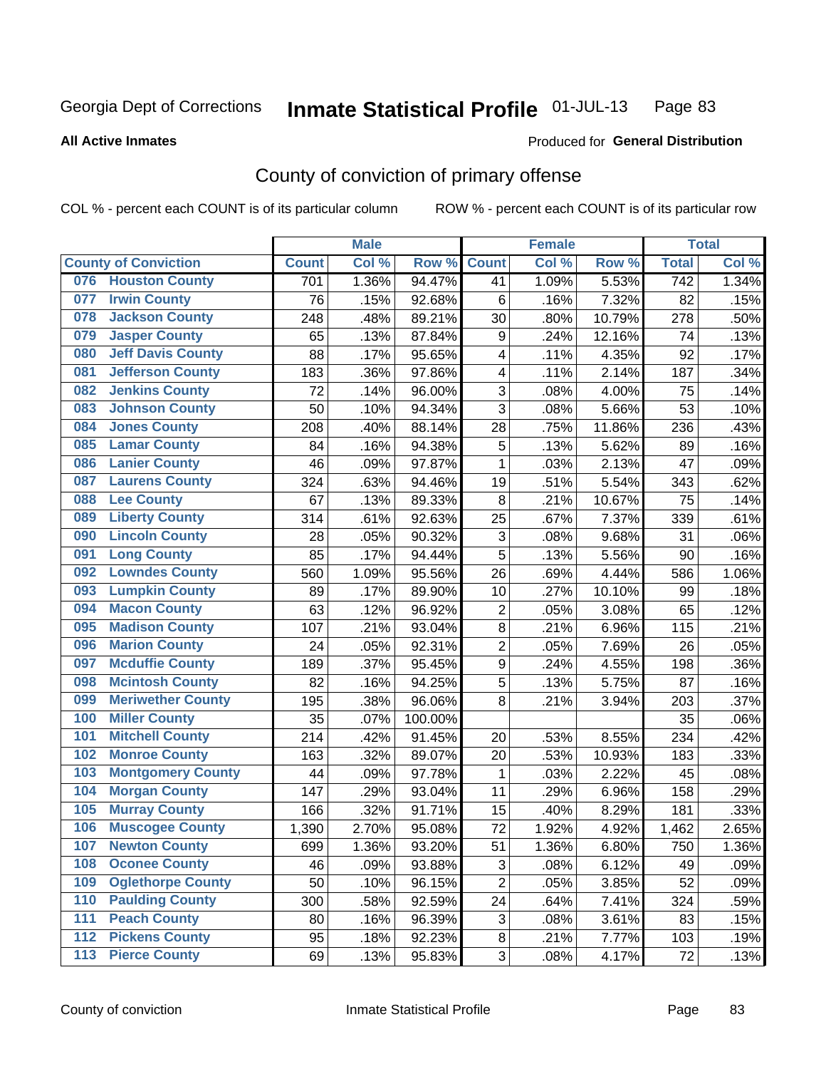Georgia Dept of Corrections **Inmate Statistical Profile** 01-JUL-13

**All Active Inmates**

Produced for **General Distribution**

# County of conviction of primary offense

COL % - percent each COUNT is of its particular column ROW % - percent each COUNT is of its particular row

| County of Conviction | Male | | | Female | | | Total | |
|---|---|---|---|---|---|---|---|---|
| | Count | Col % | Row % | Count | Col % | Row % | Total | Col % |
| 076 Houston County | 701 | 1.36% | 94.47% | 41 | 1.09% | 5.53% | 742 | 1.34% |
| 077 Irwin County | 76 | .15% | 92.68% | 6 | .16% | 7.32% | 82 | .15% |
| 078 Jackson County | 248 | .48% | 89.21% | 30 | .80% | 10.79% | 278 | .50% |
| 079 Jasper County | 65 | .13% | 87.84% | 9 | .24% | 12.16% | 74 | .13% |
| 080 Jeff Davis County | 88 | .17% | 95.65% | 4 | .11% | 4.35% | 92 | .17% |
| 081 Jefferson County | 183 | .36% | 97.86% | 4 | .11% | 2.14% | 187 | .34% |
| 082 Jenkins County | 72 | .14% | 96.00% | 3 | .08% | 4.00% | 75 | .14% |
| 083 Johnson County | 50 | .10% | 94.34% | 3 | .08% | 5.66% | 53 | .10% |
| 084 Jones County | 208 | .40% | 88.14% | 28 | .75% | 11.86% | 236 | .43% |
| 085 Lamar County | 84 | .16% | 94.38% | 5 | .13% | 5.62% | 89 | .16% |
| 086 Lanier County | 46 | .09% | 97.87% | 1 | .03% | 2.13% | 47 | .09% |
| 087 Laurens County | 324 | .63% | 94.46% | 19 | .51% | 5.54% | 343 | .62% |
| 088 Lee County | 67 | .13% | 89.33% | 8 | .21% | 10.67% | 75 | .14% |
| 089 Liberty County | 314 | .61% | 92.63% | 25 | .67% | 7.37% | 339 | .61% |
| 090 Lincoln County | 28 | .05% | 90.32% | 3 | .08% | 9.68% | 31 | .06% |
| 091 Long County | 85 | .17% | 94.44% | 5 | .13% | 5.56% | 90 | .16% |
| 092 Lowndes County | 560 | 1.09% | 95.56% | 26 | .69% | 4.44% | 586 | 1.06% |
| 093 Lumpkin County | 89 | .17% | 89.90% | 10 | .27% | 10.10% | 99 | .18% |
| 094 Macon County | 63 | .12% | 96.92% | 2 | .05% | 3.08% | 65 | .12% |
| 095 Madison County | 107 | .21% | 93.04% | 8 | .21% | 6.96% | 115 | .21% |
| 096 Marion County | 24 | .05% | 92.31% | 2 | .05% | 7.69% | 26 | .05% |
| 097 Mcduffie County | 189 | .37% | 95.45% | 9 | .24% | 4.55% | 198 | .36% |
| 098 Mcintosh County | 82 | .16% | 94.25% | 5 | .13% | 5.75% | 87 | .16% |
| 099 Meriwether County | 195 | .38% | 96.06% | 8 | .21% | 3.94% | 203 | .37% |
| 100 Miller County | 35 | .07% | 100.00% | | | | 35 | .06% |
| 101 Mitchell County | 214 | .42% | 91.45% | 20 | .53% | 8.55% | 234 | .42% |
| 102 Monroe County | 163 | .32% | 89.07% | 20 | .53% | 10.93% | 183 | .33% |
| 103 Montgomery County | 44 | .09% | 97.78% | 1 | .03% | 2.22% | 45 | .08% |
| 104 Morgan County | 147 | .29% | 93.04% | 11 | .29% | 6.96% | 158 | .29% |
| 105 Murray County | 166 | .32% | 91.71% | 15 | .40% | 8.29% | 181 | .33% |
| 106 Muscogee County | 1,390 | 2.70% | 95.08% | 72 | 1.92% | 4.92% | 1,462 | 2.65% |
| 107 Newton County | 699 | 1.36% | 93.20% | 51 | 1.36% | 6.80% | 750 | 1.36% |
| 108 Oconee County | 46 | .09% | 93.88% | 3 | .08% | 6.12% | 49 | .09% |
| 109 Oglethorpe County | 50 | .10% | 96.15% | 2 | .05% | 3.85% | 52 | .09% |
| 110 Paulding County | 300 | .58% | 92.59% | 24 | .64% | 7.41% | 324 | .59% |
| 111 Peach County | 80 | .16% | 96.39% | 3 | .08% | 3.61% | 83 | .15% |
| 112 Pickens County | 95 | .18% | 92.23% | 8 | .21% | 7.77% | 103 | .19% |
| 113 Pierce County | 69 | .13% | 95.83% | 3 | .08% | 4.17% | 72 | .13% |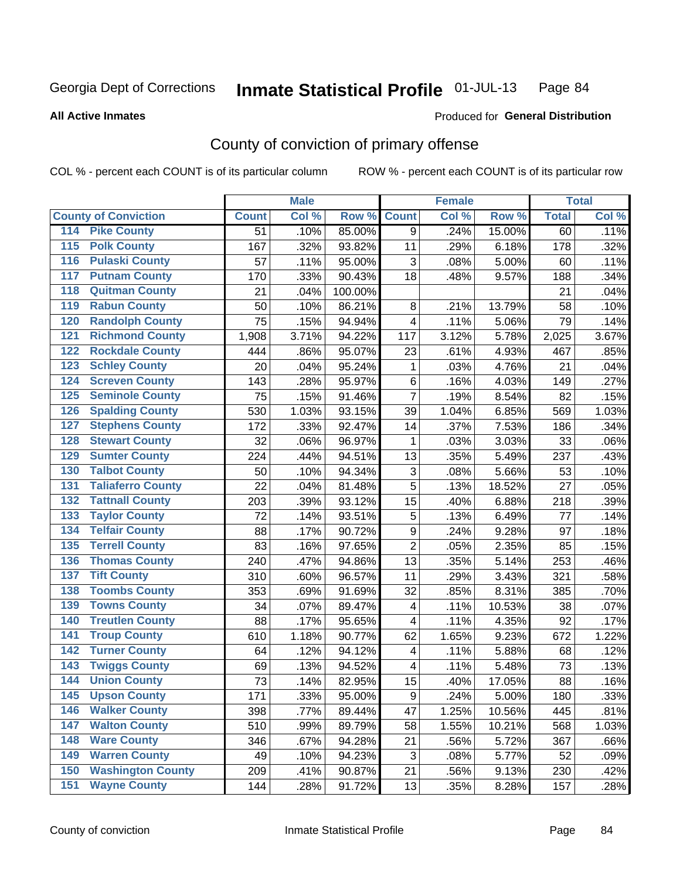Georgia Dept of Corrections **Inmate Statistical Profile** 01-JUL-13 Page 84

**All Active Inmates**

Produced for **General Distribution**

# County of conviction of primary offense

COL % - percent each COUNT is of its particular column ROW % - percent each COUNT is of its particular row

| County of Conviction | Male | | | Female | | | Total | |
|---|---|---|---|---|---|---|---|---|
| | Count | Col % | Row % | Count | Col % | Row % | Total | Col % |
| 114 Pike County | 51 | .10% | 85.00% | 9 | .24% | 15.00% | 60 | .11% |
| 115 Polk County | 167 | .32% | 93.82% | 11 | .29% | 6.18% | 178 | .32% |
| 116 Pulaski County | 57 | .11% | 95.00% | 3 | .08% | 5.00% | 60 | .11% |
| 117 Putnam County | 170 | .33% | 90.43% | 18 | .48% | 9.57% | 188 | .34% |
| 118 Quitman County | 21 | .04% | 100.00% | | | | 21 | .04% |
| 119 Rabun County | 50 | .10% | 86.21% | 8 | .21% | 13.79% | 58 | .10% |
| 120 Randolph County | 75 | .15% | 94.94% | 4 | .11% | 5.06% | 79 | .14% |
| 121 Richmond County | 1,908 | 3.71% | 94.22% | 117 | 3.12% | 5.78% | 2,025 | 3.67% |
| 122 Rockdale County | 444 | .86% | 95.07% | 23 | .61% | 4.93% | 467 | .85% |
| 123 Schley County | 20 | .04% | 95.24% | 1 | .03% | 4.76% | 21 | .04% |
| 124 Screven County | 143 | .28% | 95.97% | 6 | .16% | 4.03% | 149 | .27% |
| 125 Seminole County | 75 | .15% | 91.46% | 7 | .19% | 8.54% | 82 | .15% |
| 126 Spalding County | 530 | 1.03% | 93.15% | 39 | 1.04% | 6.85% | 569 | 1.03% |
| 127 Stephens County | 172 | .33% | 92.47% | 14 | .37% | 7.53% | 186 | .34% |
| 128 Stewart County | 32 | .06% | 96.97% | 1 | .03% | 3.03% | 33 | .06% |
| 129 Sumter County | 224 | .44% | 94.51% | 13 | .35% | 5.49% | 237 | .43% |
| 130 Talbot County | 50 | .10% | 94.34% | 3 | .08% | 5.66% | 53 | .10% |
| 131 Taliaferro County | 22 | .04% | 81.48% | 5 | .13% | 18.52% | 27 | .05% |
| 132 Tattnall County | 203 | .39% | 93.12% | 15 | .40% | 6.88% | 218 | .39% |
| 133 Taylor County | 72 | .14% | 93.51% | 5 | .13% | 6.49% | 77 | .14% |
| 134 Telfair County | 88 | .17% | 90.72% | 9 | .24% | 9.28% | 97 | .18% |
| 135 Terrell County | 83 | .16% | 97.65% | 2 | .05% | 2.35% | 85 | .15% |
| 136 Thomas County | 240 | .47% | 94.86% | 13 | .35% | 5.14% | 253 | .46% |
| 137 Tift County | 310 | .60% | 96.57% | 11 | .29% | 3.43% | 321 | .58% |
| 138 Toombs County | 353 | .69% | 91.69% | 32 | .85% | 8.31% | 385 | .70% |
| 139 Towns County | 34 | .07% | 89.47% | 4 | .11% | 10.53% | 38 | .07% |
| 140 Treutlen County | 88 | .17% | 95.65% | 4 | .11% | 4.35% | 92 | .17% |
| 141 Troup County | 610 | 1.18% | 90.77% | 62 | 1.65% | 9.23% | 672 | 1.22% |
| 142 Turner County | 64 | .12% | 94.12% | 4 | .11% | 5.88% | 68 | .12% |
| 143 Twiggs County | 69 | .13% | 94.52% | 4 | .11% | 5.48% | 73 | .13% |
| 144 Union County | 73 | .14% | 82.95% | 15 | .40% | 17.05% | 88 | .16% |
| 145 Upson County | 171 | .33% | 95.00% | 9 | .24% | 5.00% | 180 | .33% |
| 146 Walker County | 398 | .77% | 89.44% | 47 | 1.25% | 10.56% | 445 | .81% |
| 147 Walton County | 510 | .99% | 89.79% | 58 | 1.55% | 10.21% | 568 | 1.03% |
| 148 Ware County | 346 | .67% | 94.28% | 21 | .56% | 5.72% | 367 | .66% |
| 149 Warren County | 49 | .10% | 94.23% | 3 | .08% | 5.77% | 52 | .09% |
| 150 Washington County | 209 | .41% | 90.87% | 21 | .56% | 9.13% | 230 | .42% |
| 151 Wayne County | 144 | .28% | 91.72% | 13 | .35% | 8.28% | 157 | .28% |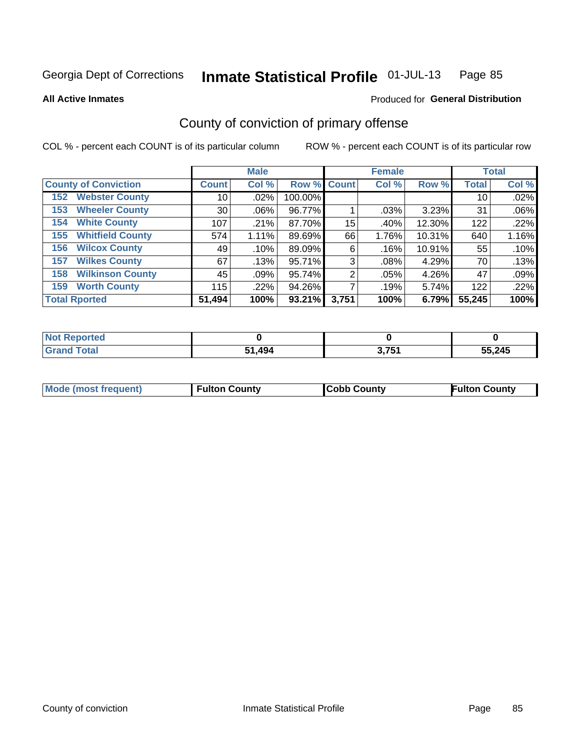Georgia Dept of Corrections **Inmate Statistical Profile** 01-JUL-13

**All Active Inmates**

Produced for **General Distribution**

## County of conviction of primary offense

COL % - percent each COUNT is of its particular column   ROW % - percent each COUNT is of its particular row

| County of Conviction | Male | | | Female | | | Total | |
|---|---|---|---|---|---|---|---|---|
| | Count | Col % | Row % | Count | Col % | Row % | Total | Col % |
| 152 Webster County | 10 | .02% | 100.00% | | | | 10 | .02% |
| 153 Wheeler County | 30 | .06% | 96.77% | 1 | .03% | 3.23% | 31 | .06% |
| 154 White County | 107 | .21% | 87.70% | 15 | .40% | 12.30% | 122 | .22% |
| 155 Whitfield County | 574 | 1.11% | 89.69% | 66 | 1.76% | 10.31% | 640 | 1.16% |
| 156 Wilcox County | 49 | .10% | 89.09% | 6 | .16% | 10.91% | 55 | .10% |
| 157 Wilkes County | 67 | .13% | 95.71% | 3 | .08% | 4.29% | 70 | .13% |
| 158 Wilkinson County | 45 | .09% | 95.74% | 2 | .05% | 4.26% | 47 | .09% |
| 159 Worth County | 115 | .22% | 94.26% | 7 | .19% | 5.74% | 122 | .22% |
| **Total Rported** | **51,494** | **100%** | **93.21%** | **3,751** | **100%** | **6.79%** | **55,245** | **100%** |

| | Male | Female | Total |
|---|---|---|---|
| Not Reported | 0 | 0 | 0 |
| Grand Total | 51,494 | 3,751 | 55,245 |

| | Male | Female | Total |
|---|---|---|---|
| Mode (most frequent) | Fulton County | Cobb County | Fulton County |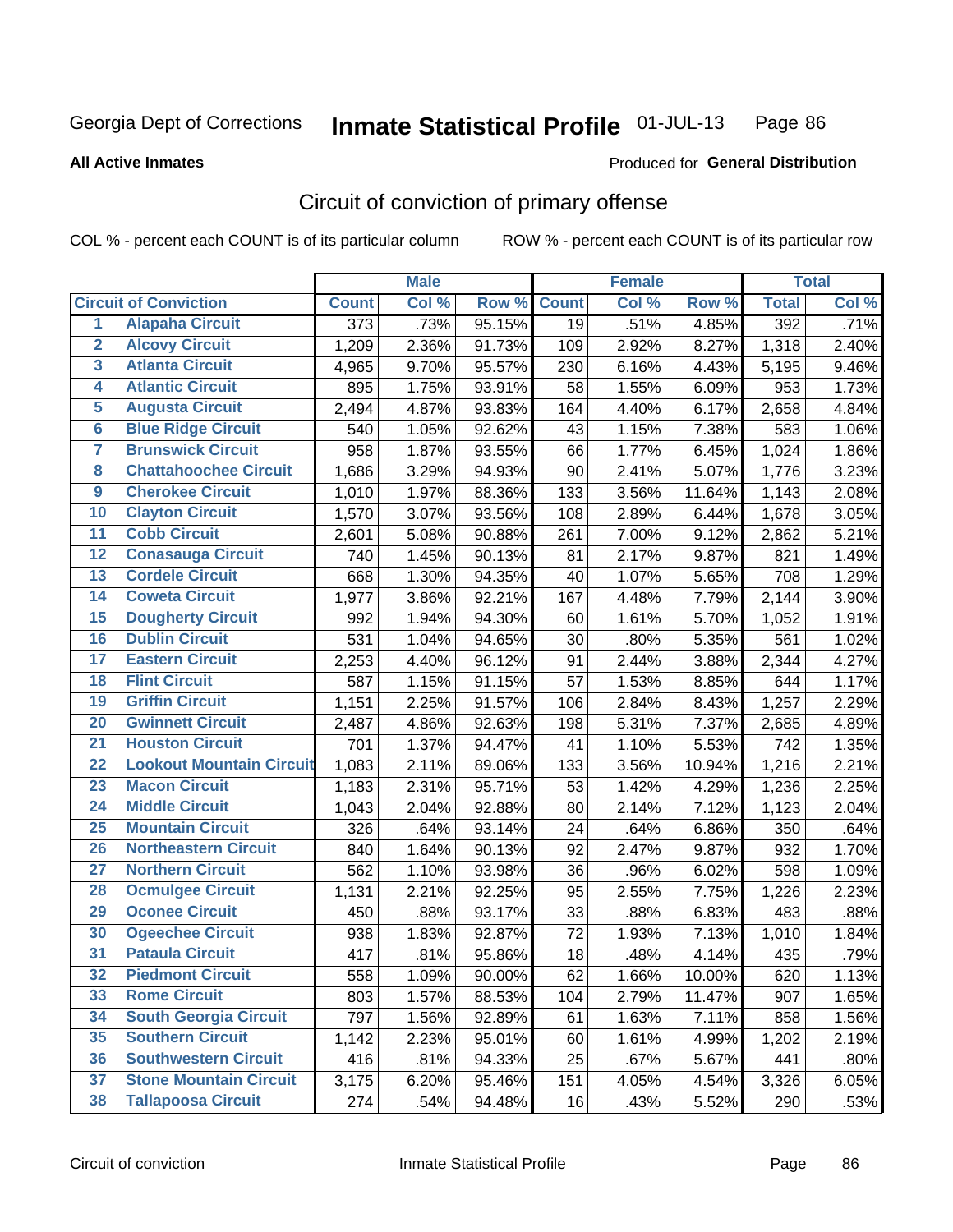Georgia Dept of Corrections **Inmate Statistical Profile** 01-JUL-13

**All Active Inmates**

Produced for **General Distribution**

## Circuit of conviction of primary offense

COL % - percent each COUNT is of its particular column ROW % - percent each COUNT is of its particular row

| Circuit of Conviction | | Male | | | Female | | | Total | |
|---|---|---|---|---|---|---|---|---|---|
| | | Count | Col % | Row % | Count | Col % | Row % | Total | Col % |
| 1 | Alapaha Circuit | 373 | .73% | 95.15% | 19 | .51% | 4.85% | 392 | .71% |
| 2 | Alcovy Circuit | 1,209 | 2.36% | 91.73% | 109 | 2.92% | 8.27% | 1,318 | 2.40% |
| 3 | Atlanta Circuit | 4,965 | 9.70% | 95.57% | 230 | 6.16% | 4.43% | 5,195 | 9.46% |
| 4 | Atlantic Circuit | 895 | 1.75% | 93.91% | 58 | 1.55% | 6.09% | 953 | 1.73% |
| 5 | Augusta Circuit | 2,494 | 4.87% | 93.83% | 164 | 4.40% | 6.17% | 2,658 | 4.84% |
| 6 | Blue Ridge Circuit | 540 | 1.05% | 92.62% | 43 | 1.15% | 7.38% | 583 | 1.06% |
| 7 | Brunswick Circuit | 958 | 1.87% | 93.55% | 66 | 1.77% | 6.45% | 1,024 | 1.86% |
| 8 | Chattahoochee Circuit | 1,686 | 3.29% | 94.93% | 90 | 2.41% | 5.07% | 1,776 | 3.23% |
| 9 | Cherokee Circuit | 1,010 | 1.97% | 88.36% | 133 | 3.56% | 11.64% | 1,143 | 2.08% |
| 10 | Clayton Circuit | 1,570 | 3.07% | 93.56% | 108 | 2.89% | 6.44% | 1,678 | 3.05% |
| 11 | Cobb Circuit | 2,601 | 5.08% | 90.88% | 261 | 7.00% | 9.12% | 2,862 | 5.21% |
| 12 | Conasauga Circuit | 740 | 1.45% | 90.13% | 81 | 2.17% | 9.87% | 821 | 1.49% |
| 13 | Cordele Circuit | 668 | 1.30% | 94.35% | 40 | 1.07% | 5.65% | 708 | 1.29% |
| 14 | Coweta Circuit | 1,977 | 3.86% | 92.21% | 167 | 4.48% | 7.79% | 2,144 | 3.90% |
| 15 | Dougherty Circuit | 992 | 1.94% | 94.30% | 60 | 1.61% | 5.70% | 1,052 | 1.91% |
| 16 | Dublin Circuit | 531 | 1.04% | 94.65% | 30 | .80% | 5.35% | 561 | 1.02% |
| 17 | Eastern Circuit | 2,253 | 4.40% | 96.12% | 91 | 2.44% | 3.88% | 2,344 | 4.27% |
| 18 | Flint Circuit | 587 | 1.15% | 91.15% | 57 | 1.53% | 8.85% | 644 | 1.17% |
| 19 | Griffin Circuit | 1,151 | 2.25% | 91.57% | 106 | 2.84% | 8.43% | 1,257 | 2.29% |
| 20 | Gwinnett Circuit | 2,487 | 4.86% | 92.63% | 198 | 5.31% | 7.37% | 2,685 | 4.89% |
| 21 | Houston Circuit | 701 | 1.37% | 94.47% | 41 | 1.10% | 5.53% | 742 | 1.35% |
| 22 | Lookout Mountain Circuit | 1,083 | 2.11% | 89.06% | 133 | 3.56% | 10.94% | 1,216 | 2.21% |
| 23 | Macon Circuit | 1,183 | 2.31% | 95.71% | 53 | 1.42% | 4.29% | 1,236 | 2.25% |
| 24 | Middle Circuit | 1,043 | 2.04% | 92.88% | 80 | 2.14% | 7.12% | 1,123 | 2.04% |
| 25 | Mountain Circuit | 326 | .64% | 93.14% | 24 | .64% | 6.86% | 350 | .64% |
| 26 | Northeastern Circuit | 840 | 1.64% | 90.13% | 92 | 2.47% | 9.87% | 932 | 1.70% |
| 27 | Northern Circuit | 562 | 1.10% | 93.98% | 36 | .96% | 6.02% | 598 | 1.09% |
| 28 | Ocmulgee Circuit | 1,131 | 2.21% | 92.25% | 95 | 2.55% | 7.75% | 1,226 | 2.23% |
| 29 | Oconee Circuit | 450 | .88% | 93.17% | 33 | .88% | 6.83% | 483 | .88% |
| 30 | Ogeechee Circuit | 938 | 1.83% | 92.87% | 72 | 1.93% | 7.13% | 1,010 | 1.84% |
| 31 | Pataula Circuit | 417 | .81% | 95.86% | 18 | .48% | 4.14% | 435 | .79% |
| 32 | Piedmont Circuit | 558 | 1.09% | 90.00% | 62 | 1.66% | 10.00% | 620 | 1.13% |
| 33 | Rome Circuit | 803 | 1.57% | 88.53% | 104 | 2.79% | 11.47% | 907 | 1.65% |
| 34 | South Georgia Circuit | 797 | 1.56% | 92.89% | 61 | 1.63% | 7.11% | 858 | 1.56% |
| 35 | Southern Circuit | 1,142 | 2.23% | 95.01% | 60 | 1.61% | 4.99% | 1,202 | 2.19% |
| 36 | Southwestern Circuit | 416 | .81% | 94.33% | 25 | .67% | 5.67% | 441 | .80% |
| 37 | Stone Mountain Circuit | 3,175 | 6.20% | 95.46% | 151 | 4.05% | 4.54% | 3,326 | 6.05% |
| 38 | Tallapoosa Circuit | 274 | .54% | 94.48% | 16 | .43% | 5.52% | 290 | .53% |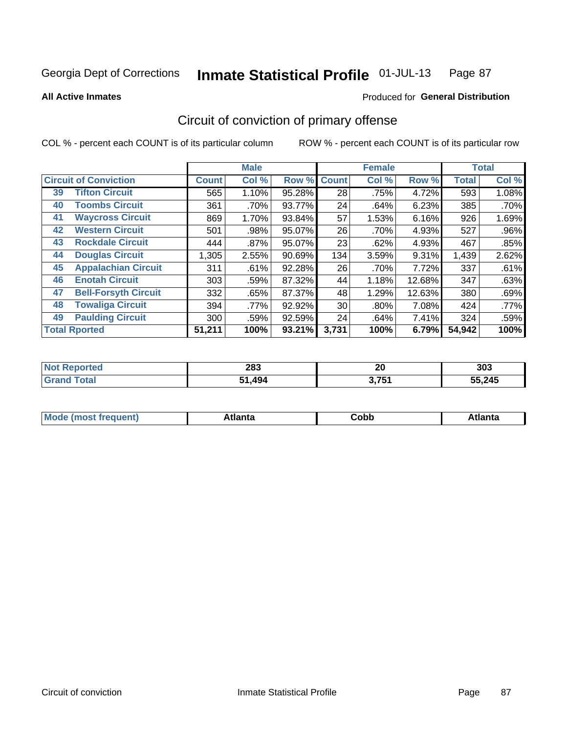Georgia Dept of Corrections **Inmate Statistical Profile** 01-JUL-13

**All Active Inmates**

Produced for **General Distribution**

## Circuit of conviction of primary offense

COL % - percent each COUNT is of its particular column

ROW % - percent each COUNT is of its particular row

| Circuit of Conviction | | Male | | | Female | | | Total | |
|---|---|---|---|---|---|---|---|---|---|
| | | Count | Col % | Row % | Count | Col % | Row % | Total | Col % |
| 39 | Tifton Circuit | 565 | 1.10% | 95.28% | 28 | .75% | 4.72% | 593 | 1.08% |
| 40 | Toombs Circuit | 361 | .70% | 93.77% | 24 | .64% | 6.23% | 385 | .70% |
| 41 | Waycross Circuit | 869 | 1.70% | 93.84% | 57 | 1.53% | 6.16% | 926 | 1.69% |
| 42 | Western Circuit | 501 | .98% | 95.07% | 26 | .70% | 4.93% | 527 | .96% |
| 43 | Rockdale Circuit | 444 | .87% | 95.07% | 23 | .62% | 4.93% | 467 | .85% |
| 44 | Douglas Circuit | 1,305 | 2.55% | 90.69% | 134 | 3.59% | 9.31% | 1,439 | 2.62% |
| 45 | Appalachian Circuit | 311 | .61% | 92.28% | 26 | .70% | 7.72% | 337 | .61% |
| 46 | Enotah Circuit | 303 | .59% | 87.32% | 44 | 1.18% | 12.68% | 347 | .63% |
| 47 | Bell-Forsyth Circuit | 332 | .65% | 87.37% | 48 | 1.29% | 12.63% | 380 | .69% |
| 48 | Towaliga Circuit | 394 | .77% | 92.92% | 30 | .80% | 7.08% | 424 | .77% |
| 49 | Paulding Circuit | 300 | .59% | 92.59% | 24 | .64% | 7.41% | 324 | .59% |
| **Total Rported** | | **51,211** | **100%** | **93.21%** | **3,731** | **100%** | **6.79%** | **54,942** | **100%** |

| | Male | Female | Total |
|---|---|---|---|
| Not Reported | 283 | 20 | 303 |
| Grand Total | 51,494 | 3,751 | 55,245 |

| | Male | Female | Total |
|---|---|---|---|
| Mode (most frequent) | Atlanta | Cobb | Atlanta |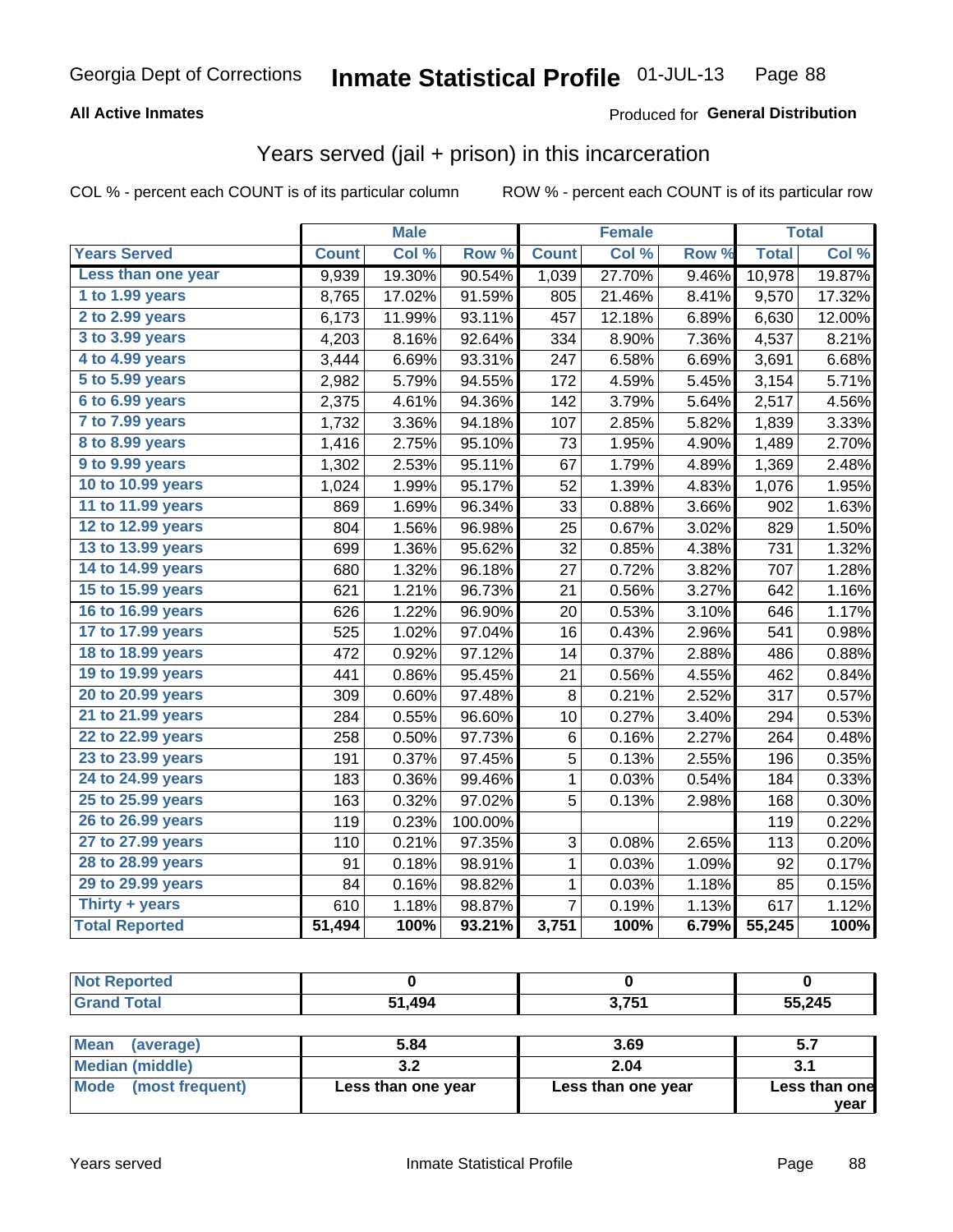Georgia Dept of Corrections **Inmate Statistical Profile** 01-JUL-13

**All Active Inmates**

Produced for **General Distribution**

## Years served (jail + prison) in this incarceration

COL % - percent each COUNT is of its particular column ROW % - percent each COUNT is of its particular row

| | Male | | | Female | | | Total | |
|---|---|---|---|---|---|---|---|---|
| **Years Served** | **Count** | **Col %** | **Row %** | **Count** | **Col %** | **Row %** | **Total** | **Col %** |
| Less than one year | 9,939 | 19.30% | 90.54% | 1,039 | 27.70% | 9.46% | 10,978 | 19.87% |
| 1 to 1.99 years | 8,765 | 17.02% | 91.59% | 805 | 21.46% | 8.41% | 9,570 | 17.32% |
| 2 to 2.99 years | 6,173 | 11.99% | 93.11% | 457 | 12.18% | 6.89% | 6,630 | 12.00% |
| 3 to 3.99 years | 4,203 | 8.16% | 92.64% | 334 | 8.90% | 7.36% | 4,537 | 8.21% |
| 4 to 4.99 years | 3,444 | 6.69% | 93.31% | 247 | 6.58% | 6.69% | 3,691 | 6.68% |
| 5 to 5.99 years | 2,982 | 5.79% | 94.55% | 172 | 4.59% | 5.45% | 3,154 | 5.71% |
| 6 to 6.99 years | 2,375 | 4.61% | 94.36% | 142 | 3.79% | 5.64% | 2,517 | 4.56% |
| 7 to 7.99 years | 1,732 | 3.36% | 94.18% | 107 | 2.85% | 5.82% | 1,839 | 3.33% |
| 8 to 8.99 years | 1,416 | 2.75% | 95.10% | 73 | 1.95% | 4.90% | 1,489 | 2.70% |
| 9 to 9.99 years | 1,302 | 2.53% | 95.11% | 67 | 1.79% | 4.89% | 1,369 | 2.48% |
| 10 to 10.99 years | 1,024 | 1.99% | 95.17% | 52 | 1.39% | 4.83% | 1,076 | 1.95% |
| 11 to 11.99 years | 869 | 1.69% | 96.34% | 33 | 0.88% | 3.66% | 902 | 1.63% |
| 12 to 12.99 years | 804 | 1.56% | 96.98% | 25 | 0.67% | 3.02% | 829 | 1.50% |
| 13 to 13.99 years | 699 | 1.36% | 95.62% | 32 | 0.85% | 4.38% | 731 | 1.32% |
| 14 to 14.99 years | 680 | 1.32% | 96.18% | 27 | 0.72% | 3.82% | 707 | 1.28% |
| 15 to 15.99 years | 621 | 1.21% | 96.73% | 21 | 0.56% | 3.27% | 642 | 1.16% |
| 16 to 16.99 years | 626 | 1.22% | 96.90% | 20 | 0.53% | 3.10% | 646 | 1.17% |
| 17 to 17.99 years | 525 | 1.02% | 97.04% | 16 | 0.43% | 2.96% | 541 | 0.98% |
| 18 to 18.99 years | 472 | 0.92% | 97.12% | 14 | 0.37% | 2.88% | 486 | 0.88% |
| 19 to 19.99 years | 441 | 0.86% | 95.45% | 21 | 0.56% | 4.55% | 462 | 0.84% |
| 20 to 20.99 years | 309 | 0.60% | 97.48% | 8 | 0.21% | 2.52% | 317 | 0.57% |
| 21 to 21.99 years | 284 | 0.55% | 96.60% | 10 | 0.27% | 3.40% | 294 | 0.53% |
| 22 to 22.99 years | 258 | 0.50% | 97.73% | 6 | 0.16% | 2.27% | 264 | 0.48% |
| 23 to 23.99 years | 191 | 0.37% | 97.45% | 5 | 0.13% | 2.55% | 196 | 0.35% |
| 24 to 24.99 years | 183 | 0.36% | 99.46% | 1 | 0.03% | 0.54% | 184 | 0.33% |
| 25 to 25.99 years | 163 | 0.32% | 97.02% | 5 | 0.13% | 2.98% | 168 | 0.30% |
| 26 to 26.99 years | 119 | 0.23% | 100.00% | | | | 119 | 0.22% |
| 27 to 27.99 years | 110 | 0.21% | 97.35% | 3 | 0.08% | 2.65% | 113 | 0.20% |
| 28 to 28.99 years | 91 | 0.18% | 98.91% | 1 | 0.03% | 1.09% | 92 | 0.17% |
| 29 to 29.99 years | 84 | 0.16% | 98.82% | 1 | 0.03% | 1.18% | 85 | 0.15% |
| Thirty + years | 610 | 1.18% | 98.87% | 7 | 0.19% | 1.13% | 617 | 1.12% |
| **Total Reported** | **51,494** | **100%** | **93.21%** | **3,751** | **100%** | **6.79%** | **55,245** | **100%** |

| | Male | Female | Total |
|---|---|---|---|
| Not Reported | **0** | **0** | **0** |
| Grand Total | **51,494** | **3,751** | **55,245** |

| | Male | Female | Total |
|---|---|---|---|
| Mean (average) | **5.84** | **3.69** | **5.7** |
| Median (middle) | **3.2** | **2.04** | **3.1** |
| Mode (most frequent) | **Less than one year** | **Less than one year** | **Less than one year** |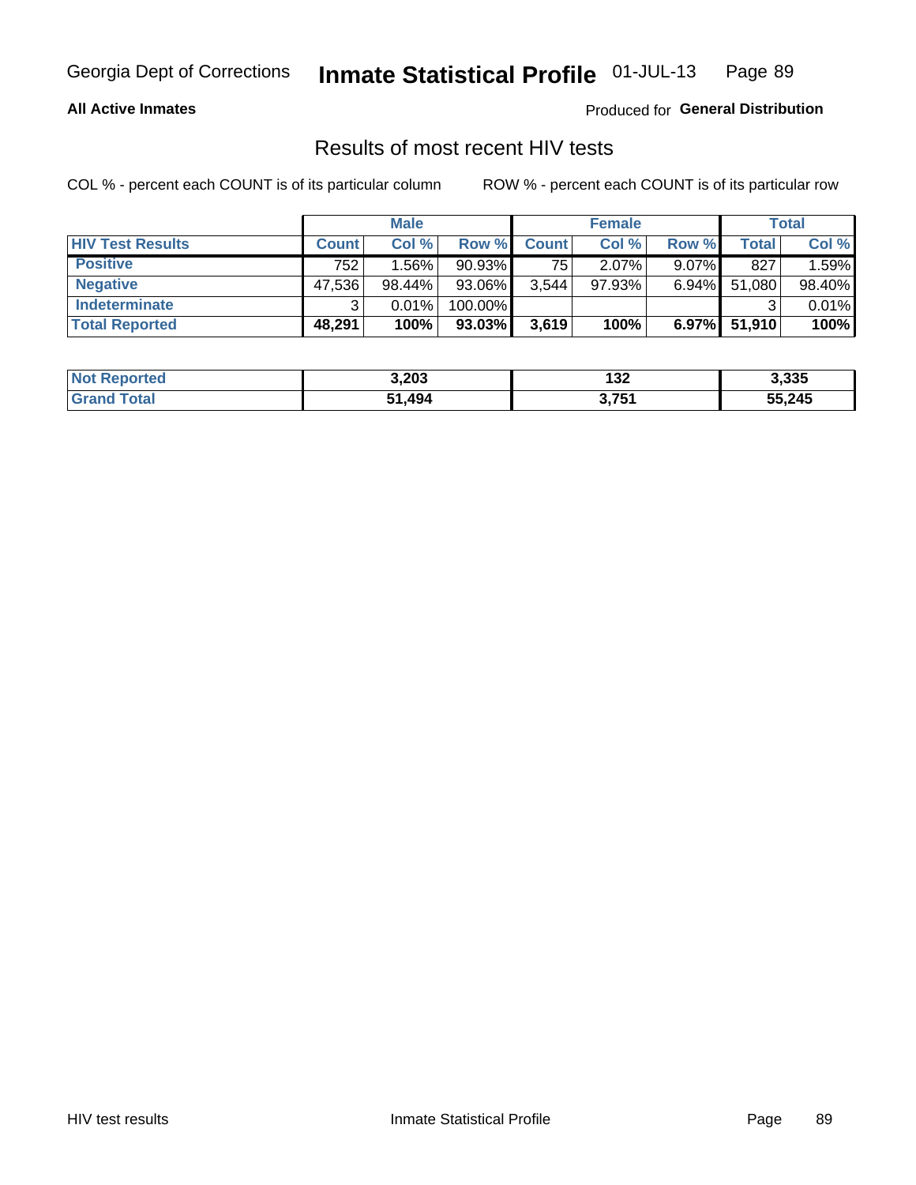Georgia Dept of Corrections **Inmate Statistical Profile** 01-JUL-13

**All Active Inmates**

Produced for **General Distribution**

## Results of most recent HIV tests

COL % - percent each COUNT is of its particular column

ROW % - percent each COUNT is of its particular row

| | Male | | | Female | | | Total | |
|---|---|---|---|---|---|---|---|---|
| **HIV Test Results** | **Count** | **Col %** | **Row %** | **Count** | **Col %** | **Row %** | **Total** | **Col %** |
| **Positive** | 752 | 1.56% | 90.93% | 75 | 2.07% | 9.07% | 827 | 1.59% |
| **Negative** | 47,536 | 98.44% | 93.06% | 3,544 | 97.93% | 6.94% | 51,080 | 98.40% |
| **Indeterminate** | 3 | 0.01% | 100.00% | | | | 3 | 0.01% |
| **Total Reported** | **48,291** | **100%** | **93.03%** | **3,619** | **100%** | **6.97%** | **51,910** | **100%** |

| | Male | Female | Total |
|---|---|---|---|
| **Not Reported** | **3,203** | **132** | **3,335** |
| **Grand Total** | **51,494** | **3,751** | **55,245** |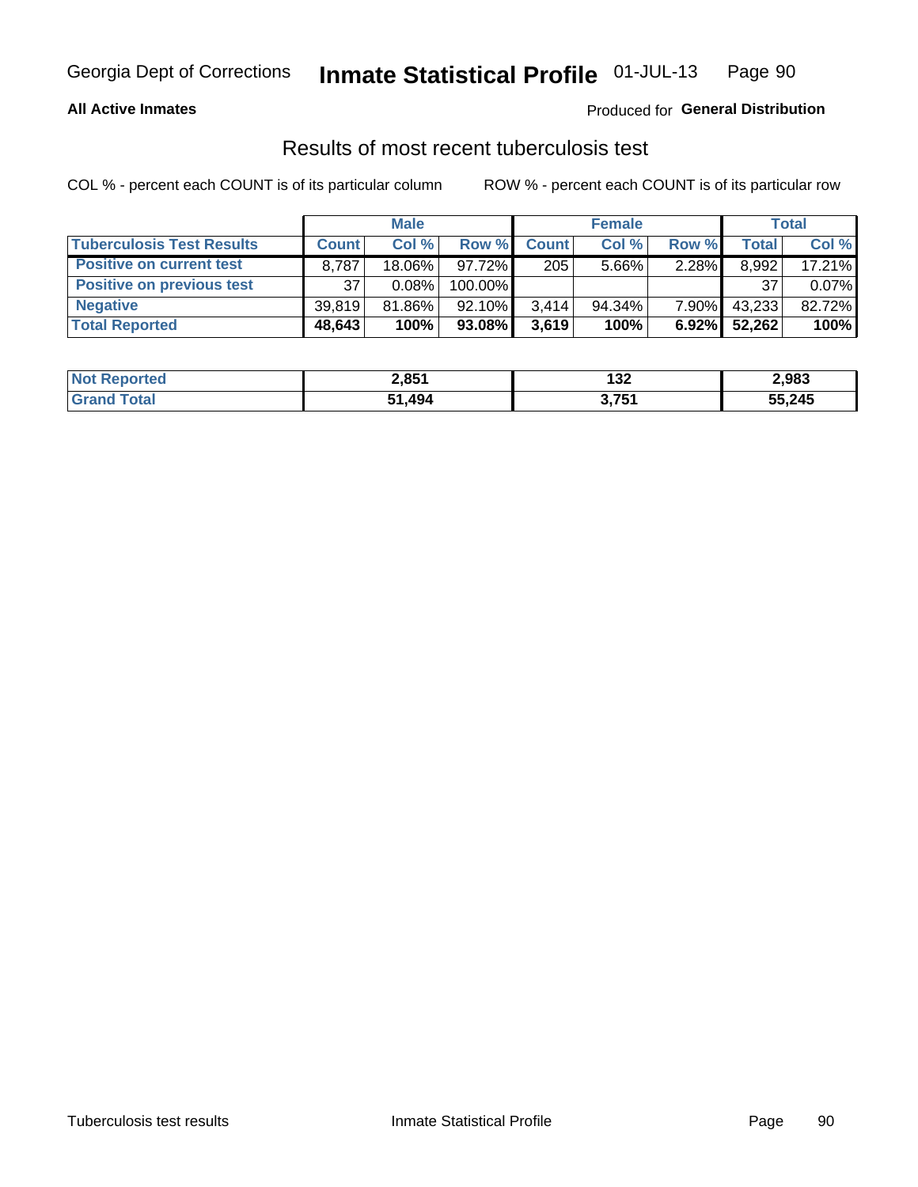Georgia Dept of Corrections **Inmate Statistical Profile** 01-JUL-13

**All Active Inmates**

Produced for **General Distribution**

## Results of most recent tuberculosis test

COL % - percent each COUNT is of its particular column

ROW % - percent each COUNT is of its particular row

| | Male | | | Female | | | Total | |
|---|---|---|---|---|---|---|---|---|
| **Tuberculosis Test Results** | **Count** | **Col %** | **Row %** | **Count** | **Col %** | **Row %** | **Total** | **Col %** |
| **Positive on current test** | 8,787 | 18.06% | 97.72% | 205 | 5.66% | 2.28% | 8,992 | 17.21% |
| **Positive on previous test** | 37 | 0.08% | 100.00% | | | | 37 | 0.07% |
| **Negative** | 39,819 | 81.86% | 92.10% | 3,414 | 94.34% | 7.90% | 43,233 | 82.72% |
| **Total Reported** | **48,643** | **100%** | **93.08%** | **3,619** | **100%** | **6.92%** | **52,262** | **100%** |

| | Male | Female | Total |
|---|---|---|---|
| **Not Reported** | **2,851** | **132** | **2,983** |
| **Grand Total** | **51,494** | **3,751** | **55,245** |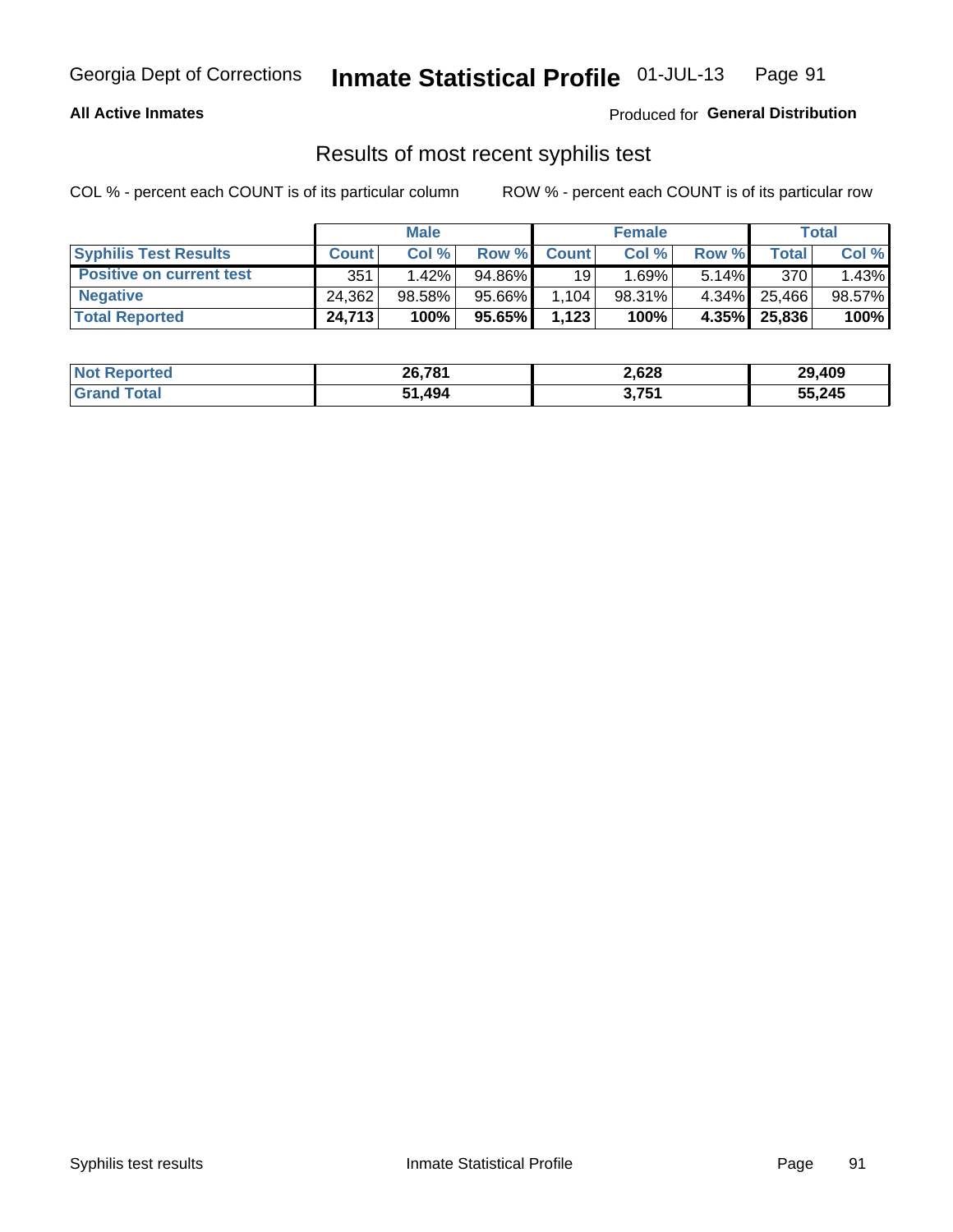**All Active Inmates**

Produced for **General Distribution**

## Results of most recent syphilis test

COL % - percent each COUNT is of its particular column

ROW % - percent each COUNT is of its particular row

| | Male | | | Female | | | Total | |
|---|---|---|---|---|---|---|---|---|
| **Syphilis Test Results** | **Count** | **Col %** | **Row %** | **Count** | **Col %** | **Row %** | **Total** | **Col %** |
| **Positive on current test** | 351 | 1.42% | 94.86% | 19 | 1.69% | 5.14% | 370 | 1.43% |
| **Negative** | 24,362 | 98.58% | 95.66% | 1,104 | 98.31% | 4.34% | 25,466 | 98.57% |
| **Total Reported** | **24,713** | **100%** | **95.65%** | **1,123** | **100%** | **4.35%** | **25,836** | **100%** |

| | Male | Female | Total |
|---|---|---|---|
| **Not Reported** | **26,781** | **2,628** | **29,409** |
| **Grand Total** | **51,494** | **3,751** | **55,245** |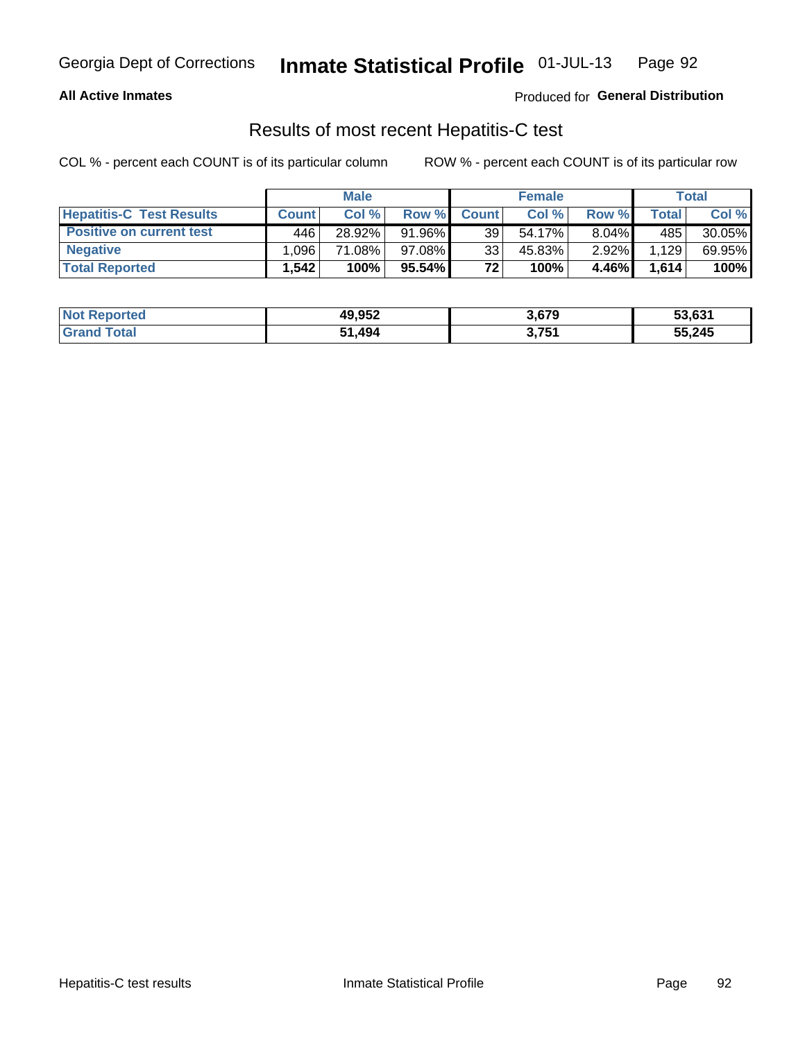Georgia Dept of Corrections **Inmate Statistical Profile** 01-JUL-13

**All Active Inmates**

Produced for **General Distribution**

## Results of most recent Hepatitis-C test

COL % - percent each COUNT is of its particular column

ROW % - percent each COUNT is of its particular row

| | Male | | | Female | | | Total | |
|---|---|---|---|---|---|---|---|---|
| **Hepatitis-C Test Results** | **Count** | **Col %** | **Row %** | **Count** | **Col %** | **Row %** | **Total** | **Col %** |
| **Positive on current test** | 446 | 28.92% | 91.96% | 39 | 54.17% | 8.04% | 485 | 30.05% |
| **Negative** | 1,096 | 71.08% | 97.08% | 33 | 45.83% | 2.92% | 1,129 | 69.95% |
| **Total Reported** | **1,542** | **100%** | **95.54%** | **72** | **100%** | **4.46%** | **1,614** | **100%** |

| | Male | Female | Total |
|---|---|---|---|
| **Not Reported** | **49,952** | **3,679** | **53,631** |
| **Grand Total** | **51,494** | **3,751** | **55,245** |

Hepatitis-C test results